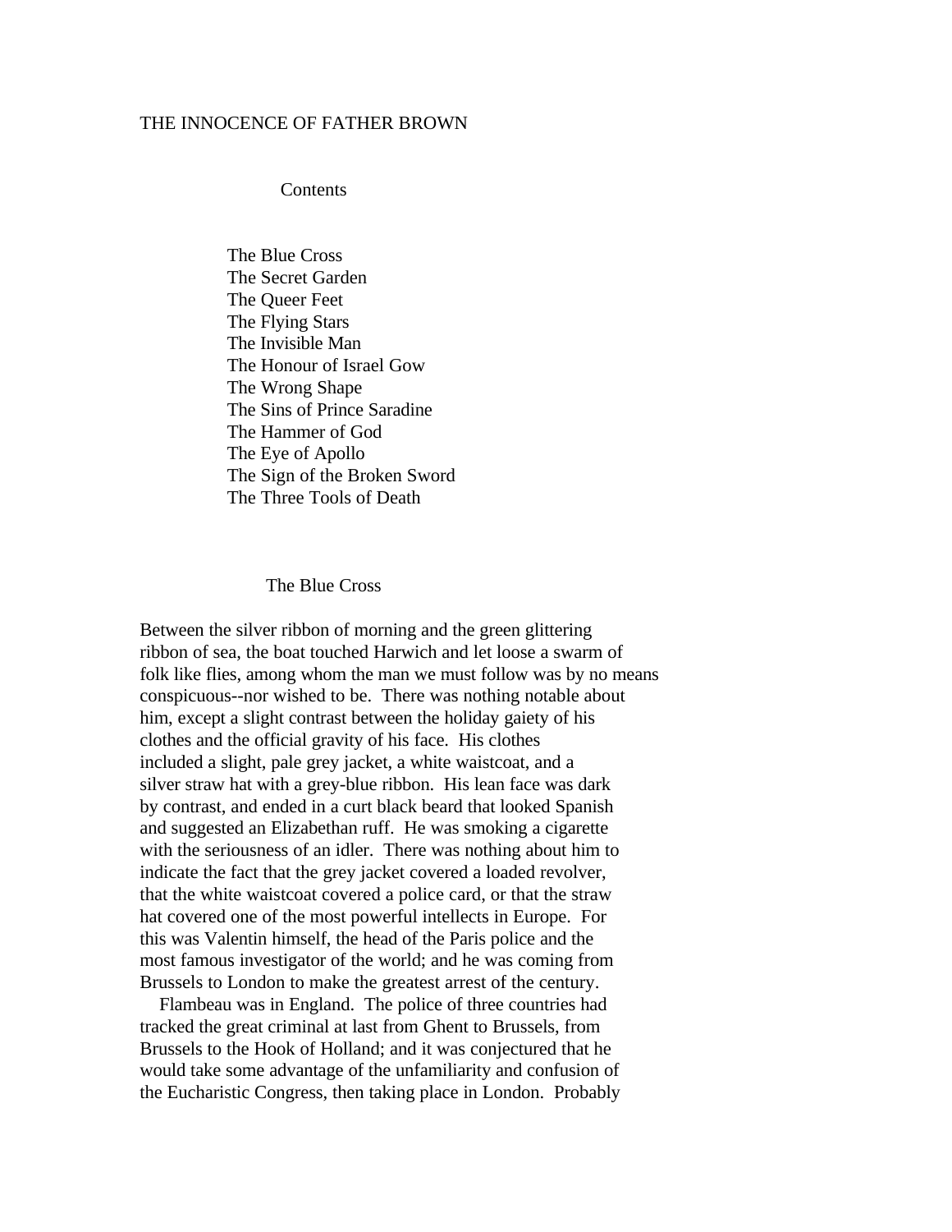# THE INNOCENCE OF FATHER BROWN

## Contents

- The Blue Cross
- The Secret Garden
- The Queer Feet
- The Flying Stars
- The Invisible Man
- The Honour of Israel Gow
- The Wrong Shape
- The Sins of Prince Saradine
- The Hammer of God
- The Eye of Apollo
- The Sign of the Broken Sword
- The Three Tools of Death

## The Blue Cross

Between the silver ribbon of morning and the green glittering ribbon of sea, the boat touched Harwich and let loose a swarm of folk like flies, among whom the man we must follow was by no means conspicuous--nor wished to be. There was nothing notable about him, except a slight contrast between the holiday gaiety of his clothes and the official gravity of his face. His clothes included a slight, pale grey jacket, a white waistcoat, and a silver straw hat with a grey-blue ribbon. His lean face was dark by contrast, and ended in a curt black beard that looked Spanish and suggested an Elizabethan ruff. He was smoking a cigarette with the seriousness of an idler. There was nothing about him to indicate the fact that the grey jacket covered a loaded revolver, that the white waistcoat covered a police card, or that the straw hat covered one of the most powerful intellects in Europe. For this was Valentin himself, the head of the Paris police and the most famous investigator of the world; and he was coming from Brussels to London to make the greatest arrest of the century.

Flambeau was in England. The police of three countries had tracked the great criminal at last from Ghent to Brussels, from Brussels to the Hook of Holland; and it was conjectured that he would take some advantage of the unfamiliarity and confusion of the Eucharistic Congress, then taking place in London. Probably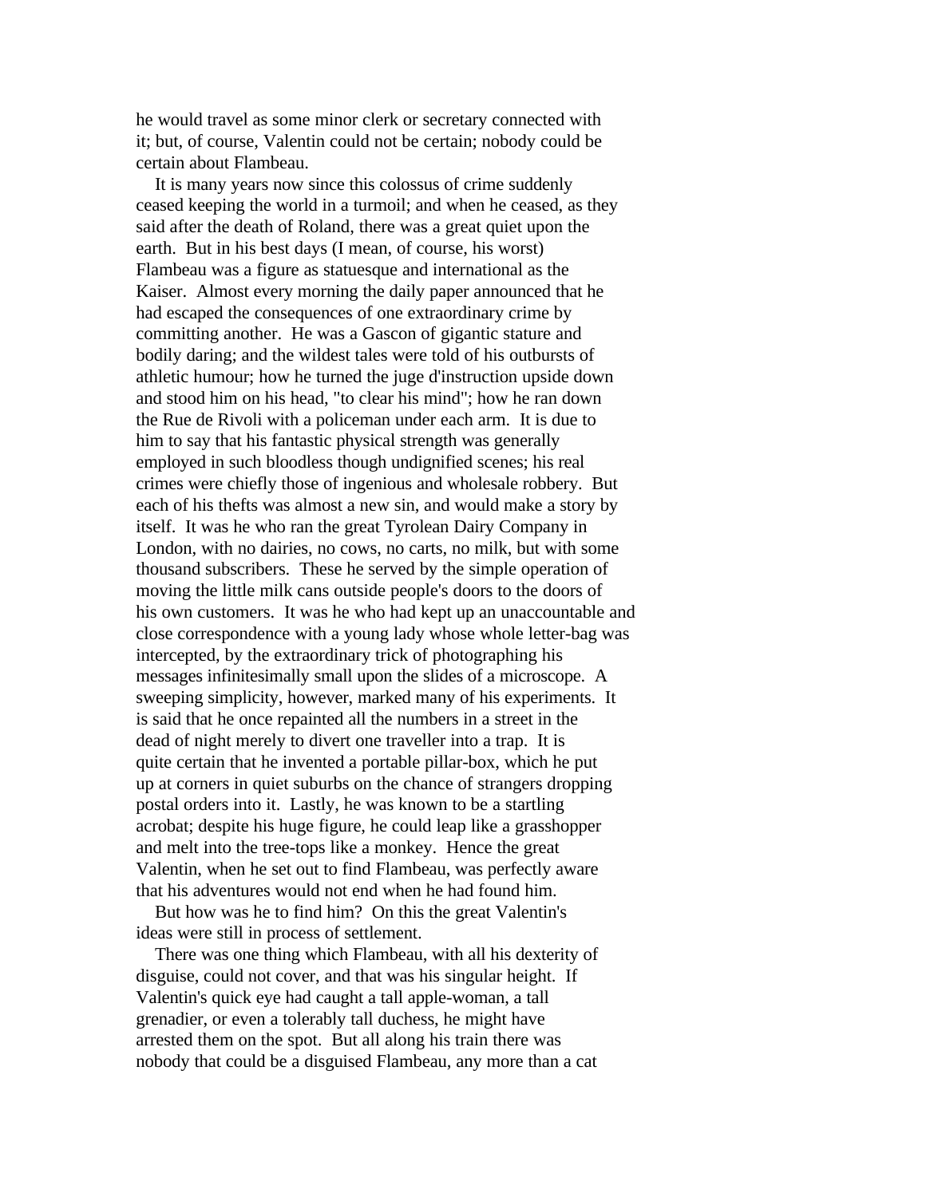he would travel as some minor clerk or secretary connected with it; but, of course, Valentin could not be certain; nobody could be certain about Flambeau.

It is many years now since this colossus of crime suddenly ceased keeping the world in a turmoil; and when he ceased, as they said after the death of Roland, there was a great quiet upon the earth. But in his best days (I mean, of course, his worst) Flambeau was a figure as statuesque and international as the Kaiser. Almost every morning the daily paper announced that he had escaped the consequences of one extraordinary crime by committing another. He was a Gascon of gigantic stature and bodily daring; and the wildest tales were told of his outbursts of athletic humour; how he turned the juge d'instruction upside down and stood him on his head, "to clear his mind"; how he ran down the Rue de Rivoli with a policeman under each arm. It is due to him to say that his fantastic physical strength was generally employed in such bloodless though undignified scenes; his real crimes were chiefly those of ingenious and wholesale robbery. But each of his thefts was almost a new sin, and would make a story by itself. It was he who ran the great Tyrolean Dairy Company in London, with no dairies, no cows, no carts, no milk, but with some thousand subscribers. These he served by the simple operation of moving the little milk cans outside people's doors to the doors of his own customers. It was he who had kept up an unaccountable and close correspondence with a young lady whose whole letter-bag was intercepted, by the extraordinary trick of photographing his messages infinitesimally small upon the slides of a microscope. A sweeping simplicity, however, marked many of his experiments. It is said that he once repainted all the numbers in a street in the dead of night merely to divert one traveller into a trap. It is quite certain that he invented a portable pillar-box, which he put up at corners in quiet suburbs on the chance of strangers dropping postal orders into it. Lastly, he was known to be a startling acrobat; despite his huge figure, he could leap like a grasshopper and melt into the tree-tops like a monkey. Hence the great Valentin, when he set out to find Flambeau, was perfectly aware that his adventures would not end when he had found him.

But how was he to find him? On this the great Valentin's ideas were still in process of settlement.

There was one thing which Flambeau, with all his dexterity of disguise, could not cover, and that was his singular height. If Valentin's quick eye had caught a tall apple-woman, a tall grenadier, or even a tolerably tall duchess, he might have arrested them on the spot. But all along his train there was nobody that could be a disguised Flambeau, any more than a cat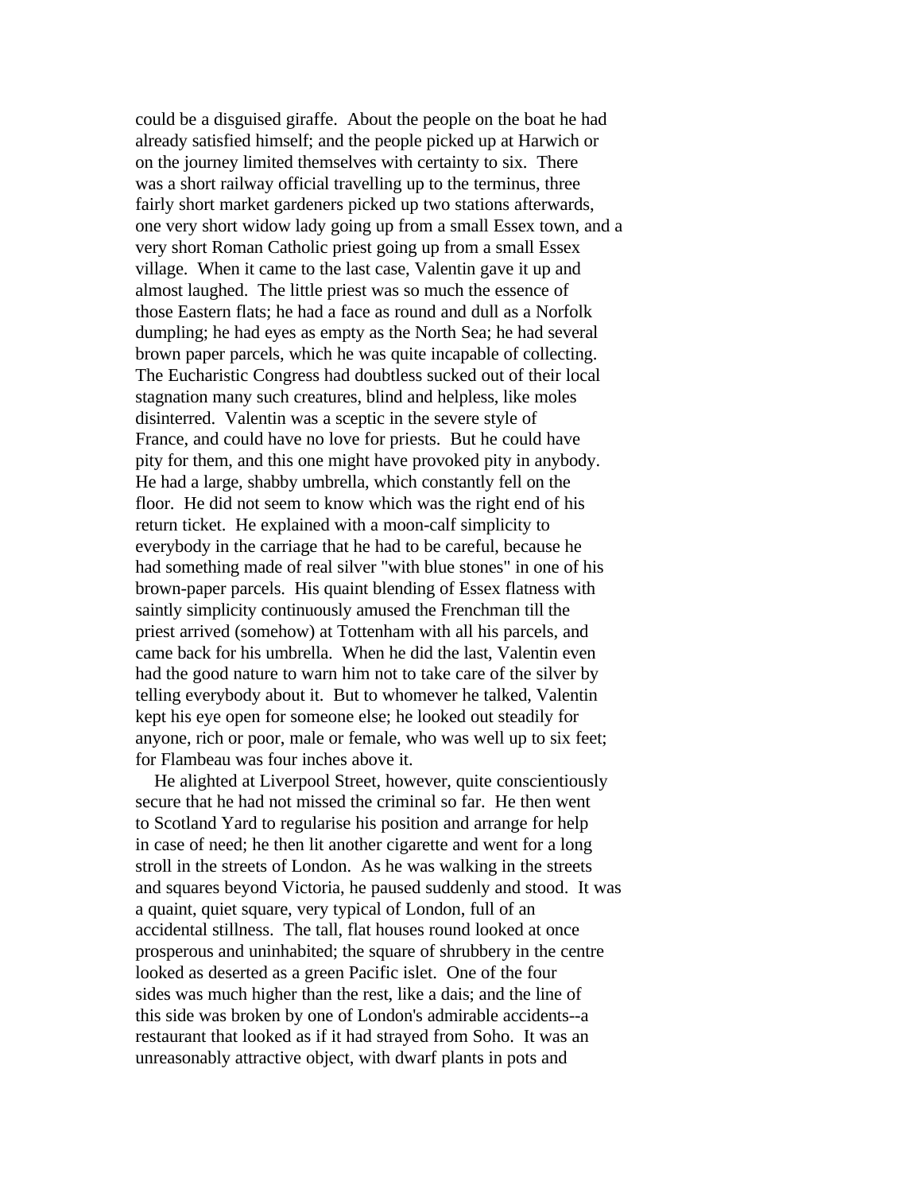could be a disguised giraffe. About the people on the boat he had already satisfied himself; and the people picked up at Harwich or on the journey limited themselves with certainty to six. There was a short railway official travelling up to the terminus, three fairly short market gardeners picked up two stations afterwards, one very short widow lady going up from a small Essex town, and a very short Roman Catholic priest going up from a small Essex village. When it came to the last case, Valentin gave it up and almost laughed. The little priest was so much the essence of those Eastern flats; he had a face as round and dull as a Norfolk dumpling; he had eyes as empty as the North Sea; he had several brown paper parcels, which he was quite incapable of collecting. The Eucharistic Congress had doubtless sucked out of their local stagnation many such creatures, blind and helpless, like moles disinterred. Valentin was a sceptic in the severe style of France, and could have no love for priests. But he could have pity for them, and this one might have provoked pity in anybody. He had a large, shabby umbrella, which constantly fell on the floor. He did not seem to know which was the right end of his return ticket. He explained with a moon-calf simplicity to everybody in the carriage that he had to be careful, because he had something made of real silver "with blue stones" in one of his brown-paper parcels. His quaint blending of Essex flatness with saintly simplicity continuously amused the Frenchman till the priest arrived (somehow) at Tottenham with all his parcels, and came back for his umbrella. When he did the last, Valentin even had the good nature to warn him not to take care of the silver by telling everybody about it. But to whomever he talked, Valentin kept his eye open for someone else; he looked out steadily for anyone, rich or poor, male or female, who was well up to six feet; for Flambeau was four inches above it.

He alighted at Liverpool Street, however, quite conscientiously secure that he had not missed the criminal so far. He then went to Scotland Yard to regularise his position and arrange for help in case of need; he then lit another cigarette and went for a long stroll in the streets of London. As he was walking in the streets and squares beyond Victoria, he paused suddenly and stood. It was a quaint, quiet square, very typical of London, full of an accidental stillness. The tall, flat houses round looked at once prosperous and uninhabited; the square of shrubbery in the centre looked as deserted as a green Pacific islet. One of the four sides was much higher than the rest, like a dais; and the line of this side was broken by one of London's admirable accidents--a restaurant that looked as if it had strayed from Soho. It was an unreasonably attractive object, with dwarf plants in pots and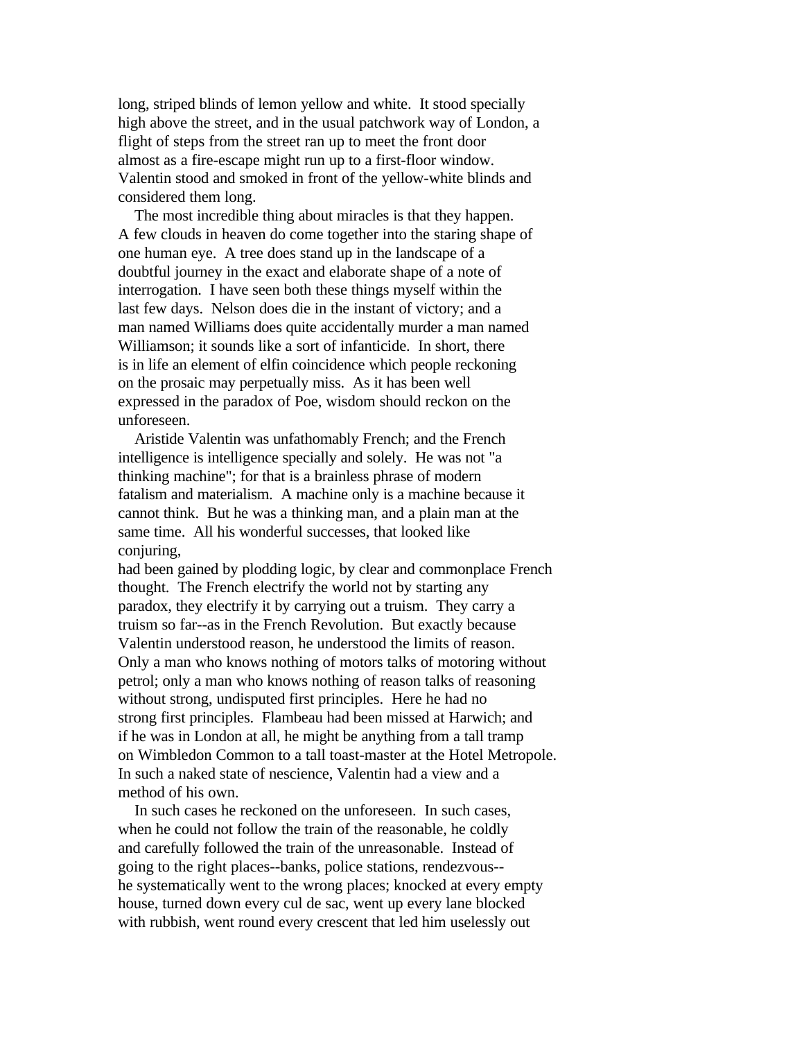long, striped blinds of lemon yellow and white. It stood specially high above the street, and in the usual patchwork way of London, a flight of steps from the street ran up to meet the front door almost as a fire-escape might run up to a first-floor window. Valentin stood and smoked in front of the yellow-white blinds and considered them long.

The most incredible thing about miracles is that they happen. A few clouds in heaven do come together into the staring shape of one human eye. A tree does stand up in the landscape of a doubtful journey in the exact and elaborate shape of a note of interrogation. I have seen both these things myself within the last few days. Nelson does die in the instant of victory; and a man named Williams does quite accidentally murder a man named Williamson; it sounds like a sort of infanticide. In short, there is in life an element of elfin coincidence which people reckoning on the prosaic may perpetually miss. As it has been well expressed in the paradox of Poe, wisdom should reckon on the unforeseen.

Aristide Valentin was unfathomably French; and the French intelligence is intelligence specially and solely. He was not "a thinking machine"; for that is a brainless phrase of modern fatalism and materialism. A machine only is a machine because it cannot think. But he was a thinking man, and a plain man at the same time. All his wonderful successes, that looked like conjuring, had been gained by plodding logic, by clear and commonplace French thought. The French electrify the world not by starting any paradox, they electrify it by carrying out a truism. They carry a truism so far--as in the French Revolution. But exactly because Valentin understood reason, he understood the limits of reason. Only a man who knows nothing of motors talks of motoring without petrol; only a man who knows nothing of reason talks of reasoning without strong, undisputed first principles. Here he had no strong first principles. Flambeau had been missed at Harwich; and if he was in London at all, he might be anything from a tall tramp on Wimbledon Common to a tall toast-master at the Hotel Metropole. In such a naked state of nescience, Valentin had a view and a method of his own.

In such cases he reckoned on the unforeseen. In such cases, when he could not follow the train of the reasonable, he coldly and carefully followed the train of the unreasonable. Instead of going to the right places--banks, police stations, rendezvous--he systematically went to the wrong places; knocked at every empty house, turned down every cul de sac, went up every lane blocked with rubbish, went round every crescent that led him uselessly out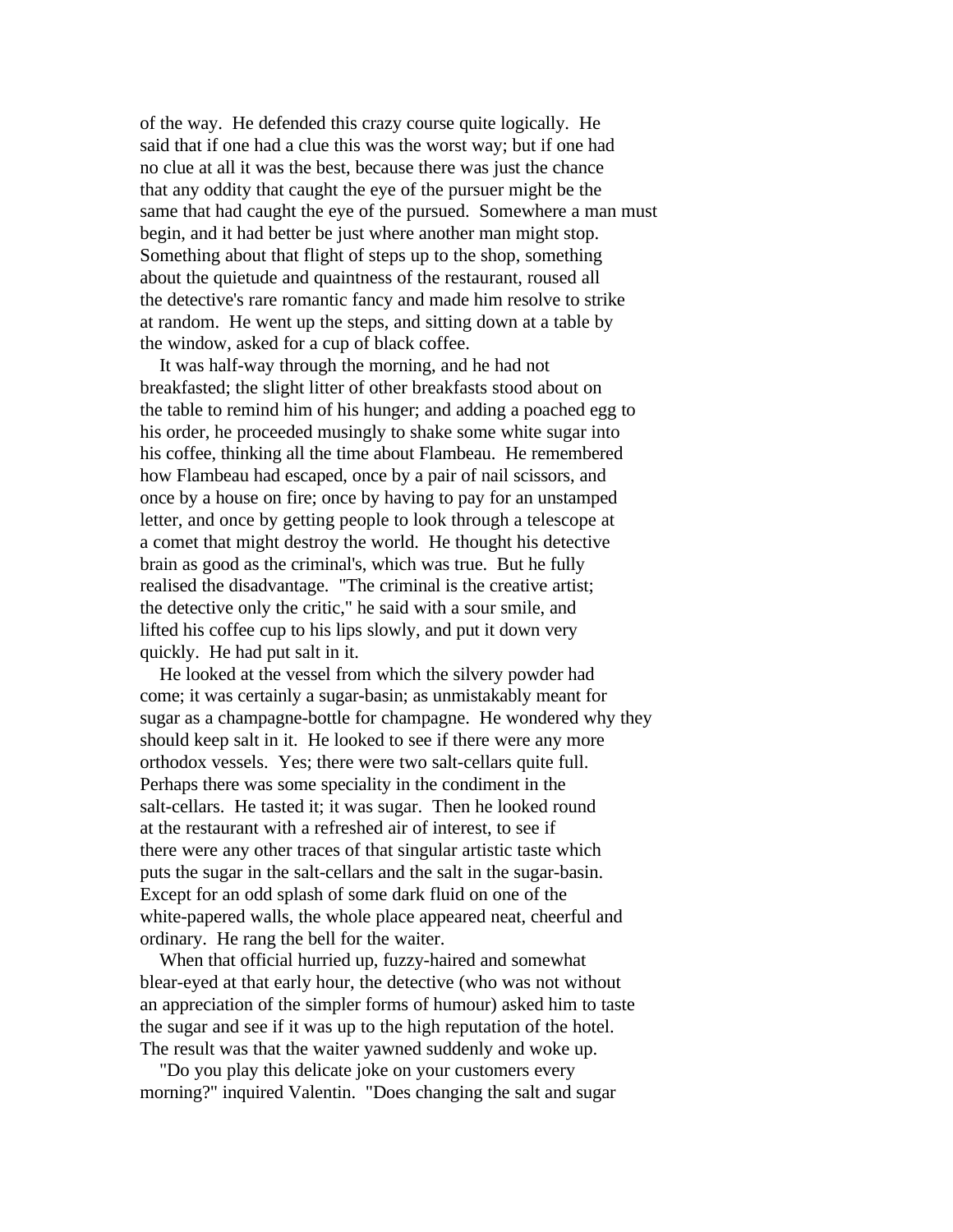of the way. He defended this crazy course quite logically. He said that if one had a clue this was the worst way; but if one had no clue at all it was the best, because there was just the chance that any oddity that caught the eye of the pursuer might be the same that had caught the eye of the pursued. Somewhere a man must begin, and it had better be just where another man might stop. Something about that flight of steps up to the shop, something about the quietude and quaintness of the restaurant, roused all the detective's rare romantic fancy and made him resolve to strike at random. He went up the steps, and sitting down at a table by the window, asked for a cup of black coffee.

It was half-way through the morning, and he had not breakfasted; the slight litter of other breakfasts stood about on the table to remind him of his hunger; and adding a poached egg to his order, he proceeded musingly to shake some white sugar into his coffee, thinking all the time about Flambeau. He remembered how Flambeau had escaped, once by a pair of nail scissors, and once by a house on fire; once by having to pay for an unstamped letter, and once by getting people to look through a telescope at a comet that might destroy the world. He thought his detective brain as good as the criminal's, which was true. But he fully realised the disadvantage. "The criminal is the creative artist; the detective only the critic," he said with a sour smile, and lifted his coffee cup to his lips slowly, and put it down very quickly. He had put salt in it.

He looked at the vessel from which the silvery powder had come; it was certainly a sugar-basin; as unmistakably meant for sugar as a champagne-bottle for champagne. He wondered why they should keep salt in it. He looked to see if there were any more orthodox vessels. Yes; there were two salt-cellars quite full. Perhaps there was some speciality in the condiment in the salt-cellars. He tasted it; it was sugar. Then he looked round at the restaurant with a refreshed air of interest, to see if there were any other traces of that singular artistic taste which puts the sugar in the salt-cellars and the salt in the sugar-basin. Except for an odd splash of some dark fluid on one of the white-papered walls, the whole place appeared neat, cheerful and ordinary. He rang the bell for the waiter.

When that official hurried up, fuzzy-haired and somewhat blear-eyed at that early hour, the detective (who was not without an appreciation of the simpler forms of humour) asked him to taste the sugar and see if it was up to the high reputation of the hotel. The result was that the waiter yawned suddenly and woke up.

"Do you play this delicate joke on your customers every morning?" inquired Valentin. "Does changing the salt and sugar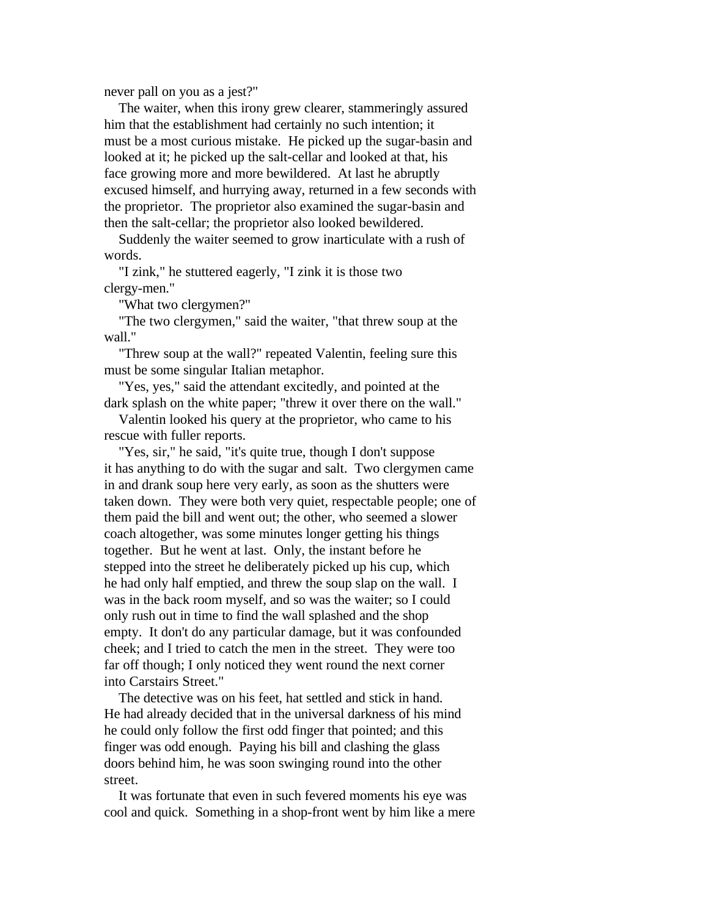never pall on you as a jest?"

The waiter, when this irony grew clearer, stammeringly assured him that the establishment had certainly no such intention; it must be a most curious mistake. He picked up the sugar-basin and looked at it; he picked up the salt-cellar and looked at that, his face growing more and more bewildered. At last he abruptly excused himself, and hurrying away, returned in a few seconds with the proprietor. The proprietor also examined the sugar-basin and then the salt-cellar; the proprietor also looked bewildered.

Suddenly the waiter seemed to grow inarticulate with a rush of words.

"I zink," he stuttered eagerly, "I zink it is those two clergy-men."

"What two clergymen?"

"The two clergymen," said the waiter, "that threw soup at the wall."

"Threw soup at the wall?" repeated Valentin, feeling sure this must be some singular Italian metaphor.

"Yes, yes," said the attendant excitedly, and pointed at the dark splash on the white paper; "threw it over there on the wall."

Valentin looked his query at the proprietor, who came to his rescue with fuller reports.

"Yes, sir," he said, "it's quite true, though I don't suppose it has anything to do with the sugar and salt. Two clergymen came in and drank soup here very early, as soon as the shutters were taken down. They were both very quiet, respectable people; one of them paid the bill and went out; the other, who seemed a slower coach altogether, was some minutes longer getting his things together. But he went at last. Only, the instant before he stepped into the street he deliberately picked up his cup, which he had only half emptied, and threw the soup slap on the wall. I was in the back room myself, and so was the waiter; so I could only rush out in time to find the wall splashed and the shop empty. It don't do any particular damage, but it was confounded cheek; and I tried to catch the men in the street. They were too far off though; I only noticed they went round the next corner into Carstairs Street."

The detective was on his feet, hat settled and stick in hand. He had already decided that in the universal darkness of his mind he could only follow the first odd finger that pointed; and this finger was odd enough. Paying his bill and clashing the glass doors behind him, he was soon swinging round into the other street.

It was fortunate that even in such fevered moments his eye was cool and quick. Something in a shop-front went by him like a mere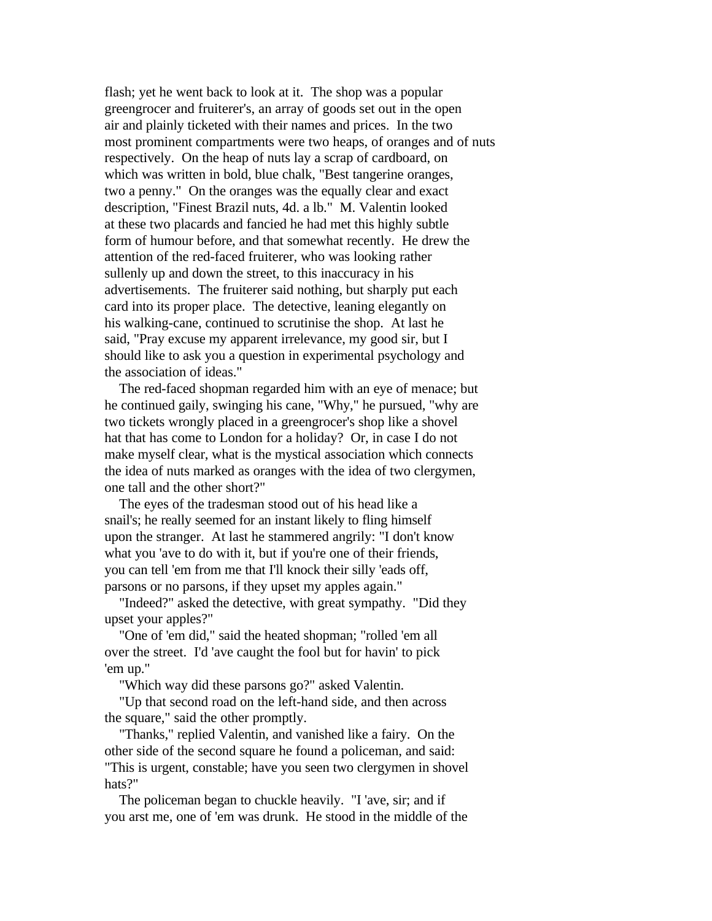flash; yet he went back to look at it. The shop was a popular greengrocer and fruiterer's, an array of goods set out in the open air and plainly ticketed with their names and prices. In the two most prominent compartments were two heaps, of oranges and of nuts respectively. On the heap of nuts lay a scrap of cardboard, on which was written in bold, blue chalk, "Best tangerine oranges, two a penny." On the oranges was the equally clear and exact description, "Finest Brazil nuts, 4d. a lb." M. Valentin looked at these two placards and fancied he had met this highly subtle form of humour before, and that somewhat recently. He drew the attention of the red-faced fruiterer, who was looking rather sullenly up and down the street, to this inaccuracy in his advertisements. The fruiterer said nothing, but sharply put each card into its proper place. The detective, leaning elegantly on his walking-cane, continued to scrutinise the shop. At last he said, "Pray excuse my apparent irrelevance, my good sir, but I should like to ask you a question in experimental psychology and the association of ideas."

The red-faced shopman regarded him with an eye of menace; but he continued gaily, swinging his cane, "Why," he pursued, "why are two tickets wrongly placed in a greengrocer's shop like a shovel hat that has come to London for a holiday? Or, in case I do not make myself clear, what is the mystical association which connects the idea of nuts marked as oranges with the idea of two clergymen, one tall and the other short?"

The eyes of the tradesman stood out of his head like a snail's; he really seemed for an instant likely to fling himself upon the stranger. At last he stammered angrily: "I don't know what you 'ave to do with it, but if you're one of their friends, you can tell 'em from me that I'll knock their silly 'eads off, parsons or no parsons, if they upset my apples again."

"Indeed?" asked the detective, with great sympathy. "Did they upset your apples?"

"One of 'em did," said the heated shopman; "rolled 'em all over the street. I'd 'ave caught the fool but for havin' to pick 'em up."

"Which way did these parsons go?" asked Valentin.

"Up that second road on the left-hand side, and then across the square," said the other promptly.

"Thanks," replied Valentin, and vanished like a fairy. On the other side of the second square he found a policeman, and said: "This is urgent, constable; have you seen two clergymen in shovel hats?"

The policeman began to chuckle heavily. "I 'ave, sir; and if you arst me, one of 'em was drunk. He stood in the middle of the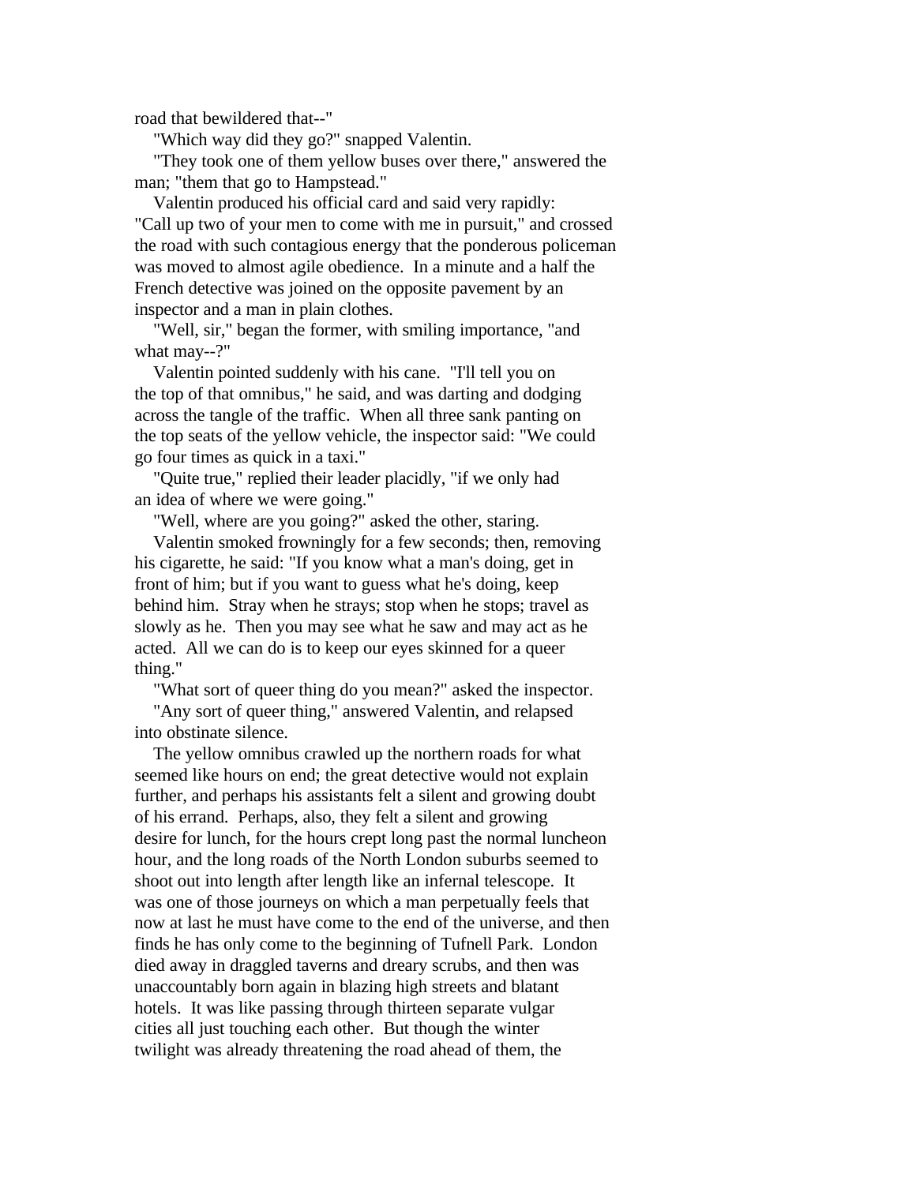road that bewildered that--"

"Which way did they go?" snapped Valentin.

"They took one of them yellow buses over there," answered the man; "them that go to Hampstead."

Valentin produced his official card and said very rapidly: "Call up two of your men to come with me in pursuit," and crossed the road with such contagious energy that the ponderous policeman was moved to almost agile obedience. In a minute and a half the French detective was joined on the opposite pavement by an inspector and a man in plain clothes.

"Well, sir," began the former, with smiling importance, "and what may--?"

Valentin pointed suddenly with his cane. "I'll tell you on the top of that omnibus," he said, and was darting and dodging across the tangle of the traffic. When all three sank panting on the top seats of the yellow vehicle, the inspector said: "We could go four times as quick in a taxi."

"Quite true," replied their leader placidly, "if we only had an idea of where we were going."

"Well, where are you going?" asked the other, staring.

Valentin smoked frowningly for a few seconds; then, removing his cigarette, he said: "If you know what a man's doing, get in front of him; but if you want to guess what he's doing, keep behind him. Stray when he strays; stop when he stops; travel as slowly as he. Then you may see what he saw and may act as he acted. All we can do is to keep our eyes skinned for a queer thing."

"What sort of queer thing do you mean?" asked the inspector.

"Any sort of queer thing," answered Valentin, and relapsed into obstinate silence.

The yellow omnibus crawled up the northern roads for what seemed like hours on end; the great detective would not explain further, and perhaps his assistants felt a silent and growing doubt of his errand. Perhaps, also, they felt a silent and growing desire for lunch, for the hours crept long past the normal luncheon hour, and the long roads of the North London suburbs seemed to shoot out into length after length like an infernal telescope. It was one of those journeys on which a man perpetually feels that now at last he must have come to the end of the universe, and then finds he has only come to the beginning of Tufnell Park. London died away in draggled taverns and dreary scrubs, and then was unaccountably born again in blazing high streets and blatant hotels. It was like passing through thirteen separate vulgar cities all just touching each other. But though the winter twilight was already threatening the road ahead of them, the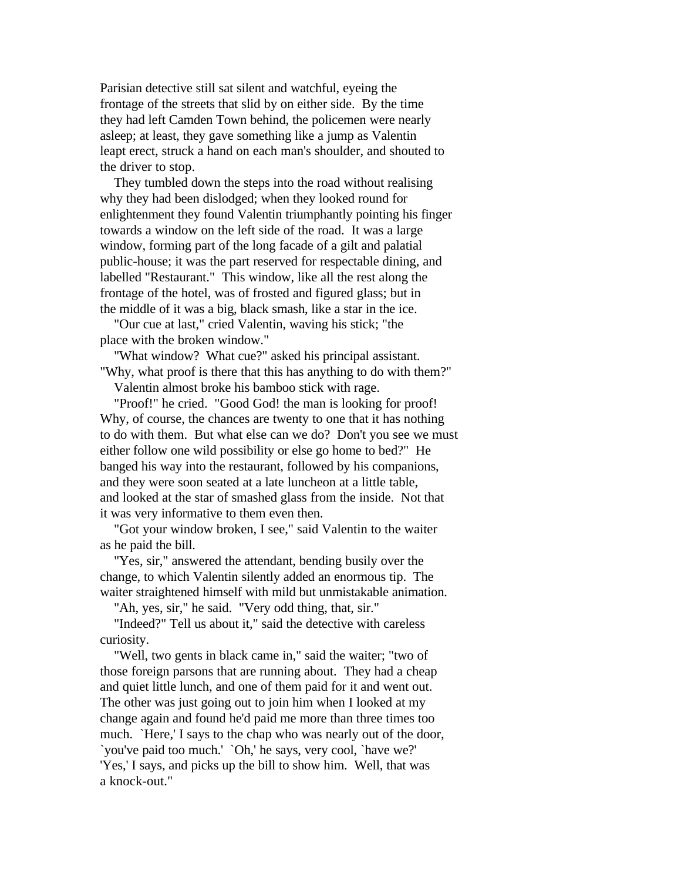Parisian detective still sat silent and watchful, eyeing the frontage of the streets that slid by on either side. By the time they had left Camden Town behind, the policemen were nearly asleep; at least, they gave something like a jump as Valentin leapt erect, struck a hand on each man's shoulder, and shouted to the driver to stop.

They tumbled down the steps into the road without realising why they had been dislodged; when they looked round for enlightenment they found Valentin triumphantly pointing his finger towards a window on the left side of the road. It was a large window, forming part of the long facade of a gilt and palatial public-house; it was the part reserved for respectable dining, and labelled "Restaurant." This window, like all the rest along the frontage of the hotel, was of frosted and figured glass; but in the middle of it was a big, black smash, like a star in the ice.

"Our cue at last," cried Valentin, waving his stick; "the place with the broken window."

"What window? What cue?" asked his principal assistant. "Why, what proof is there that this has anything to do with them?"

Valentin almost broke his bamboo stick with rage.

"Proof!" he cried. "Good God! the man is looking for proof! Why, of course, the chances are twenty to one that it has nothing to do with them. But what else can we do? Don't you see we must either follow one wild possibility or else go home to bed?" He banged his way into the restaurant, followed by his companions, and they were soon seated at a late luncheon at a little table, and looked at the star of smashed glass from the inside. Not that it was very informative to them even then.

"Got your window broken, I see," said Valentin to the waiter as he paid the bill.

"Yes, sir," answered the attendant, bending busily over the change, to which Valentin silently added an enormous tip. The waiter straightened himself with mild but unmistakable animation.

"Ah, yes, sir," he said. "Very odd thing, that, sir."

"Indeed?" Tell us about it," said the detective with careless curiosity.

"Well, two gents in black came in," said the waiter; "two of those foreign parsons that are running about. They had a cheap and quiet little lunch, and one of them paid for it and went out. The other was just going out to join him when I looked at my change again and found he'd paid me more than three times too much. `Here,' I says to the chap who was nearly out of the door, `you've paid too much.' `Oh,' he says, very cool, `have we?' 'Yes,' I says, and picks up the bill to show him. Well, that was a knock-out."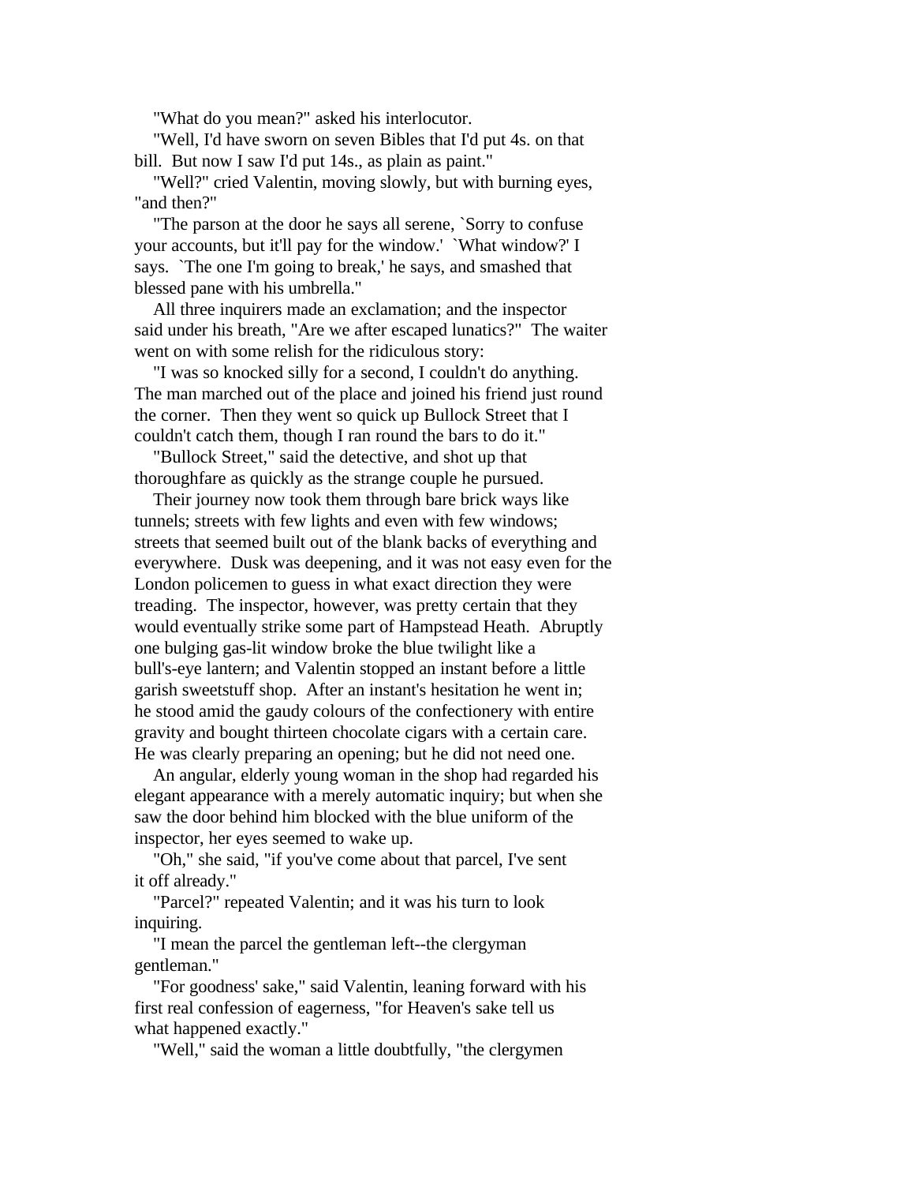"What do you mean?" asked his interlocutor.

"Well, I'd have sworn on seven Bibles that I'd put 4s. on that bill. But now I saw I'd put 14s., as plain as paint."

"Well?" cried Valentin, moving slowly, but with burning eyes, "and then?"

"The parson at the door he says all serene, `Sorry to confuse your accounts, but it'll pay for the window.' `What window?' I says. `The one I'm going to break,' he says, and smashed that blessed pane with his umbrella."

All three inquirers made an exclamation; and the inspector said under his breath, "Are we after escaped lunatics?" The waiter went on with some relish for the ridiculous story:

"I was so knocked silly for a second, I couldn't do anything. The man marched out of the place and joined his friend just round the corner. Then they went so quick up Bullock Street that I couldn't catch them, though I ran round the bars to do it."

"Bullock Street," said the detective, and shot up that thoroughfare as quickly as the strange couple he pursued.

Their journey now took them through bare brick ways like tunnels; streets with few lights and even with few windows; streets that seemed built out of the blank backs of everything and everywhere. Dusk was deepening, and it was not easy even for the London policemen to guess in what exact direction they were treading. The inspector, however, was pretty certain that they would eventually strike some part of Hampstead Heath. Abruptly one bulging gas-lit window broke the blue twilight like a bull's-eye lantern; and Valentin stopped an instant before a little garish sweetstuff shop. After an instant's hesitation he went in; he stood amid the gaudy colours of the confectionery with entire gravity and bought thirteen chocolate cigars with a certain care. He was clearly preparing an opening; but he did not need one.

An angular, elderly young woman in the shop had regarded his elegant appearance with a merely automatic inquiry; but when she saw the door behind him blocked with the blue uniform of the inspector, her eyes seemed to wake up.

"Oh," she said, "if you've come about that parcel, I've sent it off already."

"Parcel?" repeated Valentin; and it was his turn to look inquiring.

"I mean the parcel the gentleman left--the clergyman gentleman."

"For goodness' sake," said Valentin, leaning forward with his first real confession of eagerness, "for Heaven's sake tell us what happened exactly."

"Well," said the woman a little doubtfully, "the clergymen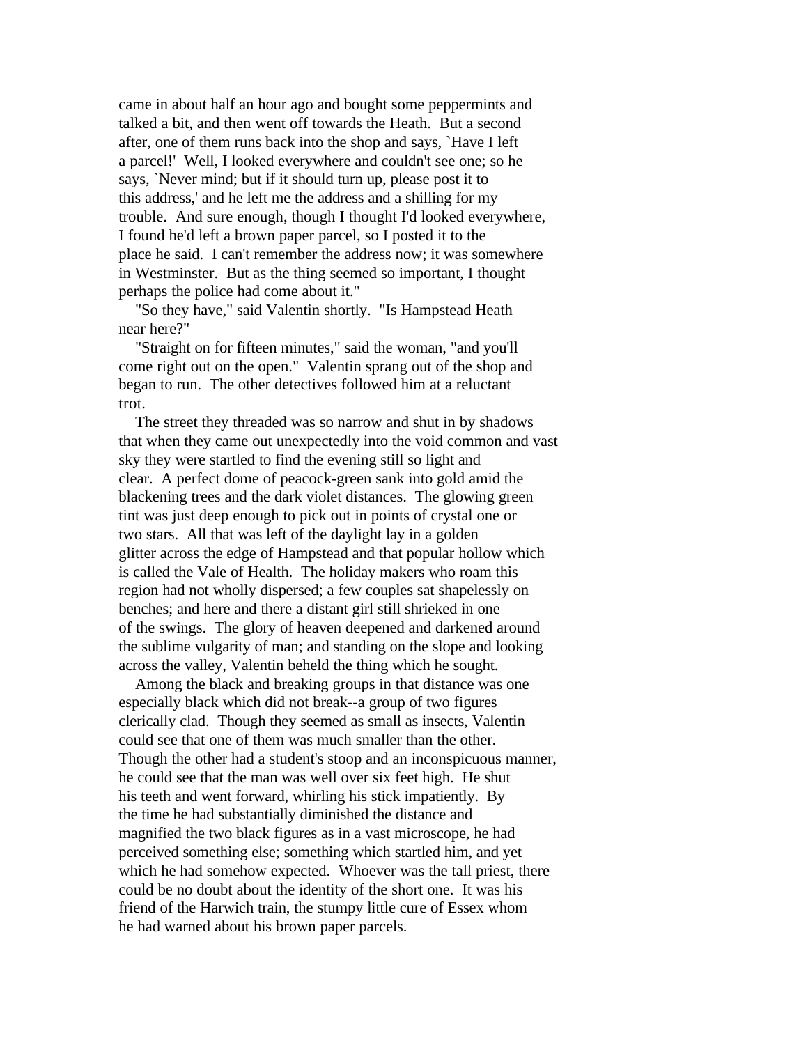came in about half an hour ago and bought some peppermints and talked a bit, and then went off towards the Heath. But a second after, one of them runs back into the shop and says, `Have I left a parcel!' Well, I looked everywhere and couldn't see one; so he says, `Never mind; but if it should turn up, please post it to this address,' and he left me the address and a shilling for my trouble. And sure enough, though I thought I'd looked everywhere, I found he'd left a brown paper parcel, so I posted it to the place he said. I can't remember the address now; it was somewhere in Westminster. But as the thing seemed so important, I thought perhaps the police had come about it."

"So they have," said Valentin shortly. "Is Hampstead Heath near here?"

"Straight on for fifteen minutes," said the woman, "and you'll come right out on the open." Valentin sprang out of the shop and began to run. The other detectives followed him at a reluctant trot.

The street they threaded was so narrow and shut in by shadows that when they came out unexpectedly into the void common and vast sky they were startled to find the evening still so light and clear. A perfect dome of peacock-green sank into gold amid the blackening trees and the dark violet distances. The glowing green tint was just deep enough to pick out in points of crystal one or two stars. All that was left of the daylight lay in a golden glitter across the edge of Hampstead and that popular hollow which is called the Vale of Health. The holiday makers who roam this region had not wholly dispersed; a few couples sat shapelessly on benches; and here and there a distant girl still shrieked in one of the swings. The glory of heaven deepened and darkened around the sublime vulgarity of man; and standing on the slope and looking across the valley, Valentin beheld the thing which he sought.

Among the black and breaking groups in that distance was one especially black which did not break--a group of two figures clerically clad. Though they seemed as small as insects, Valentin could see that one of them was much smaller than the other. Though the other had a student's stoop and an inconspicuous manner, he could see that the man was well over six feet high. He shut his teeth and went forward, whirling his stick impatiently. By the time he had substantially diminished the distance and magnified the two black figures as in a vast microscope, he had perceived something else; something which startled him, and yet which he had somehow expected. Whoever was the tall priest, there could be no doubt about the identity of the short one. It was his friend of the Harwich train, the stumpy little cure of Essex whom he had warned about his brown paper parcels.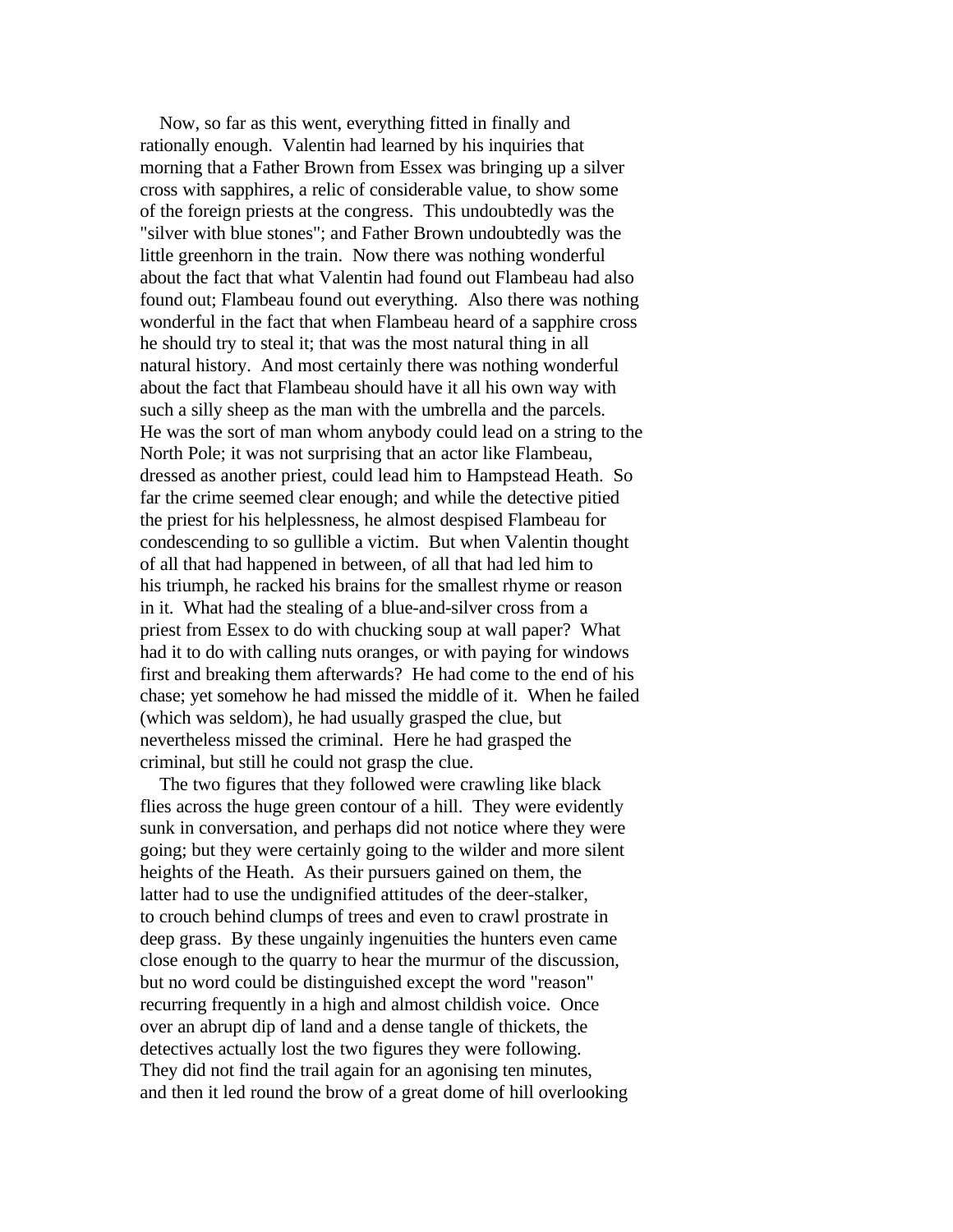Now, so far as this went, everything fitted in finally and rationally enough. Valentin had learned by his inquiries that morning that a Father Brown from Essex was bringing up a silver cross with sapphires, a relic of considerable value, to show some of the foreign priests at the congress. This undoubtedly was the "silver with blue stones"; and Father Brown undoubtedly was the little greenhorn in the train. Now there was nothing wonderful about the fact that what Valentin had found out Flambeau had also found out; Flambeau found out everything. Also there was nothing wonderful in the fact that when Flambeau heard of a sapphire cross he should try to steal it; that was the most natural thing in all natural history. And most certainly there was nothing wonderful about the fact that Flambeau should have it all his own way with such a silly sheep as the man with the umbrella and the parcels. He was the sort of man whom anybody could lead on a string to the North Pole; it was not surprising that an actor like Flambeau, dressed as another priest, could lead him to Hampstead Heath. So far the crime seemed clear enough; and while the detective pitied the priest for his helplessness, he almost despised Flambeau for condescending to so gullible a victim. But when Valentin thought of all that had happened in between, of all that had led him to his triumph, he racked his brains for the smallest rhyme or reason in it. What had the stealing of a blue-and-silver cross from a priest from Essex to do with chucking soup at wall paper? What had it to do with calling nuts oranges, or with paying for windows first and breaking them afterwards? He had come to the end of his chase; yet somehow he had missed the middle of it. When he failed (which was seldom), he had usually grasped the clue, but nevertheless missed the criminal. Here he had grasped the criminal, but still he could not grasp the clue.

The two figures that they followed were crawling like black flies across the huge green contour of a hill. They were evidently sunk in conversation, and perhaps did not notice where they were going; but they were certainly going to the wilder and more silent heights of the Heath. As their pursuers gained on them, the latter had to use the undignified attitudes of the deer-stalker, to crouch behind clumps of trees and even to crawl prostrate in deep grass. By these ungainly ingenuities the hunters even came close enough to the quarry to hear the murmur of the discussion, but no word could be distinguished except the word "reason" recurring frequently in a high and almost childish voice. Once over an abrupt dip of land and a dense tangle of thickets, the detectives actually lost the two figures they were following. They did not find the trail again for an agonising ten minutes, and then it led round the brow of a great dome of hill overlooking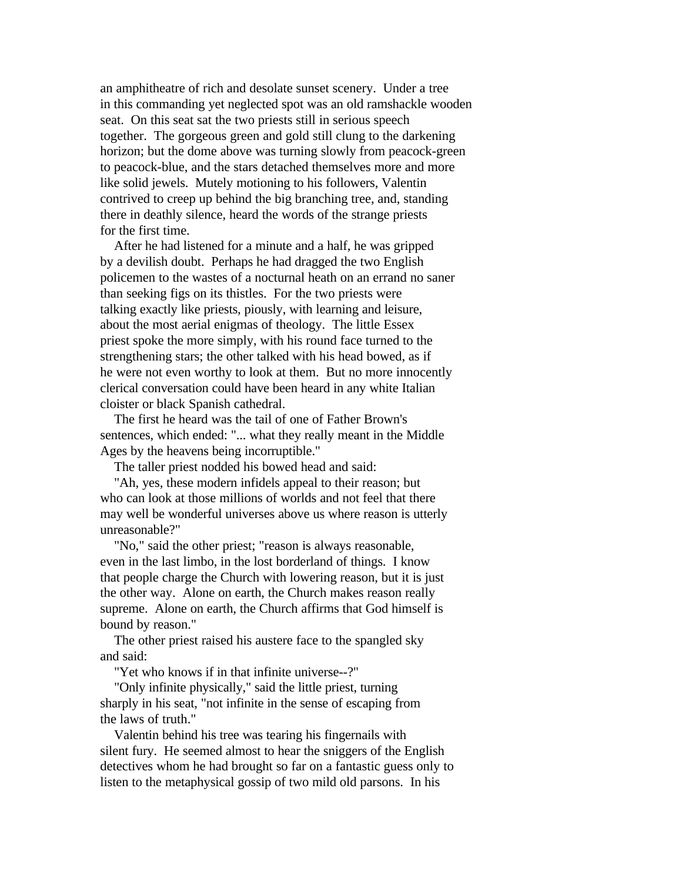an amphitheatre of rich and desolate sunset scenery. Under a tree in this commanding yet neglected spot was an old ramshackle wooden seat. On this seat sat the two priests still in serious speech together. The gorgeous green and gold still clung to the darkening horizon; but the dome above was turning slowly from peacock-green to peacock-blue, and the stars detached themselves more and more like solid jewels. Mutely motioning to his followers, Valentin contrived to creep up behind the big branching tree, and, standing there in deathly silence, heard the words of the strange priests for the first time.

After he had listened for a minute and a half, he was gripped by a devilish doubt. Perhaps he had dragged the two English policemen to the wastes of a nocturnal heath on an errand no saner than seeking figs on its thistles. For the two priests were talking exactly like priests, piously, with learning and leisure, about the most aerial enigmas of theology. The little Essex priest spoke the more simply, with his round face turned to the strengthening stars; the other talked with his head bowed, as if he were not even worthy to look at them. But no more innocently clerical conversation could have been heard in any white Italian cloister or black Spanish cathedral.

The first he heard was the tail of one of Father Brown's sentences, which ended: "... what they really meant in the Middle Ages by the heavens being incorruptible."

The taller priest nodded his bowed head and said:

"Ah, yes, these modern infidels appeal to their reason; but who can look at those millions of worlds and not feel that there may well be wonderful universes above us where reason is utterly unreasonable?"

"No," said the other priest; "reason is always reasonable, even in the last limbo, in the lost borderland of things. I know that people charge the Church with lowering reason, but it is just the other way. Alone on earth, the Church makes reason really supreme. Alone on earth, the Church affirms that God himself is bound by reason."

The other priest raised his austere face to the spangled sky and said:

"Yet who knows if in that infinite universe--?"

"Only infinite physically," said the little priest, turning sharply in his seat, "not infinite in the sense of escaping from the laws of truth."

Valentin behind his tree was tearing his fingernails with silent fury. He seemed almost to hear the sniggers of the English detectives whom he had brought so far on a fantastic guess only to listen to the metaphysical gossip of two mild old parsons. In his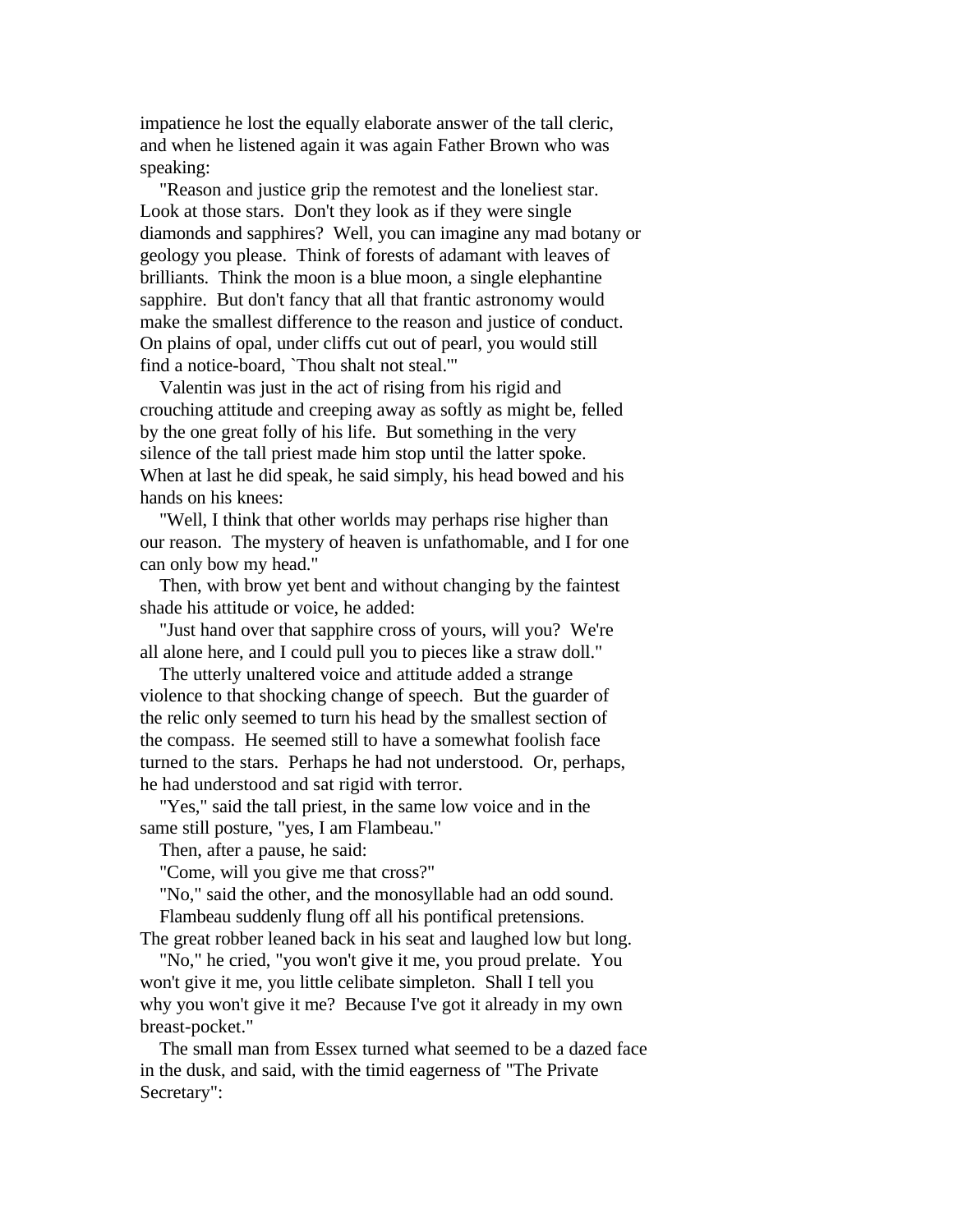impatience he lost the equally elaborate answer of the tall cleric, and when he listened again it was again Father Brown who was speaking:

"Reason and justice grip the remotest and the loneliest star. Look at those stars. Don't they look as if they were single diamonds and sapphires? Well, you can imagine any mad botany or geology you please. Think of forests of adamant with leaves of brilliants. Think the moon is a blue moon, a single elephantine sapphire. But don't fancy that all that frantic astronomy would make the smallest difference to the reason and justice of conduct. On plains of opal, under cliffs cut out of pearl, you would still find a notice-board, `Thou shalt not steal.'"

Valentin was just in the act of rising from his rigid and crouching attitude and creeping away as softly as might be, felled by the one great folly of his life. But something in the very silence of the tall priest made him stop until the latter spoke. When at last he did speak, he said simply, his head bowed and his hands on his knees:

"Well, I think that other worlds may perhaps rise higher than our reason. The mystery of heaven is unfathomable, and I for one can only bow my head."

Then, with brow yet bent and without changing by the faintest shade his attitude or voice, he added:

"Just hand over that sapphire cross of yours, will you? We're all alone here, and I could pull you to pieces like a straw doll."

The utterly unaltered voice and attitude added a strange violence to that shocking change of speech. But the guarder of the relic only seemed to turn his head by the smallest section of the compass. He seemed still to have a somewhat foolish face turned to the stars. Perhaps he had not understood. Or, perhaps, he had understood and sat rigid with terror.

"Yes," said the tall priest, in the same low voice and in the same still posture, "yes, I am Flambeau."

Then, after a pause, he said:

"Come, will you give me that cross?"

"No," said the other, and the monosyllable had an odd sound.

Flambeau suddenly flung off all his pontifical pretensions. The great robber leaned back in his seat and laughed low but long.

"No," he cried, "you won't give it me, you proud prelate. You won't give it me, you little celibate simpleton. Shall I tell you why you won't give it me? Because I've got it already in my own breast-pocket."

The small man from Essex turned what seemed to be a dazed face in the dusk, and said, with the timid eagerness of "The Private Secretary":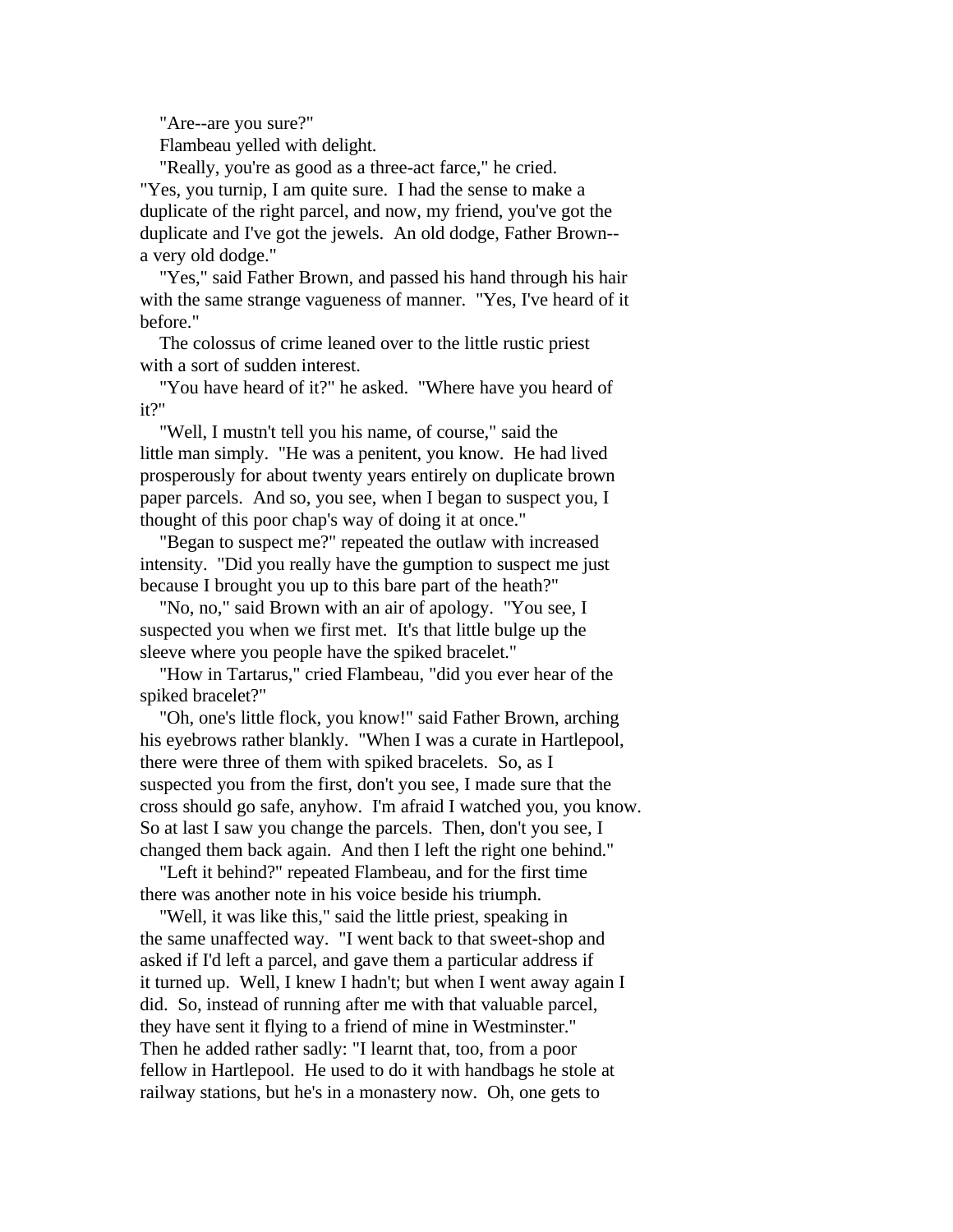"Are--are you sure?"

Flambeau yelled with delight.

"Really, you're as good as a three-act farce," he cried. "Yes, you turnip, I am quite sure. I had the sense to make a duplicate of the right parcel, and now, my friend, you've got the duplicate and I've got the jewels. An old dodge, Father Brown--a very old dodge."

"Yes," said Father Brown, and passed his hand through his hair with the same strange vagueness of manner. "Yes, I've heard of it before."

The colossus of crime leaned over to the little rustic priest with a sort of sudden interest.

"You have heard of it?" he asked. "Where have you heard of it?"

"Well, I mustn't tell you his name, of course," said the little man simply. "He was a penitent, you know. He had lived prosperously for about twenty years entirely on duplicate brown paper parcels. And so, you see, when I began to suspect you, I thought of this poor chap's way of doing it at once."

"Began to suspect me?" repeated the outlaw with increased intensity. "Did you really have the gumption to suspect me just because I brought you up to this bare part of the heath?"

"No, no," said Brown with an air of apology. "You see, I suspected you when we first met. It's that little bulge up the sleeve where you people have the spiked bracelet."

"How in Tartarus," cried Flambeau, "did you ever hear of the spiked bracelet?"

"Oh, one's little flock, you know!" said Father Brown, arching his eyebrows rather blankly. "When I was a curate in Hartlepool, there were three of them with spiked bracelets. So, as I suspected you from the first, don't you see, I made sure that the cross should go safe, anyhow. I'm afraid I watched you, you know. So at last I saw you change the parcels. Then, don't you see, I changed them back again. And then I left the right one behind."

"Left it behind?" repeated Flambeau, and for the first time there was another note in his voice beside his triumph.

"Well, it was like this," said the little priest, speaking in the same unaffected way. "I went back to that sweet-shop and asked if I'd left a parcel, and gave them a particular address if it turned up. Well, I knew I hadn't; but when I went away again I did. So, instead of running after me with that valuable parcel, they have sent it flying to a friend of mine in Westminster." Then he added rather sadly: "I learnt that, too, from a poor fellow in Hartlepool. He used to do it with handbags he stole at railway stations, but he's in a monastery now. Oh, one gets to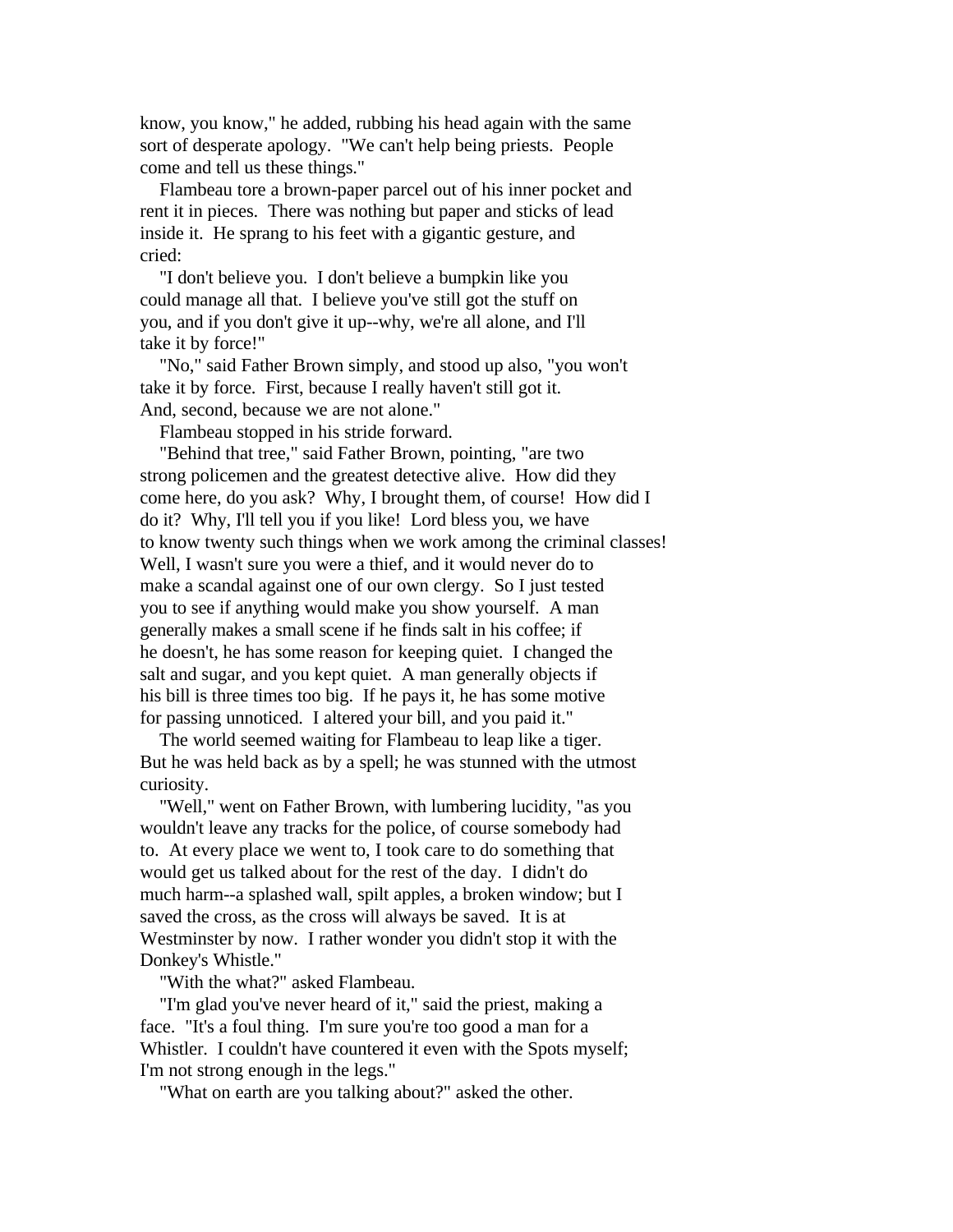know, you know," he added, rubbing his head again with the same sort of desperate apology. "We can't help being priests. People come and tell us these things."

Flambeau tore a brown-paper parcel out of his inner pocket and rent it in pieces. There was nothing but paper and sticks of lead inside it. He sprang to his feet with a gigantic gesture, and cried:

"I don't believe you. I don't believe a bumpkin like you could manage all that. I believe you've still got the stuff on you, and if you don't give it up--why, we're all alone, and I'll take it by force!"

"No," said Father Brown simply, and stood up also, "you won't take it by force. First, because I really haven't still got it. And, second, because we are not alone."

Flambeau stopped in his stride forward.

"Behind that tree," said Father Brown, pointing, "are two strong policemen and the greatest detective alive. How did they come here, do you ask? Why, I brought them, of course! How did I do it? Why, I'll tell you if you like! Lord bless you, we have to know twenty such things when we work among the criminal classes! Well, I wasn't sure you were a thief, and it would never do to make a scandal against one of our own clergy. So I just tested you to see if anything would make you show yourself. A man generally makes a small scene if he finds salt in his coffee; if he doesn't, he has some reason for keeping quiet. I changed the salt and sugar, and you kept quiet. A man generally objects if his bill is three times too big. If he pays it, he has some motive for passing unnoticed. I altered your bill, and you paid it."

The world seemed waiting for Flambeau to leap like a tiger. But he was held back as by a spell; he was stunned with the utmost curiosity.

"Well," went on Father Brown, with lumbering lucidity, "as you wouldn't leave any tracks for the police, of course somebody had to. At every place we went to, I took care to do something that would get us talked about for the rest of the day. I didn't do much harm--a splashed wall, spilt apples, a broken window; but I saved the cross, as the cross will always be saved. It is at Westminster by now. I rather wonder you didn't stop it with the Donkey's Whistle."

"With the what?" asked Flambeau.

"I'm glad you've never heard of it," said the priest, making a face. "It's a foul thing. I'm sure you're too good a man for a Whistler. I couldn't have countered it even with the Spots myself; I'm not strong enough in the legs."

"What on earth are you talking about?" asked the other.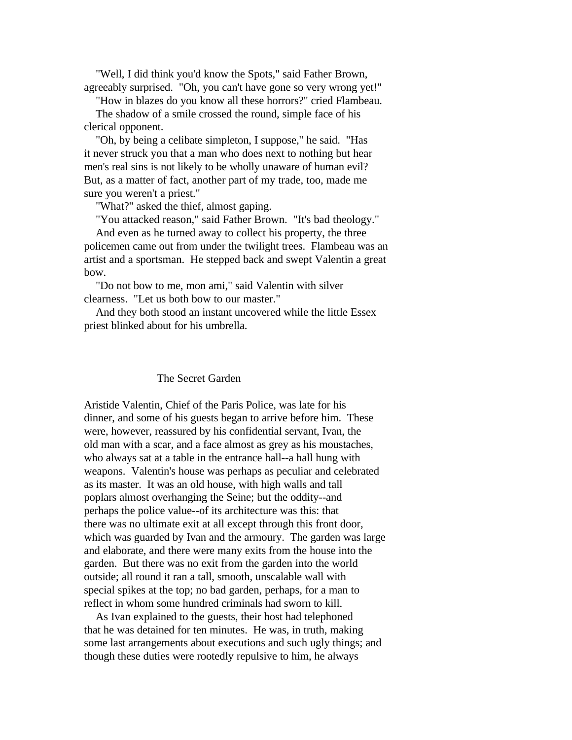"Well, I did think you'd know the Spots," said Father Brown, agreeably surprised. "Oh, you can't have gone so very wrong yet!"

"How in blazes do you know all these horrors?" cried Flambeau.

The shadow of a smile crossed the round, simple face of his clerical opponent.

"Oh, by being a celibate simpleton, I suppose," he said. "Has it never struck you that a man who does next to nothing but hear men's real sins is not likely to be wholly unaware of human evil? But, as a matter of fact, another part of my trade, too, made me sure you weren't a priest."

"What?" asked the thief, almost gaping.

"You attacked reason," said Father Brown. "It's bad theology."

And even as he turned away to collect his property, the three policemen came out from under the twilight trees. Flambeau was an artist and a sportsman. He stepped back and swept Valentin a great bow.

"Do not bow to me, mon ami," said Valentin with silver clearness. "Let us both bow to our master."

And they both stood an instant uncovered while the little Essex priest blinked about for his umbrella.

## The Secret Garden

Aristide Valentin, Chief of the Paris Police, was late for his dinner, and some of his guests began to arrive before him. These were, however, reassured by his confidential servant, Ivan, the old man with a scar, and a face almost as grey as his moustaches, who always sat at a table in the entrance hall--a hall hung with weapons. Valentin's house was perhaps as peculiar and celebrated as its master. It was an old house, with high walls and tall poplars almost overhanging the Seine; but the oddity--and perhaps the police value--of its architecture was this: that there was no ultimate exit at all except through this front door, which was guarded by Ivan and the armoury. The garden was large and elaborate, and there were many exits from the house into the garden. But there was no exit from the garden into the world outside; all round it ran a tall, smooth, unscalable wall with special spikes at the top; no bad garden, perhaps, for a man to reflect in whom some hundred criminals had sworn to kill.

As Ivan explained to the guests, their host had telephoned that he was detained for ten minutes. He was, in truth, making some last arrangements about executions and such ugly things; and though these duties were rootedly repulsive to him, he always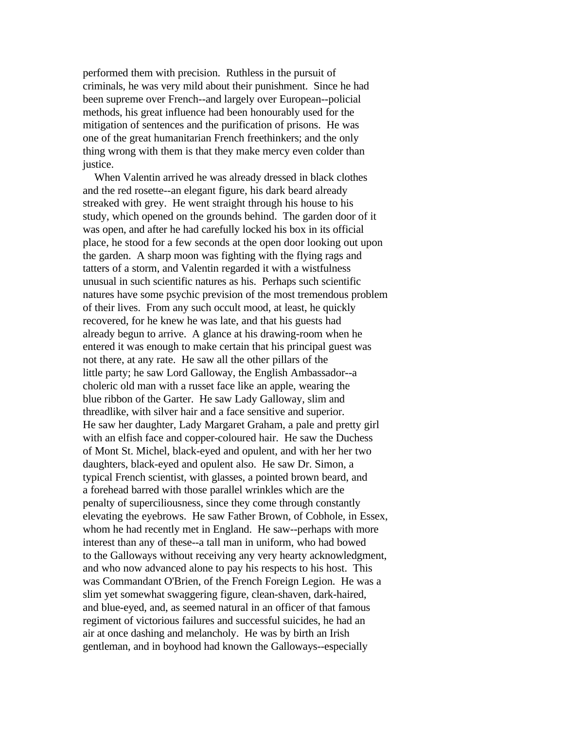performed them with precision. Ruthless in the pursuit of criminals, he was very mild about their punishment. Since he had been supreme over French--and largely over European--policial methods, his great influence had been honourably used for the mitigation of sentences and the purification of prisons. He was one of the great humanitarian French freethinkers; and the only thing wrong with them is that they make mercy even colder than justice.

When Valentin arrived he was already dressed in black clothes and the red rosette--an elegant figure, his dark beard already streaked with grey. He went straight through his house to his study, which opened on the grounds behind. The garden door of it was open, and after he had carefully locked his box in its official place, he stood for a few seconds at the open door looking out upon the garden. A sharp moon was fighting with the flying rags and tatters of a storm, and Valentin regarded it with a wistfulness unusual in such scientific natures as his. Perhaps such scientific natures have some psychic prevision of the most tremendous problem of their lives. From any such occult mood, at least, he quickly recovered, for he knew he was late, and that his guests had already begun to arrive. A glance at his drawing-room when he entered it was enough to make certain that his principal guest was not there, at any rate. He saw all the other pillars of the little party; he saw Lord Galloway, the English Ambassador--a choleric old man with a russet face like an apple, wearing the blue ribbon of the Garter. He saw Lady Galloway, slim and threadlike, with silver hair and a face sensitive and superior. He saw her daughter, Lady Margaret Graham, a pale and pretty girl with an elfish face and copper-coloured hair. He saw the Duchess of Mont St. Michel, black-eyed and opulent, and with her her two daughters, black-eyed and opulent also. He saw Dr. Simon, a typical French scientist, with glasses, a pointed brown beard, and a forehead barred with those parallel wrinkles which are the penalty of superciliousness, since they come through constantly elevating the eyebrows. He saw Father Brown, of Cobhole, in Essex, whom he had recently met in England. He saw--perhaps with more interest than any of these--a tall man in uniform, who had bowed to the Galloways without receiving any very hearty acknowledgment, and who now advanced alone to pay his respects to his host. This was Commandant O'Brien, of the French Foreign Legion. He was a slim yet somewhat swaggering figure, clean-shaven, dark-haired, and blue-eyed, and, as seemed natural in an officer of that famous regiment of victorious failures and successful suicides, he had an air at once dashing and melancholy. He was by birth an Irish gentleman, and in boyhood had known the Galloways--especially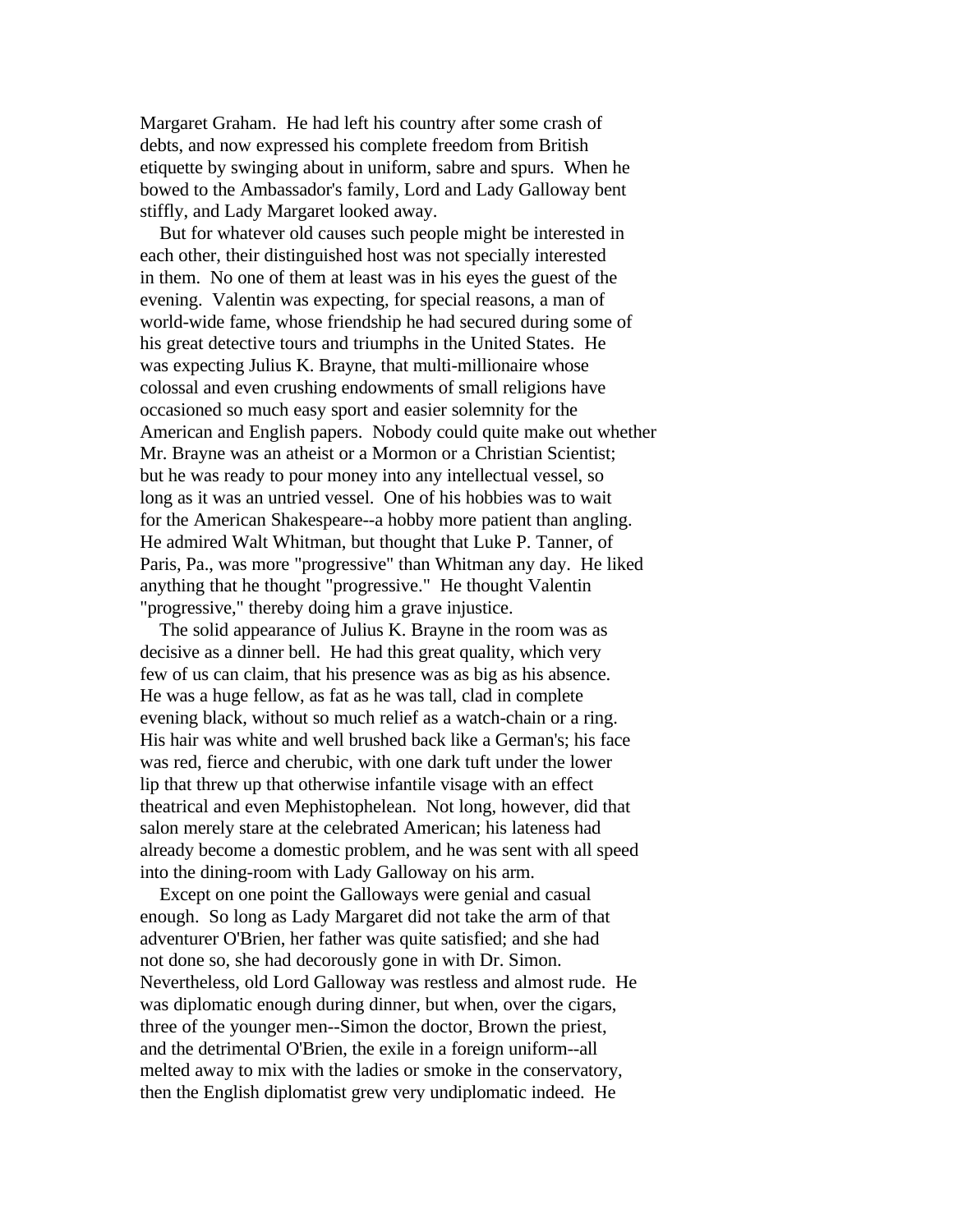Margaret Graham. He had left his country after some crash of debts, and now expressed his complete freedom from British etiquette by swinging about in uniform, sabre and spurs. When he bowed to the Ambassador's family, Lord and Lady Galloway bent stiffly, and Lady Margaret looked away.

But for whatever old causes such people might be interested in each other, their distinguished host was not specially interested in them. No one of them at least was in his eyes the guest of the evening. Valentin was expecting, for special reasons, a man of world-wide fame, whose friendship he had secured during some of his great detective tours and triumphs in the United States. He was expecting Julius K. Brayne, that multi-millionaire whose colossal and even crushing endowments of small religions have occasioned so much easy sport and easier solemnity for the American and English papers. Nobody could quite make out whether Mr. Brayne was an atheist or a Mormon or a Christian Scientist; but he was ready to pour money into any intellectual vessel, so long as it was an untried vessel. One of his hobbies was to wait for the American Shakespeare--a hobby more patient than angling. He admired Walt Whitman, but thought that Luke P. Tanner, of Paris, Pa., was more "progressive" than Whitman any day. He liked anything that he thought "progressive." He thought Valentin "progressive," thereby doing him a grave injustice.

The solid appearance of Julius K. Brayne in the room was as decisive as a dinner bell. He had this great quality, which very few of us can claim, that his presence was as big as his absence. He was a huge fellow, as fat as he was tall, clad in complete evening black, without so much relief as a watch-chain or a ring. His hair was white and well brushed back like a German's; his face was red, fierce and cherubic, with one dark tuft under the lower lip that threw up that otherwise infantile visage with an effect theatrical and even Mephistophelean. Not long, however, did that salon merely stare at the celebrated American; his lateness had already become a domestic problem, and he was sent with all speed into the dining-room with Lady Galloway on his arm.

Except on one point the Galloways were genial and casual enough. So long as Lady Margaret did not take the arm of that adventurer O'Brien, her father was quite satisfied; and she had not done so, she had decorously gone in with Dr. Simon. Nevertheless, old Lord Galloway was restless and almost rude. He was diplomatic enough during dinner, but when, over the cigars, three of the younger men--Simon the doctor, Brown the priest, and the detrimental O'Brien, the exile in a foreign uniform--all melted away to mix with the ladies or smoke in the conservatory, then the English diplomatist grew very undiplomatic indeed. He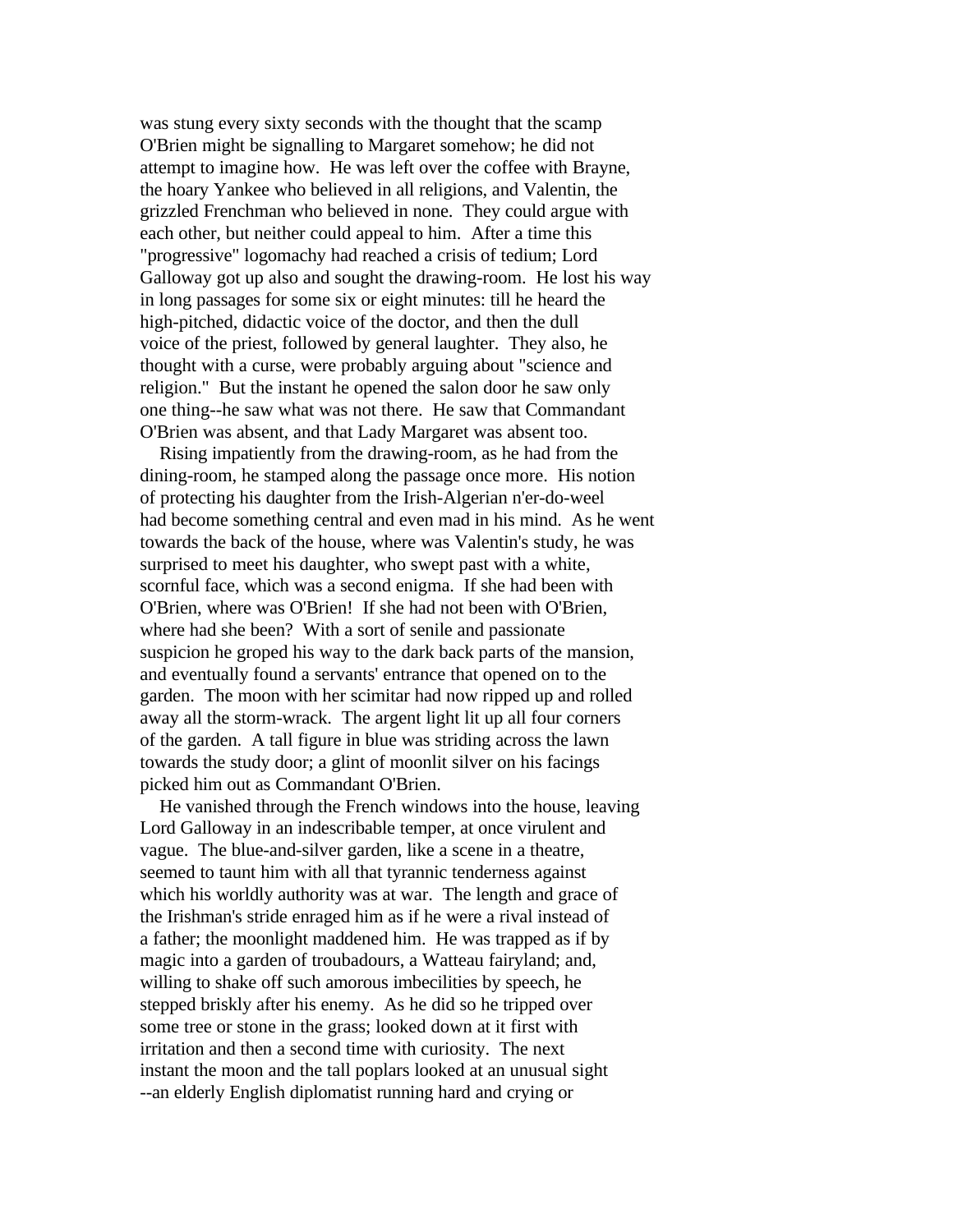was stung every sixty seconds with the thought that the scamp O'Brien might be signalling to Margaret somehow; he did not attempt to imagine how. He was left over the coffee with Brayne, the hoary Yankee who believed in all religions, and Valentin, the grizzled Frenchman who believed in none. They could argue with each other, but neither could appeal to him. After a time this "progressive" logomachy had reached a crisis of tedium; Lord Galloway got up also and sought the drawing-room. He lost his way in long passages for some six or eight minutes: till he heard the high-pitched, didactic voice of the doctor, and then the dull voice of the priest, followed by general laughter. They also, he thought with a curse, were probably arguing about "science and religion." But the instant he opened the salon door he saw only one thing--he saw what was not there. He saw that Commandant O'Brien was absent, and that Lady Margaret was absent too.

Rising impatiently from the drawing-room, as he had from the dining-room, he stamped along the passage once more. His notion of protecting his daughter from the Irish-Algerian n'er-do-weel had become something central and even mad in his mind. As he went towards the back of the house, where was Valentin's study, he was surprised to meet his daughter, who swept past with a white, scornful face, which was a second enigma. If she had been with O'Brien, where was O'Brien! If she had not been with O'Brien, where had she been? With a sort of senile and passionate suspicion he groped his way to the dark back parts of the mansion, and eventually found a servants' entrance that opened on to the garden. The moon with her scimitar had now ripped up and rolled away all the storm-wrack. The argent light lit up all four corners of the garden. A tall figure in blue was striding across the lawn towards the study door; a glint of moonlit silver on his facings picked him out as Commandant O'Brien.

He vanished through the French windows into the house, leaving Lord Galloway in an indescribable temper, at once virulent and vague. The blue-and-silver garden, like a scene in a theatre, seemed to taunt him with all that tyrannic tenderness against which his worldly authority was at war. The length and grace of the Irishman's stride enraged him as if he were a rival instead of a father; the moonlight maddened him. He was trapped as if by magic into a garden of troubadours, a Watteau fairyland; and, willing to shake off such amorous imbecilities by speech, he stepped briskly after his enemy. As he did so he tripped over some tree or stone in the grass; looked down at it first with irritation and then a second time with curiosity. The next instant the moon and the tall poplars looked at an unusual sight --an elderly English diplomatist running hard and crying or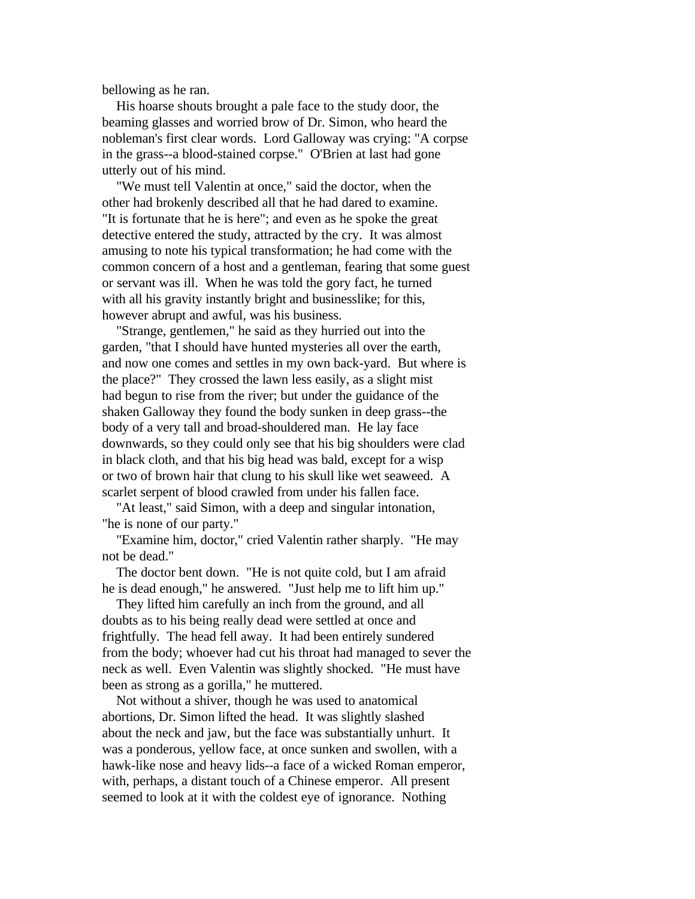bellowing as he ran.

His hoarse shouts brought a pale face to the study door, the beaming glasses and worried brow of Dr. Simon, who heard the nobleman's first clear words. Lord Galloway was crying: "A corpse in the grass--a blood-stained corpse." O'Brien at last had gone utterly out of his mind.

"We must tell Valentin at once," said the doctor, when the other had brokenly described all that he had dared to examine. "It is fortunate that he is here"; and even as he spoke the great detective entered the study, attracted by the cry. It was almost amusing to note his typical transformation; he had come with the common concern of a host and a gentleman, fearing that some guest or servant was ill. When he was told the gory fact, he turned with all his gravity instantly bright and businesslike; for this, however abrupt and awful, was his business.

"Strange, gentlemen," he said as they hurried out into the garden, "that I should have hunted mysteries all over the earth, and now one comes and settles in my own back-yard. But where is the place?" They crossed the lawn less easily, as a slight mist had begun to rise from the river; but under the guidance of the shaken Galloway they found the body sunken in deep grass--the body of a very tall and broad-shouldered man. He lay face downwards, so they could only see that his big shoulders were clad in black cloth, and that his big head was bald, except for a wisp or two of brown hair that clung to his skull like wet seaweed. A scarlet serpent of blood crawled from under his fallen face.

"At least," said Simon, with a deep and singular intonation, "he is none of our party."

"Examine him, doctor," cried Valentin rather sharply. "He may not be dead."

The doctor bent down. "He is not quite cold, but I am afraid he is dead enough," he answered. "Just help me to lift him up."

They lifted him carefully an inch from the ground, and all doubts as to his being really dead were settled at once and frightfully. The head fell away. It had been entirely sundered from the body; whoever had cut his throat had managed to sever the neck as well. Even Valentin was slightly shocked. "He must have been as strong as a gorilla," he muttered.

Not without a shiver, though he was used to anatomical abortions, Dr. Simon lifted the head. It was slightly slashed about the neck and jaw, but the face was substantially unhurt. It was a ponderous, yellow face, at once sunken and swollen, with a hawk-like nose and heavy lids--a face of a wicked Roman emperor, with, perhaps, a distant touch of a Chinese emperor. All present seemed to look at it with the coldest eye of ignorance. Nothing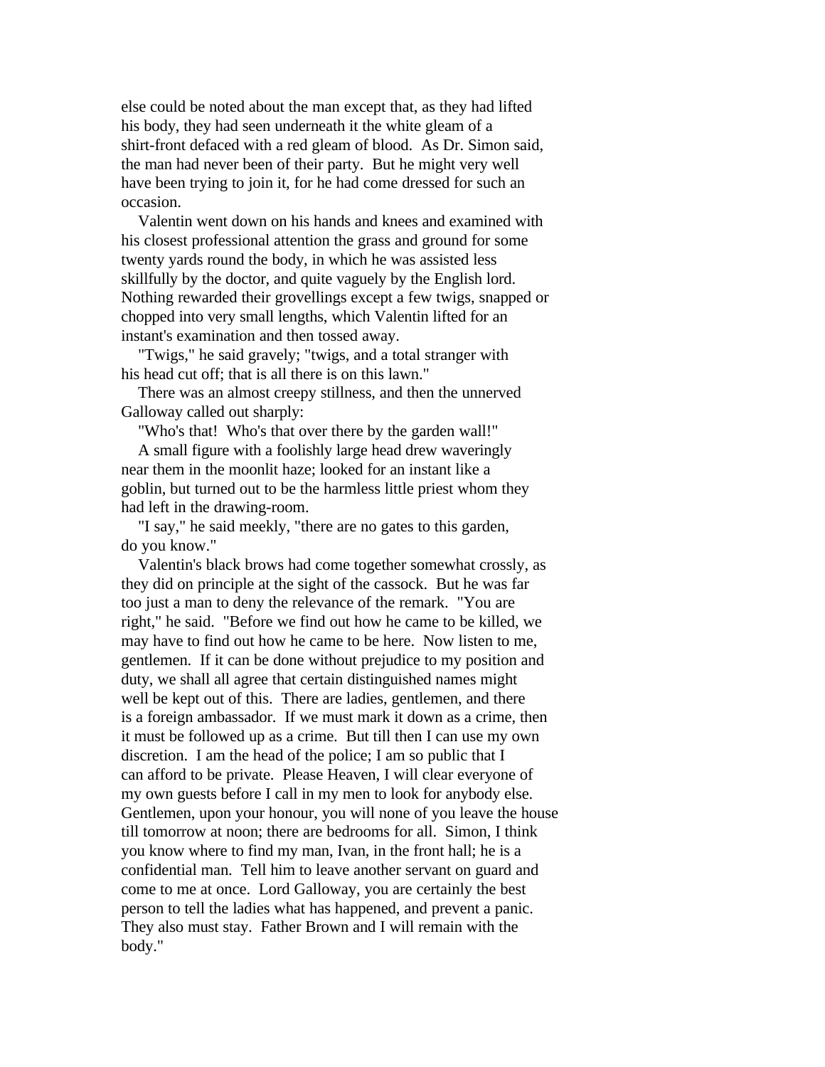else could be noted about the man except that, as they had lifted his body, they had seen underneath it the white gleam of a shirt-front defaced with a red gleam of blood. As Dr. Simon said, the man had never been of their party. But he might very well have been trying to join it, for he had come dressed for such an occasion.

Valentin went down on his hands and knees and examined with his closest professional attention the grass and ground for some twenty yards round the body, in which he was assisted less skillfully by the doctor, and quite vaguely by the English lord. Nothing rewarded their grovellings except a few twigs, snapped or chopped into very small lengths, which Valentin lifted for an instant's examination and then tossed away.

"Twigs," he said gravely; "twigs, and a total stranger with his head cut off; that is all there is on this lawn."

There was an almost creepy stillness, and then the unnerved Galloway called out sharply:

"Who's that! Who's that over there by the garden wall!"

A small figure with a foolishly large head drew waveringly near them in the moonlit haze; looked for an instant like a goblin, but turned out to be the harmless little priest whom they had left in the drawing-room.

"I say," he said meekly, "there are no gates to this garden, do you know."

Valentin's black brows had come together somewhat crossly, as they did on principle at the sight of the cassock. But he was far too just a man to deny the relevance of the remark. "You are right," he said. "Before we find out how he came to be killed, we may have to find out how he came to be here. Now listen to me, gentlemen. If it can be done without prejudice to my position and duty, we shall all agree that certain distinguished names might well be kept out of this. There are ladies, gentlemen, and there is a foreign ambassador. If we must mark it down as a crime, then it must be followed up as a crime. But till then I can use my own discretion. I am the head of the police; I am so public that I can afford to be private. Please Heaven, I will clear everyone of my own guests before I call in my men to look for anybody else. Gentlemen, upon your honour, you will none of you leave the house till tomorrow at noon; there are bedrooms for all. Simon, I think you know where to find my man, Ivan, in the front hall; he is a confidential man. Tell him to leave another servant on guard and come to me at once. Lord Galloway, you are certainly the best person to tell the ladies what has happened, and prevent a panic. They also must stay. Father Brown and I will remain with the body."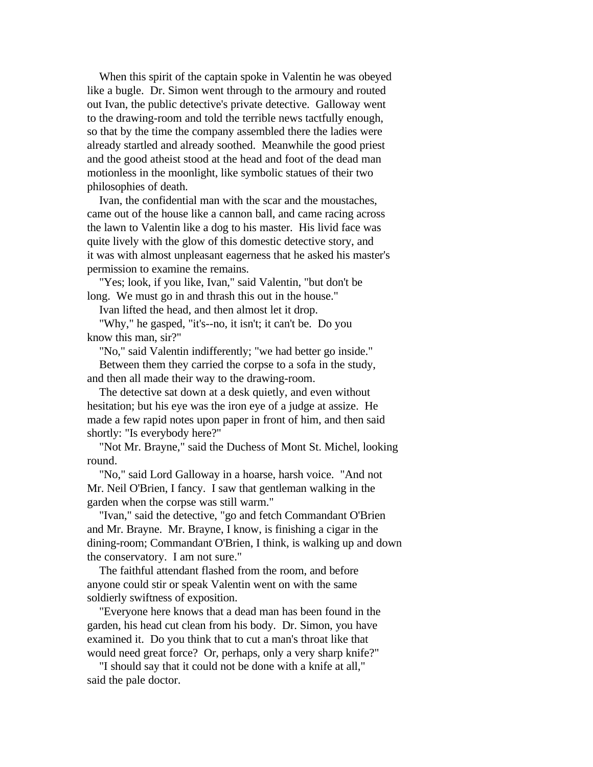When this spirit of the captain spoke in Valentin he was obeyed like a bugle. Dr. Simon went through to the armoury and routed out Ivan, the public detective's private detective. Galloway went to the drawing-room and told the terrible news tactfully enough, so that by the time the company assembled there the ladies were already startled and already soothed. Meanwhile the good priest and the good atheist stood at the head and foot of the dead man motionless in the moonlight, like symbolic statues of their two philosophies of death.

Ivan, the confidential man with the scar and the moustaches, came out of the house like a cannon ball, and came racing across the lawn to Valentin like a dog to his master. His livid face was quite lively with the glow of this domestic detective story, and it was with almost unpleasant eagerness that he asked his master's permission to examine the remains.

"Yes; look, if you like, Ivan," said Valentin, "but don't be long. We must go in and thrash this out in the house."

Ivan lifted the head, and then almost let it drop.

"Why," he gasped, "it's--no, it isn't; it can't be. Do you know this man, sir?"

"No," said Valentin indifferently; "we had better go inside."

Between them they carried the corpse to a sofa in the study, and then all made their way to the drawing-room.

The detective sat down at a desk quietly, and even without hesitation; but his eye was the iron eye of a judge at assize. He made a few rapid notes upon paper in front of him, and then said shortly: "Is everybody here?"

"Not Mr. Brayne," said the Duchess of Mont St. Michel, looking round.

"No," said Lord Galloway in a hoarse, harsh voice. "And not Mr. Neil O'Brien, I fancy. I saw that gentleman walking in the garden when the corpse was still warm."

"Ivan," said the detective, "go and fetch Commandant O'Brien and Mr. Brayne. Mr. Brayne, I know, is finishing a cigar in the dining-room; Commandant O'Brien, I think, is walking up and down the conservatory. I am not sure."

The faithful attendant flashed from the room, and before anyone could stir or speak Valentin went on with the same soldierly swiftness of exposition.

"Everyone here knows that a dead man has been found in the garden, his head cut clean from his body. Dr. Simon, you have examined it. Do you think that to cut a man's throat like that would need great force? Or, perhaps, only a very sharp knife?"

"I should say that it could not be done with a knife at all," said the pale doctor.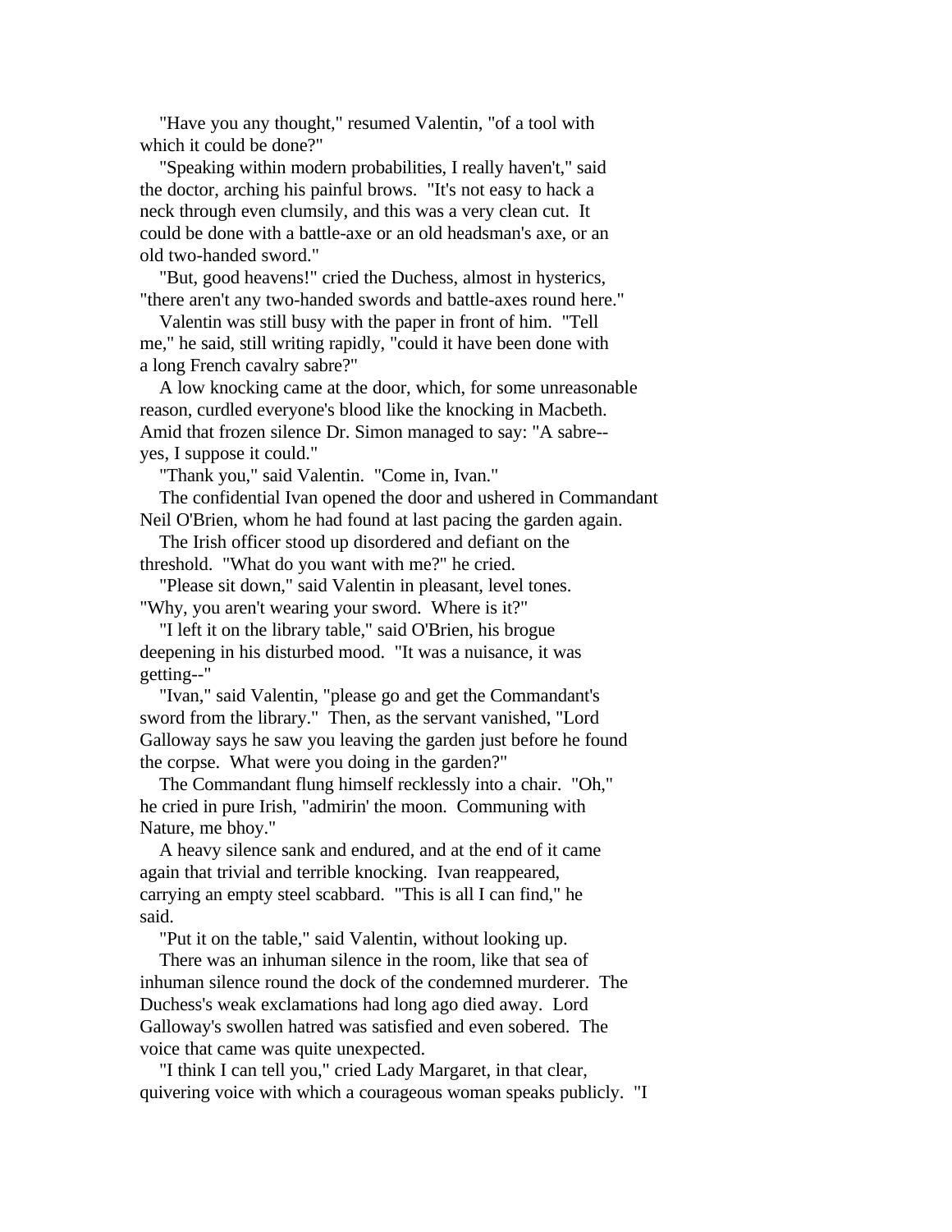"Have you any thought," resumed Valentin, "of a tool with which it could be done?"

"Speaking within modern probabilities, I really haven't," said the doctor, arching his painful brows. "It's not easy to hack a neck through even clumsily, and this was a very clean cut. It could be done with a battle-axe or an old headsman's axe, or an old two-handed sword."

"But, good heavens!" cried the Duchess, almost in hysterics, "there aren't any two-handed swords and battle-axes round here."

Valentin was still busy with the paper in front of him. "Tell me," he said, still writing rapidly, "could it have been done with a long French cavalry sabre?"

A low knocking came at the door, which, for some unreasonable reason, curdled everyone's blood like the knocking in Macbeth. Amid that frozen silence Dr. Simon managed to say: "A sabre--yes, I suppose it could."

"Thank you," said Valentin. "Come in, Ivan."

The confidential Ivan opened the door and ushered in Commandant Neil O'Brien, whom he had found at last pacing the garden again.

The Irish officer stood up disordered and defiant on the threshold. "What do you want with me?" he cried.

"Please sit down," said Valentin in pleasant, level tones. "Why, you aren't wearing your sword. Where is it?"

"I left it on the library table," said O'Brien, his brogue deepening in his disturbed mood. "It was a nuisance, it was getting--"

"Ivan," said Valentin, "please go and get the Commandant's sword from the library." Then, as the servant vanished, "Lord Galloway says he saw you leaving the garden just before he found the corpse. What were you doing in the garden?"

The Commandant flung himself recklessly into a chair. "Oh," he cried in pure Irish, "admirin' the moon. Communing with Nature, me bhoy."

A heavy silence sank and endured, and at the end of it came again that trivial and terrible knocking. Ivan reappeared, carrying an empty steel scabbard. "This is all I can find," he said.

"Put it on the table," said Valentin, without looking up.

There was an inhuman silence in the room, like that sea of inhuman silence round the dock of the condemned murderer. The Duchess's weak exclamations had long ago died away. Lord Galloway's swollen hatred was satisfied and even sobered. The voice that came was quite unexpected.

"I think I can tell you," cried Lady Margaret, in that clear, quivering voice with which a courageous woman speaks publicly. "I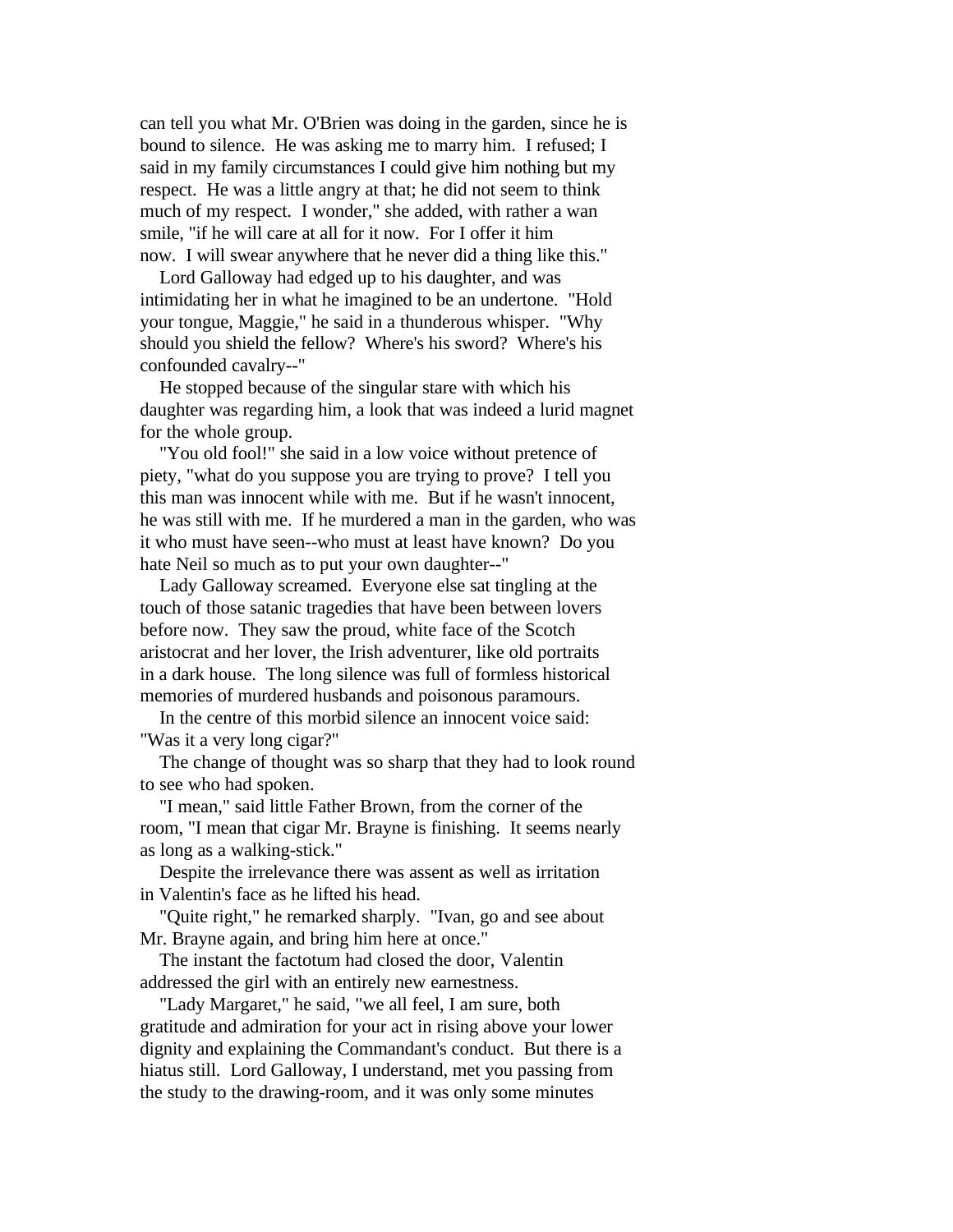can tell you what Mr. O'Brien was doing in the garden, since he is bound to silence. He was asking me to marry him. I refused; I said in my family circumstances I could give him nothing but my respect. He was a little angry at that; he did not seem to think much of my respect. I wonder," she added, with rather a wan smile, "if he will care at all for it now. For I offer it him now. I will swear anywhere that he never did a thing like this."

Lord Galloway had edged up to his daughter, and was intimidating her in what he imagined to be an undertone. "Hold your tongue, Maggie," he said in a thunderous whisper. "Why should you shield the fellow? Where's his sword? Where's his confounded cavalry--"

He stopped because of the singular stare with which his daughter was regarding him, a look that was indeed a lurid magnet for the whole group.

"You old fool!" she said in a low voice without pretence of piety, "what do you suppose you are trying to prove? I tell you this man was innocent while with me. But if he wasn't innocent, he was still with me. If he murdered a man in the garden, who was it who must have seen--who must at least have known? Do you hate Neil so much as to put your own daughter--"

Lady Galloway screamed. Everyone else sat tingling at the touch of those satanic tragedies that have been between lovers before now. They saw the proud, white face of the Scotch aristocrat and her lover, the Irish adventurer, like old portraits in a dark house. The long silence was full of formless historical memories of murdered husbands and poisonous paramours.

In the centre of this morbid silence an innocent voice said: "Was it a very long cigar?"

The change of thought was so sharp that they had to look round to see who had spoken.

"I mean," said little Father Brown, from the corner of the room, "I mean that cigar Mr. Brayne is finishing. It seems nearly as long as a walking-stick."

Despite the irrelevance there was assent as well as irritation in Valentin's face as he lifted his head.

"Quite right," he remarked sharply. "Ivan, go and see about Mr. Brayne again, and bring him here at once."

The instant the factotum had closed the door, Valentin addressed the girl with an entirely new earnestness.

"Lady Margaret," he said, "we all feel, I am sure, both gratitude and admiration for your act in rising above your lower dignity and explaining the Commandant's conduct. But there is a hiatus still. Lord Galloway, I understand, met you passing from the study to the drawing-room, and it was only some minutes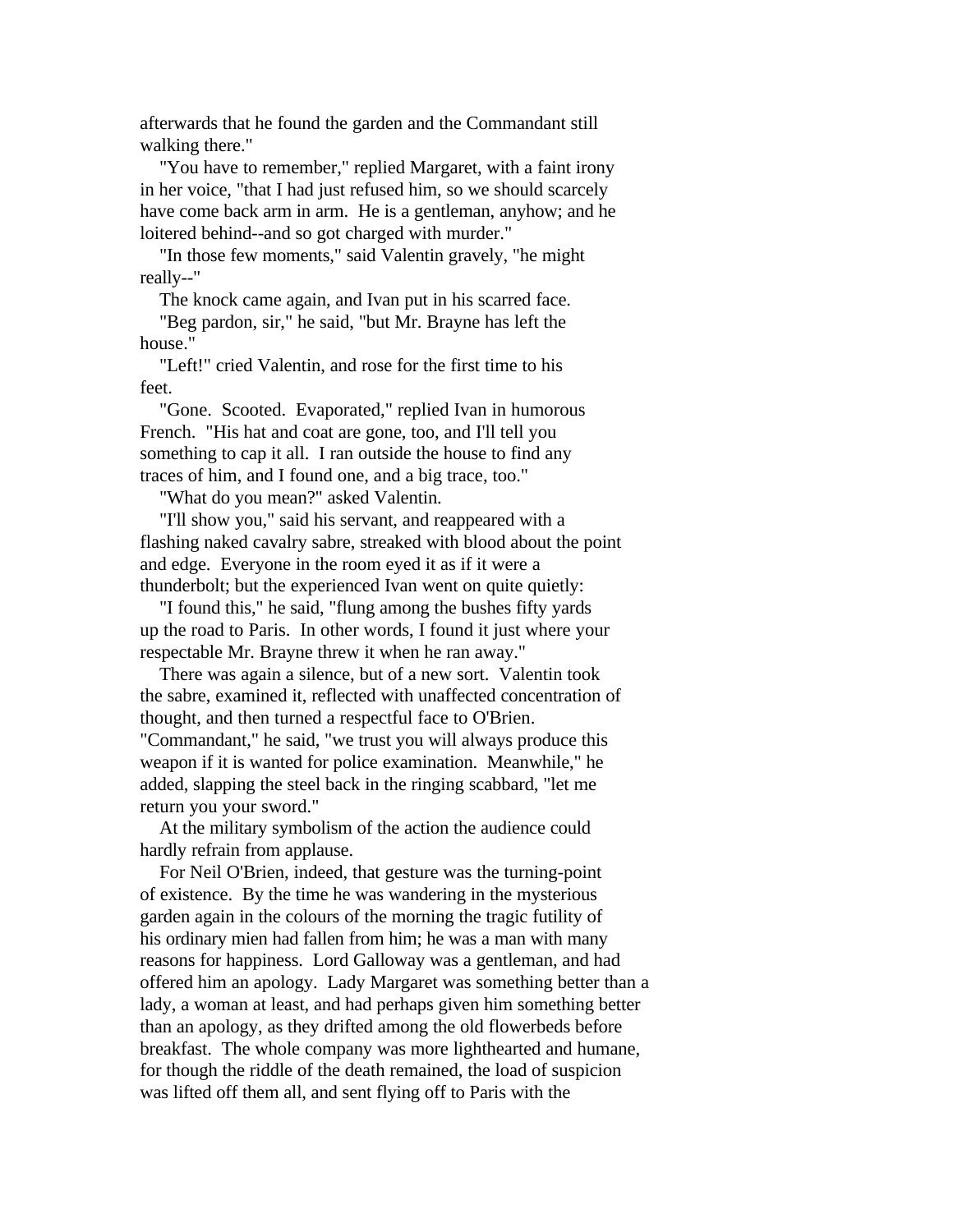afterwards that he found the garden and the Commandant still walking there."

"You have to remember," replied Margaret, with a faint irony in her voice, "that I had just refused him, so we should scarcely have come back arm in arm. He is a gentleman, anyhow; and he loitered behind--and so got charged with murder."

"In those few moments," said Valentin gravely, "he might really--"

The knock came again, and Ivan put in his scarred face.

"Beg pardon, sir," he said, "but Mr. Brayne has left the house."

"Left!" cried Valentin, and rose for the first time to his feet.

"Gone. Scooted. Evaporated," replied Ivan in humorous French. "His hat and coat are gone, too, and I'll tell you something to cap it all. I ran outside the house to find any traces of him, and I found one, and a big trace, too."

"What do you mean?" asked Valentin.

"I'll show you," said his servant, and reappeared with a flashing naked cavalry sabre, streaked with blood about the point and edge. Everyone in the room eyed it as if it were a thunderbolt; but the experienced Ivan went on quite quietly:

"I found this," he said, "flung among the bushes fifty yards up the road to Paris. In other words, I found it just where your respectable Mr. Brayne threw it when he ran away."

There was again a silence, but of a new sort. Valentin took the sabre, examined it, reflected with unaffected concentration of thought, and then turned a respectful face to O'Brien. "Commandant," he said, "we trust you will always produce this weapon if it is wanted for police examination. Meanwhile," he added, slapping the steel back in the ringing scabbard, "let me return you your sword."

At the military symbolism of the action the audience could hardly refrain from applause.

For Neil O'Brien, indeed, that gesture was the turning-point of existence. By the time he was wandering in the mysterious garden again in the colours of the morning the tragic futility of his ordinary mien had fallen from him; he was a man with many reasons for happiness. Lord Galloway was a gentleman, and had offered him an apology. Lady Margaret was something better than a lady, a woman at least, and had perhaps given him something better than an apology, as they drifted among the old flowerbeds before breakfast. The whole company was more lighthearted and humane, for though the riddle of the death remained, the load of suspicion was lifted off them all, and sent flying off to Paris with the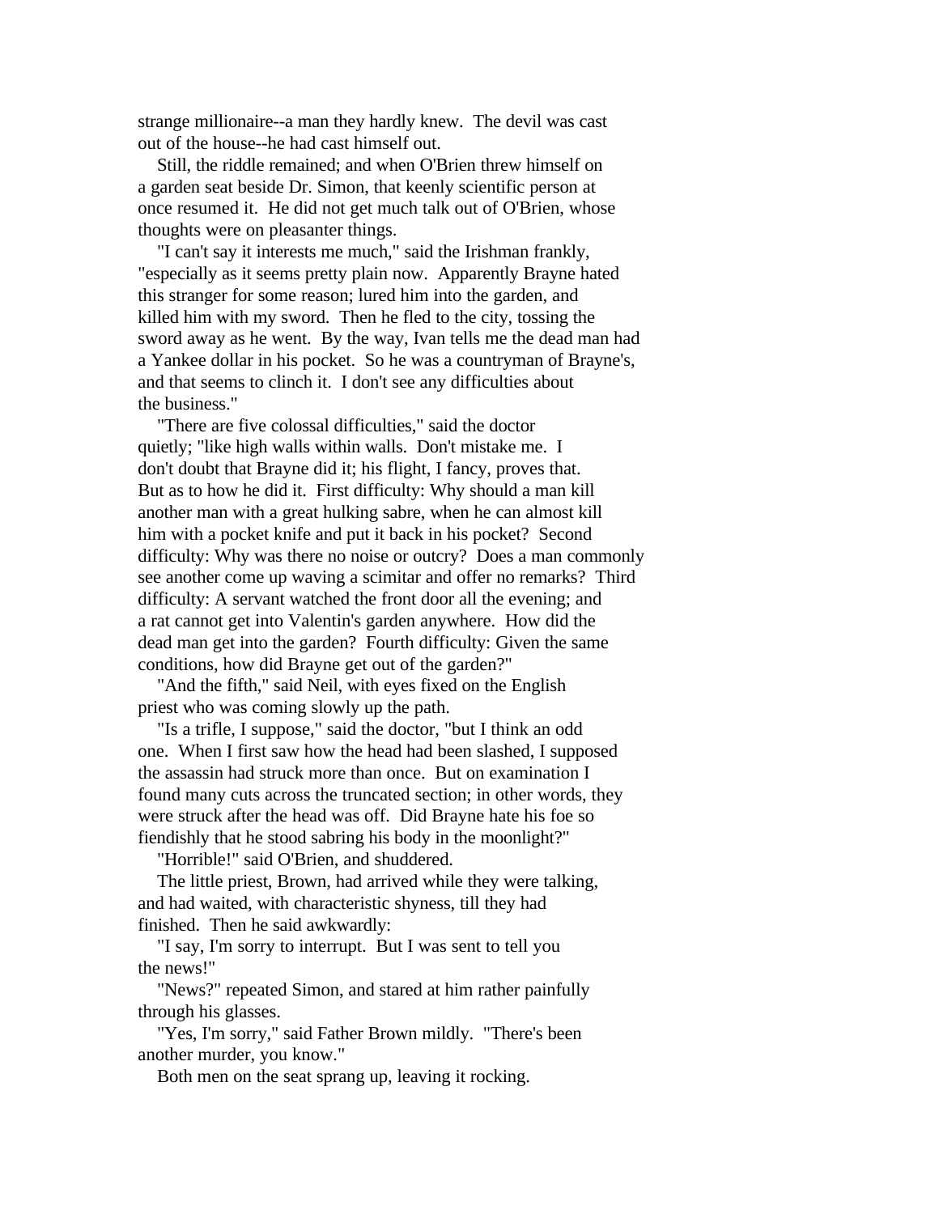strange millionaire--a man they hardly knew. The devil was cast out of the house--he had cast himself out.

Still, the riddle remained; and when O'Brien threw himself on a garden seat beside Dr. Simon, that keenly scientific person at once resumed it. He did not get much talk out of O'Brien, whose thoughts were on pleasanter things.

"I can't say it interests me much," said the Irishman frankly, "especially as it seems pretty plain now. Apparently Brayne hated this stranger for some reason; lured him into the garden, and killed him with my sword. Then he fled to the city, tossing the sword away as he went. By the way, Ivan tells me the dead man had a Yankee dollar in his pocket. So he was a countryman of Brayne's, and that seems to clinch it. I don't see any difficulties about the business."

"There are five colossal difficulties," said the doctor quietly; "like high walls within walls. Don't mistake me. I don't doubt that Brayne did it; his flight, I fancy, proves that. But as to how he did it. First difficulty: Why should a man kill another man with a great hulking sabre, when he can almost kill him with a pocket knife and put it back in his pocket? Second difficulty: Why was there no noise or outcry? Does a man commonly see another come up waving a scimitar and offer no remarks? Third difficulty: A servant watched the front door all the evening; and a rat cannot get into Valentin's garden anywhere. How did the dead man get into the garden? Fourth difficulty: Given the same conditions, how did Brayne get out of the garden?"

"And the fifth," said Neil, with eyes fixed on the English priest who was coming slowly up the path.

"Is a trifle, I suppose," said the doctor, "but I think an odd one. When I first saw how the head had been slashed, I supposed the assassin had struck more than once. But on examination I found many cuts across the truncated section; in other words, they were struck after the head was off. Did Brayne hate his foe so fiendishly that he stood sabring his body in the moonlight?"

"Horrible!" said O'Brien, and shuddered.

The little priest, Brown, had arrived while they were talking, and had waited, with characteristic shyness, till they had finished. Then he said awkwardly:

"I say, I'm sorry to interrupt. But I was sent to tell you the news!"

"News?" repeated Simon, and stared at him rather painfully through his glasses.

"Yes, I'm sorry," said Father Brown mildly. "There's been another murder, you know."

Both men on the seat sprang up, leaving it rocking.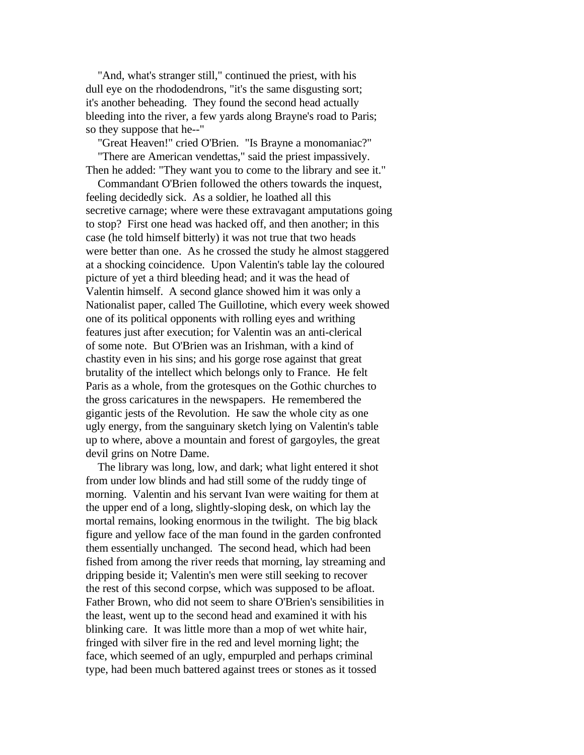"And, what's stranger still," continued the priest, with his dull eye on the rhododendrons, "it's the same disgusting sort; it's another beheading. They found the second head actually bleeding into the river, a few yards along Brayne's road to Paris; so they suppose that he--"

"Great Heaven!" cried O'Brien. "Is Brayne a monomaniac?"

"There are American vendettas," said the priest impassively. Then he added: "They want you to come to the library and see it."

Commandant O'Brien followed the others towards the inquest, feeling decidedly sick. As a soldier, he loathed all this secretive carnage; where were these extravagant amputations going to stop? First one head was hacked off, and then another; in this case (he told himself bitterly) it was not true that two heads were better than one. As he crossed the study he almost staggered at a shocking coincidence. Upon Valentin's table lay the coloured picture of yet a third bleeding head; and it was the head of Valentin himself. A second glance showed him it was only a Nationalist paper, called The Guillotine, which every week showed one of its political opponents with rolling eyes and writhing features just after execution; for Valentin was an anti-clerical of some note. But O'Brien was an Irishman, with a kind of chastity even in his sins; and his gorge rose against that great brutality of the intellect which belongs only to France. He felt Paris as a whole, from the grotesques on the Gothic churches to the gross caricatures in the newspapers. He remembered the gigantic jests of the Revolution. He saw the whole city as one ugly energy, from the sanguinary sketch lying on Valentin's table up to where, above a mountain and forest of gargoyles, the great devil grins on Notre Dame.

The library was long, low, and dark; what light entered it shot from under low blinds and had still some of the ruddy tinge of morning. Valentin and his servant Ivan were waiting for them at the upper end of a long, slightly-sloping desk, on which lay the mortal remains, looking enormous in the twilight. The big black figure and yellow face of the man found in the garden confronted them essentially unchanged. The second head, which had been fished from among the river reeds that morning, lay streaming and dripping beside it; Valentin's men were still seeking to recover the rest of this second corpse, which was supposed to be afloat. Father Brown, who did not seem to share O'Brien's sensibilities in the least, went up to the second head and examined it with his blinking care. It was little more than a mop of wet white hair, fringed with silver fire in the red and level morning light; the face, which seemed of an ugly, empurpled and perhaps criminal type, had been much battered against trees or stones as it tossed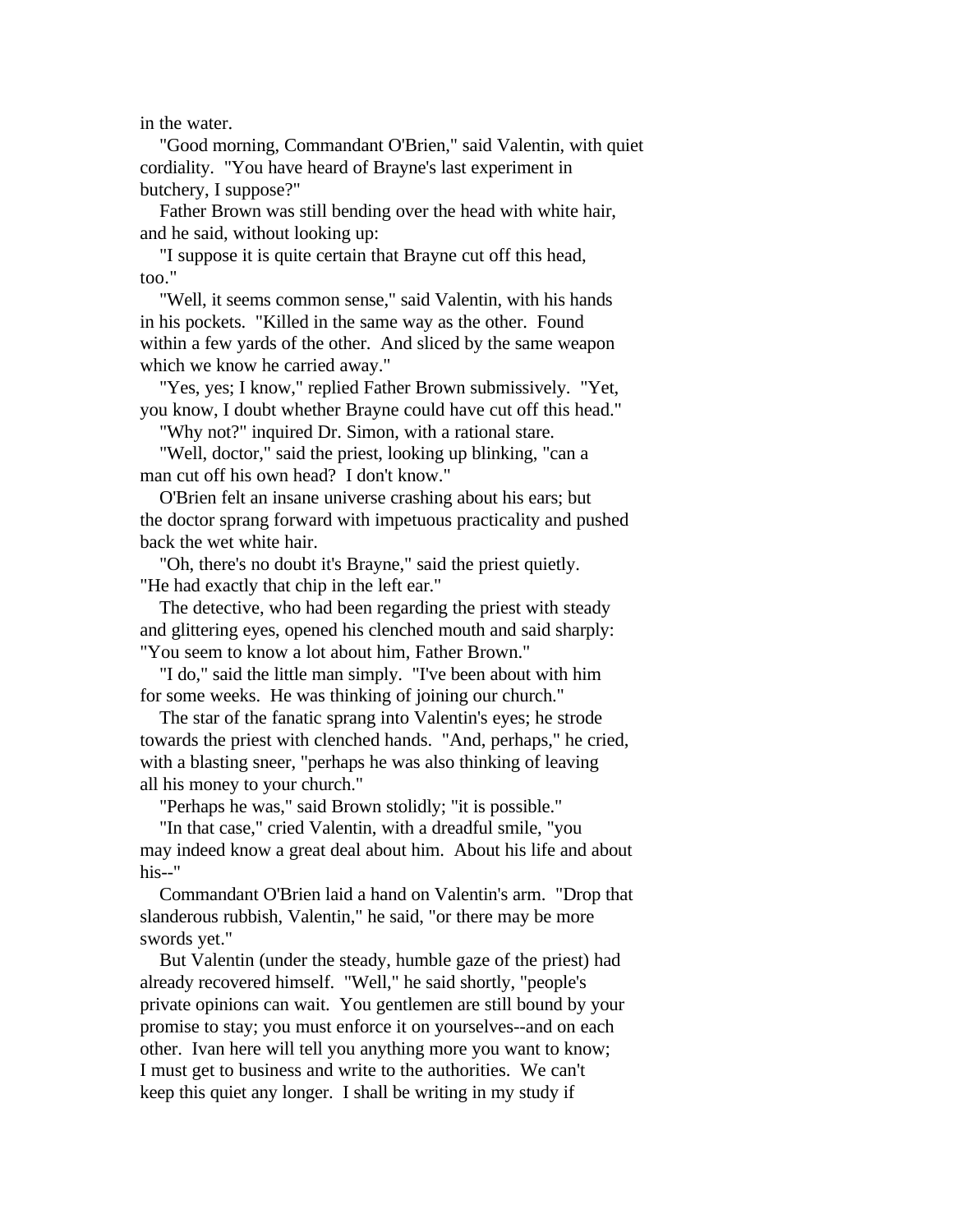in the water.

"Good morning, Commandant O'Brien," said Valentin, with quiet cordiality. "You have heard of Brayne's last experiment in butchery, I suppose?"

Father Brown was still bending over the head with white hair, and he said, without looking up:

"I suppose it is quite certain that Brayne cut off this head, too."

"Well, it seems common sense," said Valentin, with his hands in his pockets. "Killed in the same way as the other. Found within a few yards of the other. And sliced by the same weapon which we know he carried away."

"Yes, yes; I know," replied Father Brown submissively. "Yet, you know, I doubt whether Brayne could have cut off this head."

"Why not?" inquired Dr. Simon, with a rational stare.

"Well, doctor," said the priest, looking up blinking, "can a man cut off his own head? I don't know."

O'Brien felt an insane universe crashing about his ears; but the doctor sprang forward with impetuous practicality and pushed back the wet white hair.

"Oh, there's no doubt it's Brayne," said the priest quietly. "He had exactly that chip in the left ear."

The detective, who had been regarding the priest with steady and glittering eyes, opened his clenched mouth and said sharply: "You seem to know a lot about him, Father Brown."

"I do," said the little man simply. "I've been about with him for some weeks. He was thinking of joining our church."

The star of the fanatic sprang into Valentin's eyes; he strode towards the priest with clenched hands. "And, perhaps," he cried, with a blasting sneer, "perhaps he was also thinking of leaving all his money to your church."

"Perhaps he was," said Brown stolidly; "it is possible."

"In that case," cried Valentin, with a dreadful smile, "you may indeed know a great deal about him. About his life and about his--"

Commandant O'Brien laid a hand on Valentin's arm. "Drop that slanderous rubbish, Valentin," he said, "or there may be more swords yet."

But Valentin (under the steady, humble gaze of the priest) had already recovered himself. "Well," he said shortly, "people's private opinions can wait. You gentlemen are still bound by your promise to stay; you must enforce it on yourselves--and on each other. Ivan here will tell you anything more you want to know; I must get to business and write to the authorities. We can't keep this quiet any longer. I shall be writing in my study if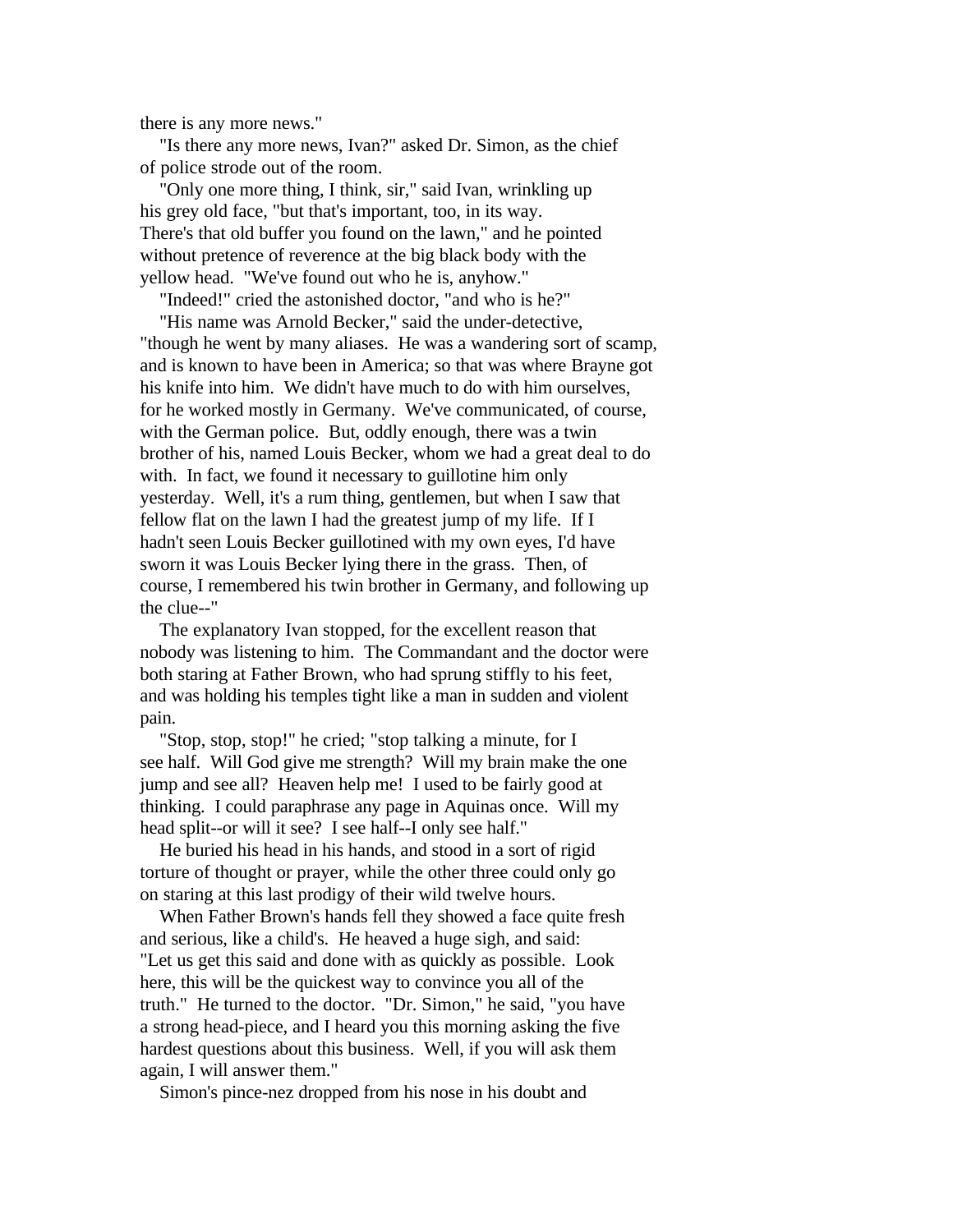there is any more news."

"Is there any more news, Ivan?" asked Dr. Simon, as the chief of police strode out of the room.

"Only one more thing, I think, sir," said Ivan, wrinkling up his grey old face, "but that's important, too, in its way. There's that old buffer you found on the lawn," and he pointed without pretence of reverence at the big black body with the yellow head. "We've found out who he is, anyhow."

"Indeed!" cried the astonished doctor, "and who is he?"

"His name was Arnold Becker," said the under-detective, "though he went by many aliases. He was a wandering sort of scamp, and is known to have been in America; so that was where Brayne got his knife into him. We didn't have much to do with him ourselves, for he worked mostly in Germany. We've communicated, of course, with the German police. But, oddly enough, there was a twin brother of his, named Louis Becker, whom we had a great deal to do with. In fact, we found it necessary to guillotine him only yesterday. Well, it's a rum thing, gentlemen, but when I saw that fellow flat on the lawn I had the greatest jump of my life. If I hadn't seen Louis Becker guillotined with my own eyes, I'd have sworn it was Louis Becker lying there in the grass. Then, of course, I remembered his twin brother in Germany, and following up the clue--"

The explanatory Ivan stopped, for the excellent reason that nobody was listening to him. The Commandant and the doctor were both staring at Father Brown, who had sprung stiffly to his feet, and was holding his temples tight like a man in sudden and violent pain.

"Stop, stop, stop!" he cried; "stop talking a minute, for I see half. Will God give me strength? Will my brain make the one jump and see all? Heaven help me! I used to be fairly good at thinking. I could paraphrase any page in Aquinas once. Will my head split--or will it see? I see half--I only see half."

He buried his head in his hands, and stood in a sort of rigid torture of thought or prayer, while the other three could only go on staring at this last prodigy of their wild twelve hours.

When Father Brown's hands fell they showed a face quite fresh and serious, like a child's. He heaved a huge sigh, and said: "Let us get this said and done with as quickly as possible. Look here, this will be the quickest way to convince you all of the truth." He turned to the doctor. "Dr. Simon," he said, "you have a strong head-piece, and I heard you this morning asking the five hardest questions about this business. Well, if you will ask them again, I will answer them."

Simon's pince-nez dropped from his nose in his doubt and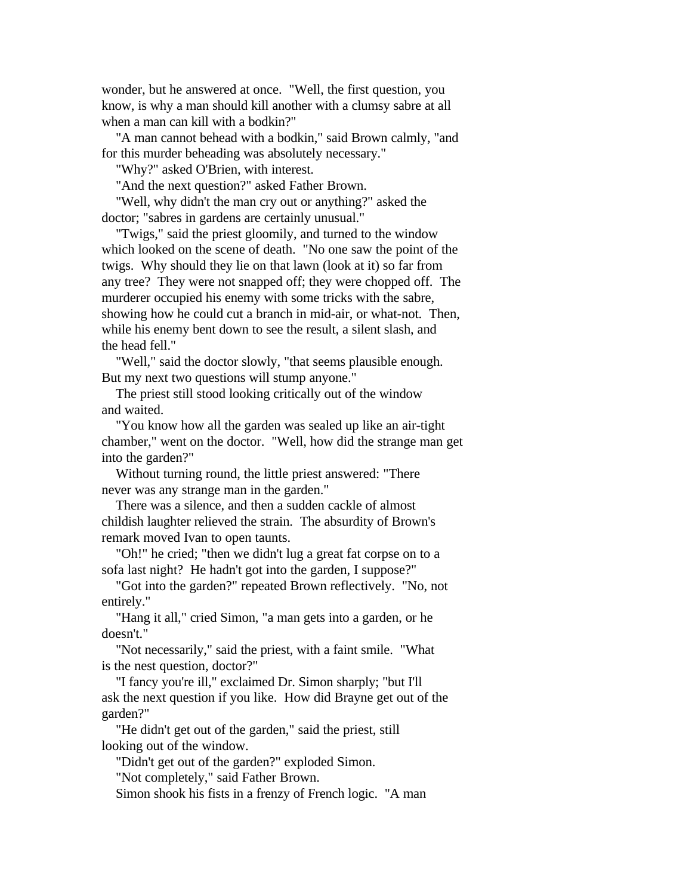wonder, but he answered at once. "Well, the first question, you know, is why a man should kill another with a clumsy sabre at all when a man can kill with a bodkin?"

"A man cannot behead with a bodkin," said Brown calmly, "and for this murder beheading was absolutely necessary."

"Why?" asked O'Brien, with interest.

"And the next question?" asked Father Brown.

"Well, why didn't the man cry out or anything?" asked the doctor; "sabres in gardens are certainly unusual."

"Twigs," said the priest gloomily, and turned to the window which looked on the scene of death. "No one saw the point of the twigs. Why should they lie on that lawn (look at it) so far from any tree? They were not snapped off; they were chopped off. The murderer occupied his enemy with some tricks with the sabre, showing how he could cut a branch in mid-air, or what-not. Then, while his enemy bent down to see the result, a silent slash, and the head fell."

"Well," said the doctor slowly, "that seems plausible enough. But my next two questions will stump anyone."

The priest still stood looking critically out of the window and waited.

"You know how all the garden was sealed up like an air-tight chamber," went on the doctor. "Well, how did the strange man get into the garden?"

Without turning round, the little priest answered: "There never was any strange man in the garden."

There was a silence, and then a sudden cackle of almost childish laughter relieved the strain. The absurdity of Brown's remark moved Ivan to open taunts.

"Oh!" he cried; "then we didn't lug a great fat corpse on to a sofa last night? He hadn't got into the garden, I suppose?"

"Got into the garden?" repeated Brown reflectively. "No, not entirely."

"Hang it all," cried Simon, "a man gets into a garden, or he doesn't."

"Not necessarily," said the priest, with a faint smile. "What is the nest question, doctor?"

"I fancy you're ill," exclaimed Dr. Simon sharply; "but I'll ask the next question if you like. How did Brayne get out of the garden?"

"He didn't get out of the garden," said the priest, still looking out of the window.

"Didn't get out of the garden?" exploded Simon.

"Not completely," said Father Brown.

Simon shook his fists in a frenzy of French logic. "A man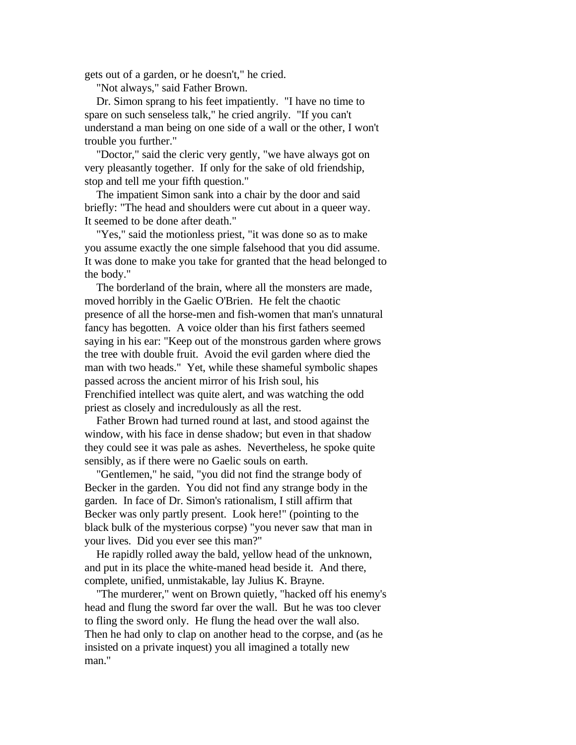gets out of a garden, or he doesn't," he cried.

"Not always," said Father Brown.

Dr. Simon sprang to his feet impatiently. "I have no time to spare on such senseless talk," he cried angrily. "If you can't understand a man being on one side of a wall or the other, I won't trouble you further."

"Doctor," said the cleric very gently, "we have always got on very pleasantly together. If only for the sake of old friendship, stop and tell me your fifth question."

The impatient Simon sank into a chair by the door and said briefly: "The head and shoulders were cut about in a queer way. It seemed to be done after death."

"Yes," said the motionless priest, "it was done so as to make you assume exactly the one simple falsehood that you did assume. It was done to make you take for granted that the head belonged to the body."

The borderland of the brain, where all the monsters are made, moved horribly in the Gaelic O'Brien. He felt the chaotic presence of all the horse-men and fish-women that man's unnatural fancy has begotten. A voice older than his first fathers seemed saying in his ear: "Keep out of the monstrous garden where grows the tree with double fruit. Avoid the evil garden where died the man with two heads." Yet, while these shameful symbolic shapes passed across the ancient mirror of his Irish soul, his Frenchified intellect was quite alert, and was watching the odd priest as closely and incredulously as all the rest.

Father Brown had turned round at last, and stood against the window, with his face in dense shadow; but even in that shadow they could see it was pale as ashes. Nevertheless, he spoke quite sensibly, as if there were no Gaelic souls on earth.

"Gentlemen," he said, "you did not find the strange body of Becker in the garden. You did not find any strange body in the garden. In face of Dr. Simon's rationalism, I still affirm that Becker was only partly present. Look here!" (pointing to the black bulk of the mysterious corpse) "you never saw that man in your lives. Did you ever see this man?"

He rapidly rolled away the bald, yellow head of the unknown, and put in its place the white-maned head beside it. And there, complete, unified, unmistakable, lay Julius K. Brayne.

"The murderer," went on Brown quietly, "hacked off his enemy's head and flung the sword far over the wall. But he was too clever to fling the sword only. He flung the head over the wall also. Then he had only to clap on another head to the corpse, and (as he insisted on a private inquest) you all imagined a totally new man."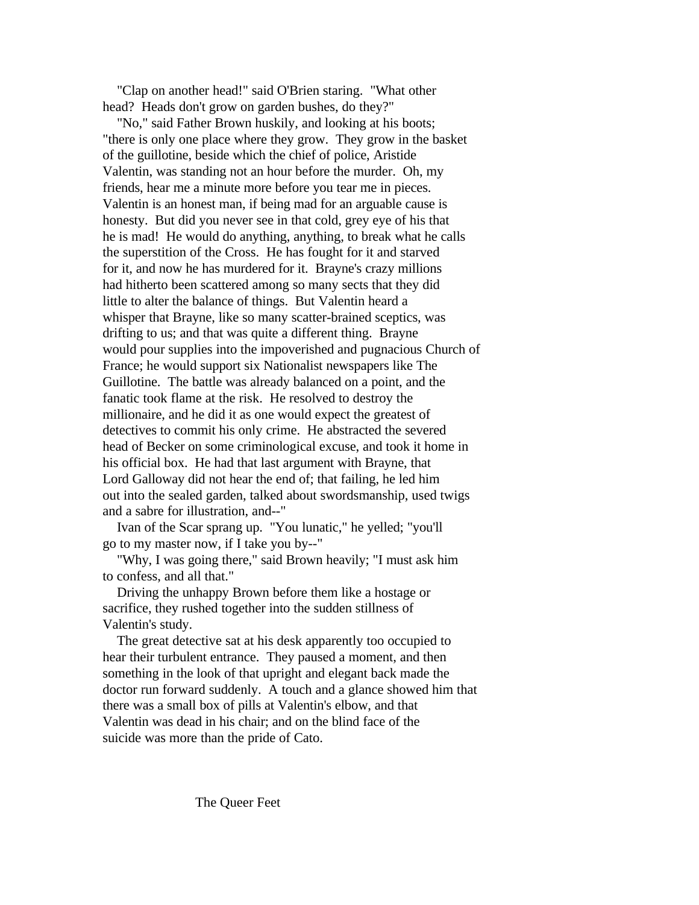"Clap on another head!" said O'Brien staring. "What other head? Heads don't grow on garden bushes, do they?"

"No," said Father Brown huskily, and looking at his boots; "there is only one place where they grow. They grow in the basket of the guillotine, beside which the chief of police, Aristide Valentin, was standing not an hour before the murder. Oh, my friends, hear me a minute more before you tear me in pieces. Valentin is an honest man, if being mad for an arguable cause is honesty. But did you never see in that cold, grey eye of his that he is mad! He would do anything, anything, to break what he calls the superstition of the Cross. He has fought for it and starved for it, and now he has murdered for it. Brayne's crazy millions had hitherto been scattered among so many sects that they did little to alter the balance of things. But Valentin heard a whisper that Brayne, like so many scatter-brained sceptics, was drifting to us; and that was quite a different thing. Brayne would pour supplies into the impoverished and pugnacious Church of France; he would support six Nationalist newspapers like The Guillotine. The battle was already balanced on a point, and the fanatic took flame at the risk. He resolved to destroy the millionaire, and he did it as one would expect the greatest of detectives to commit his only crime. He abstracted the severed head of Becker on some criminological excuse, and took it home in his official box. He had that last argument with Brayne, that Lord Galloway did not hear the end of; that failing, he led him out into the sealed garden, talked about swordsmanship, used twigs and a sabre for illustration, and--"

Ivan of the Scar sprang up. "You lunatic," he yelled; "you'll go to my master now, if I take you by--"

"Why, I was going there," said Brown heavily; "I must ask him to confess, and all that."

Driving the unhappy Brown before them like a hostage or sacrifice, they rushed together into the sudden stillness of Valentin's study.

The great detective sat at his desk apparently too occupied to hear their turbulent entrance. They paused a moment, and then something in the look of that upright and elegant back made the doctor run forward suddenly. A touch and a glance showed him that there was a small box of pills at Valentin's elbow, and that Valentin was dead in his chair; and on the blind face of the suicide was more than the pride of Cato.

## The Queer Feet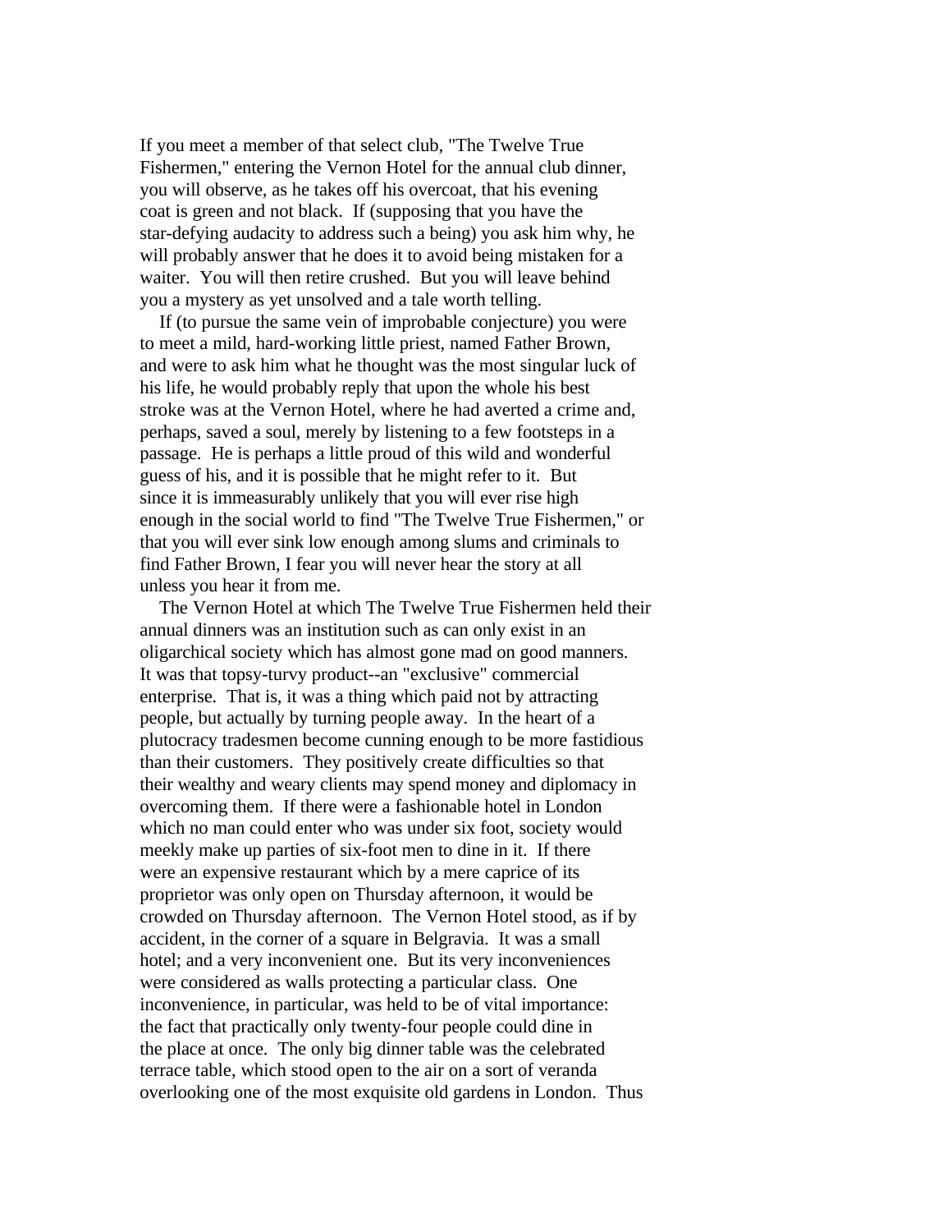If you meet a member of that select club, "The Twelve True Fishermen," entering the Vernon Hotel for the annual club dinner, you will observe, as he takes off his overcoat, that his evening coat is green and not black. If (supposing that you have the star-defying audacity to address such a being) you ask him why, he will probably answer that he does it to avoid being mistaken for a waiter. You will then retire crushed. But you will leave behind you a mystery as yet unsolved and a tale worth telling.

If (to pursue the same vein of improbable conjecture) you were to meet a mild, hard-working little priest, named Father Brown, and were to ask him what he thought was the most singular luck of his life, he would probably reply that upon the whole his best stroke was at the Vernon Hotel, where he had averted a crime and, perhaps, saved a soul, merely by listening to a few footsteps in a passage. He is perhaps a little proud of this wild and wonderful guess of his, and it is possible that he might refer to it. But since it is immeasurably unlikely that you will ever rise high enough in the social world to find "The Twelve True Fishermen," or that you will ever sink low enough among slums and criminals to find Father Brown, I fear you will never hear the story at all unless you hear it from me.

The Vernon Hotel at which The Twelve True Fishermen held their annual dinners was an institution such as can only exist in an oligarchical society which has almost gone mad on good manners. It was that topsy-turvy product--an "exclusive" commercial enterprise. That is, it was a thing which paid not by attracting people, but actually by turning people away. In the heart of a plutocracy tradesmen become cunning enough to be more fastidious than their customers. They positively create difficulties so that their wealthy and weary clients may spend money and diplomacy in overcoming them. If there were a fashionable hotel in London which no man could enter who was under six foot, society would meekly make up parties of six-foot men to dine in it. If there were an expensive restaurant which by a mere caprice of its proprietor was only open on Thursday afternoon, it would be crowded on Thursday afternoon. The Vernon Hotel stood, as if by accident, in the corner of a square in Belgravia. It was a small hotel; and a very inconvenient one. But its very inconveniences were considered as walls protecting a particular class. One inconvenience, in particular, was held to be of vital importance: the fact that practically only twenty-four people could dine in the place at once. The only big dinner table was the celebrated terrace table, which stood open to the air on a sort of veranda overlooking one of the most exquisite old gardens in London. Thus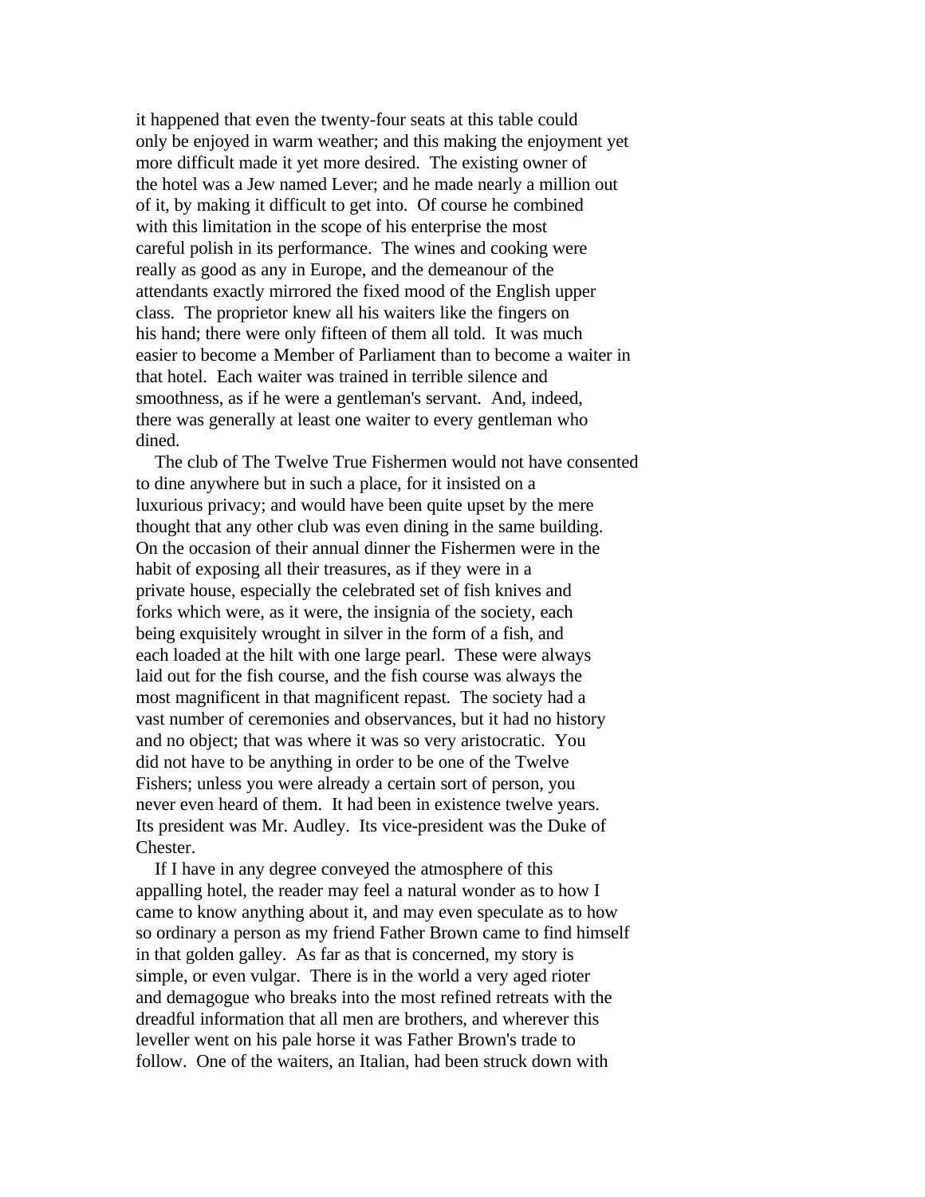it happened that even the twenty-four seats at this table could only be enjoyed in warm weather; and this making the enjoyment yet more difficult made it yet more desired. The existing owner of the hotel was a Jew named Lever; and he made nearly a million out of it, by making it difficult to get into. Of course he combined with this limitation in the scope of his enterprise the most careful polish in its performance. The wines and cooking were really as good as any in Europe, and the demeanour of the attendants exactly mirrored the fixed mood of the English upper class. The proprietor knew all his waiters like the fingers on his hand; there were only fifteen of them all told. It was much easier to become a Member of Parliament than to become a waiter in that hotel. Each waiter was trained in terrible silence and smoothness, as if he were a gentleman's servant. And, indeed, there was generally at least one waiter to every gentleman who dined.

The club of The Twelve True Fishermen would not have consented to dine anywhere but in such a place, for it insisted on a luxurious privacy; and would have been quite upset by the mere thought that any other club was even dining in the same building. On the occasion of their annual dinner the Fishermen were in the habit of exposing all their treasures, as if they were in a private house, especially the celebrated set of fish knives and forks which were, as it were, the insignia of the society, each being exquisitely wrought in silver in the form of a fish, and each loaded at the hilt with one large pearl. These were always laid out for the fish course, and the fish course was always the most magnificent in that magnificent repast. The society had a vast number of ceremonies and observances, but it had no history and no object; that was where it was so very aristocratic. You did not have to be anything in order to be one of the Twelve Fishers; unless you were already a certain sort of person, you never even heard of them. It had been in existence twelve years. Its president was Mr. Audley. Its vice-president was the Duke of Chester.

If I have in any degree conveyed the atmosphere of this appalling hotel, the reader may feel a natural wonder as to how I came to know anything about it, and may even speculate as to how so ordinary a person as my friend Father Brown came to find himself in that golden galley. As far as that is concerned, my story is simple, or even vulgar. There is in the world a very aged rioter and demagogue who breaks into the most refined retreats with the dreadful information that all men are brothers, and wherever this leveller went on his pale horse it was Father Brown's trade to follow. One of the waiters, an Italian, had been struck down with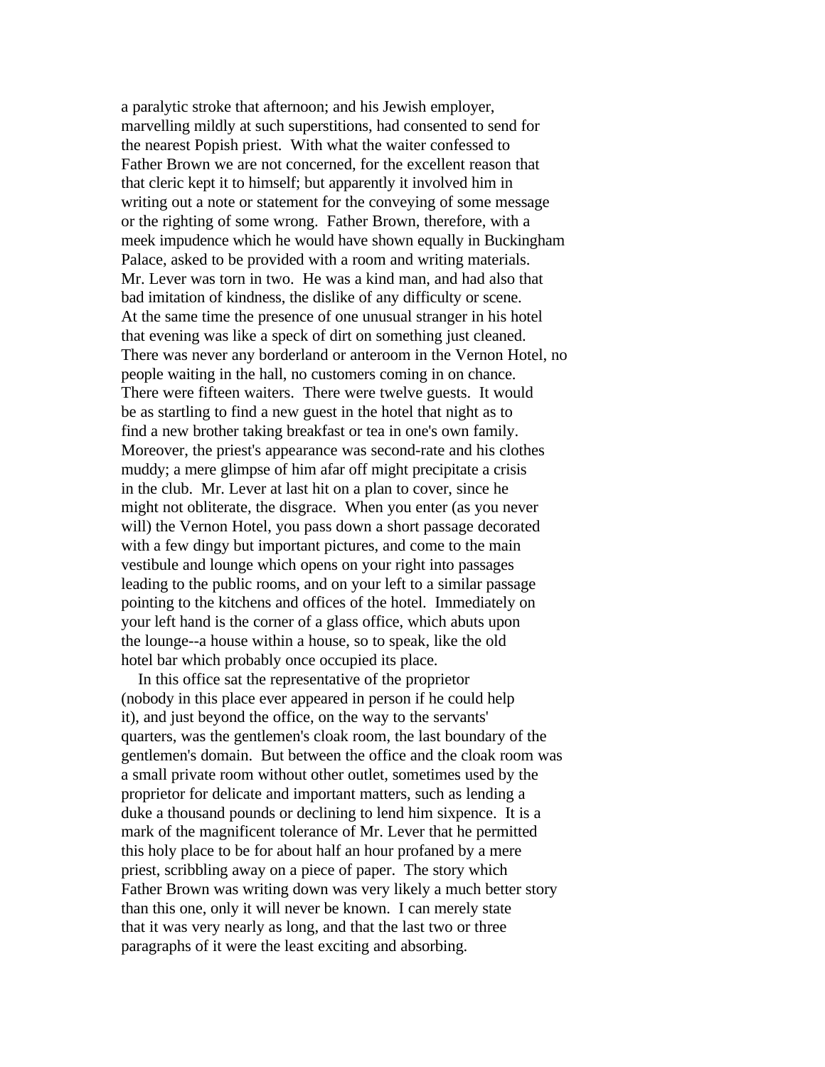a paralytic stroke that afternoon; and his Jewish employer, marvelling mildly at such superstitions, had consented to send for the nearest Popish priest. With what the waiter confessed to Father Brown we are not concerned, for the excellent reason that that cleric kept it to himself; but apparently it involved him in writing out a note or statement for the conveying of some message or the righting of some wrong. Father Brown, therefore, with a meek impudence which he would have shown equally in Buckingham Palace, asked to be provided with a room and writing materials. Mr. Lever was torn in two. He was a kind man, and had also that bad imitation of kindness, the dislike of any difficulty or scene. At the same time the presence of one unusual stranger in his hotel that evening was like a speck of dirt on something just cleaned. There was never any borderland or anteroom in the Vernon Hotel, no people waiting in the hall, no customers coming in on chance. There were fifteen waiters. There were twelve guests. It would be as startling to find a new guest in the hotel that night as to find a new brother taking breakfast or tea in one's own family. Moreover, the priest's appearance was second-rate and his clothes muddy; a mere glimpse of him afar off might precipitate a crisis in the club. Mr. Lever at last hit on a plan to cover, since he might not obliterate, the disgrace. When you enter (as you never will) the Vernon Hotel, you pass down a short passage decorated with a few dingy but important pictures, and come to the main vestibule and lounge which opens on your right into passages leading to the public rooms, and on your left to a similar passage pointing to the kitchens and offices of the hotel. Immediately on your left hand is the corner of a glass office, which abuts upon the lounge--a house within a house, so to speak, like the old hotel bar which probably once occupied its place.

In this office sat the representative of the proprietor (nobody in this place ever appeared in person if he could help it), and just beyond the office, on the way to the servants' quarters, was the gentlemen's cloak room, the last boundary of the gentlemen's domain. But between the office and the cloak room was a small private room without other outlet, sometimes used by the proprietor for delicate and important matters, such as lending a duke a thousand pounds or declining to lend him sixpence. It is a mark of the magnificent tolerance of Mr. Lever that he permitted this holy place to be for about half an hour profaned by a mere priest, scribbling away on a piece of paper. The story which Father Brown was writing down was very likely a much better story than this one, only it will never be known. I can merely state that it was very nearly as long, and that the last two or three paragraphs of it were the least exciting and absorbing.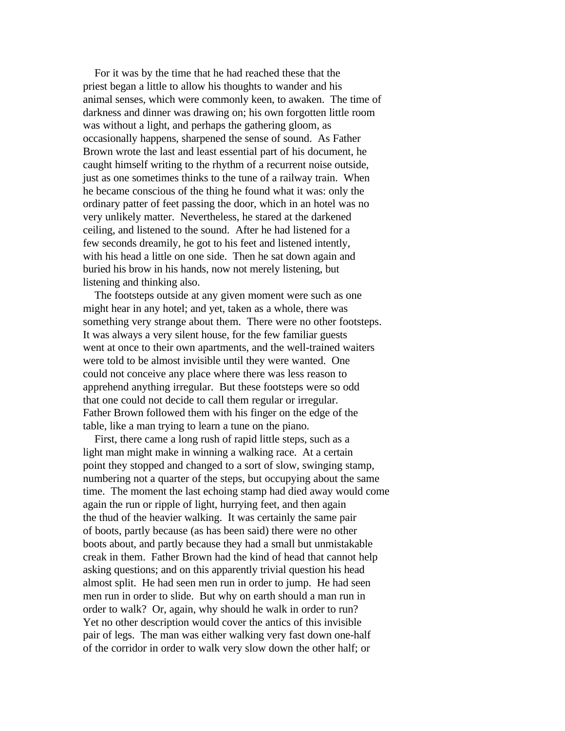For it was by the time that he had reached these that the priest began a little to allow his thoughts to wander and his animal senses, which were commonly keen, to awaken. The time of darkness and dinner was drawing on; his own forgotten little room was without a light, and perhaps the gathering gloom, as occasionally happens, sharpened the sense of sound. As Father Brown wrote the last and least essential part of his document, he caught himself writing to the rhythm of a recurrent noise outside, just as one sometimes thinks to the tune of a railway train. When he became conscious of the thing he found what it was: only the ordinary patter of feet passing the door, which in an hotel was no very unlikely matter. Nevertheless, he stared at the darkened ceiling, and listened to the sound. After he had listened for a few seconds dreamily, he got to his feet and listened intently, with his head a little on one side. Then he sat down again and buried his brow in his hands, now not merely listening, but listening and thinking also.

The footsteps outside at any given moment were such as one might hear in any hotel; and yet, taken as a whole, there was something very strange about them. There were no other footsteps. It was always a very silent house, for the few familiar guests went at once to their own apartments, and the well-trained waiters were told to be almost invisible until they were wanted. One could not conceive any place where there was less reason to apprehend anything irregular. But these footsteps were so odd that one could not decide to call them regular or irregular. Father Brown followed them with his finger on the edge of the table, like a man trying to learn a tune on the piano.

First, there came a long rush of rapid little steps, such as a light man might make in winning a walking race. At a certain point they stopped and changed to a sort of slow, swinging stamp, numbering not a quarter of the steps, but occupying about the same time. The moment the last echoing stamp had died away would come again the run or ripple of light, hurrying feet, and then again the thud of the heavier walking. It was certainly the same pair of boots, partly because (as has been said) there were no other boots about, and partly because they had a small but unmistakable creak in them. Father Brown had the kind of head that cannot help asking questions; and on this apparently trivial question his head almost split. He had seen men run in order to jump. He had seen men run in order to slide. But why on earth should a man run in order to walk? Or, again, why should he walk in order to run? Yet no other description would cover the antics of this invisible pair of legs. The man was either walking very fast down one-half of the corridor in order to walk very slow down the other half; or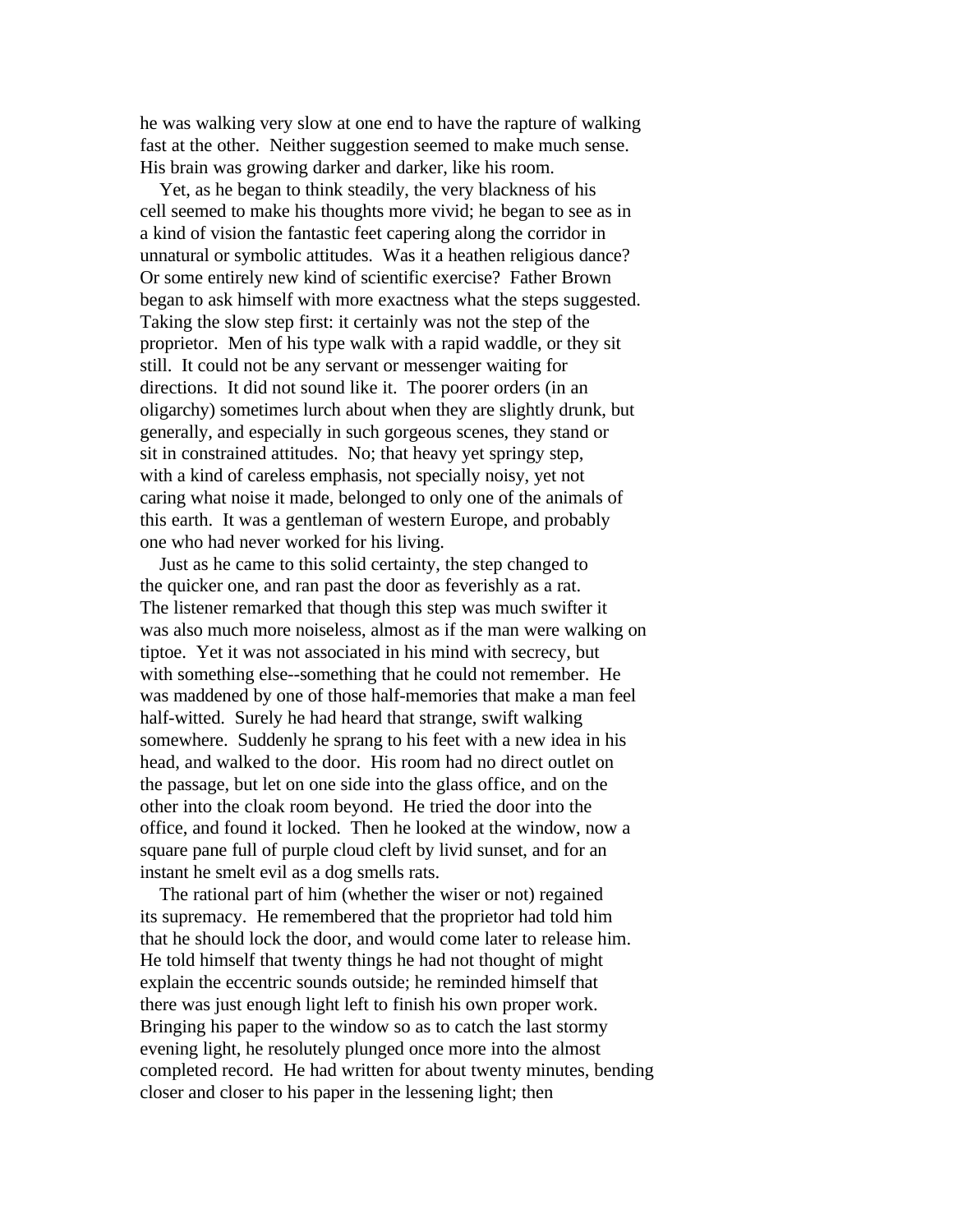he was walking very slow at one end to have the rapture of walking fast at the other. Neither suggestion seemed to make much sense. His brain was growing darker and darker, like his room.

Yet, as he began to think steadily, the very blackness of his cell seemed to make his thoughts more vivid; he began to see as in a kind of vision the fantastic feet capering along the corridor in unnatural or symbolic attitudes. Was it a heathen religious dance? Or some entirely new kind of scientific exercise? Father Brown began to ask himself with more exactness what the steps suggested. Taking the slow step first: it certainly was not the step of the proprietor. Men of his type walk with a rapid waddle, or they sit still. It could not be any servant or messenger waiting for directions. It did not sound like it. The poorer orders (in an oligarchy) sometimes lurch about when they are slightly drunk, but generally, and especially in such gorgeous scenes, they stand or sit in constrained attitudes. No; that heavy yet springy step, with a kind of careless emphasis, not specially noisy, yet not caring what noise it made, belonged to only one of the animals of this earth. It was a gentleman of western Europe, and probably one who had never worked for his living.

Just as he came to this solid certainty, the step changed to the quicker one, and ran past the door as feverishly as a rat. The listener remarked that though this step was much swifter it was also much more noiseless, almost as if the man were walking on tiptoe. Yet it was not associated in his mind with secrecy, but with something else--something that he could not remember. He was maddened by one of those half-memories that make a man feel half-witted. Surely he had heard that strange, swift walking somewhere. Suddenly he sprang to his feet with a new idea in his head, and walked to the door. His room had no direct outlet on the passage, but let on one side into the glass office, and on the other into the cloak room beyond. He tried the door into the office, and found it locked. Then he looked at the window, now a square pane full of purple cloud cleft by livid sunset, and for an instant he smelt evil as a dog smells rats.

The rational part of him (whether the wiser or not) regained its supremacy. He remembered that the proprietor had told him that he should lock the door, and would come later to release him. He told himself that twenty things he had not thought of might explain the eccentric sounds outside; he reminded himself that there was just enough light left to finish his own proper work. Bringing his paper to the window so as to catch the last stormy evening light, he resolutely plunged once more into the almost completed record. He had written for about twenty minutes, bending closer and closer to his paper in the lessening light; then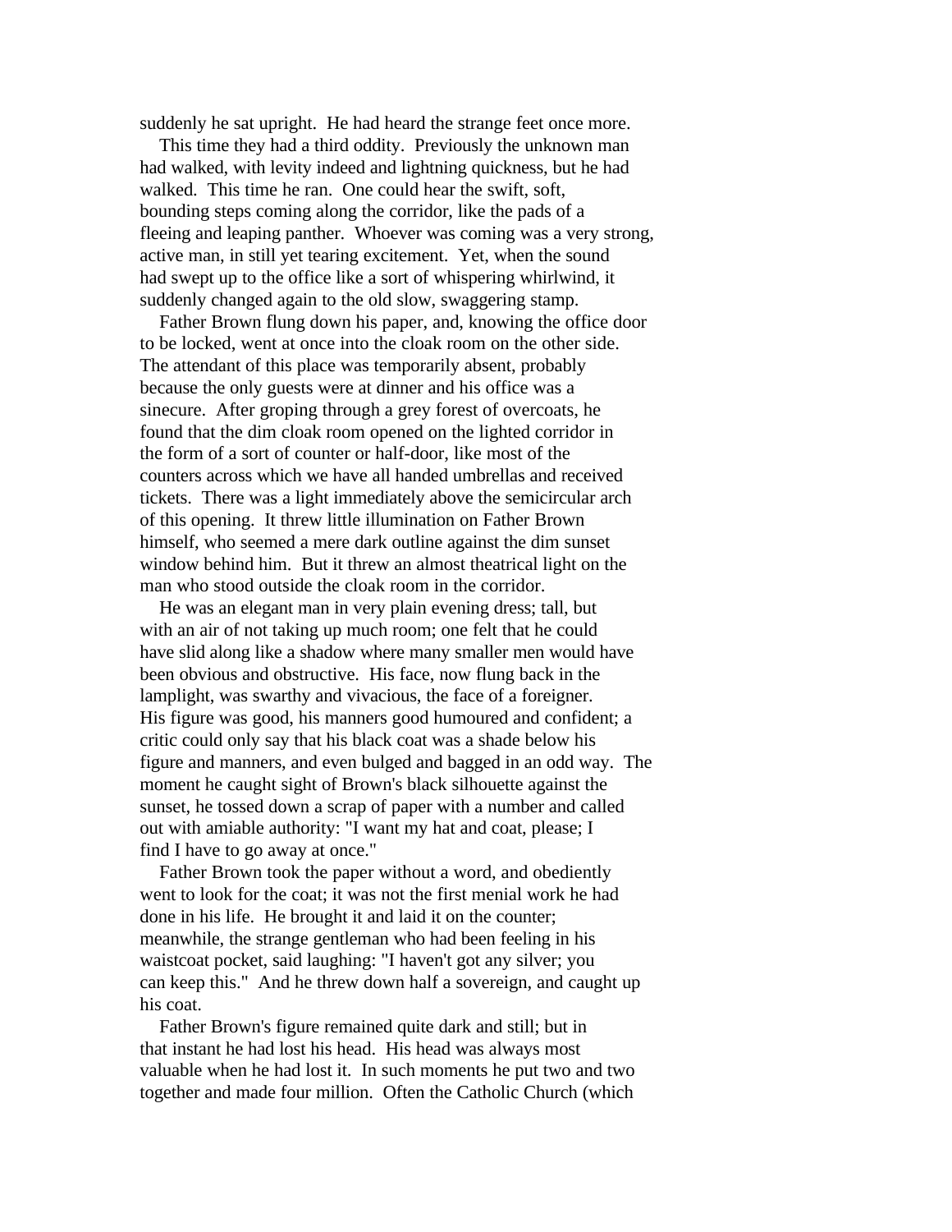suddenly he sat upright. He had heard the strange feet once more.

This time they had a third oddity. Previously the unknown man had walked, with levity indeed and lightning quickness, but he had walked. This time he ran. One could hear the swift, soft, bounding steps coming along the corridor, like the pads of a fleeing and leaping panther. Whoever was coming was a very strong, active man, in still yet tearing excitement. Yet, when the sound had swept up to the office like a sort of whispering whirlwind, it suddenly changed again to the old slow, swaggering stamp.

Father Brown flung down his paper, and, knowing the office door to be locked, went at once into the cloak room on the other side. The attendant of this place was temporarily absent, probably because the only guests were at dinner and his office was a sinecure. After groping through a grey forest of overcoats, he found that the dim cloak room opened on the lighted corridor in the form of a sort of counter or half-door, like most of the counters across which we have all handed umbrellas and received tickets. There was a light immediately above the semicircular arch of this opening. It threw little illumination on Father Brown himself, who seemed a mere dark outline against the dim sunset window behind him. But it threw an almost theatrical light on the man who stood outside the cloak room in the corridor.

He was an elegant man in very plain evening dress; tall, but with an air of not taking up much room; one felt that he could have slid along like a shadow where many smaller men would have been obvious and obstructive. His face, now flung back in the lamplight, was swarthy and vivacious, the face of a foreigner. His figure was good, his manners good humoured and confident; a critic could only say that his black coat was a shade below his figure and manners, and even bulged and bagged in an odd way. The moment he caught sight of Brown's black silhouette against the sunset, he tossed down a scrap of paper with a number and called out with amiable authority: "I want my hat and coat, please; I find I have to go away at once."

Father Brown took the paper without a word, and obediently went to look for the coat; it was not the first menial work he had done in his life. He brought it and laid it on the counter; meanwhile, the strange gentleman who had been feeling in his waistcoat pocket, said laughing: "I haven't got any silver; you can keep this." And he threw down half a sovereign, and caught up his coat.

Father Brown's figure remained quite dark and still; but in that instant he had lost his head. His head was always most valuable when he had lost it. In such moments he put two and two together and made four million. Often the Catholic Church (which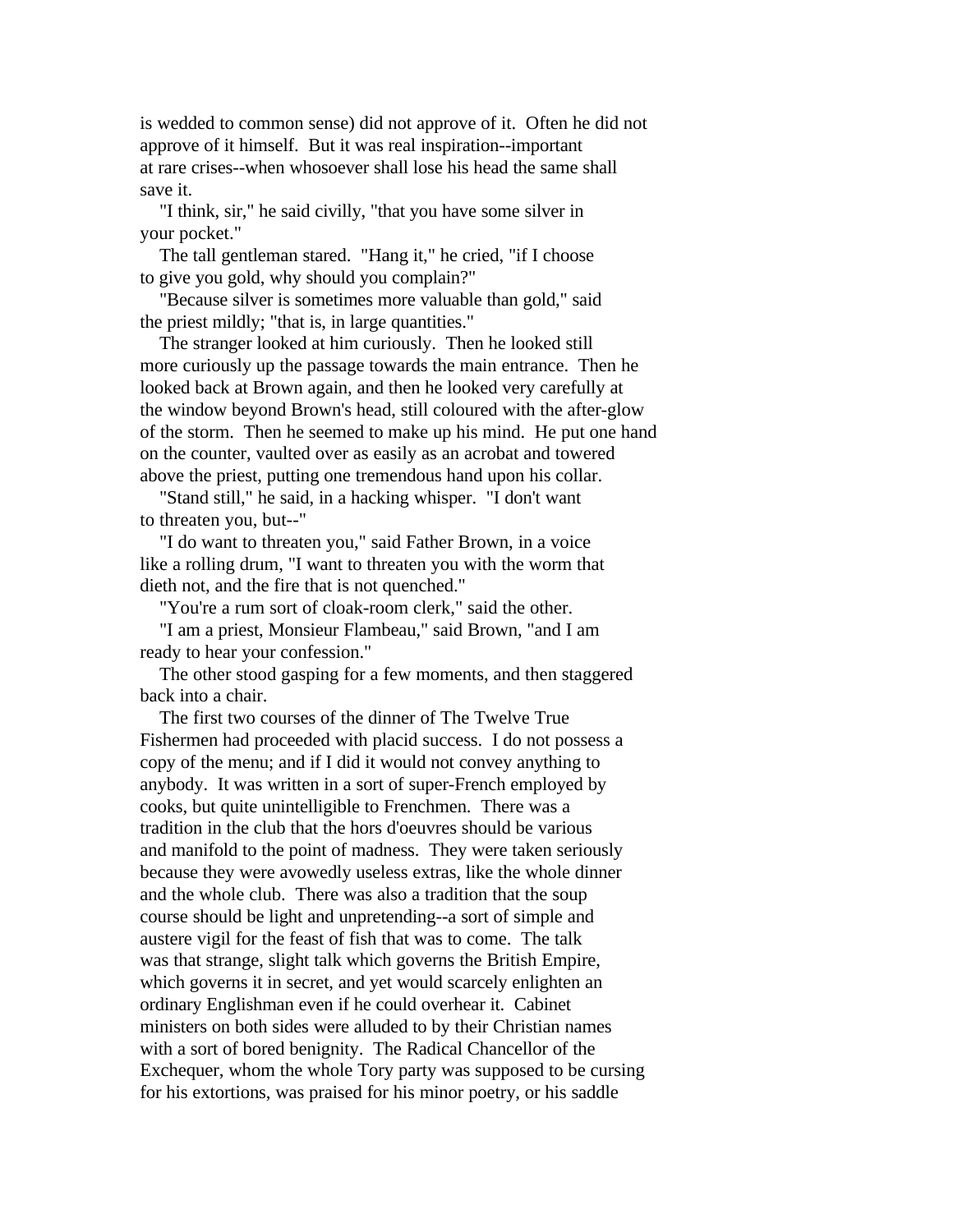is wedded to common sense) did not approve of it. Often he did not approve of it himself. But it was real inspiration--important at rare crises--when whosoever shall lose his head the same shall save it.

"I think, sir," he said civilly, "that you have some silver in your pocket."

The tall gentleman stared. "Hang it," he cried, "if I choose to give you gold, why should you complain?"

"Because silver is sometimes more valuable than gold," said the priest mildly; "that is, in large quantities."

The stranger looked at him curiously. Then he looked still more curiously up the passage towards the main entrance. Then he looked back at Brown again, and then he looked very carefully at the window beyond Brown's head, still coloured with the after-glow of the storm. Then he seemed to make up his mind. He put one hand on the counter, vaulted over as easily as an acrobat and towered above the priest, putting one tremendous hand upon his collar.

"Stand still," he said, in a hacking whisper. "I don't want to threaten you, but--"

"I do want to threaten you," said Father Brown, in a voice like a rolling drum, "I want to threaten you with the worm that dieth not, and the fire that is not quenched."

"You're a rum sort of cloak-room clerk," said the other.

"I am a priest, Monsieur Flambeau," said Brown, "and I am ready to hear your confession."

The other stood gasping for a few moments, and then staggered back into a chair.

The first two courses of the dinner of The Twelve True Fishermen had proceeded with placid success. I do not possess a copy of the menu; and if I did it would not convey anything to anybody. It was written in a sort of super-French employed by cooks, but quite unintelligible to Frenchmen. There was a tradition in the club that the hors d'oeuvres should be various and manifold to the point of madness. They were taken seriously because they were avowedly useless extras, like the whole dinner and the whole club. There was also a tradition that the soup course should be light and unpretending--a sort of simple and austere vigil for the feast of fish that was to come. The talk was that strange, slight talk which governs the British Empire, which governs it in secret, and yet would scarcely enlighten an ordinary Englishman even if he could overhear it. Cabinet ministers on both sides were alluded to by their Christian names with a sort of bored benignity. The Radical Chancellor of the Exchequer, whom the whole Tory party was supposed to be cursing for his extortions, was praised for his minor poetry, or his saddle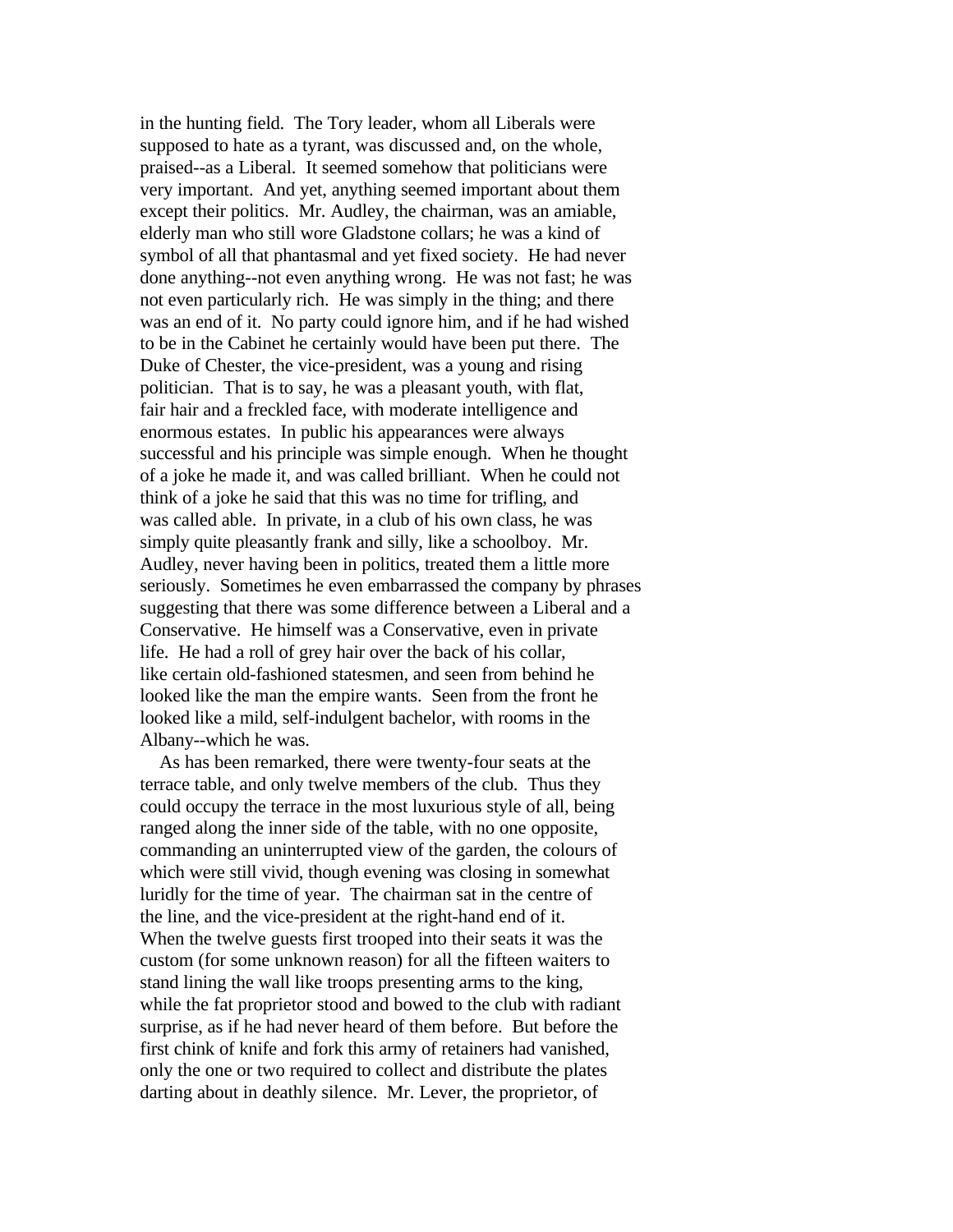in the hunting field. The Tory leader, whom all Liberals were supposed to hate as a tyrant, was discussed and, on the whole, praised--as a Liberal. It seemed somehow that politicians were very important. And yet, anything seemed important about them except their politics. Mr. Audley, the chairman, was an amiable, elderly man who still wore Gladstone collars; he was a kind of symbol of all that phantasmal and yet fixed society. He had never done anything--not even anything wrong. He was not fast; he was not even particularly rich. He was simply in the thing; and there was an end of it. No party could ignore him, and if he had wished to be in the Cabinet he certainly would have been put there. The Duke of Chester, the vice-president, was a young and rising politician. That is to say, he was a pleasant youth, with flat, fair hair and a freckled face, with moderate intelligence and enormous estates. In public his appearances were always successful and his principle was simple enough. When he thought of a joke he made it, and was called brilliant. When he could not think of a joke he said that this was no time for trifling, and was called able. In private, in a club of his own class, he was simply quite pleasantly frank and silly, like a schoolboy. Mr. Audley, never having been in politics, treated them a little more seriously. Sometimes he even embarrassed the company by phrases suggesting that there was some difference between a Liberal and a Conservative. He himself was a Conservative, even in private life. He had a roll of grey hair over the back of his collar, like certain old-fashioned statesmen, and seen from behind he looked like the man the empire wants. Seen from the front he looked like a mild, self-indulgent bachelor, with rooms in the Albany--which he was.

As has been remarked, there were twenty-four seats at the terrace table, and only twelve members of the club. Thus they could occupy the terrace in the most luxurious style of all, being ranged along the inner side of the table, with no one opposite, commanding an uninterrupted view of the garden, the colours of which were still vivid, though evening was closing in somewhat luridly for the time of year. The chairman sat in the centre of the line, and the vice-president at the right-hand end of it. When the twelve guests first trooped into their seats it was the custom (for some unknown reason) for all the fifteen waiters to stand lining the wall like troops presenting arms to the king, while the fat proprietor stood and bowed to the club with radiant surprise, as if he had never heard of them before. But before the first chink of knife and fork this army of retainers had vanished, only the one or two required to collect and distribute the plates darting about in deathly silence. Mr. Lever, the proprietor, of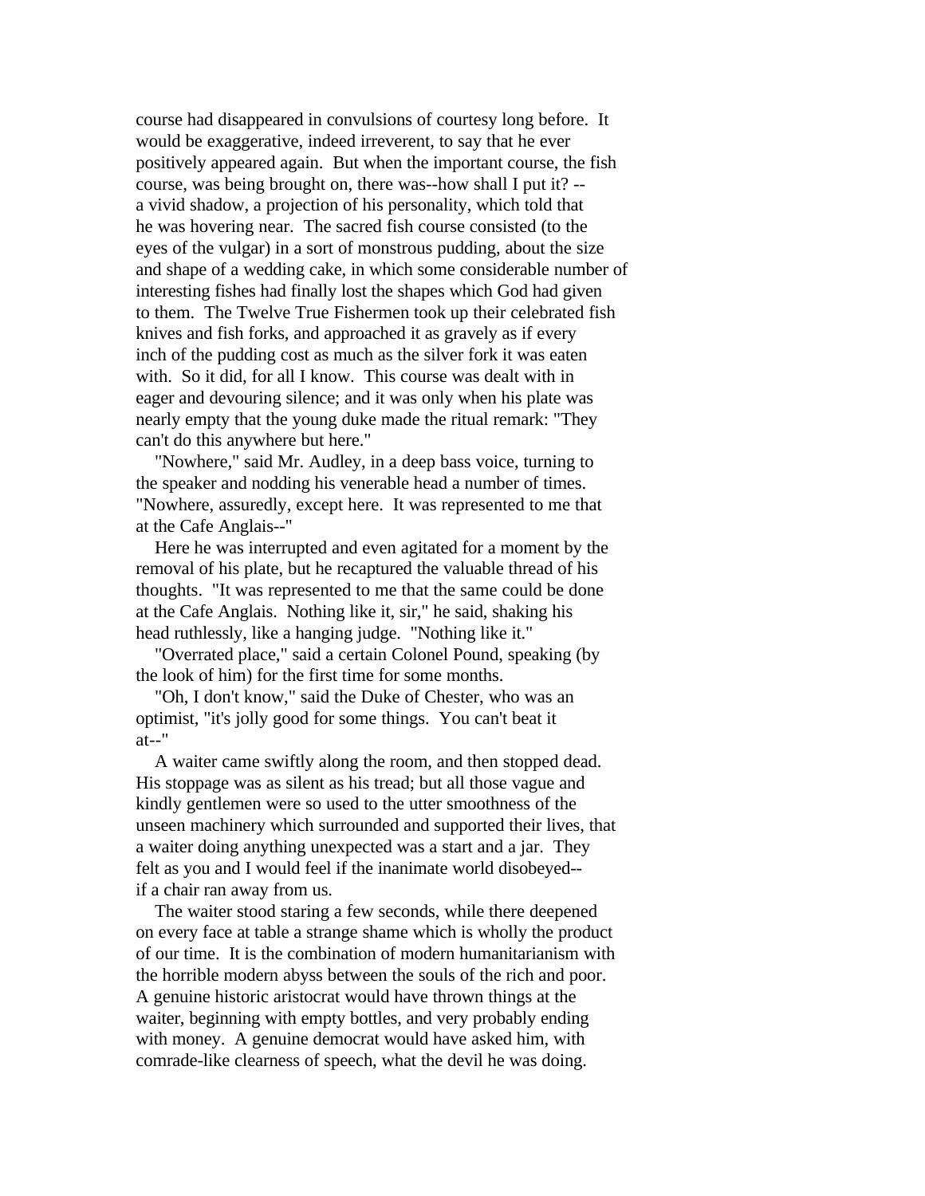course had disappeared in convulsions of courtesy long before. It would be exaggerative, indeed irreverent, to say that he ever positively appeared again. But when the important course, the fish course, was being brought on, there was--how shall I put it? --a vivid shadow, a projection of his personality, which told that he was hovering near. The sacred fish course consisted (to the eyes of the vulgar) in a sort of monstrous pudding, about the size and shape of a wedding cake, in which some considerable number of interesting fishes had finally lost the shapes which God had given to them. The Twelve True Fishermen took up their celebrated fish knives and fish forks, and approached it as gravely as if every inch of the pudding cost as much as the silver fork it was eaten with. So it did, for all I know. This course was dealt with in eager and devouring silence; and it was only when his plate was nearly empty that the young duke made the ritual remark: "They can't do this anywhere but here."

"Nowhere," said Mr. Audley, in a deep bass voice, turning to the speaker and nodding his venerable head a number of times. "Nowhere, assuredly, except here. It was represented to me that at the Cafe Anglais--"

Here he was interrupted and even agitated for a moment by the removal of his plate, but he recaptured the valuable thread of his thoughts. "It was represented to me that the same could be done at the Cafe Anglais. Nothing like it, sir," he said, shaking his head ruthlessly, like a hanging judge. "Nothing like it."

"Overrated place," said a certain Colonel Pound, speaking (by the look of him) for the first time for some months.

"Oh, I don't know," said the Duke of Chester, who was an optimist, "it's jolly good for some things. You can't beat it at--"

A waiter came swiftly along the room, and then stopped dead. His stoppage was as silent as his tread; but all those vague and kindly gentlemen were so used to the utter smoothness of the unseen machinery which surrounded and supported their lives, that a waiter doing anything unexpected was a start and a jar. They felt as you and I would feel if the inanimate world disobeyed--if a chair ran away from us.

The waiter stood staring a few seconds, while there deepened on every face at table a strange shame which is wholly the product of our time. It is the combination of modern humanitarianism with the horrible modern abyss between the souls of the rich and poor. A genuine historic aristocrat would have thrown things at the waiter, beginning with empty bottles, and very probably ending with money. A genuine democrat would have asked him, with comrade-like clearness of speech, what the devil he was doing.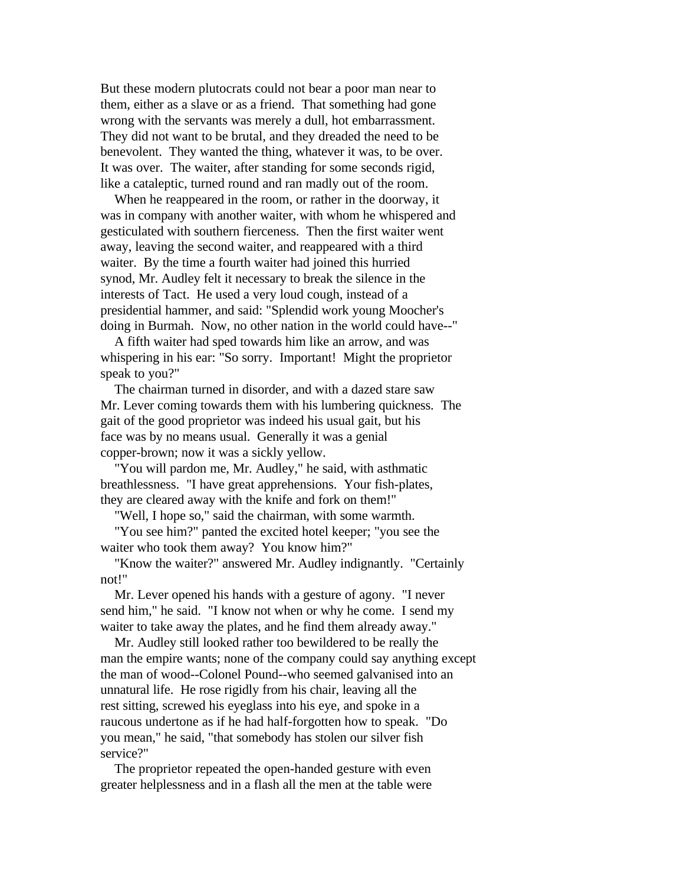But these modern plutocrats could not bear a poor man near to them, either as a slave or as a friend. That something had gone wrong with the servants was merely a dull, hot embarrassment. They did not want to be brutal, and they dreaded the need to be benevolent. They wanted the thing, whatever it was, to be over. It was over. The waiter, after standing for some seconds rigid, like a cataleptic, turned round and ran madly out of the room.

When he reappeared in the room, or rather in the doorway, it was in company with another waiter, with whom he whispered and gesticulated with southern fierceness. Then the first waiter went away, leaving the second waiter, and reappeared with a third waiter. By the time a fourth waiter had joined this hurried synod, Mr. Audley felt it necessary to break the silence in the interests of Tact. He used a very loud cough, instead of a presidential hammer, and said: "Splendid work young Moocher's doing in Burmah. Now, no other nation in the world could have--"

A fifth waiter had sped towards him like an arrow, and was whispering in his ear: "So sorry. Important! Might the proprietor speak to you?"

The chairman turned in disorder, and with a dazed stare saw Mr. Lever coming towards them with his lumbering quickness. The gait of the good proprietor was indeed his usual gait, but his face was by no means usual. Generally it was a genial copper-brown; now it was a sickly yellow.

"You will pardon me, Mr. Audley," he said, with asthmatic breathlessness. "I have great apprehensions. Your fish-plates, they are cleared away with the knife and fork on them!"

"Well, I hope so," said the chairman, with some warmth.

"You see him?" panted the excited hotel keeper; "you see the waiter who took them away? You know him?"

"Know the waiter?" answered Mr. Audley indignantly. "Certainly not!"

Mr. Lever opened his hands with a gesture of agony. "I never send him," he said. "I know not when or why he come. I send my waiter to take away the plates, and he find them already away."

Mr. Audley still looked rather too bewildered to be really the man the empire wants; none of the company could say anything except the man of wood--Colonel Pound--who seemed galvanised into an unnatural life. He rose rigidly from his chair, leaving all the rest sitting, screwed his eyeglass into his eye, and spoke in a raucous undertone as if he had half-forgotten how to speak. "Do you mean," he said, "that somebody has stolen our silver fish service?"

The proprietor repeated the open-handed gesture with even greater helplessness and in a flash all the men at the table were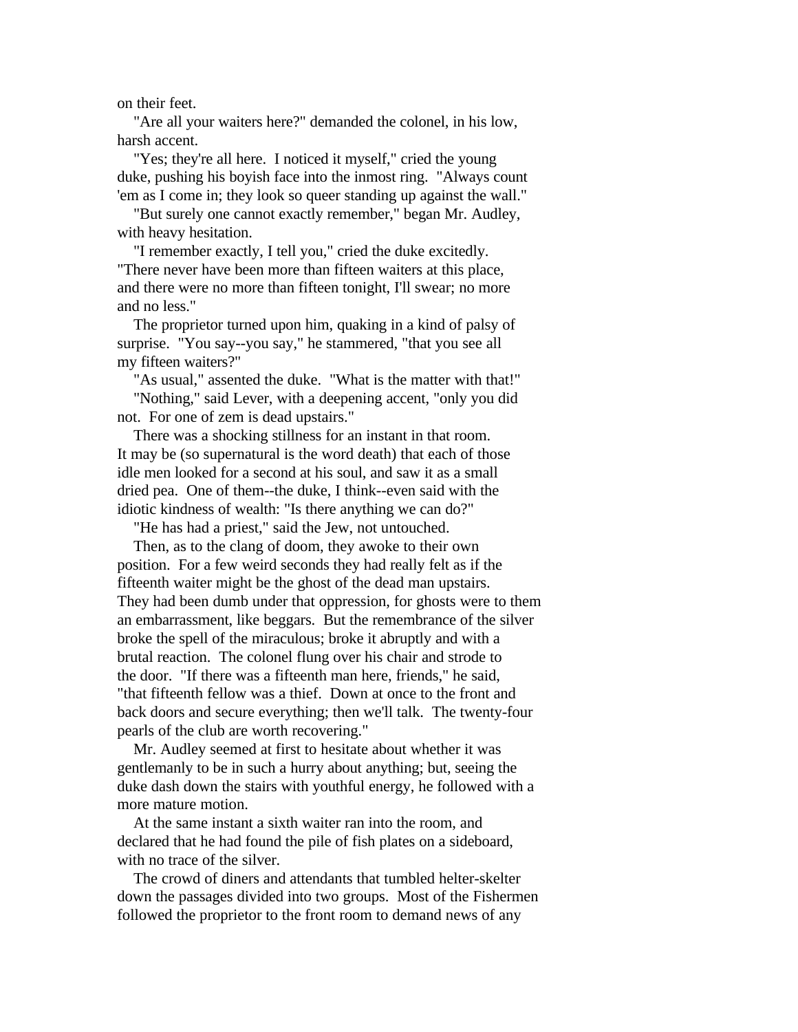on their feet.

"Are all your waiters here?" demanded the colonel, in his low, harsh accent.

"Yes; they're all here. I noticed it myself," cried the young duke, pushing his boyish face into the inmost ring. "Always count 'em as I come in; they look so queer standing up against the wall."

"But surely one cannot exactly remember," began Mr. Audley, with heavy hesitation.

"I remember exactly, I tell you," cried the duke excitedly. "There never have been more than fifteen waiters at this place, and there were no more than fifteen tonight, I'll swear; no more and no less."

The proprietor turned upon him, quaking in a kind of palsy of surprise. "You say--you say," he stammered, "that you see all my fifteen waiters?"

"As usual," assented the duke. "What is the matter with that!"

"Nothing," said Lever, with a deepening accent, "only you did not. For one of zem is dead upstairs."

There was a shocking stillness for an instant in that room. It may be (so supernatural is the word death) that each of those idle men looked for a second at his soul, and saw it as a small dried pea. One of them--the duke, I think--even said with the idiotic kindness of wealth: "Is there anything we can do?"

"He has had a priest," said the Jew, not untouched.

Then, as to the clang of doom, they awoke to their own position. For a few weird seconds they had really felt as if the fifteenth waiter might be the ghost of the dead man upstairs. They had been dumb under that oppression, for ghosts were to them an embarrassment, like beggars. But the remembrance of the silver broke the spell of the miraculous; broke it abruptly and with a brutal reaction. The colonel flung over his chair and strode to the door. "If there was a fifteenth man here, friends," he said, "that fifteenth fellow was a thief. Down at once to the front and back doors and secure everything; then we'll talk. The twenty-four pearls of the club are worth recovering."

Mr. Audley seemed at first to hesitate about whether it was gentlemanly to be in such a hurry about anything; but, seeing the duke dash down the stairs with youthful energy, he followed with a more mature motion.

At the same instant a sixth waiter ran into the room, and declared that he had found the pile of fish plates on a sideboard, with no trace of the silver.

The crowd of diners and attendants that tumbled helter-skelter down the passages divided into two groups. Most of the Fishermen followed the proprietor to the front room to demand news of any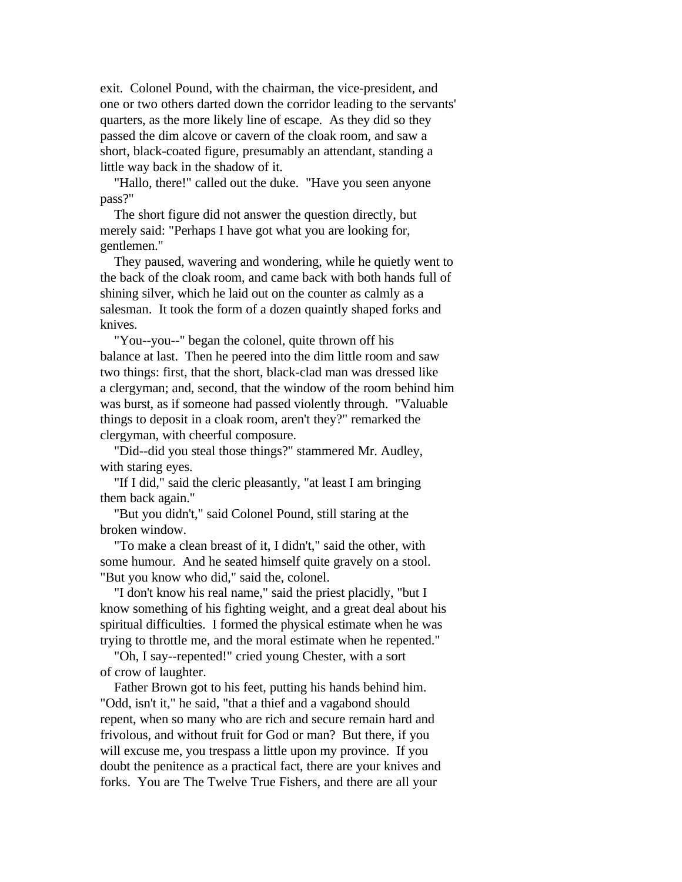exit. Colonel Pound, with the chairman, the vice-president, and one or two others darted down the corridor leading to the servants' quarters, as the more likely line of escape. As they did so they passed the dim alcove or cavern of the cloak room, and saw a short, black-coated figure, presumably an attendant, standing a little way back in the shadow of it.

"Hallo, there!" called out the duke. "Have you seen anyone pass?"

The short figure did not answer the question directly, but merely said: "Perhaps I have got what you are looking for, gentlemen."

They paused, wavering and wondering, while he quietly went to the back of the cloak room, and came back with both hands full of shining silver, which he laid out on the counter as calmly as a salesman. It took the form of a dozen quaintly shaped forks and knives.

"You--you--" began the colonel, quite thrown off his balance at last. Then he peered into the dim little room and saw two things: first, that the short, black-clad man was dressed like a clergyman; and, second, that the window of the room behind him was burst, as if someone had passed violently through. "Valuable things to deposit in a cloak room, aren't they?" remarked the clergyman, with cheerful composure.

"Did--did you steal those things?" stammered Mr. Audley, with staring eyes.

"If I did," said the cleric pleasantly, "at least I am bringing them back again."

"But you didn't," said Colonel Pound, still staring at the broken window.

"To make a clean breast of it, I didn't," said the other, with some humour. And he seated himself quite gravely on a stool. "But you know who did," said the, colonel.

"I don't know his real name," said the priest placidly, "but I know something of his fighting weight, and a great deal about his spiritual difficulties. I formed the physical estimate when he was trying to throttle me, and the moral estimate when he repented."

"Oh, I say--repented!" cried young Chester, with a sort of crow of laughter.

Father Brown got to his feet, putting his hands behind him. "Odd, isn't it," he said, "that a thief and a vagabond should repent, when so many who are rich and secure remain hard and frivolous, and without fruit for God or man? But there, if you will excuse me, you trespass a little upon my province. If you doubt the penitence as a practical fact, there are your knives and forks. You are The Twelve True Fishers, and there are all your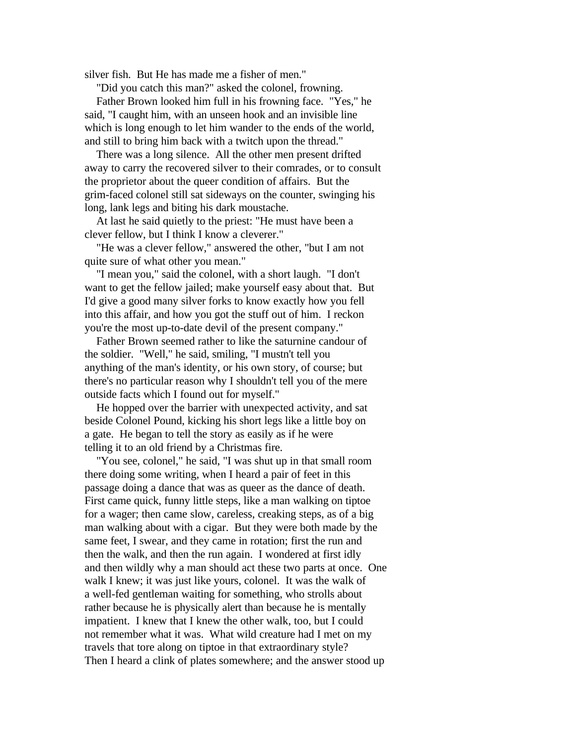silver fish. But He has made me a fisher of men."

"Did you catch this man?" asked the colonel, frowning.

Father Brown looked him full in his frowning face. "Yes," he said, "I caught him, with an unseen hook and an invisible line which is long enough to let him wander to the ends of the world, and still to bring him back with a twitch upon the thread."

There was a long silence. All the other men present drifted away to carry the recovered silver to their comrades, or to consult the proprietor about the queer condition of affairs. But the grim-faced colonel still sat sideways on the counter, swinging his long, lank legs and biting his dark moustache.

At last he said quietly to the priest: "He must have been a clever fellow, but I think I know a cleverer."

"He was a clever fellow," answered the other, "but I am not quite sure of what other you mean."

"I mean you," said the colonel, with a short laugh. "I don't want to get the fellow jailed; make yourself easy about that. But I'd give a good many silver forks to know exactly how you fell into this affair, and how you got the stuff out of him. I reckon you're the most up-to-date devil of the present company."

Father Brown seemed rather to like the saturnine candour of the soldier. "Well," he said, smiling, "I mustn't tell you anything of the man's identity, or his own story, of course; but there's no particular reason why I shouldn't tell you of the mere outside facts which I found out for myself."

He hopped over the barrier with unexpected activity, and sat beside Colonel Pound, kicking his short legs like a little boy on a gate. He began to tell the story as easily as if he were telling it to an old friend by a Christmas fire.

"You see, colonel," he said, "I was shut up in that small room there doing some writing, when I heard a pair of feet in this passage doing a dance that was as queer as the dance of death. First came quick, funny little steps, like a man walking on tiptoe for a wager; then came slow, careless, creaking steps, as of a big man walking about with a cigar. But they were both made by the same feet, I swear, and they came in rotation; first the run and then the walk, and then the run again. I wondered at first idly and then wildly why a man should act these two parts at once. One walk I knew; it was just like yours, colonel. It was the walk of a well-fed gentleman waiting for something, who strolls about rather because he is physically alert than because he is mentally impatient. I knew that I knew the other walk, too, but I could not remember what it was. What wild creature had I met on my travels that tore along on tiptoe in that extraordinary style? Then I heard a clink of plates somewhere; and the answer stood up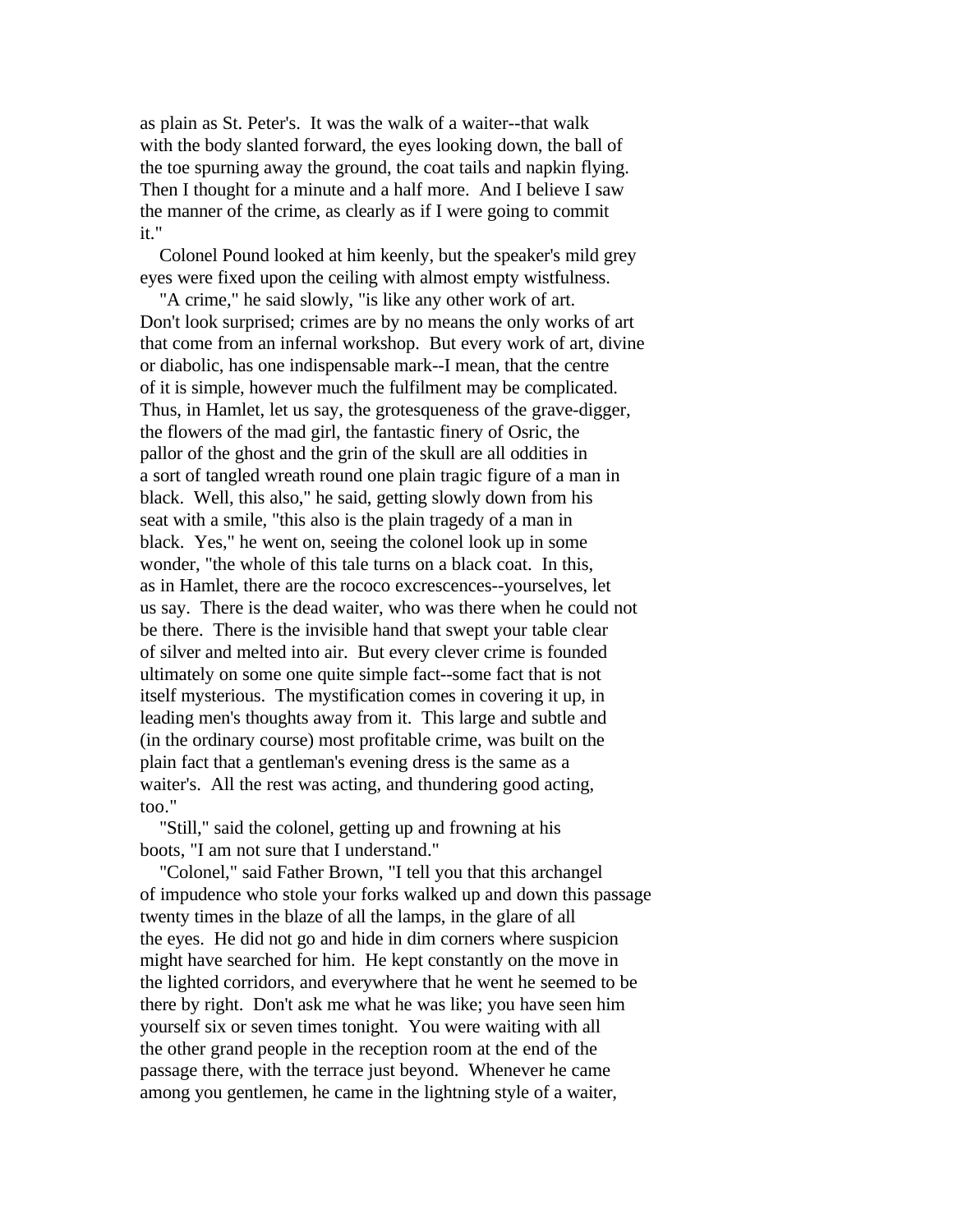as plain as St. Peter's. It was the walk of a waiter--that walk with the body slanted forward, the eyes looking down, the ball of the toe spurning away the ground, the coat tails and napkin flying. Then I thought for a minute and a half more. And I believe I saw the manner of the crime, as clearly as if I were going to commit it."

Colonel Pound looked at him keenly, but the speaker's mild grey eyes were fixed upon the ceiling with almost empty wistfulness.

"A crime," he said slowly, "is like any other work of art. Don't look surprised; crimes are by no means the only works of art that come from an infernal workshop. But every work of art, divine or diabolic, has one indispensable mark--I mean, that the centre of it is simple, however much the fulfilment may be complicated. Thus, in Hamlet, let us say, the grotesqueness of the grave-digger, the flowers of the mad girl, the fantastic finery of Osric, the pallor of the ghost and the grin of the skull are all oddities in a sort of tangled wreath round one plain tragic figure of a man in black. Well, this also," he said, getting slowly down from his seat with a smile, "this also is the plain tragedy of a man in black. Yes," he went on, seeing the colonel look up in some wonder, "the whole of this tale turns on a black coat. In this, as in Hamlet, there are the rococo excrescences--yourselves, let us say. There is the dead waiter, who was there when he could not be there. There is the invisible hand that swept your table clear of silver and melted into air. But every clever crime is founded ultimately on some one quite simple fact--some fact that is not itself mysterious. The mystification comes in covering it up, in leading men's thoughts away from it. This large and subtle and (in the ordinary course) most profitable crime, was built on the plain fact that a gentleman's evening dress is the same as a waiter's. All the rest was acting, and thundering good acting, too."

"Still," said the colonel, getting up and frowning at his boots, "I am not sure that I understand."

"Colonel," said Father Brown, "I tell you that this archangel of impudence who stole your forks walked up and down this passage twenty times in the blaze of all the lamps, in the glare of all the eyes. He did not go and hide in dim corners where suspicion might have searched for him. He kept constantly on the move in the lighted corridors, and everywhere that he went he seemed to be there by right. Don't ask me what he was like; you have seen him yourself six or seven times tonight. You were waiting with all the other grand people in the reception room at the end of the passage there, with the terrace just beyond. Whenever he came among you gentlemen, he came in the lightning style of a waiter,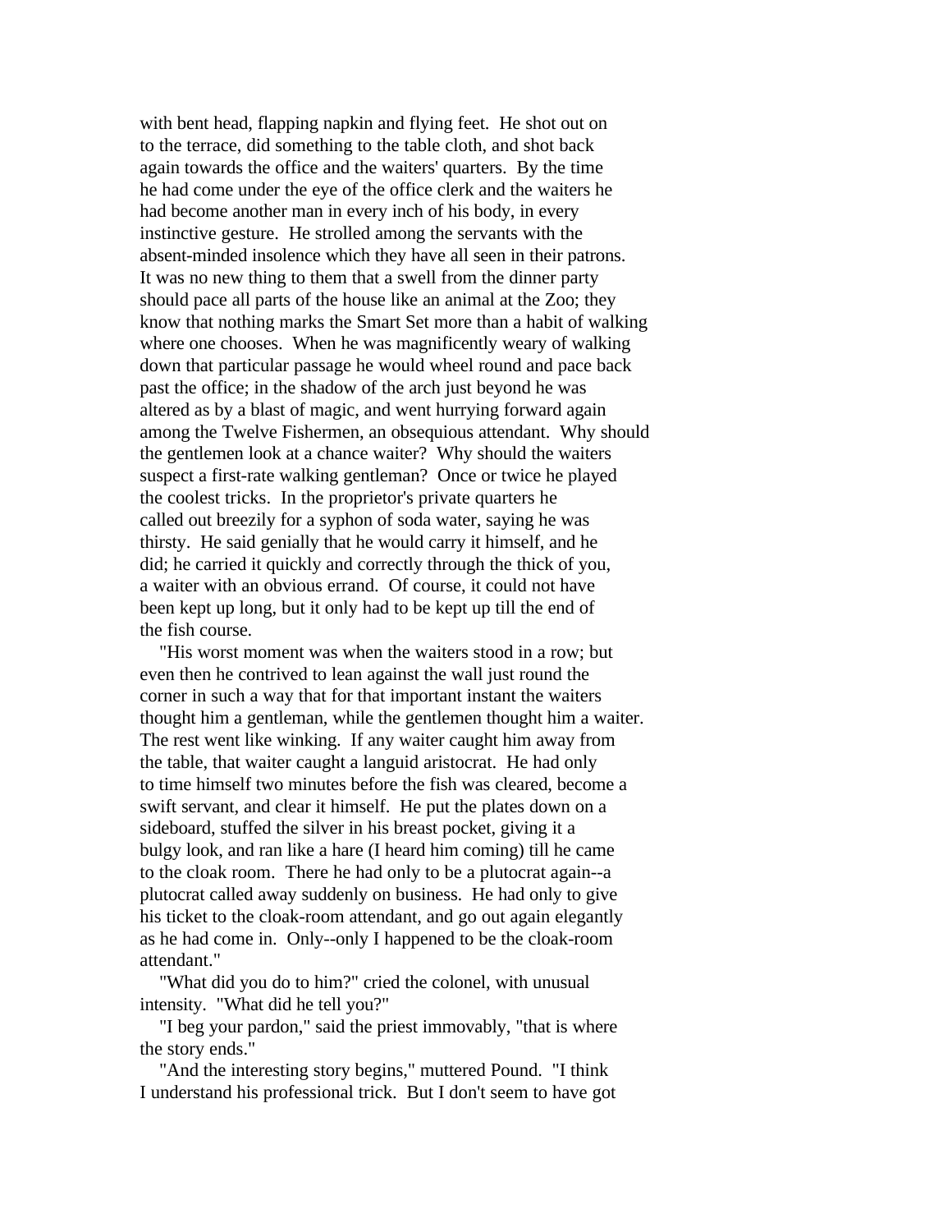with bent head, flapping napkin and flying feet. He shot out on to the terrace, did something to the table cloth, and shot back again towards the office and the waiters' quarters. By the time he had come under the eye of the office clerk and the waiters he had become another man in every inch of his body, in every instinctive gesture. He strolled among the servants with the absent-minded insolence which they have all seen in their patrons. It was no new thing to them that a swell from the dinner party should pace all parts of the house like an animal at the Zoo; they know that nothing marks the Smart Set more than a habit of walking where one chooses. When he was magnificently weary of walking down that particular passage he would wheel round and pace back past the office; in the shadow of the arch just beyond he was altered as by a blast of magic, and went hurrying forward again among the Twelve Fishermen, an obsequious attendant. Why should the gentlemen look at a chance waiter? Why should the waiters suspect a first-rate walking gentleman? Once or twice he played the coolest tricks. In the proprietor's private quarters he called out breezily for a syphon of soda water, saying he was thirsty. He said genially that he would carry it himself, and he did; he carried it quickly and correctly through the thick of you, a waiter with an obvious errand. Of course, it could not have been kept up long, but it only had to be kept up till the end of the fish course.

"His worst moment was when the waiters stood in a row; but even then he contrived to lean against the wall just round the corner in such a way that for that important instant the waiters thought him a gentleman, while the gentlemen thought him a waiter. The rest went like winking. If any waiter caught him away from the table, that waiter caught a languid aristocrat. He had only to time himself two minutes before the fish was cleared, become a swift servant, and clear it himself. He put the plates down on a sideboard, stuffed the silver in his breast pocket, giving it a bulgy look, and ran like a hare (I heard him coming) till he came to the cloak room. There he had only to be a plutocrat again--a plutocrat called away suddenly on business. He had only to give his ticket to the cloak-room attendant, and go out again elegantly as he had come in. Only--only I happened to be the cloak-room attendant."

"What did you do to him?" cried the colonel, with unusual intensity. "What did he tell you?"

"I beg your pardon," said the priest immovably, "that is where the story ends."

"And the interesting story begins," muttered Pound. "I think I understand his professional trick. But I don't seem to have got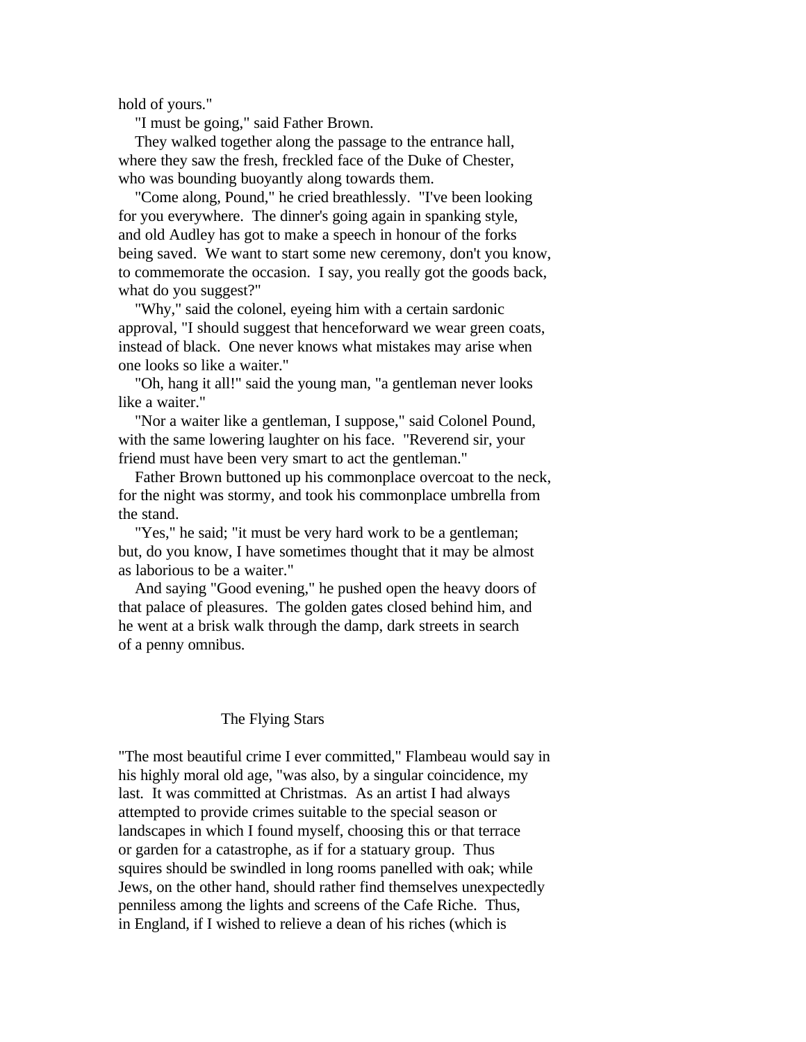hold of yours."

"I must be going," said Father Brown.

They walked together along the passage to the entrance hall, where they saw the fresh, freckled face of the Duke of Chester, who was bounding buoyantly along towards them.

"Come along, Pound," he cried breathlessly. "I've been looking for you everywhere. The dinner's going again in spanking style, and old Audley has got to make a speech in honour of the forks being saved. We want to start some new ceremony, don't you know, to commemorate the occasion. I say, you really got the goods back, what do you suggest?"

"Why," said the colonel, eyeing him with a certain sardonic approval, "I should suggest that henceforward we wear green coats, instead of black. One never knows what mistakes may arise when one looks so like a waiter."

"Oh, hang it all!" said the young man, "a gentleman never looks like a waiter."

"Nor a waiter like a gentleman, I suppose," said Colonel Pound, with the same lowering laughter on his face. "Reverend sir, your friend must have been very smart to act the gentleman."

Father Brown buttoned up his commonplace overcoat to the neck, for the night was stormy, and took his commonplace umbrella from the stand.

"Yes," he said; "it must be very hard work to be a gentleman; but, do you know, I have sometimes thought that it may be almost as laborious to be a waiter."

And saying "Good evening," he pushed open the heavy doors of that palace of pleasures. The golden gates closed behind him, and he went at a brisk walk through the damp, dark streets in search of a penny omnibus.

## The Flying Stars

"The most beautiful crime I ever committed," Flambeau would say in his highly moral old age, "was also, by a singular coincidence, my last. It was committed at Christmas. As an artist I had always attempted to provide crimes suitable to the special season or landscapes in which I found myself, choosing this or that terrace or garden for a catastrophe, as if for a statuary group. Thus squires should be swindled in long rooms panelled with oak; while Jews, on the other hand, should rather find themselves unexpectedly penniless among the lights and screens of the Cafe Riche. Thus, in England, if I wished to relieve a dean of his riches (which is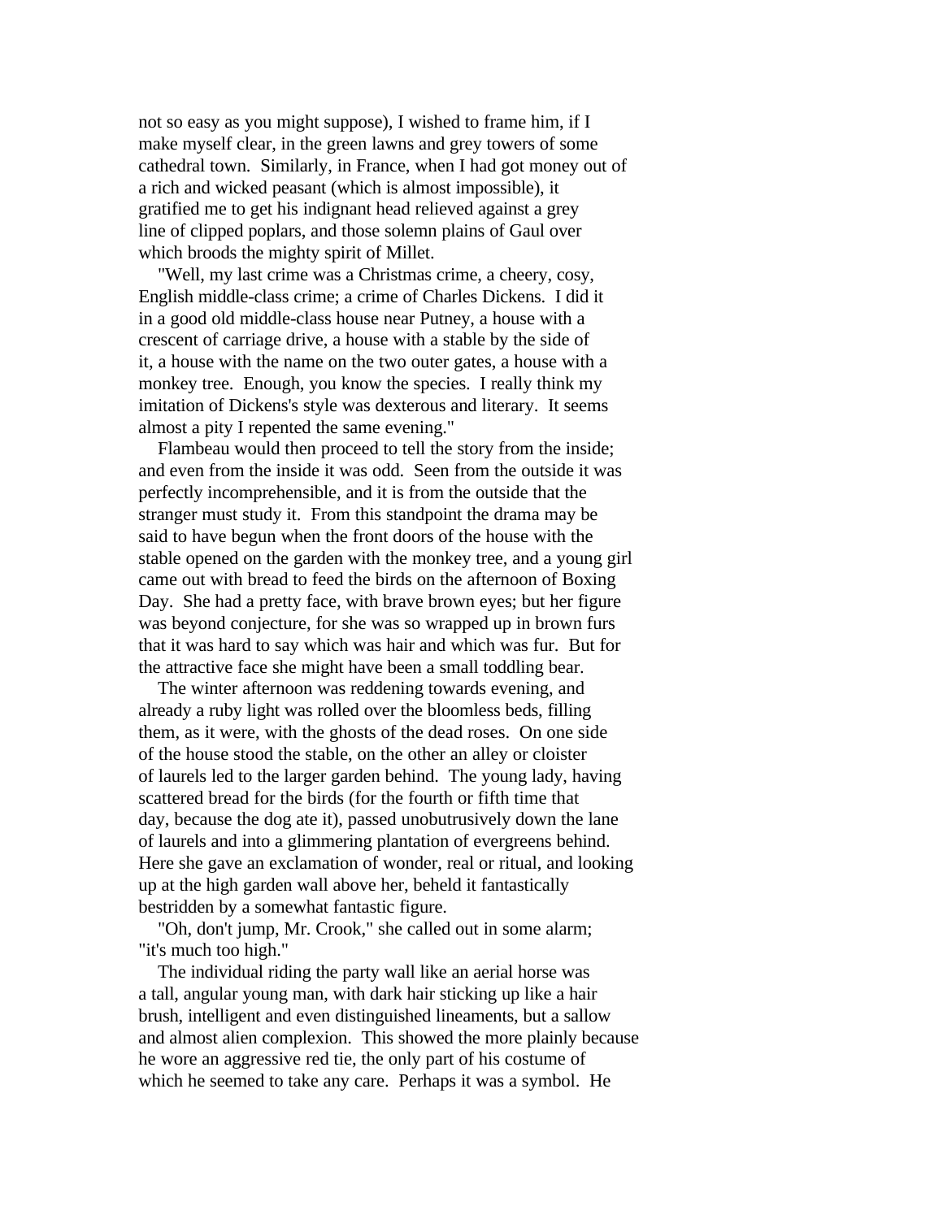not so easy as you might suppose), I wished to frame him, if I make myself clear, in the green lawns and grey towers of some cathedral town. Similarly, in France, when I had got money out of a rich and wicked peasant (which is almost impossible), it gratified me to get his indignant head relieved against a grey line of clipped poplars, and those solemn plains of Gaul over which broods the mighty spirit of Millet.

"Well, my last crime was a Christmas crime, a cheery, cosy, English middle-class crime; a crime of Charles Dickens. I did it in a good old middle-class house near Putney, a house with a crescent of carriage drive, a house with a stable by the side of it, a house with the name on the two outer gates, a house with a monkey tree. Enough, you know the species. I really think my imitation of Dickens's style was dexterous and literary. It seems almost a pity I repented the same evening."

Flambeau would then proceed to tell the story from the inside; and even from the inside it was odd. Seen from the outside it was perfectly incomprehensible, and it is from the outside that the stranger must study it. From this standpoint the drama may be said to have begun when the front doors of the house with the stable opened on the garden with the monkey tree, and a young girl came out with bread to feed the birds on the afternoon of Boxing Day. She had a pretty face, with brave brown eyes; but her figure was beyond conjecture, for she was so wrapped up in brown furs that it was hard to say which was hair and which was fur. But for the attractive face she might have been a small toddling bear.

The winter afternoon was reddening towards evening, and already a ruby light was rolled over the bloomless beds, filling them, as it were, with the ghosts of the dead roses. On one side of the house stood the stable, on the other an alley or cloister of laurels led to the larger garden behind. The young lady, having scattered bread for the birds (for the fourth or fifth time that day, because the dog ate it), passed unobutrusively down the lane of laurels and into a glimmering plantation of evergreens behind. Here she gave an exclamation of wonder, real or ritual, and looking up at the high garden wall above her, beheld it fantastically bestridden by a somewhat fantastic figure.

"Oh, don't jump, Mr. Crook," she called out in some alarm; "it's much too high."

The individual riding the party wall like an aerial horse was a tall, angular young man, with dark hair sticking up like a hair brush, intelligent and even distinguished lineaments, but a sallow and almost alien complexion. This showed the more plainly because he wore an aggressive red tie, the only part of his costume of which he seemed to take any care. Perhaps it was a symbol. He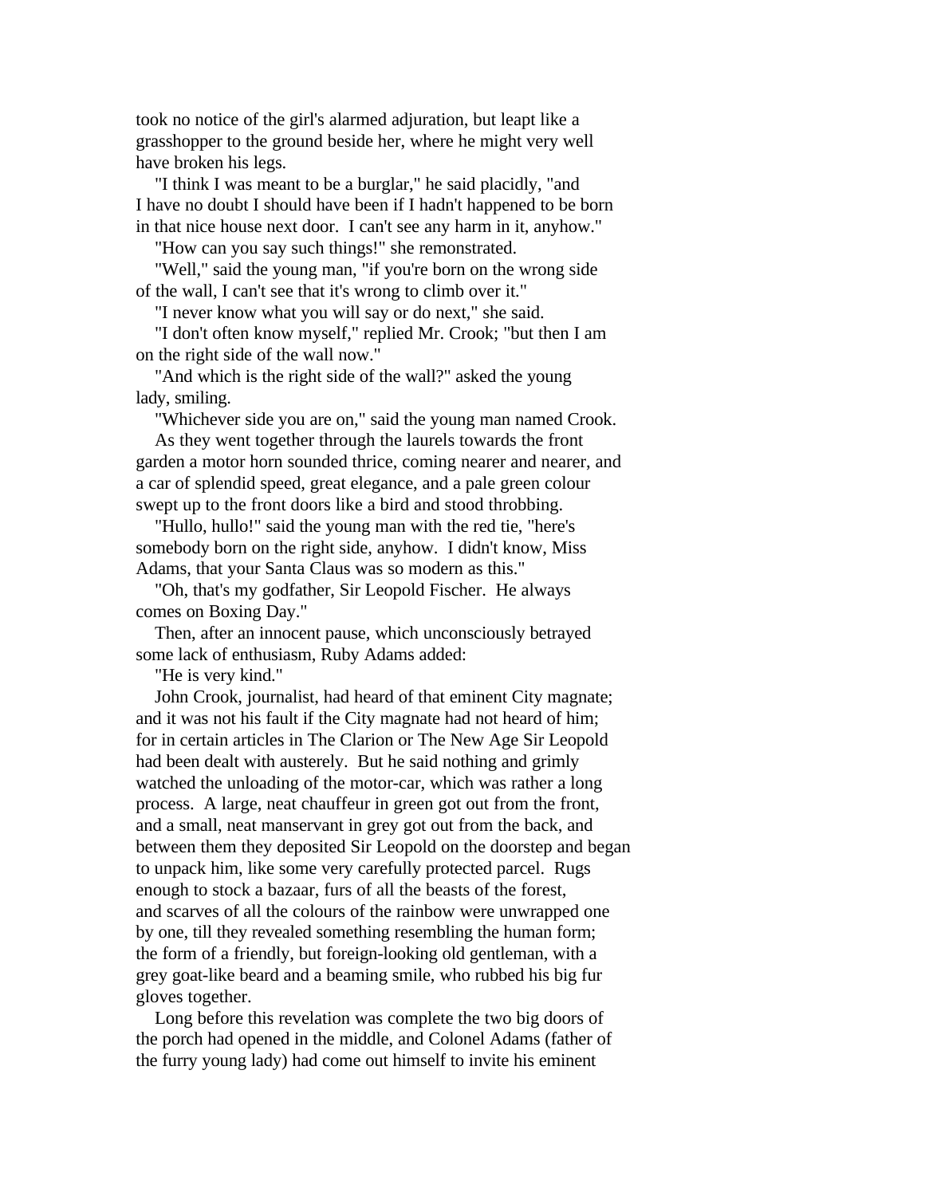took no notice of the girl's alarmed adjuration, but leapt like a grasshopper to the ground beside her, where he might very well have broken his legs.

"I think I was meant to be a burglar," he said placidly, "and I have no doubt I should have been if I hadn't happened to be born in that nice house next door. I can't see any harm in it, anyhow."

"How can you say such things!" she remonstrated.

"Well," said the young man, "if you're born on the wrong side of the wall, I can't see that it's wrong to climb over it."

"I never know what you will say or do next," she said.

"I don't often know myself," replied Mr. Crook; "but then I am on the right side of the wall now."

"And which is the right side of the wall?" asked the young lady, smiling.

"Whichever side you are on," said the young man named Crook.

As they went together through the laurels towards the front garden a motor horn sounded thrice, coming nearer and nearer, and a car of splendid speed, great elegance, and a pale green colour swept up to the front doors like a bird and stood throbbing.

"Hullo, hullo!" said the young man with the red tie, "here's somebody born on the right side, anyhow. I didn't know, Miss Adams, that your Santa Claus was so modern as this."

"Oh, that's my godfather, Sir Leopold Fischer. He always comes on Boxing Day."

Then, after an innocent pause, which unconsciously betrayed some lack of enthusiasm, Ruby Adams added:

"He is very kind."

John Crook, journalist, had heard of that eminent City magnate; and it was not his fault if the City magnate had not heard of him; for in certain articles in The Clarion or The New Age Sir Leopold had been dealt with austerely. But he said nothing and grimly watched the unloading of the motor-car, which was rather a long process. A large, neat chauffeur in green got out from the front, and a small, neat manservant in grey got out from the back, and between them they deposited Sir Leopold on the doorstep and began to unpack him, like some very carefully protected parcel. Rugs enough to stock a bazaar, furs of all the beasts of the forest, and scarves of all the colours of the rainbow were unwrapped one by one, till they revealed something resembling the human form; the form of a friendly, but foreign-looking old gentleman, with a grey goat-like beard and a beaming smile, who rubbed his big fur gloves together.

Long before this revelation was complete the two big doors of the porch had opened in the middle, and Colonel Adams (father of the furry young lady) had come out himself to invite his eminent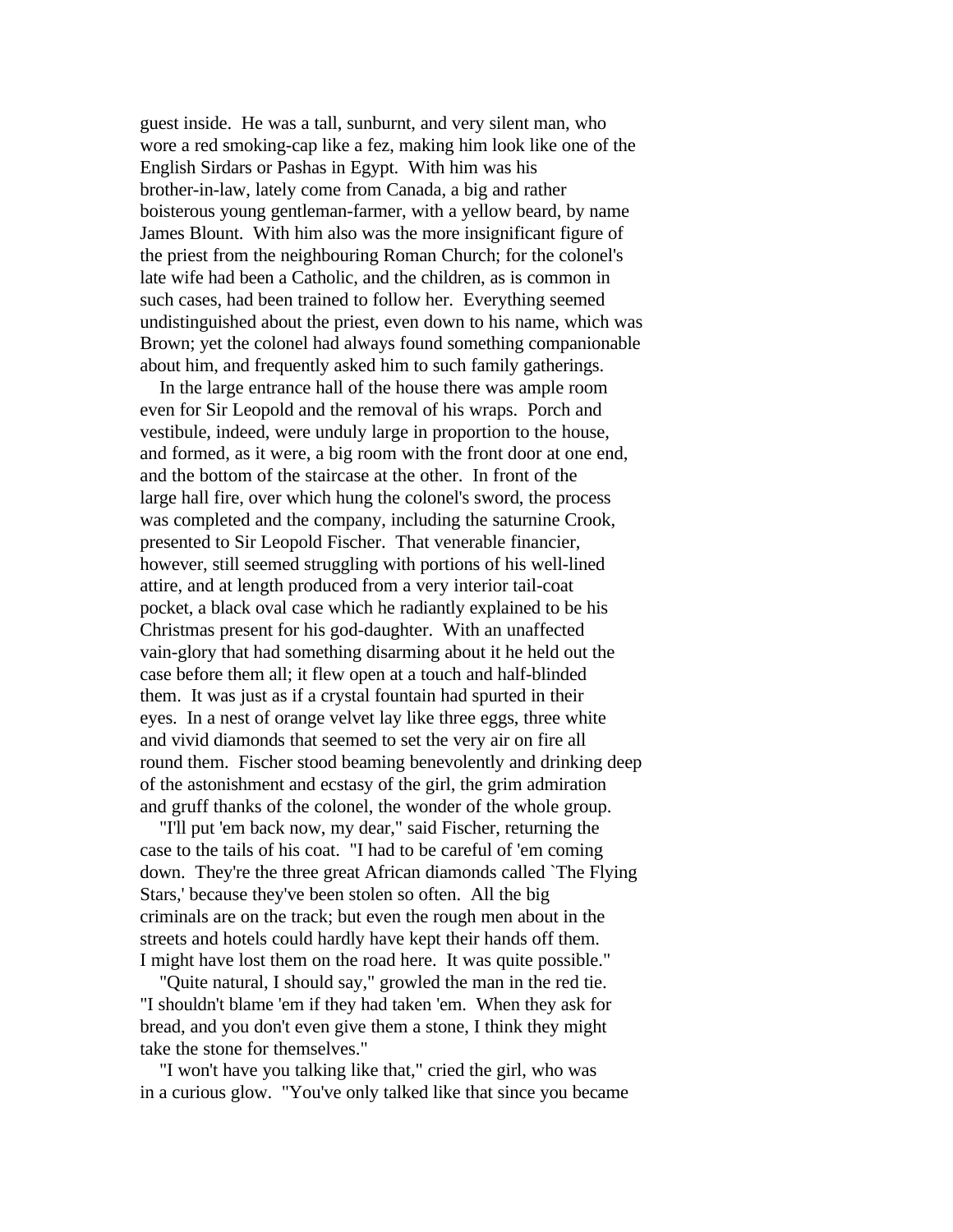guest inside. He was a tall, sunburnt, and very silent man, who wore a red smoking-cap like a fez, making him look like one of the English Sirdars or Pashas in Egypt. With him was his brother-in-law, lately come from Canada, a big and rather boisterous young gentleman-farmer, with a yellow beard, by name James Blount. With him also was the more insignificant figure of the priest from the neighbouring Roman Church; for the colonel's late wife had been a Catholic, and the children, as is common in such cases, had been trained to follow her. Everything seemed undistinguished about the priest, even down to his name, which was Brown; yet the colonel had always found something companionable about him, and frequently asked him to such family gatherings.

In the large entrance hall of the house there was ample room even for Sir Leopold and the removal of his wraps. Porch and vestibule, indeed, were unduly large in proportion to the house, and formed, as it were, a big room with the front door at one end, and the bottom of the staircase at the other. In front of the large hall fire, over which hung the colonel's sword, the process was completed and the company, including the saturnine Crook, presented to Sir Leopold Fischer. That venerable financier, however, still seemed struggling with portions of his well-lined attire, and at length produced from a very interior tail-coat pocket, a black oval case which he radiantly explained to be his Christmas present for his god-daughter. With an unaffected vain-glory that had something disarming about it he held out the case before them all; it flew open at a touch and half-blinded them. It was just as if a crystal fountain had spurted in their eyes. In a nest of orange velvet lay like three eggs, three white and vivid diamonds that seemed to set the very air on fire all round them. Fischer stood beaming benevolently and drinking deep of the astonishment and ecstasy of the girl, the grim admiration and gruff thanks of the colonel, the wonder of the whole group.

"I'll put 'em back now, my dear," said Fischer, returning the case to the tails of his coat. "I had to be careful of 'em coming down. They're the three great African diamonds called `The Flying Stars,' because they've been stolen so often. All the big criminals are on the track; but even the rough men about in the streets and hotels could hardly have kept their hands off them. I might have lost them on the road here. It was quite possible."

"Quite natural, I should say," growled the man in the red tie. "I shouldn't blame 'em if they had taken 'em. When they ask for bread, and you don't even give them a stone, I think they might take the stone for themselves."

"I won't have you talking like that," cried the girl, who was in a curious glow. "You've only talked like that since you became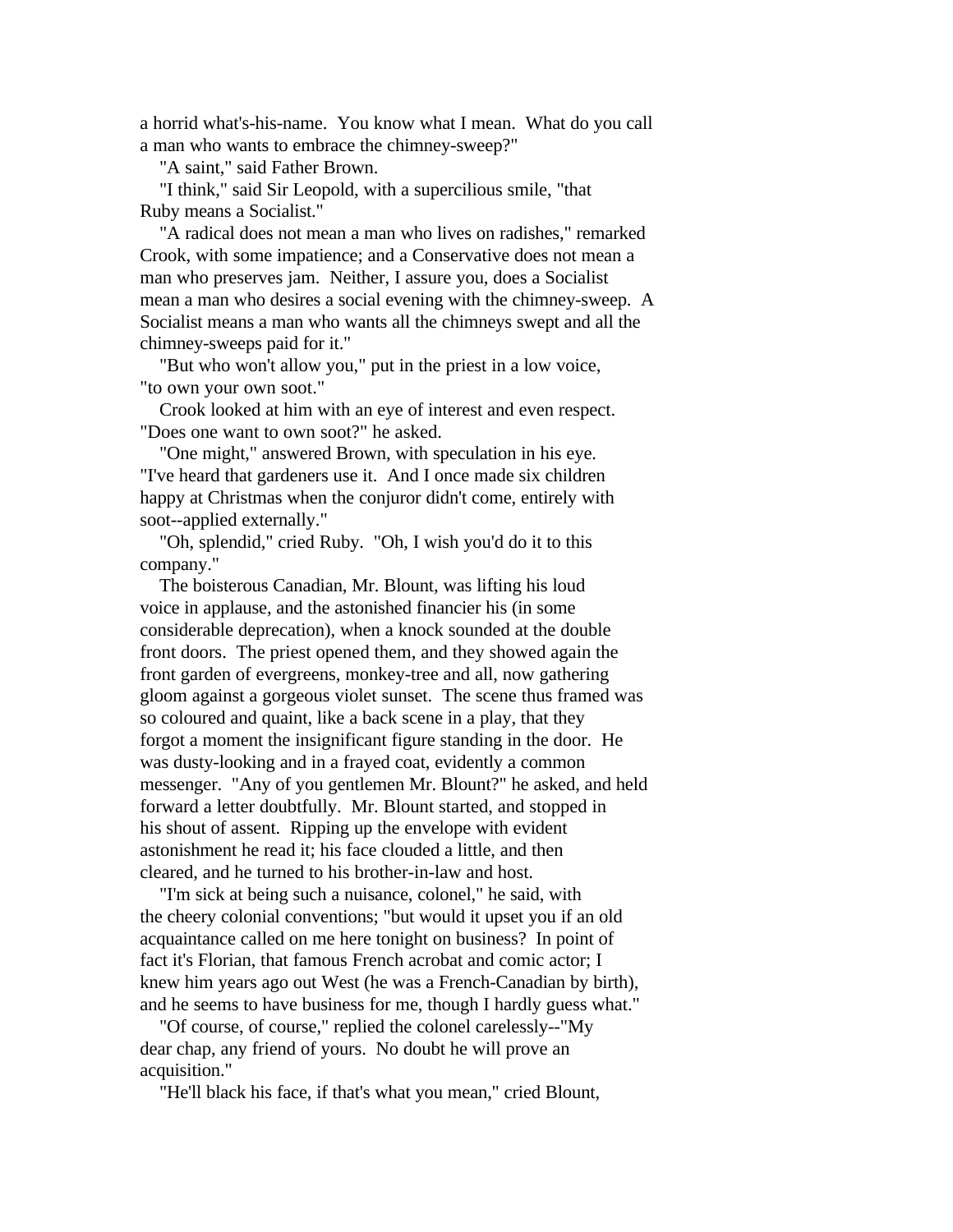a horrid what's-his-name. You know what I mean. What do you call a man who wants to embrace the chimney-sweep?"

"A saint," said Father Brown.

"I think," said Sir Leopold, with a supercilious smile, "that Ruby means a Socialist."

"A radical does not mean a man who lives on radishes," remarked Crook, with some impatience; and a Conservative does not mean a man who preserves jam. Neither, I assure you, does a Socialist mean a man who desires a social evening with the chimney-sweep. A Socialist means a man who wants all the chimneys swept and all the chimney-sweeps paid for it."

"But who won't allow you," put in the priest in a low voice, "to own your own soot."

Crook looked at him with an eye of interest and even respect. "Does one want to own soot?" he asked.

"One might," answered Brown, with speculation in his eye. "I've heard that gardeners use it. And I once made six children happy at Christmas when the conjuror didn't come, entirely with soot--applied externally."

"Oh, splendid," cried Ruby. "Oh, I wish you'd do it to this company."

The boisterous Canadian, Mr. Blount, was lifting his loud voice in applause, and the astonished financier his (in some considerable deprecation), when a knock sounded at the double front doors. The priest opened them, and they showed again the front garden of evergreens, monkey-tree and all, now gathering gloom against a gorgeous violet sunset. The scene thus framed was so coloured and quaint, like a back scene in a play, that they forgot a moment the insignificant figure standing in the door. He was dusty-looking and in a frayed coat, evidently a common messenger. "Any of you gentlemen Mr. Blount?" he asked, and held forward a letter doubtfully. Mr. Blount started, and stopped in his shout of assent. Ripping up the envelope with evident astonishment he read it; his face clouded a little, and then cleared, and he turned to his brother-in-law and host.

"I'm sick at being such a nuisance, colonel," he said, with the cheery colonial conventions; "but would it upset you if an old acquaintance called on me here tonight on business? In point of fact it's Florian, that famous French acrobat and comic actor; I knew him years ago out West (he was a French-Canadian by birth), and he seems to have business for me, though I hardly guess what."

"Of course, of course," replied the colonel carelessly--"My dear chap, any friend of yours. No doubt he will prove an acquisition."

"He'll black his face, if that's what you mean," cried Blount,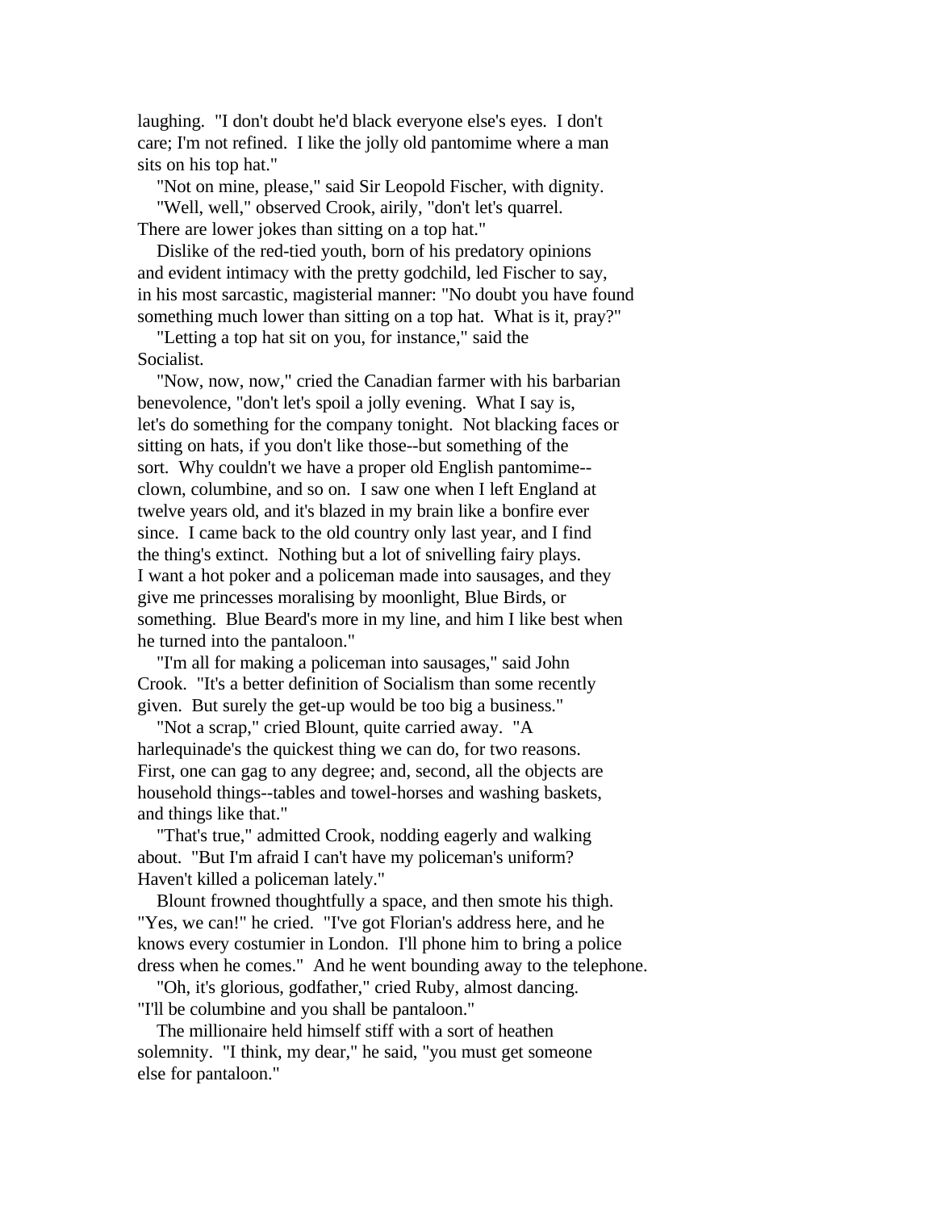laughing. "I don't doubt he'd black everyone else's eyes. I don't care; I'm not refined. I like the jolly old pantomime where a man sits on his top hat."

"Not on mine, please," said Sir Leopold Fischer, with dignity.

"Well, well," observed Crook, airily, "don't let's quarrel. There are lower jokes than sitting on a top hat."

Dislike of the red-tied youth, born of his predatory opinions and evident intimacy with the pretty godchild, led Fischer to say, in his most sarcastic, magisterial manner: "No doubt you have found something much lower than sitting on a top hat. What is it, pray?"

"Letting a top hat sit on you, for instance," said the Socialist.

"Now, now, now," cried the Canadian farmer with his barbarian benevolence, "don't let's spoil a jolly evening. What I say is, let's do something for the company tonight. Not blacking faces or sitting on hats, if you don't like those--but something of the sort. Why couldn't we have a proper old English pantomime--clown, columbine, and so on. I saw one when I left England at twelve years old, and it's blazed in my brain like a bonfire ever since. I came back to the old country only last year, and I find the thing's extinct. Nothing but a lot of snivelling fairy plays. I want a hot poker and a policeman made into sausages, and they give me princesses moralising by moonlight, Blue Birds, or something. Blue Beard's more in my line, and him I like best when he turned into the pantaloon."

"I'm all for making a policeman into sausages," said John Crook. "It's a better definition of Socialism than some recently given. But surely the get-up would be too big a business."

"Not a scrap," cried Blount, quite carried away. "A harlequinade's the quickest thing we can do, for two reasons. First, one can gag to any degree; and, second, all the objects are household things--tables and towel-horses and washing baskets, and things like that."

"That's true," admitted Crook, nodding eagerly and walking about. "But I'm afraid I can't have my policeman's uniform? Haven't killed a policeman lately."

Blount frowned thoughtfully a space, and then smote his thigh. "Yes, we can!" he cried. "I've got Florian's address here, and he knows every costumier in London. I'll phone him to bring a police dress when he comes." And he went bounding away to the telephone.

"Oh, it's glorious, godfather," cried Ruby, almost dancing. "I'll be columbine and you shall be pantaloon."

The millionaire held himself stiff with a sort of heathen solemnity. "I think, my dear," he said, "you must get someone else for pantaloon."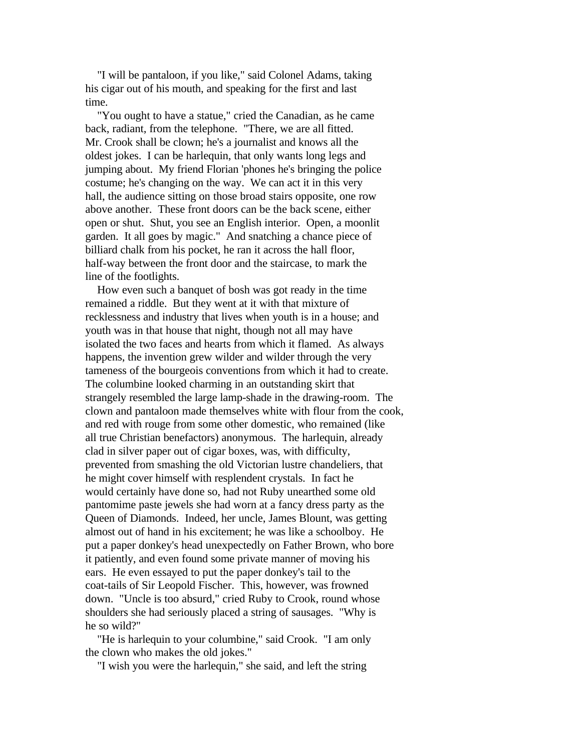"I will be pantaloon, if you like," said Colonel Adams, taking his cigar out of his mouth, and speaking for the first and last time.

"You ought to have a statue," cried the Canadian, as he came back, radiant, from the telephone. "There, we are all fitted. Mr. Crook shall be clown; he's a journalist and knows all the oldest jokes. I can be harlequin, that only wants long legs and jumping about. My friend Florian 'phones he's bringing the police costume; he's changing on the way. We can act it in this very hall, the audience sitting on those broad stairs opposite, one row above another. These front doors can be the back scene, either open or shut. Shut, you see an English interior. Open, a moonlit garden. It all goes by magic." And snatching a chance piece of billiard chalk from his pocket, he ran it across the hall floor, half-way between the front door and the staircase, to mark the line of the footlights.

How even such a banquet of bosh was got ready in the time remained a riddle. But they went at it with that mixture of recklessness and industry that lives when youth is in a house; and youth was in that house that night, though not all may have isolated the two faces and hearts from which it flamed. As always happens, the invention grew wilder and wilder through the very tameness of the bourgeois conventions from which it had to create. The columbine looked charming in an outstanding skirt that strangely resembled the large lamp-shade in the drawing-room. The clown and pantaloon made themselves white with flour from the cook, and red with rouge from some other domestic, who remained (like all true Christian benefactors) anonymous. The harlequin, already clad in silver paper out of cigar boxes, was, with difficulty, prevented from smashing the old Victorian lustre chandeliers, that he might cover himself with resplendent crystals. In fact he would certainly have done so, had not Ruby unearthed some old pantomime paste jewels she had worn at a fancy dress party as the Queen of Diamonds. Indeed, her uncle, James Blount, was getting almost out of hand in his excitement; he was like a schoolboy. He put a paper donkey's head unexpectedly on Father Brown, who bore it patiently, and even found some private manner of moving his ears. He even essayed to put the paper donkey's tail to the coat-tails of Sir Leopold Fischer. This, however, was frowned down. "Uncle is too absurd," cried Ruby to Crook, round whose shoulders she had seriously placed a string of sausages. "Why is he so wild?"

"He is harlequin to your columbine," said Crook. "I am only the clown who makes the old jokes."

"I wish you were the harlequin," she said, and left the string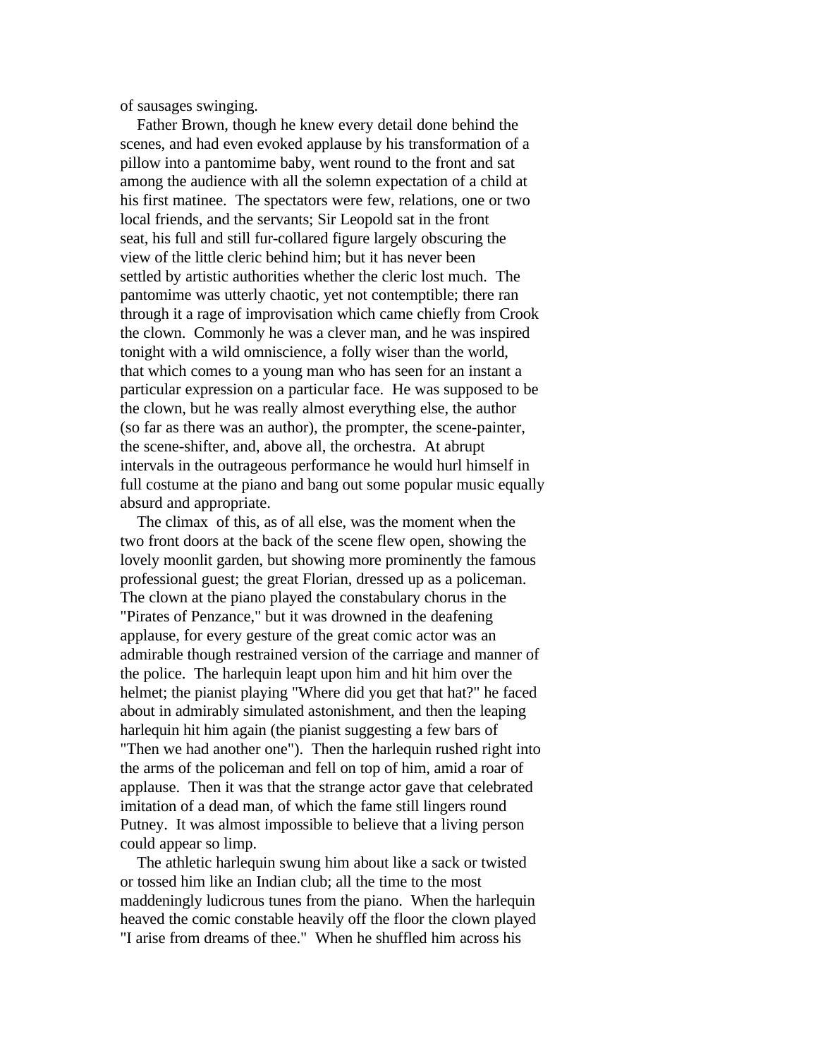of sausages swinging.

Father Brown, though he knew every detail done behind the scenes, and had even evoked applause by his transformation of a pillow into a pantomime baby, went round to the front and sat among the audience with all the solemn expectation of a child at his first matinee. The spectators were few, relations, one or two local friends, and the servants; Sir Leopold sat in the front seat, his full and still fur-collared figure largely obscuring the view of the little cleric behind him; but it has never been settled by artistic authorities whether the cleric lost much. The pantomime was utterly chaotic, yet not contemptible; there ran through it a rage of improvisation which came chiefly from Crook the clown. Commonly he was a clever man, and he was inspired tonight with a wild omniscience, a folly wiser than the world, that which comes to a young man who has seen for an instant a particular expression on a particular face. He was supposed to be the clown, but he was really almost everything else, the author (so far as there was an author), the prompter, the scene-painter, the scene-shifter, and, above all, the orchestra. At abrupt intervals in the outrageous performance he would hurl himself in full costume at the piano and bang out some popular music equally absurd and appropriate.

The climax of this, as of all else, was the moment when the two front doors at the back of the scene flew open, showing the lovely moonlit garden, but showing more prominently the famous professional guest; the great Florian, dressed up as a policeman. The clown at the piano played the constabulary chorus in the "Pirates of Penzance," but it was drowned in the deafening applause, for every gesture of the great comic actor was an admirable though restrained version of the carriage and manner of the police. The harlequin leapt upon him and hit him over the helmet; the pianist playing "Where did you get that hat?" he faced about in admirably simulated astonishment, and then the leaping harlequin hit him again (the pianist suggesting a few bars of "Then we had another one"). Then the harlequin rushed right into the arms of the policeman and fell on top of him, amid a roar of applause. Then it was that the strange actor gave that celebrated imitation of a dead man, of which the fame still lingers round Putney. It was almost impossible to believe that a living person could appear so limp.

The athletic harlequin swung him about like a sack or twisted or tossed him like an Indian club; all the time to the most maddeningly ludicrous tunes from the piano. When the harlequin heaved the comic constable heavily off the floor the clown played "I arise from dreams of thee." When he shuffled him across his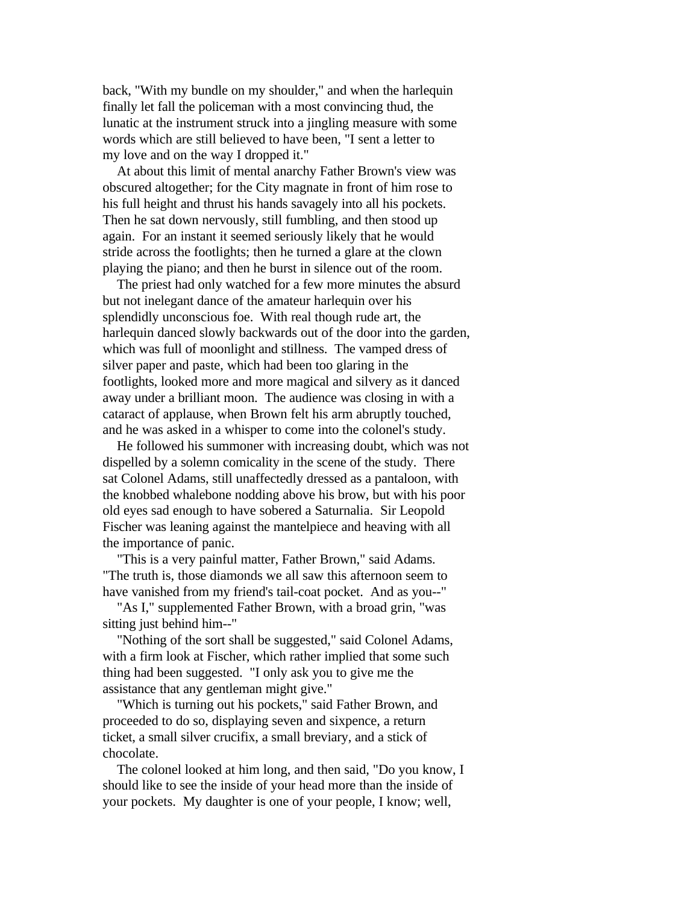back, "With my bundle on my shoulder," and when the harlequin finally let fall the policeman with a most convincing thud, the lunatic at the instrument struck into a jingling measure with some words which are still believed to have been, "I sent a letter to my love and on the way I dropped it."

At about this limit of mental anarchy Father Brown's view was obscured altogether; for the City magnate in front of him rose to his full height and thrust his hands savagely into all his pockets. Then he sat down nervously, still fumbling, and then stood up again. For an instant it seemed seriously likely that he would stride across the footlights; then he turned a glare at the clown playing the piano; and then he burst in silence out of the room.

The priest had only watched for a few more minutes the absurd but not inelegant dance of the amateur harlequin over his splendidly unconscious foe. With real though rude art, the harlequin danced slowly backwards out of the door into the garden, which was full of moonlight and stillness. The vamped dress of silver paper and paste, which had been too glaring in the footlights, looked more and more magical and silvery as it danced away under a brilliant moon. The audience was closing in with a cataract of applause, when Brown felt his arm abruptly touched, and he was asked in a whisper to come into the colonel's study.

He followed his summoner with increasing doubt, which was not dispelled by a solemn comicality in the scene of the study. There sat Colonel Adams, still unaffectedly dressed as a pantaloon, with the knobbed whalebone nodding above his brow, but with his poor old eyes sad enough to have sobered a Saturnalia. Sir Leopold Fischer was leaning against the mantelpiece and heaving with all the importance of panic.

"This is a very painful matter, Father Brown," said Adams. "The truth is, those diamonds we all saw this afternoon seem to have vanished from my friend's tail-coat pocket. And as you--"

"As I," supplemented Father Brown, with a broad grin, "was sitting just behind him--"

"Nothing of the sort shall be suggested," said Colonel Adams, with a firm look at Fischer, which rather implied that some such thing had been suggested. "I only ask you to give me the assistance that any gentleman might give."

"Which is turning out his pockets," said Father Brown, and proceeded to do so, displaying seven and sixpence, a return ticket, a small silver crucifix, a small breviary, and a stick of chocolate.

The colonel looked at him long, and then said, "Do you know, I should like to see the inside of your head more than the inside of your pockets. My daughter is one of your people, I know; well,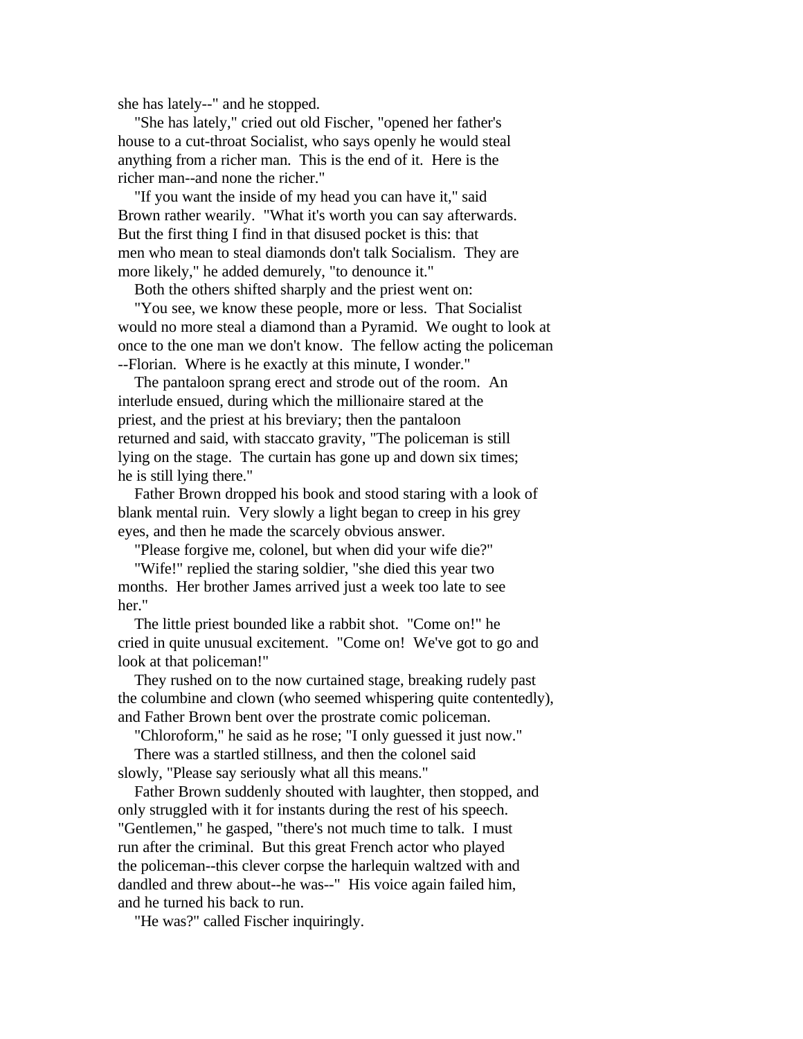she has lately--" and he stopped.

"She has lately," cried out old Fischer, "opened her father's house to a cut-throat Socialist, who says openly he would steal anything from a richer man. This is the end of it. Here is the richer man--and none the richer."

"If you want the inside of my head you can have it," said Brown rather wearily. "What it's worth you can say afterwards. But the first thing I find in that disused pocket is this: that men who mean to steal diamonds don't talk Socialism. They are more likely," he added demurely, "to denounce it."

Both the others shifted sharply and the priest went on:

"You see, we know these people, more or less. That Socialist would no more steal a diamond than a Pyramid. We ought to look at once to the one man we don't know. The fellow acting the policeman --Florian. Where is he exactly at this minute, I wonder."

The pantaloon sprang erect and strode out of the room. An interlude ensued, during which the millionaire stared at the priest, and the priest at his breviary; then the pantaloon returned and said, with staccato gravity, "The policeman is still lying on the stage. The curtain has gone up and down six times; he is still lying there."

Father Brown dropped his book and stood staring with a look of blank mental ruin. Very slowly a light began to creep in his grey eyes, and then he made the scarcely obvious answer.

"Please forgive me, colonel, but when did your wife die?"

"Wife!" replied the staring soldier, "she died this year two months. Her brother James arrived just a week too late to see her."

The little priest bounded like a rabbit shot. "Come on!" he cried in quite unusual excitement. "Come on! We've got to go and look at that policeman!"

They rushed on to the now curtained stage, breaking rudely past the columbine and clown (who seemed whispering quite contentedly), and Father Brown bent over the prostrate comic policeman.

"Chloroform," he said as he rose; "I only guessed it just now."

There was a startled stillness, and then the colonel said slowly, "Please say seriously what all this means."

Father Brown suddenly shouted with laughter, then stopped, and only struggled with it for instants during the rest of his speech. "Gentlemen," he gasped, "there's not much time to talk. I must run after the criminal. But this great French actor who played the policeman--this clever corpse the harlequin waltzed with and dandled and threw about--he was--" His voice again failed him, and he turned his back to run.

"He was?" called Fischer inquiringly.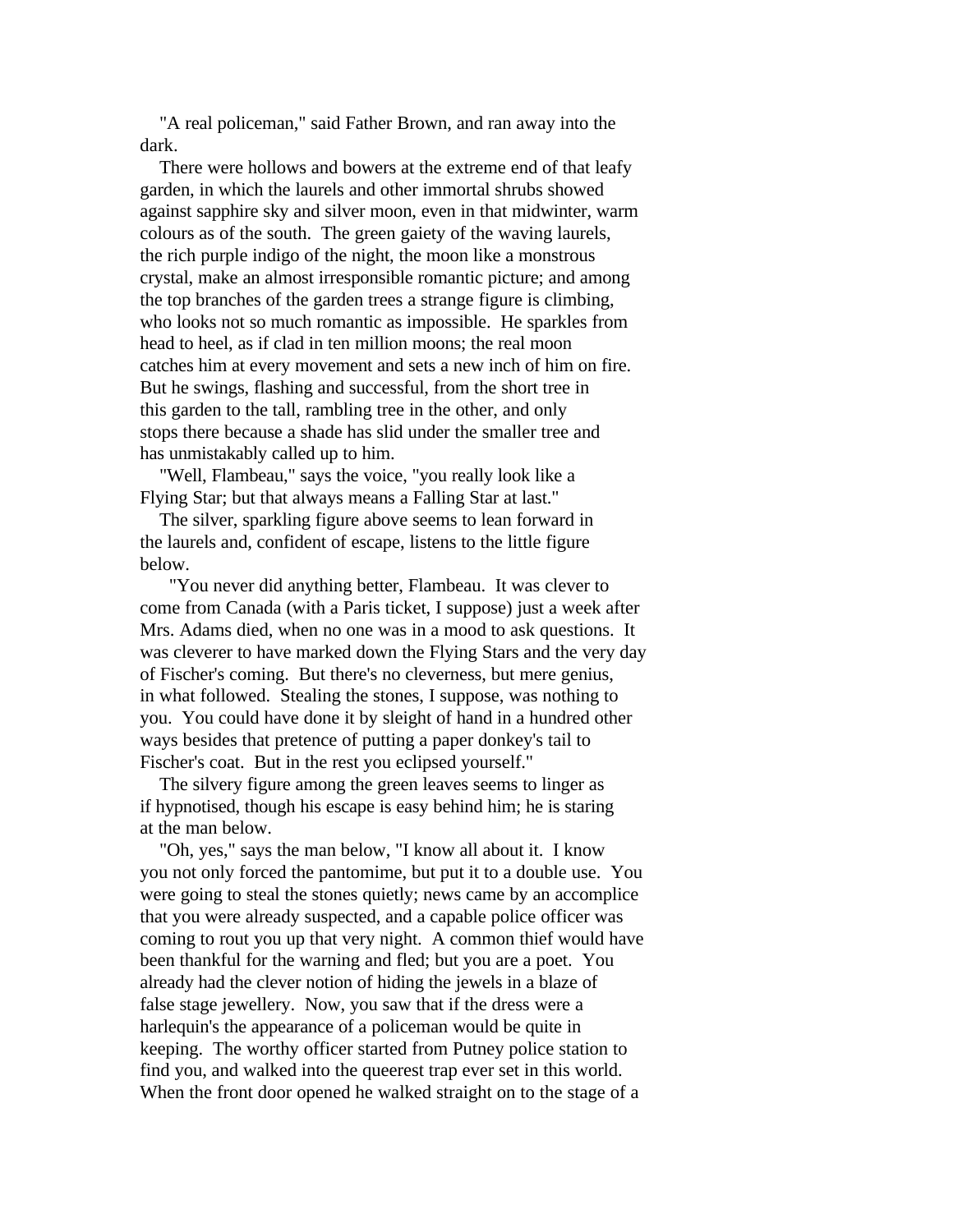"A real policeman," said Father Brown, and ran away into the dark.

There were hollows and bowers at the extreme end of that leafy garden, in which the laurels and other immortal shrubs showed against sapphire sky and silver moon, even in that midwinter, warm colours as of the south. The green gaiety of the waving laurels, the rich purple indigo of the night, the moon like a monstrous crystal, make an almost irresponsible romantic picture; and among the top branches of the garden trees a strange figure is climbing, who looks not so much romantic as impossible. He sparkles from head to heel, as if clad in ten million moons; the real moon catches him at every movement and sets a new inch of him on fire. But he swings, flashing and successful, from the short tree in this garden to the tall, rambling tree in the other, and only stops there because a shade has slid under the smaller tree and has unmistakably called up to him.

"Well, Flambeau," says the voice, "you really look like a Flying Star; but that always means a Falling Star at last."

The silver, sparkling figure above seems to lean forward in the laurels and, confident of escape, listens to the little figure below.

"You never did anything better, Flambeau. It was clever to come from Canada (with a Paris ticket, I suppose) just a week after Mrs. Adams died, when no one was in a mood to ask questions. It was cleverer to have marked down the Flying Stars and the very day of Fischer's coming. But there's no cleverness, but mere genius, in what followed. Stealing the stones, I suppose, was nothing to you. You could have done it by sleight of hand in a hundred other ways besides that pretence of putting a paper donkey's tail to Fischer's coat. But in the rest you eclipsed yourself."

The silvery figure among the green leaves seems to linger as if hypnotised, though his escape is easy behind him; he is staring at the man below.

"Oh, yes," says the man below, "I know all about it. I know you not only forced the pantomime, but put it to a double use. You were going to steal the stones quietly; news came by an accomplice that you were already suspected, and a capable police officer was coming to rout you up that very night. A common thief would have been thankful for the warning and fled; but you are a poet. You already had the clever notion of hiding the jewels in a blaze of false stage jewellery. Now, you saw that if the dress were a harlequin's the appearance of a policeman would be quite in keeping. The worthy officer started from Putney police station to find you, and walked into the queerest trap ever set in this world. When the front door opened he walked straight on to the stage of a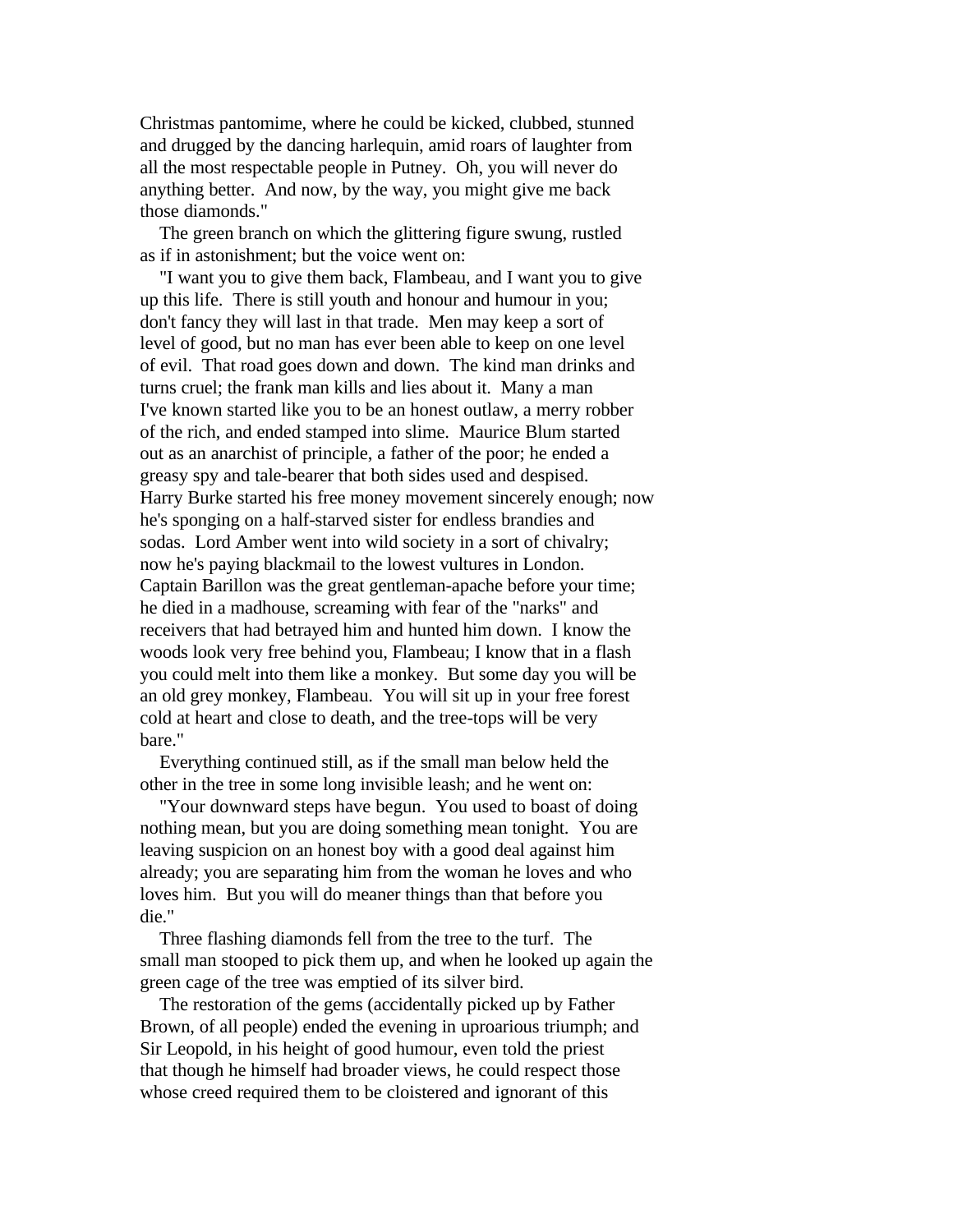Christmas pantomime, where he could be kicked, clubbed, stunned and drugged by the dancing harlequin, amid roars of laughter from all the most respectable people in Putney. Oh, you will never do anything better. And now, by the way, you might give me back those diamonds."

The green branch on which the glittering figure swung, rustled as if in astonishment; but the voice went on:

"I want you to give them back, Flambeau, and I want you to give up this life. There is still youth and honour and humour in you; don't fancy they will last in that trade. Men may keep a sort of level of good, but no man has ever been able to keep on one level of evil. That road goes down and down. The kind man drinks and turns cruel; the frank man kills and lies about it. Many a man I've known started like you to be an honest outlaw, a merry robber of the rich, and ended stamped into slime. Maurice Blum started out as an anarchist of principle, a father of the poor; he ended a greasy spy and tale-bearer that both sides used and despised. Harry Burke started his free money movement sincerely enough; now he's sponging on a half-starved sister for endless brandies and sodas. Lord Amber went into wild society in a sort of chivalry; now he's paying blackmail to the lowest vultures in London. Captain Barillon was the great gentleman-apache before your time; he died in a madhouse, screaming with fear of the "narks" and receivers that had betrayed him and hunted him down. I know the woods look very free behind you, Flambeau; I know that in a flash you could melt into them like a monkey. But some day you will be an old grey monkey, Flambeau. You will sit up in your free forest cold at heart and close to death, and the tree-tops will be very bare."

Everything continued still, as if the small man below held the other in the tree in some long invisible leash; and he went on:

"Your downward steps have begun. You used to boast of doing nothing mean, but you are doing something mean tonight. You are leaving suspicion on an honest boy with a good deal against him already; you are separating him from the woman he loves and who loves him. But you will do meaner things than that before you die."

Three flashing diamonds fell from the tree to the turf. The small man stooped to pick them up, and when he looked up again the green cage of the tree was emptied of its silver bird.

The restoration of the gems (accidentally picked up by Father Brown, of all people) ended the evening in uproarious triumph; and Sir Leopold, in his height of good humour, even told the priest that though he himself had broader views, he could respect those whose creed required them to be cloistered and ignorant of this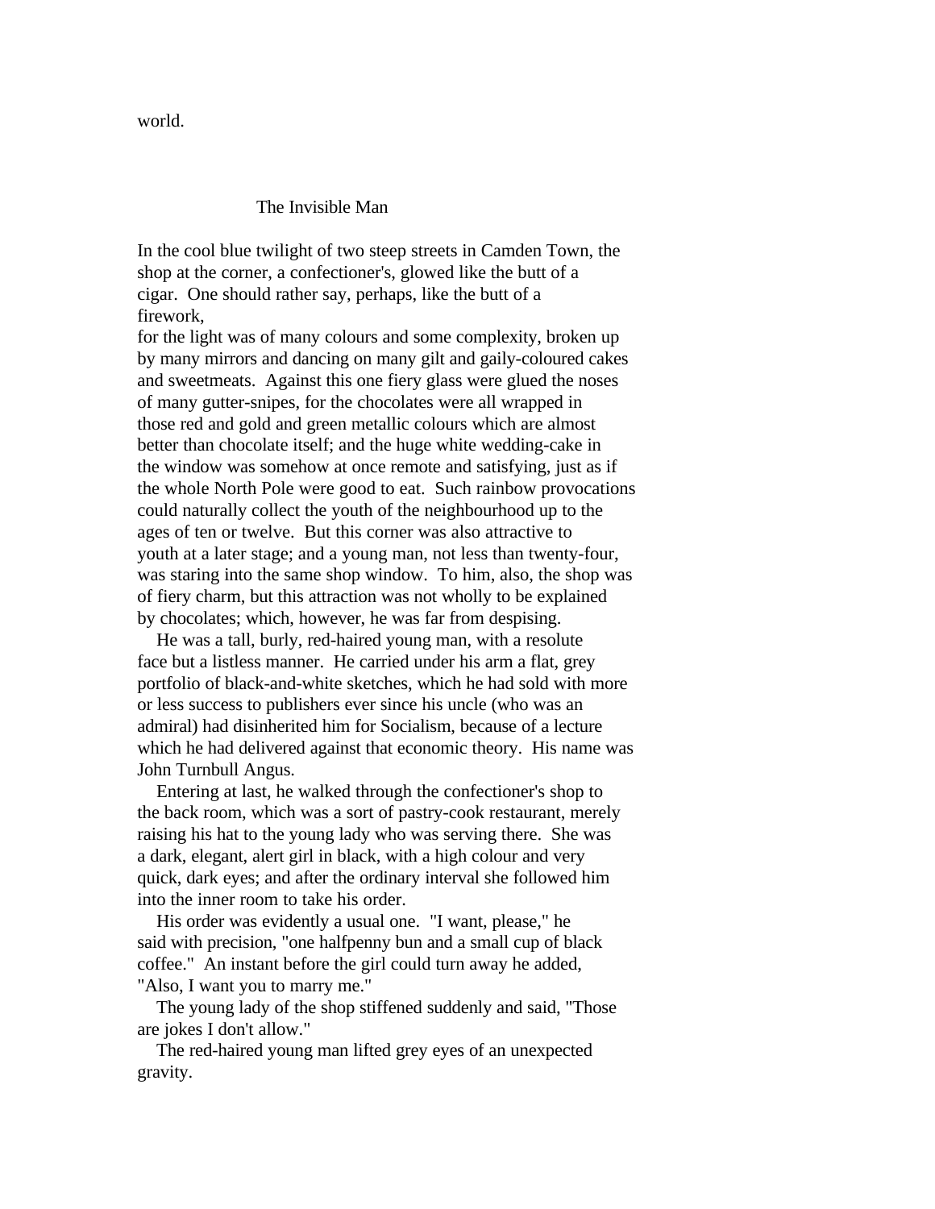world.

## The Invisible Man

In the cool blue twilight of two steep streets in Camden Town, the shop at the corner, a confectioner's, glowed like the butt of a cigar. One should rather say, perhaps, like the butt of a firework, for the light was of many colours and some complexity, broken up by many mirrors and dancing on many gilt and gaily-coloured cakes and sweetmeats. Against this one fiery glass were glued the noses of many gutter-snipes, for the chocolates were all wrapped in those red and gold and green metallic colours which are almost better than chocolate itself; and the huge white wedding-cake in the window was somehow at once remote and satisfying, just as if the whole North Pole were good to eat. Such rainbow provocations could naturally collect the youth of the neighbourhood up to the ages of ten or twelve. But this corner was also attractive to youth at a later stage; and a young man, not less than twenty-four, was staring into the same shop window. To him, also, the shop was of fiery charm, but this attraction was not wholly to be explained by chocolates; which, however, he was far from despising.

He was a tall, burly, red-haired young man, with a resolute face but a listless manner. He carried under his arm a flat, grey portfolio of black-and-white sketches, which he had sold with more or less success to publishers ever since his uncle (who was an admiral) had disinherited him for Socialism, because of a lecture which he had delivered against that economic theory. His name was John Turnbull Angus.

Entering at last, he walked through the confectioner's shop to the back room, which was a sort of pastry-cook restaurant, merely raising his hat to the young lady who was serving there. She was a dark, elegant, alert girl in black, with a high colour and very quick, dark eyes; and after the ordinary interval she followed him into the inner room to take his order.

His order was evidently a usual one. "I want, please," he said with precision, "one halfpenny bun and a small cup of black coffee." An instant before the girl could turn away he added, "Also, I want you to marry me."

The young lady of the shop stiffened suddenly and said, "Those are jokes I don't allow."

The red-haired young man lifted grey eyes of an unexpected gravity.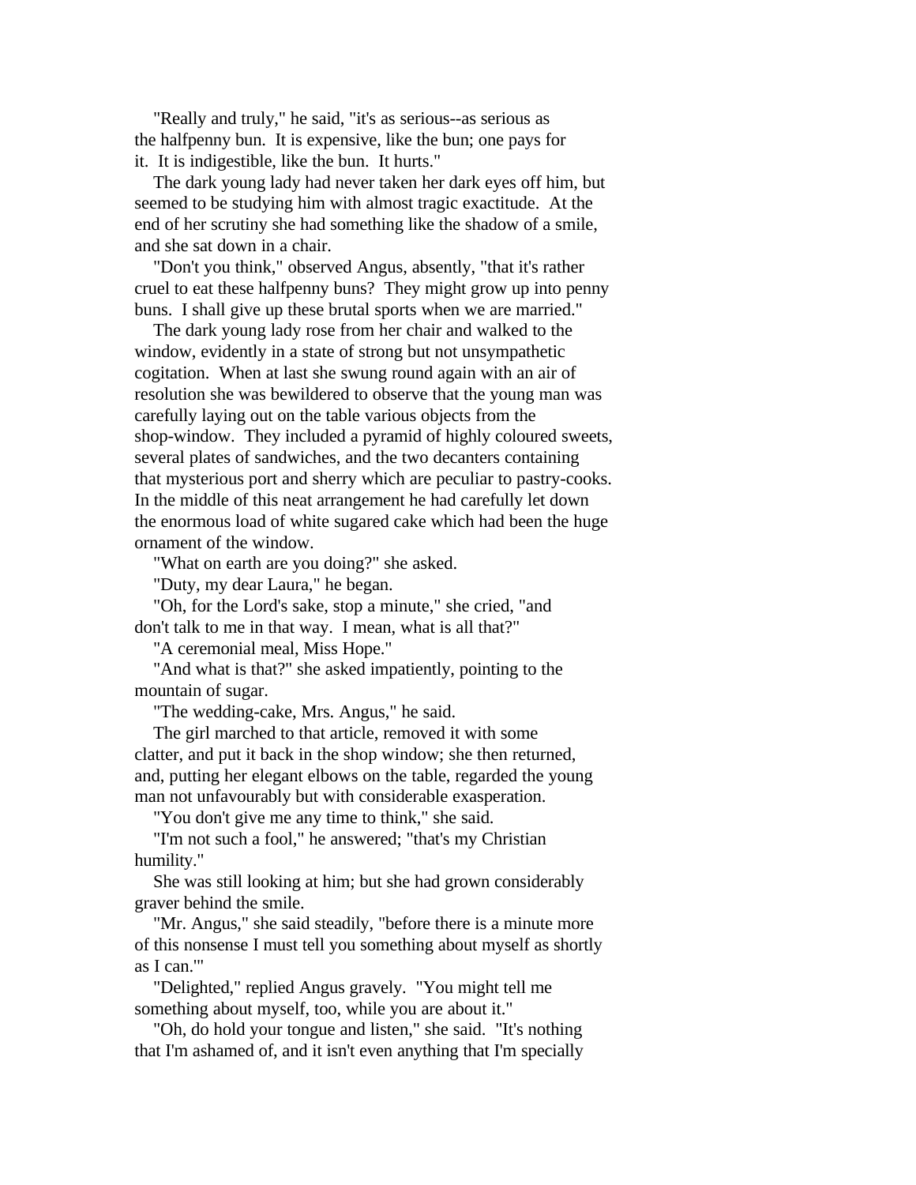"Really and truly," he said, "it's as serious--as serious as the halfpenny bun. It is expensive, like the bun; one pays for it. It is indigestible, like the bun. It hurts."

The dark young lady had never taken her dark eyes off him, but seemed to be studying him with almost tragic exactitude. At the end of her scrutiny she had something like the shadow of a smile, and she sat down in a chair.

"Don't you think," observed Angus, absently, "that it's rather cruel to eat these halfpenny buns? They might grow up into penny buns. I shall give up these brutal sports when we are married."

The dark young lady rose from her chair and walked to the window, evidently in a state of strong but not unsympathetic cogitation. When at last she swung round again with an air of resolution she was bewildered to observe that the young man was carefully laying out on the table various objects from the shop-window. They included a pyramid of highly coloured sweets, several plates of sandwiches, and the two decanters containing that mysterious port and sherry which are peculiar to pastry-cooks. In the middle of this neat arrangement he had carefully let down the enormous load of white sugared cake which had been the huge ornament of the window.

"What on earth are you doing?" she asked.

"Duty, my dear Laura," he began.

"Oh, for the Lord's sake, stop a minute," she cried, "and don't talk to me in that way. I mean, what is all that?"

"A ceremonial meal, Miss Hope."

"And what is that?" she asked impatiently, pointing to the mountain of sugar.

"The wedding-cake, Mrs. Angus," he said.

The girl marched to that article, removed it with some clatter, and put it back in the shop window; she then returned, and, putting her elegant elbows on the table, regarded the young man not unfavourably but with considerable exasperation.

"You don't give me any time to think," she said.

"I'm not such a fool," he answered; "that's my Christian humility."

She was still looking at him; but she had grown considerably graver behind the smile.

"Mr. Angus," she said steadily, "before there is a minute more of this nonsense I must tell you something about myself as shortly as I can.'"

"Delighted," replied Angus gravely. "You might tell me something about myself, too, while you are about it."

"Oh, do hold your tongue and listen," she said. "It's nothing that I'm ashamed of, and it isn't even anything that I'm specially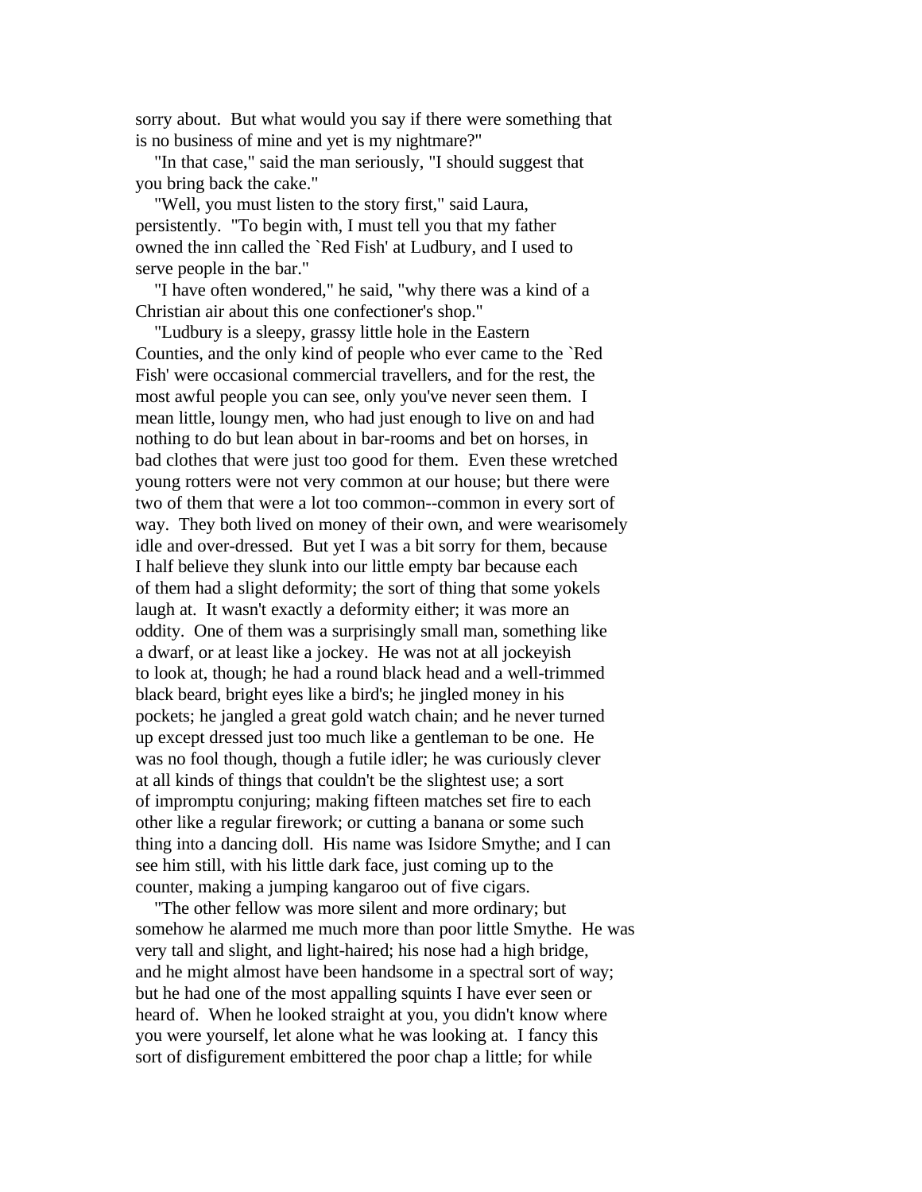sorry about. But what would you say if there were something that is no business of mine and yet is my nightmare?"

"In that case," said the man seriously, "I should suggest that you bring back the cake."

"Well, you must listen to the story first," said Laura, persistently. "To begin with, I must tell you that my father owned the inn called the `Red Fish' at Ludbury, and I used to serve people in the bar."

"I have often wondered," he said, "why there was a kind of a Christian air about this one confectioner's shop."

"Ludbury is a sleepy, grassy little hole in the Eastern Counties, and the only kind of people who ever came to the `Red Fish' were occasional commercial travellers, and for the rest, the most awful people you can see, only you've never seen them. I mean little, loungy men, who had just enough to live on and had nothing to do but lean about in bar-rooms and bet on horses, in bad clothes that were just too good for them. Even these wretched young rotters were not very common at our house; but there were two of them that were a lot too common--common in every sort of way. They both lived on money of their own, and were wearisomely idle and over-dressed. But yet I was a bit sorry for them, because I half believe they slunk into our little empty bar because each of them had a slight deformity; the sort of thing that some yokels laugh at. It wasn't exactly a deformity either; it was more an oddity. One of them was a surprisingly small man, something like a dwarf, or at least like a jockey. He was not at all jockeyish to look at, though; he had a round black head and a well-trimmed black beard, bright eyes like a bird's; he jingled money in his pockets; he jangled a great gold watch chain; and he never turned up except dressed just too much like a gentleman to be one. He was no fool though, though a futile idler; he was curiously clever at all kinds of things that couldn't be the slightest use; a sort of impromptu conjuring; making fifteen matches set fire to each other like a regular firework; or cutting a banana or some such thing into a dancing doll. His name was Isidore Smythe; and I can see him still, with his little dark face, just coming up to the counter, making a jumping kangaroo out of five cigars.

"The other fellow was more silent and more ordinary; but somehow he alarmed me much more than poor little Smythe. He was very tall and slight, and light-haired; his nose had a high bridge, and he might almost have been handsome in a spectral sort of way; but he had one of the most appalling squints I have ever seen or heard of. When he looked straight at you, you didn't know where you were yourself, let alone what he was looking at. I fancy this sort of disfigurement embittered the poor chap a little; for while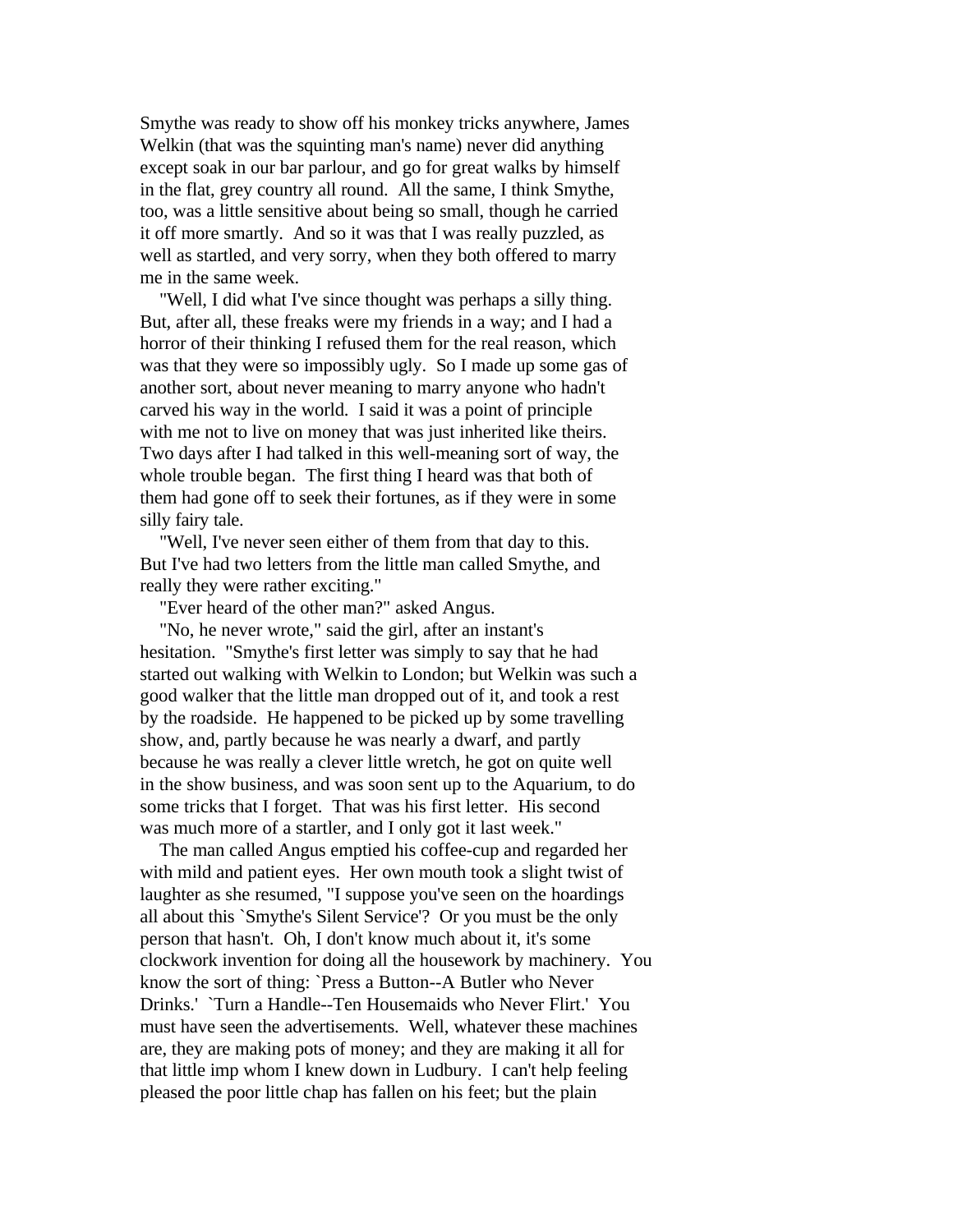Smythe was ready to show off his monkey tricks anywhere, James Welkin (that was the squinting man's name) never did anything except soak in our bar parlour, and go for great walks by himself in the flat, grey country all round. All the same, I think Smythe, too, was a little sensitive about being so small, though he carried it off more smartly. And so it was that I was really puzzled, as well as startled, and very sorry, when they both offered to marry me in the same week.

"Well, I did what I've since thought was perhaps a silly thing. But, after all, these freaks were my friends in a way; and I had a horror of their thinking I refused them for the real reason, which was that they were so impossibly ugly. So I made up some gas of another sort, about never meaning to marry anyone who hadn't carved his way in the world. I said it was a point of principle with me not to live on money that was just inherited like theirs. Two days after I had talked in this well-meaning sort of way, the whole trouble began. The first thing I heard was that both of them had gone off to seek their fortunes, as if they were in some silly fairy tale.

"Well, I've never seen either of them from that day to this. But I've had two letters from the little man called Smythe, and really they were rather exciting."

"Ever heard of the other man?" asked Angus.

"No, he never wrote," said the girl, after an instant's hesitation. "Smythe's first letter was simply to say that he had started out walking with Welkin to London; but Welkin was such a good walker that the little man dropped out of it, and took a rest by the roadside. He happened to be picked up by some travelling show, and, partly because he was nearly a dwarf, and partly because he was really a clever little wretch, he got on quite well in the show business, and was soon sent up to the Aquarium, to do some tricks that I forget. That was his first letter. His second was much more of a startler, and I only got it last week."

The man called Angus emptied his coffee-cup and regarded her with mild and patient eyes. Her own mouth took a slight twist of laughter as she resumed, "I suppose you've seen on the hoardings all about this `Smythe's Silent Service'? Or you must be the only person that hasn't. Oh, I don't know much about it, it's some clockwork invention for doing all the housework by machinery. You know the sort of thing: `Press a Button--A Butler who Never Drinks.' `Turn a Handle--Ten Housemaids who Never Flirt.' You must have seen the advertisements. Well, whatever these machines are, they are making pots of money; and they are making it all for that little imp whom I knew down in Ludbury. I can't help feeling pleased the poor little chap has fallen on his feet; but the plain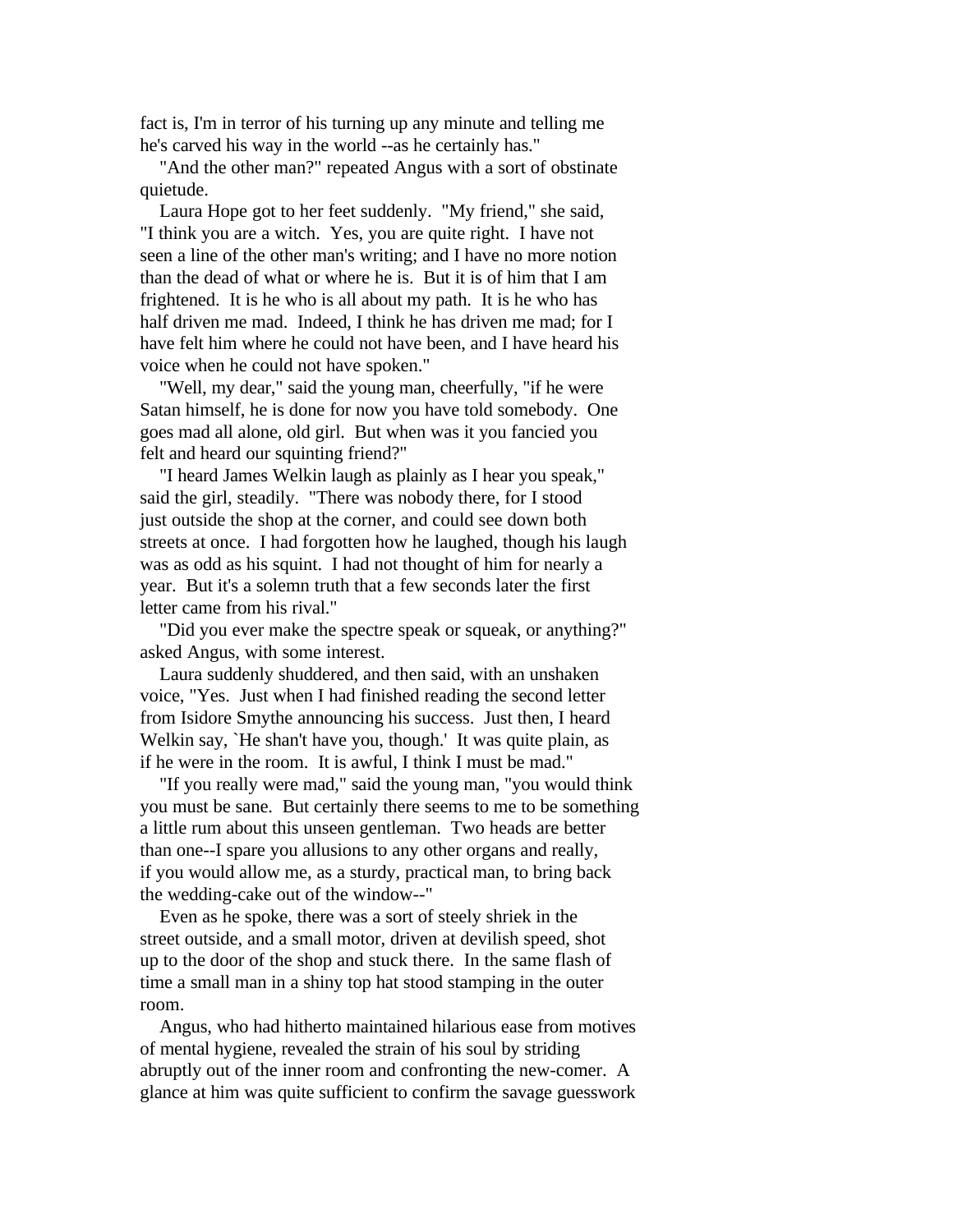fact is, I'm in terror of his turning up any minute and telling me he's carved his way in the world --as he certainly has."

"And the other man?" repeated Angus with a sort of obstinate quietude.

Laura Hope got to her feet suddenly. "My friend," she said, "I think you are a witch. Yes, you are quite right. I have not seen a line of the other man's writing; and I have no more notion than the dead of what or where he is. But it is of him that I am frightened. It is he who is all about my path. It is he who has half driven me mad. Indeed, I think he has driven me mad; for I have felt him where he could not have been, and I have heard his voice when he could not have spoken."

"Well, my dear," said the young man, cheerfully, "if he were Satan himself, he is done for now you have told somebody. One goes mad all alone, old girl. But when was it you fancied you felt and heard our squinting friend?"

"I heard James Welkin laugh as plainly as I hear you speak," said the girl, steadily. "There was nobody there, for I stood just outside the shop at the corner, and could see down both streets at once. I had forgotten how he laughed, though his laugh was as odd as his squint. I had not thought of him for nearly a year. But it's a solemn truth that a few seconds later the first letter came from his rival."

"Did you ever make the spectre speak or squeak, or anything?" asked Angus, with some interest.

Laura suddenly shuddered, and then said, with an unshaken voice, "Yes. Just when I had finished reading the second letter from Isidore Smythe announcing his success. Just then, I heard Welkin say, `He shan't have you, though.' It was quite plain, as if he were in the room. It is awful, I think I must be mad."

"If you really were mad," said the young man, "you would think you must be sane. But certainly there seems to me to be something a little rum about this unseen gentleman. Two heads are better than one--I spare you allusions to any other organs and really, if you would allow me, as a sturdy, practical man, to bring back the wedding-cake out of the window--"

Even as he spoke, there was a sort of steely shriek in the street outside, and a small motor, driven at devilish speed, shot up to the door of the shop and stuck there. In the same flash of time a small man in a shiny top hat stood stamping in the outer room.

Angus, who had hitherto maintained hilarious ease from motives of mental hygiene, revealed the strain of his soul by striding abruptly out of the inner room and confronting the new-comer. A glance at him was quite sufficient to confirm the savage guesswork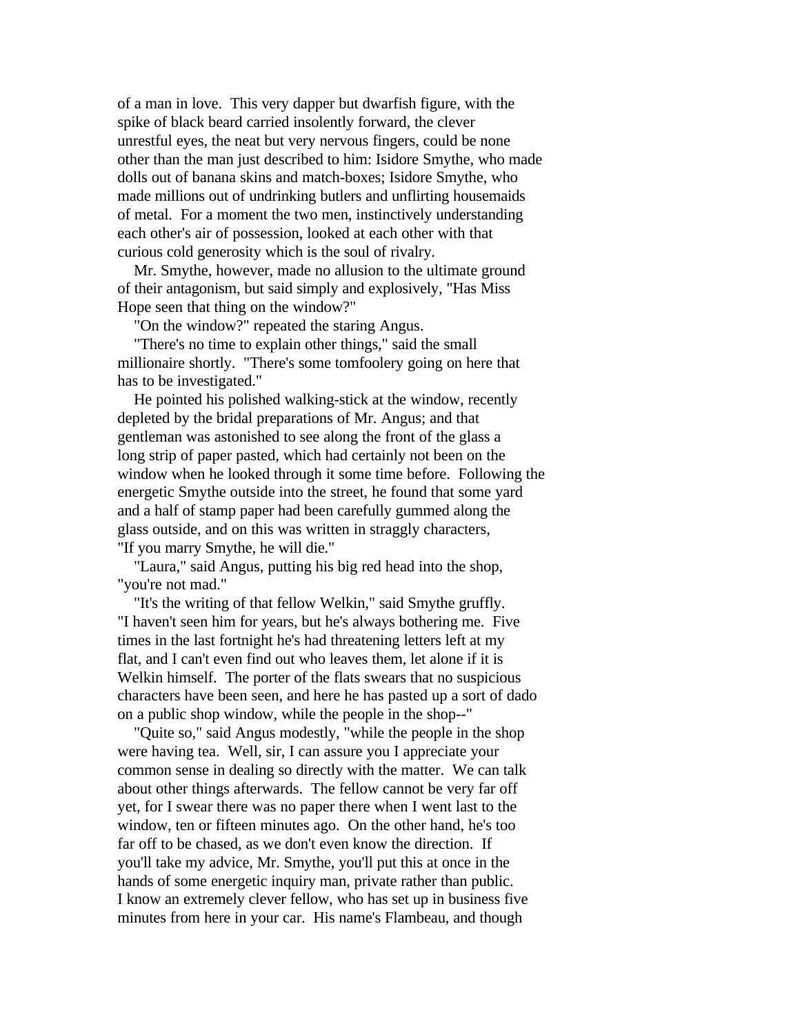of a man in love. This very dapper but dwarfish figure, with the spike of black beard carried insolently forward, the clever unrestful eyes, the neat but very nervous fingers, could be none other than the man just described to him: Isidore Smythe, who made dolls out of banana skins and match-boxes; Isidore Smythe, who made millions out of undrinking butlers and unflirting housemaids of metal. For a moment the two men, instinctively understanding each other's air of possession, looked at each other with that curious cold generosity which is the soul of rivalry.

Mr. Smythe, however, made no allusion to the ultimate ground of their antagonism, but said simply and explosively, "Has Miss Hope seen that thing on the window?"

"On the window?" repeated the staring Angus.

"There's no time to explain other things," said the small millionaire shortly. "There's some tomfoolery going on here that has to be investigated."

He pointed his polished walking-stick at the window, recently depleted by the bridal preparations of Mr. Angus; and that gentleman was astonished to see along the front of the glass a long strip of paper pasted, which had certainly not been on the window when he looked through it some time before. Following the energetic Smythe outside into the street, he found that some yard and a half of stamp paper had been carefully gummed along the glass outside, and on this was written in straggly characters, "If you marry Smythe, he will die."

"Laura," said Angus, putting his big red head into the shop, "you're not mad."

"It's the writing of that fellow Welkin," said Smythe gruffly. "I haven't seen him for years, but he's always bothering me. Five times in the last fortnight he's had threatening letters left at my flat, and I can't even find out who leaves them, let alone if it is Welkin himself. The porter of the flats swears that no suspicious characters have been seen, and here he has pasted up a sort of dado on a public shop window, while the people in the shop--"

"Quite so," said Angus modestly, "while the people in the shop were having tea. Well, sir, I can assure you I appreciate your common sense in dealing so directly with the matter. We can talk about other things afterwards. The fellow cannot be very far off yet, for I swear there was no paper there when I went last to the window, ten or fifteen minutes ago. On the other hand, he's too far off to be chased, as we don't even know the direction. If you'll take my advice, Mr. Smythe, you'll put this at once in the hands of some energetic inquiry man, private rather than public. I know an extremely clever fellow, who has set up in business five minutes from here in your car. His name's Flambeau, and though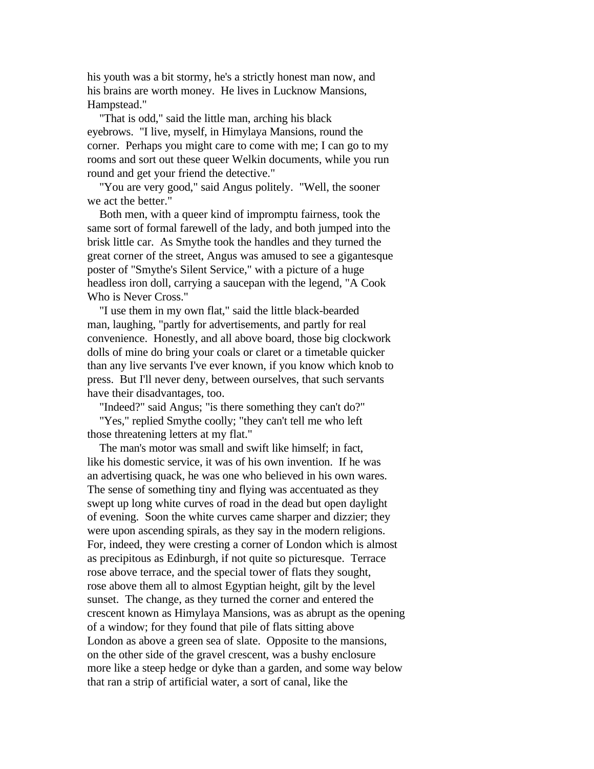his youth was a bit stormy, he's a strictly honest man now, and his brains are worth money. He lives in Lucknow Mansions, Hampstead."

"That is odd," said the little man, arching his black eyebrows. "I live, myself, in Himylaya Mansions, round the corner. Perhaps you might care to come with me; I can go to my rooms and sort out these queer Welkin documents, while you run round and get your friend the detective."

"You are very good," said Angus politely. "Well, the sooner we act the better."

Both men, with a queer kind of impromptu fairness, took the same sort of formal farewell of the lady, and both jumped into the brisk little car. As Smythe took the handles and they turned the great corner of the street, Angus was amused to see a gigantesque poster of "Smythe's Silent Service," with a picture of a huge headless iron doll, carrying a saucepan with the legend, "A Cook Who is Never Cross."

"I use them in my own flat," said the little black-bearded man, laughing, "partly for advertisements, and partly for real convenience. Honestly, and all above board, those big clockwork dolls of mine do bring your coals or claret or a timetable quicker than any live servants I've ever known, if you know which knob to press. But I'll never deny, between ourselves, that such servants have their disadvantages, too.

"Indeed?" said Angus; "is there something they can't do?"

"Yes," replied Smythe coolly; "they can't tell me who left those threatening letters at my flat."

The man's motor was small and swift like himself; in fact, like his domestic service, it was of his own invention. If he was an advertising quack, he was one who believed in his own wares. The sense of something tiny and flying was accentuated as they swept up long white curves of road in the dead but open daylight of evening. Soon the white curves came sharper and dizzier; they were upon ascending spirals, as they say in the modern religions. For, indeed, they were cresting a corner of London which is almost as precipitous as Edinburgh, if not quite so picturesque. Terrace rose above terrace, and the special tower of flats they sought, rose above them all to almost Egyptian height, gilt by the level sunset. The change, as they turned the corner and entered the crescent known as Himylaya Mansions, was as abrupt as the opening of a window; for they found that pile of flats sitting above London as above a green sea of slate. Opposite to the mansions, on the other side of the gravel crescent, was a bushy enclosure more like a steep hedge or dyke than a garden, and some way below that ran a strip of artificial water, a sort of canal, like the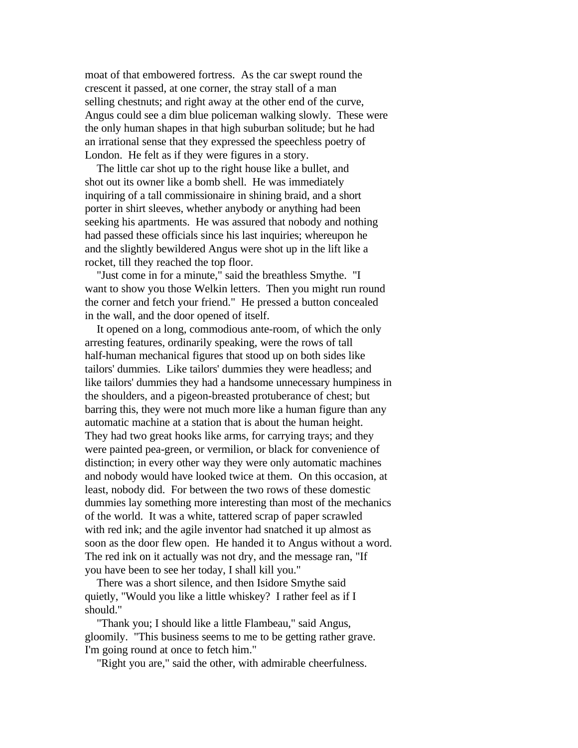moat of that embowered fortress. As the car swept round the crescent it passed, at one corner, the stray stall of a man selling chestnuts; and right away at the other end of the curve, Angus could see a dim blue policeman walking slowly. These were the only human shapes in that high suburban solitude; but he had an irrational sense that they expressed the speechless poetry of London. He felt as if they were figures in a story.

The little car shot up to the right house like a bullet, and shot out its owner like a bomb shell. He was immediately inquiring of a tall commissionaire in shining braid, and a short porter in shirt sleeves, whether anybody or anything had been seeking his apartments. He was assured that nobody and nothing had passed these officials since his last inquiries; whereupon he and the slightly bewildered Angus were shot up in the lift like a rocket, till they reached the top floor.

"Just come in for a minute," said the breathless Smythe. "I want to show you those Welkin letters. Then you might run round the corner and fetch your friend." He pressed a button concealed in the wall, and the door opened of itself.

It opened on a long, commodious ante-room, of which the only arresting features, ordinarily speaking, were the rows of tall half-human mechanical figures that stood up on both sides like tailors' dummies. Like tailors' dummies they were headless; and like tailors' dummies they had a handsome unnecessary humpiness in the shoulders, and a pigeon-breasted protuberance of chest; but barring this, they were not much more like a human figure than any automatic machine at a station that is about the human height. They had two great hooks like arms, for carrying trays; and they were painted pea-green, or vermilion, or black for convenience of distinction; in every other way they were only automatic machines and nobody would have looked twice at them. On this occasion, at least, nobody did. For between the two rows of these domestic dummies lay something more interesting than most of the mechanics of the world. It was a white, tattered scrap of paper scrawled with red ink; and the agile inventor had snatched it up almost as soon as the door flew open. He handed it to Angus without a word. The red ink on it actually was not dry, and the message ran, "If you have been to see her today, I shall kill you."

There was a short silence, and then Isidore Smythe said quietly, "Would you like a little whiskey? I rather feel as if I should."

"Thank you; I should like a little Flambeau," said Angus, gloomily. "This business seems to me to be getting rather grave. I'm going round at once to fetch him."

"Right you are," said the other, with admirable cheerfulness.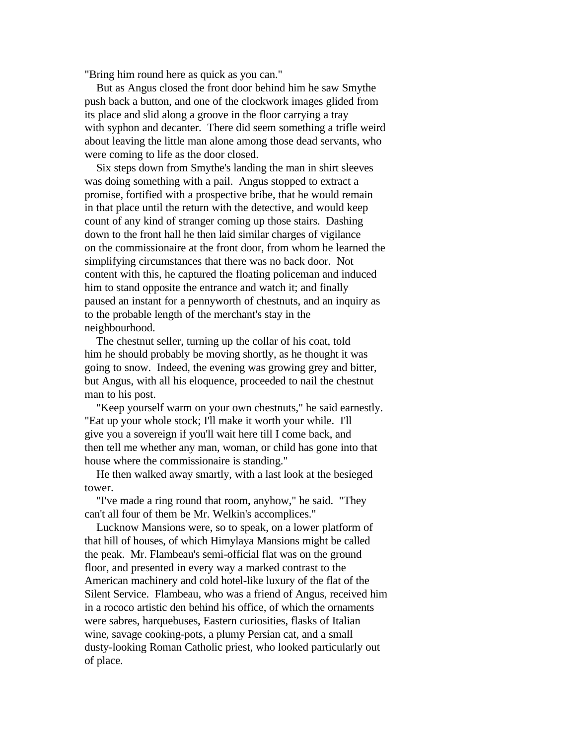"Bring him round here as quick as you can."

But as Angus closed the front door behind him he saw Smythe push back a button, and one of the clockwork images glided from its place and slid along a groove in the floor carrying a tray with syphon and decanter. There did seem something a trifle weird about leaving the little man alone among those dead servants, who were coming to life as the door closed.

Six steps down from Smythe's landing the man in shirt sleeves was doing something with a pail. Angus stopped to extract a promise, fortified with a prospective bribe, that he would remain in that place until the return with the detective, and would keep count of any kind of stranger coming up those stairs. Dashing down to the front hall he then laid similar charges of vigilance on the commissionaire at the front door, from whom he learned the simplifying circumstances that there was no back door. Not content with this, he captured the floating policeman and induced him to stand opposite the entrance and watch it; and finally paused an instant for a pennyworth of chestnuts, and an inquiry as to the probable length of the merchant's stay in the neighbourhood.

The chestnut seller, turning up the collar of his coat, told him he should probably be moving shortly, as he thought it was going to snow. Indeed, the evening was growing grey and bitter, but Angus, with all his eloquence, proceeded to nail the chestnut man to his post.

"Keep yourself warm on your own chestnuts," he said earnestly. "Eat up your whole stock; I'll make it worth your while. I'll give you a sovereign if you'll wait here till I come back, and then tell me whether any man, woman, or child has gone into that house where the commissionaire is standing."

He then walked away smartly, with a last look at the besieged tower.

"I've made a ring round that room, anyhow," he said. "They can't all four of them be Mr. Welkin's accomplices."

Lucknow Mansions were, so to speak, on a lower platform of that hill of houses, of which Himylaya Mansions might be called the peak. Mr. Flambeau's semi-official flat was on the ground floor, and presented in every way a marked contrast to the American machinery and cold hotel-like luxury of the flat of the Silent Service. Flambeau, who was a friend of Angus, received him in a rococo artistic den behind his office, of which the ornaments were sabres, harquebuses, Eastern curiosities, flasks of Italian wine, savage cooking-pots, a plumy Persian cat, and a small dusty-looking Roman Catholic priest, who looked particularly out of place.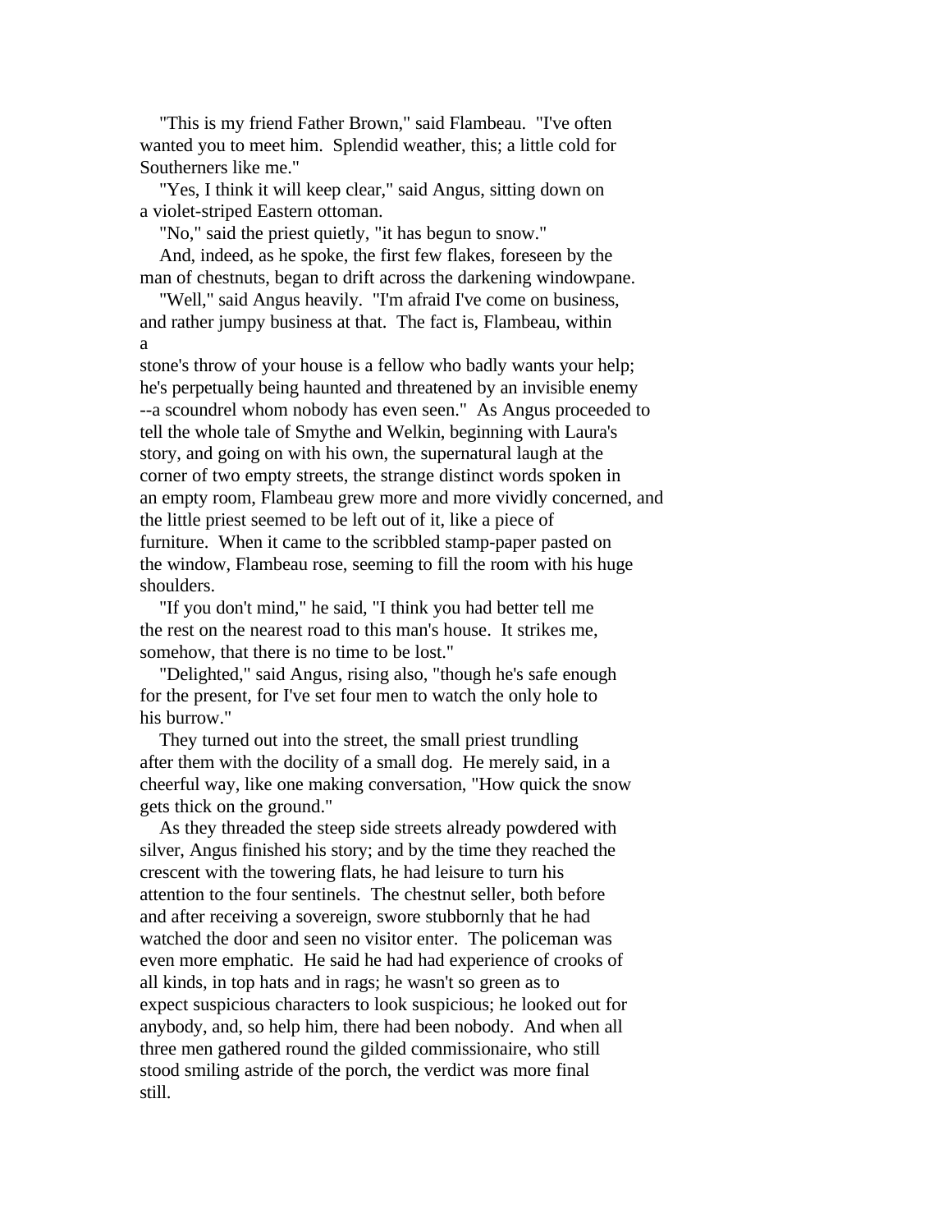"This is my friend Father Brown," said Flambeau. "I've often wanted you to meet him. Splendid weather, this; a little cold for Southerners like me."

"Yes, I think it will keep clear," said Angus, sitting down on a violet-striped Eastern ottoman.

"No," said the priest quietly, "it has begun to snow."

And, indeed, as he spoke, the first few flakes, foreseen by the man of chestnuts, began to drift across the darkening windowpane.

"Well," said Angus heavily. "I'm afraid I've come on business, and rather jumpy business at that. The fact is, Flambeau, within a stone's throw of your house is a fellow who badly wants your help; he's perpetually being haunted and threatened by an invisible enemy --a scoundrel whom nobody has even seen." As Angus proceeded to tell the whole tale of Smythe and Welkin, beginning with Laura's story, and going on with his own, the supernatural laugh at the corner of two empty streets, the strange distinct words spoken in an empty room, Flambeau grew more and more vividly concerned, and the little priest seemed to be left out of it, like a piece of furniture. When it came to the scribbled stamp-paper pasted on the window, Flambeau rose, seeming to fill the room with his huge shoulders.

"If you don't mind," he said, "I think you had better tell me the rest on the nearest road to this man's house. It strikes me, somehow, that there is no time to be lost."

"Delighted," said Angus, rising also, "though he's safe enough for the present, for I've set four men to watch the only hole to his burrow."

They turned out into the street, the small priest trundling after them with the docility of a small dog. He merely said, in a cheerful way, like one making conversation, "How quick the snow gets thick on the ground."

As they threaded the steep side streets already powdered with silver, Angus finished his story; and by the time they reached the crescent with the towering flats, he had leisure to turn his attention to the four sentinels. The chestnut seller, both before and after receiving a sovereign, swore stubbornly that he had watched the door and seen no visitor enter. The policeman was even more emphatic. He said he had had experience of crooks of all kinds, in top hats and in rags; he wasn't so green as to expect suspicious characters to look suspicious; he looked out for anybody, and, so help him, there had been nobody. And when all three men gathered round the gilded commissionaire, who still stood smiling astride of the porch, the verdict was more final still.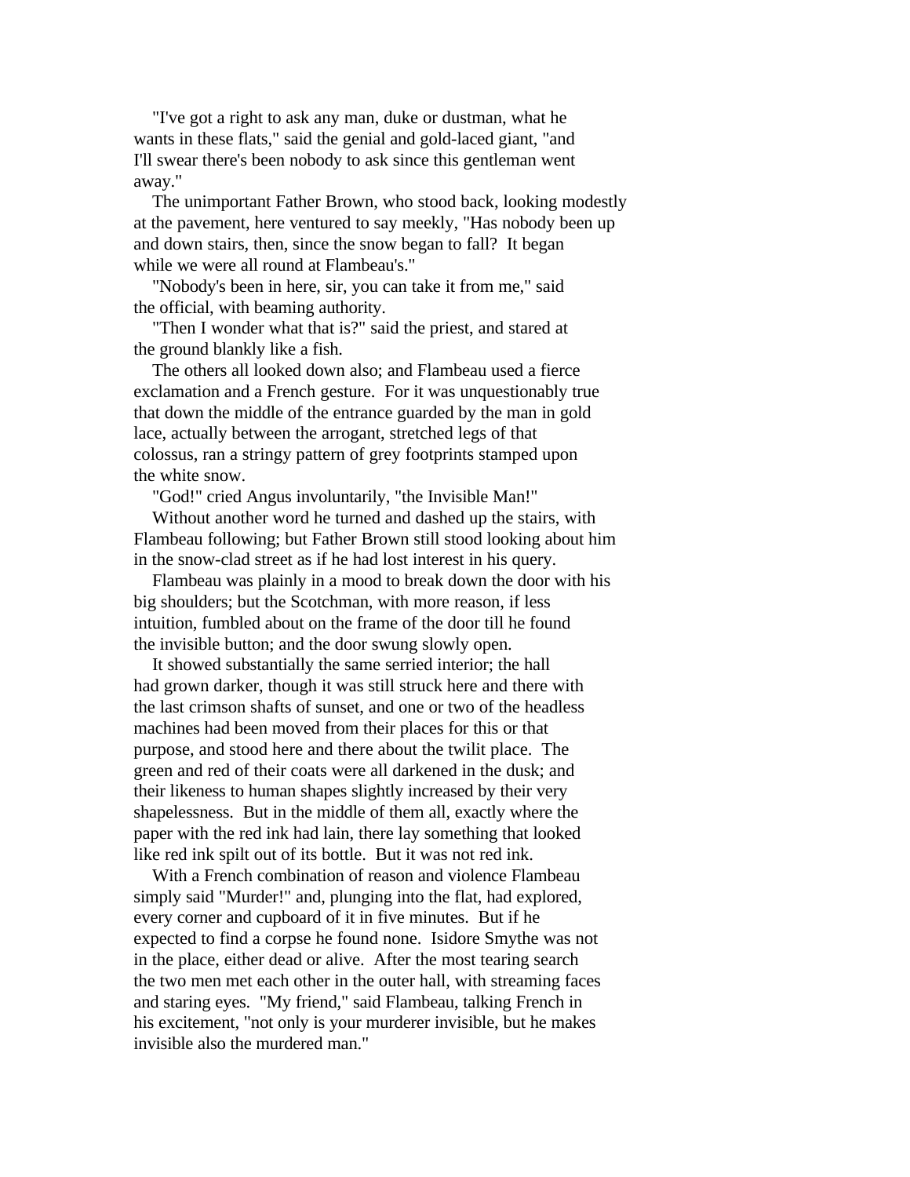"I've got a right to ask any man, duke or dustman, what he wants in these flats," said the genial and gold-laced giant, "and I'll swear there's been nobody to ask since this gentleman went away."

The unimportant Father Brown, who stood back, looking modestly at the pavement, here ventured to say meekly, "Has nobody been up and down stairs, then, since the snow began to fall? It began while we were all round at Flambeau's."

"Nobody's been in here, sir, you can take it from me," said the official, with beaming authority.

"Then I wonder what that is?" said the priest, and stared at the ground blankly like a fish.

The others all looked down also; and Flambeau used a fierce exclamation and a French gesture. For it was unquestionably true that down the middle of the entrance guarded by the man in gold lace, actually between the arrogant, stretched legs of that colossus, ran a stringy pattern of grey footprints stamped upon the white snow.

"God!" cried Angus involuntarily, "the Invisible Man!"

Without another word he turned and dashed up the stairs, with Flambeau following; but Father Brown still stood looking about him in the snow-clad street as if he had lost interest in his query.

Flambeau was plainly in a mood to break down the door with his big shoulders; but the Scotchman, with more reason, if less intuition, fumbled about on the frame of the door till he found the invisible button; and the door swung slowly open.

It showed substantially the same serried interior; the hall had grown darker, though it was still struck here and there with the last crimson shafts of sunset, and one or two of the headless machines had been moved from their places for this or that purpose, and stood here and there about the twilit place. The green and red of their coats were all darkened in the dusk; and their likeness to human shapes slightly increased by their very shapelessness. But in the middle of them all, exactly where the paper with the red ink had lain, there lay something that looked like red ink spilt out of its bottle. But it was not red ink.

With a French combination of reason and violence Flambeau simply said "Murder!" and, plunging into the flat, had explored, every corner and cupboard of it in five minutes. But if he expected to find a corpse he found none. Isidore Smythe was not in the place, either dead or alive. After the most tearing search the two men met each other in the outer hall, with streaming faces and staring eyes. "My friend," said Flambeau, talking French in his excitement, "not only is your murderer invisible, but he makes invisible also the murdered man."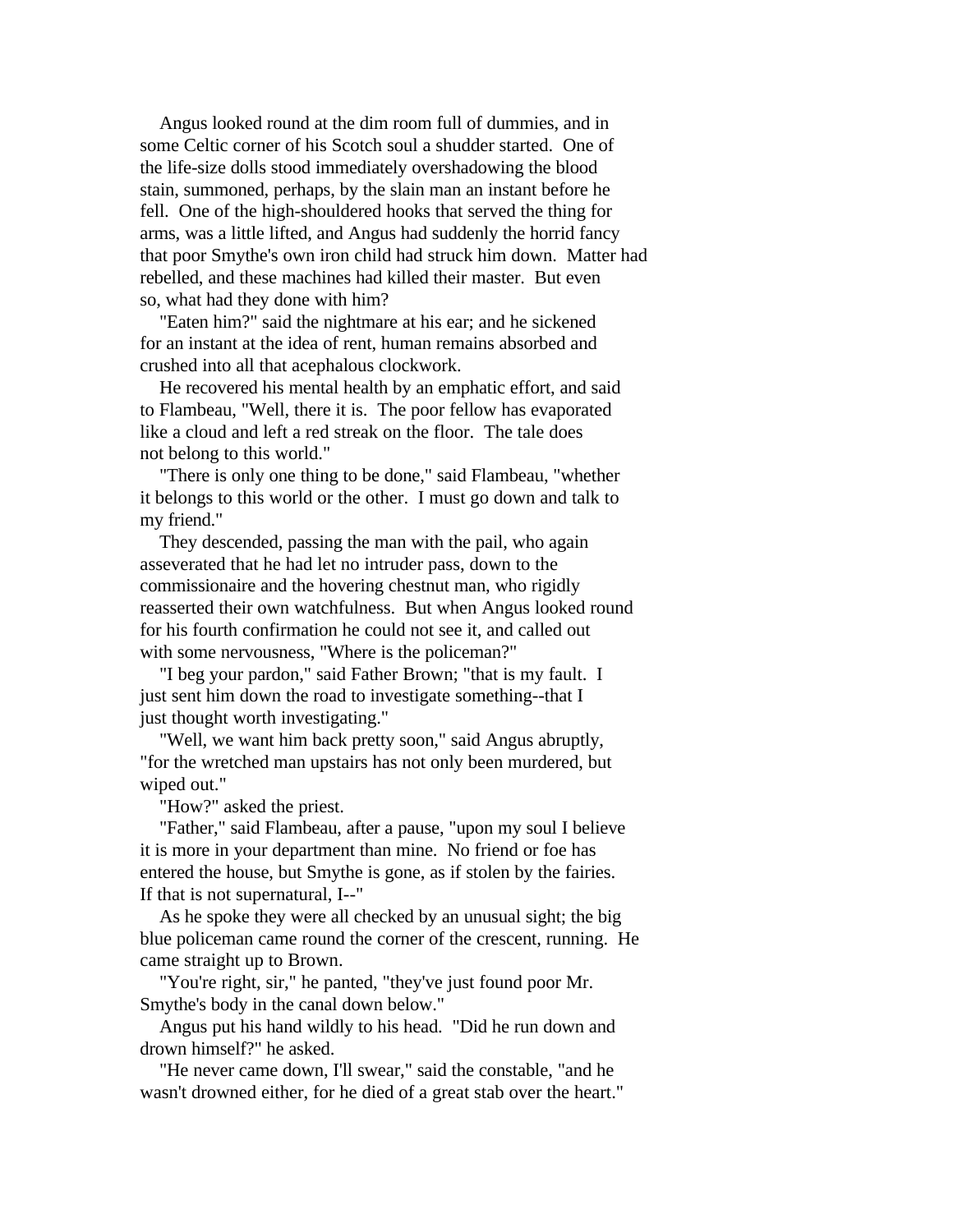Angus looked round at the dim room full of dummies, and in some Celtic corner of his Scotch soul a shudder started. One of the life-size dolls stood immediately overshadowing the blood stain, summoned, perhaps, by the slain man an instant before he fell. One of the high-shouldered hooks that served the thing for arms, was a little lifted, and Angus had suddenly the horrid fancy that poor Smythe's own iron child had struck him down. Matter had rebelled, and these machines had killed their master. But even so, what had they done with him?

"Eaten him?" said the nightmare at his ear; and he sickened for an instant at the idea of rent, human remains absorbed and crushed into all that acephalous clockwork.

He recovered his mental health by an emphatic effort, and said to Flambeau, "Well, there it is. The poor fellow has evaporated like a cloud and left a red streak on the floor. The tale does not belong to this world."

"There is only one thing to be done," said Flambeau, "whether it belongs to this world or the other. I must go down and talk to my friend."

They descended, passing the man with the pail, who again asseverated that he had let no intruder pass, down to the commissionaire and the hovering chestnut man, who rigidly reasserted their own watchfulness. But when Angus looked round for his fourth confirmation he could not see it, and called out with some nervousness, "Where is the policeman?"

"I beg your pardon," said Father Brown; "that is my fault. I just sent him down the road to investigate something--that I just thought worth investigating."

"Well, we want him back pretty soon," said Angus abruptly, "for the wretched man upstairs has not only been murdered, but wiped out."

"How?" asked the priest.

"Father," said Flambeau, after a pause, "upon my soul I believe it is more in your department than mine. No friend or foe has entered the house, but Smythe is gone, as if stolen by the fairies. If that is not supernatural, I--"

As he spoke they were all checked by an unusual sight; the big blue policeman came round the corner of the crescent, running. He came straight up to Brown.

"You're right, sir," he panted, "they've just found poor Mr. Smythe's body in the canal down below."

Angus put his hand wildly to his head. "Did he run down and drown himself?" he asked.

"He never came down, I'll swear," said the constable, "and he wasn't drowned either, for he died of a great stab over the heart."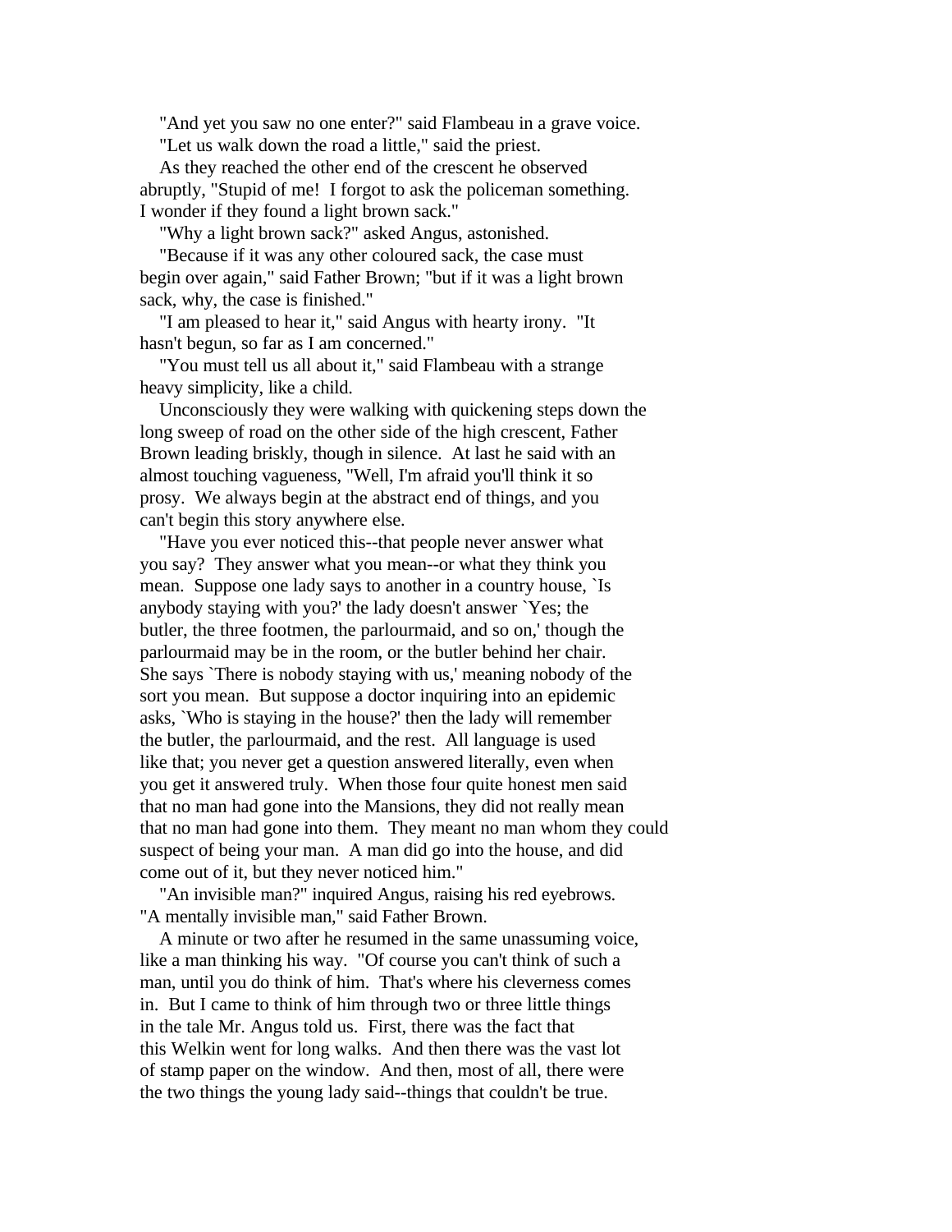"And yet you saw no one enter?" said Flambeau in a grave voice.

"Let us walk down the road a little," said the priest.

As they reached the other end of the crescent he observed abruptly, "Stupid of me! I forgot to ask the policeman something. I wonder if they found a light brown sack."

"Why a light brown sack?" asked Angus, astonished.

"Because if it was any other coloured sack, the case must begin over again," said Father Brown; "but if it was a light brown sack, why, the case is finished."

"I am pleased to hear it," said Angus with hearty irony. "It hasn't begun, so far as I am concerned."

"You must tell us all about it," said Flambeau with a strange heavy simplicity, like a child.

Unconsciously they were walking with quickening steps down the long sweep of road on the other side of the high crescent, Father Brown leading briskly, though in silence. At last he said with an almost touching vagueness, "Well, I'm afraid you'll think it so prosy. We always begin at the abstract end of things, and you can't begin this story anywhere else.

"Have you ever noticed this--that people never answer what you say? They answer what you mean--or what they think you mean. Suppose one lady says to another in a country house, `Is anybody staying with you?' the lady doesn't answer `Yes; the butler, the three footmen, the parlourmaid, and so on,' though the parlourmaid may be in the room, or the butler behind her chair. She says `There is nobody staying with us,' meaning nobody of the sort you mean. But suppose a doctor inquiring into an epidemic asks, `Who is staying in the house?' then the lady will remember the butler, the parlourmaid, and the rest. All language is used like that; you never get a question answered literally, even when you get it answered truly. When those four quite honest men said that no man had gone into the Mansions, they did not really mean that no man had gone into them. They meant no man whom they could suspect of being your man. A man did go into the house, and did come out of it, but they never noticed him."

"An invisible man?" inquired Angus, raising his red eyebrows.

"A mentally invisible man," said Father Brown.

A minute or two after he resumed in the same unassuming voice, like a man thinking his way. "Of course you can't think of such a man, until you do think of him. That's where his cleverness comes in. But I came to think of him through two or three little things in the tale Mr. Angus told us. First, there was the fact that this Welkin went for long walks. And then there was the vast lot of stamp paper on the window. And then, most of all, there were the two things the young lady said--things that couldn't be true.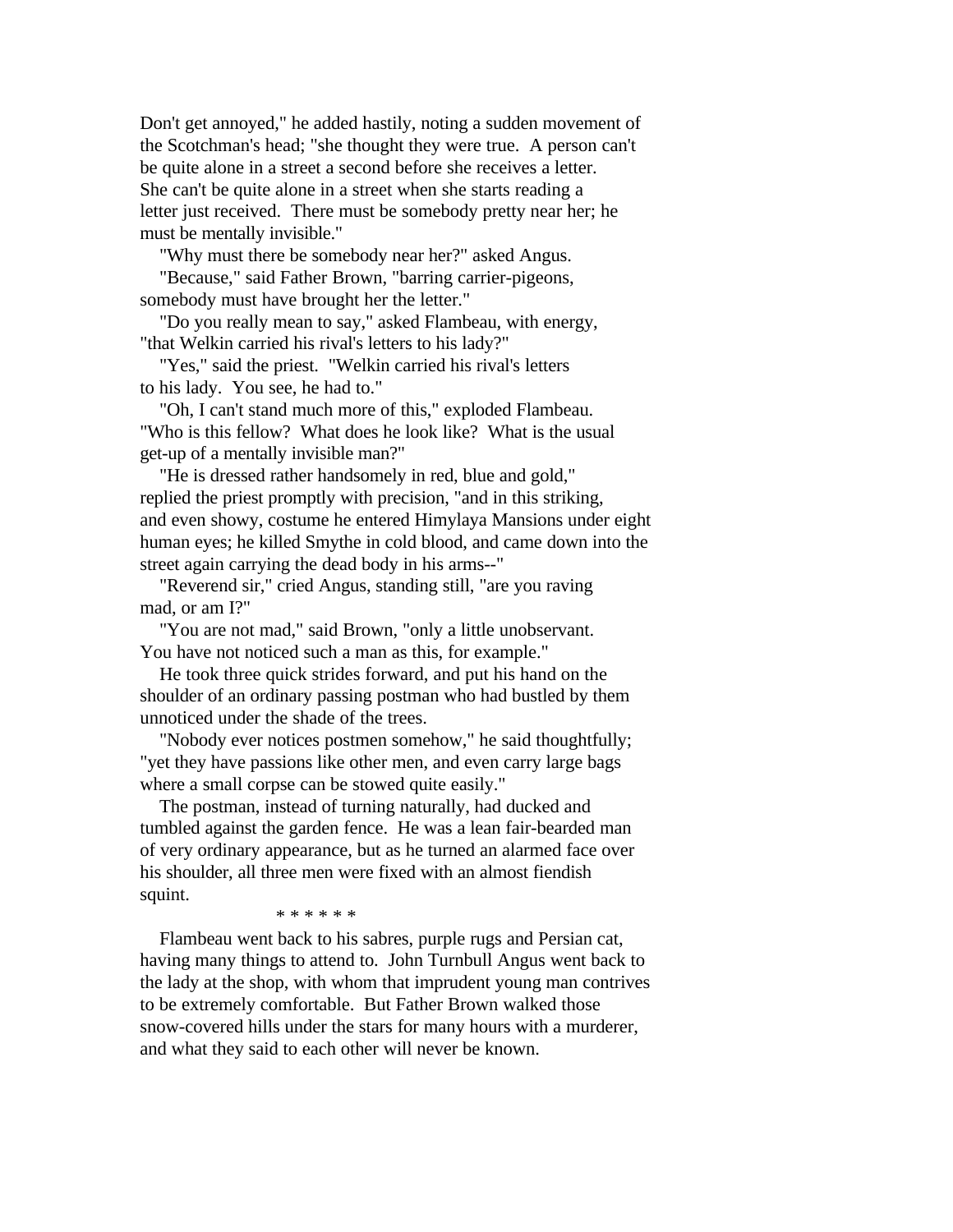Don't get annoyed," he added hastily, noting a sudden movement of the Scotchman's head; "she thought they were true. A person can't be quite alone in a street a second before she receives a letter. She can't be quite alone in a street when she starts reading a letter just received. There must be somebody pretty near her; he must be mentally invisible."

"Why must there be somebody near her?" asked Angus.

"Because," said Father Brown, "barring carrier-pigeons, somebody must have brought her the letter."

"Do you really mean to say," asked Flambeau, with energy, "that Welkin carried his rival's letters to his lady?"

"Yes," said the priest. "Welkin carried his rival's letters to his lady. You see, he had to."

"Oh, I can't stand much more of this," exploded Flambeau. "Who is this fellow? What does he look like? What is the usual get-up of a mentally invisible man?"

"He is dressed rather handsomely in red, blue and gold," replied the priest promptly with precision, "and in this striking, and even showy, costume he entered Himylaya Mansions under eight human eyes; he killed Smythe in cold blood, and came down into the street again carrying the dead body in his arms--"

"Reverend sir," cried Angus, standing still, "are you raving mad, or am I?"

"You are not mad," said Brown, "only a little unobservant. You have not noticed such a man as this, for example."

He took three quick strides forward, and put his hand on the shoulder of an ordinary passing postman who had bustled by them unnoticed under the shade of the trees.

"Nobody ever notices postmen somehow," he said thoughtfully; "yet they have passions like other men, and even carry large bags where a small corpse can be stowed quite easily."

The postman, instead of turning naturally, had ducked and tumbled against the garden fence. He was a lean fair-bearded man of very ordinary appearance, but as he turned an alarmed face over his shoulder, all three men were fixed with an almost fiendish squint.

* * * * * *

Flambeau went back to his sabres, purple rugs and Persian cat, having many things to attend to. John Turnbull Angus went back to the lady at the shop, with whom that imprudent young man contrives to be extremely comfortable. But Father Brown walked those snow-covered hills under the stars for many hours with a murderer, and what they said to each other will never be known.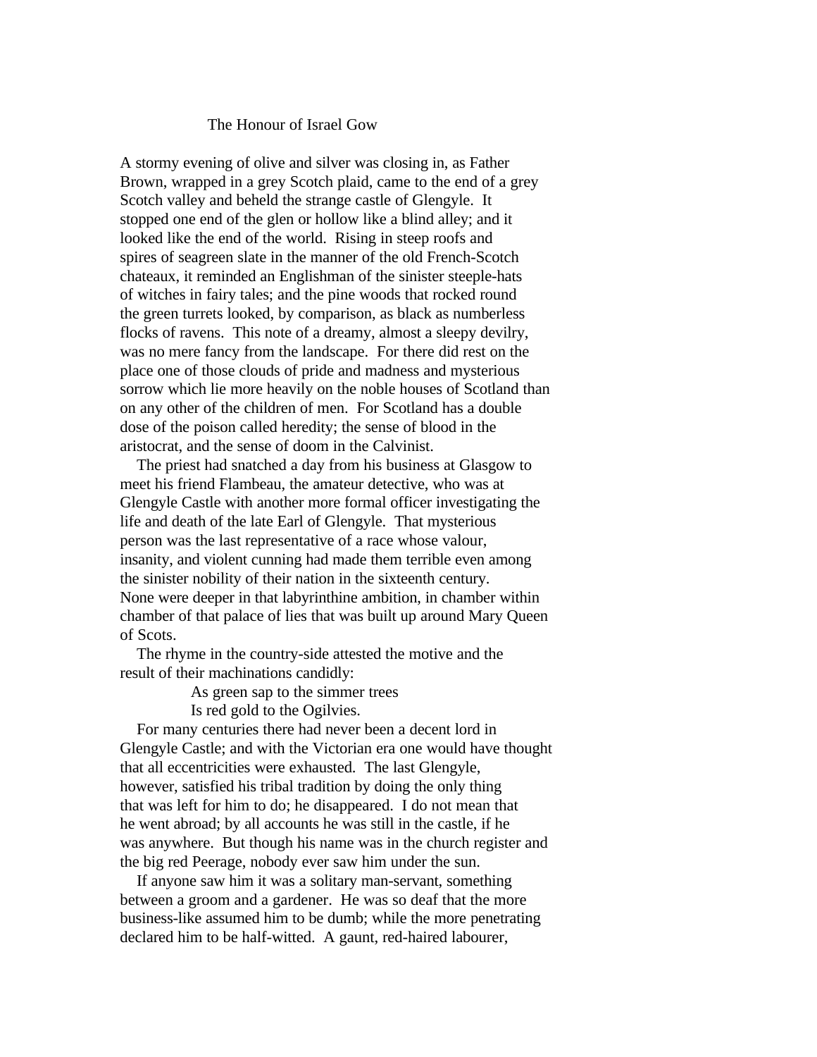## The Honour of Israel Gow

A stormy evening of olive and silver was closing in, as Father Brown, wrapped in a grey Scotch plaid, came to the end of a grey Scotch valley and beheld the strange castle of Glengyle. It stopped one end of the glen or hollow like a blind alley; and it looked like the end of the world. Rising in steep roofs and spires of seagreen slate in the manner of the old French-Scotch chateaux, it reminded an Englishman of the sinister steeple-hats of witches in fairy tales; and the pine woods that rocked round the green turrets looked, by comparison, as black as numberless flocks of ravens. This note of a dreamy, almost a sleepy devilry, was no mere fancy from the landscape. For there did rest on the place one of those clouds of pride and madness and mysterious sorrow which lie more heavily on the noble houses of Scotland than on any other of the children of men. For Scotland has a double dose of the poison called heredity; the sense of blood in the aristocrat, and the sense of doom in the Calvinist.

The priest had snatched a day from his business at Glasgow to meet his friend Flambeau, the amateur detective, who was at Glengyle Castle with another more formal officer investigating the life and death of the late Earl of Glengyle. That mysterious person was the last representative of a race whose valour, insanity, and violent cunning had made them terrible even among the sinister nobility of their nation in the sixteenth century. None were deeper in that labyrinthine ambition, in chamber within chamber of that palace of lies that was built up around Mary Queen of Scots.

The rhyme in the country-side attested the motive and the result of their machinations candidly:

> As green sap to the simmer trees
> Is red gold to the Ogilvies.

For many centuries there had never been a decent lord in Glengyle Castle; and with the Victorian era one would have thought that all eccentricities were exhausted. The last Glengyle, however, satisfied his tribal tradition by doing the only thing that was left for him to do; he disappeared. I do not mean that he went abroad; by all accounts he was still in the castle, if he was anywhere. But though his name was in the church register and the big red Peerage, nobody ever saw him under the sun.

If anyone saw him it was a solitary man-servant, something between a groom and a gardener. He was so deaf that the more business-like assumed him to be dumb; while the more penetrating declared him to be half-witted. A gaunt, red-haired labourer,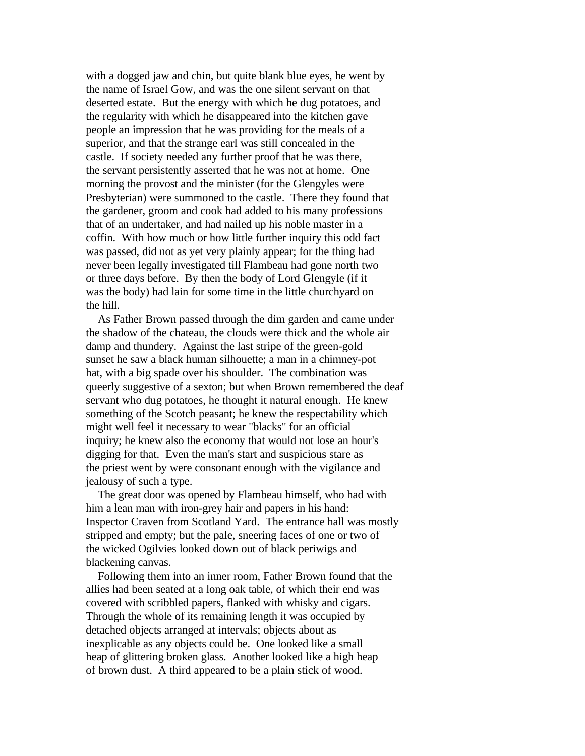with a dogged jaw and chin, but quite blank blue eyes, he went by the name of Israel Gow, and was the one silent servant on that deserted estate. But the energy with which he dug potatoes, and the regularity with which he disappeared into the kitchen gave people an impression that he was providing for the meals of a superior, and that the strange earl was still concealed in the castle. If society needed any further proof that he was there, the servant persistently asserted that he was not at home. One morning the provost and the minister (for the Glengyles were Presbyterian) were summoned to the castle. There they found that the gardener, groom and cook had added to his many professions that of an undertaker, and had nailed up his noble master in a coffin. With how much or how little further inquiry this odd fact was passed, did not as yet very plainly appear; for the thing had never been legally investigated till Flambeau had gone north two or three days before. By then the body of Lord Glengyle (if it was the body) had lain for some time in the little churchyard on the hill.

As Father Brown passed through the dim garden and came under the shadow of the chateau, the clouds were thick and the whole air damp and thundery. Against the last stripe of the green-gold sunset he saw a black human silhouette; a man in a chimney-pot hat, with a big spade over his shoulder. The combination was queerly suggestive of a sexton; but when Brown remembered the deaf servant who dug potatoes, he thought it natural enough. He knew something of the Scotch peasant; he knew the respectability which might well feel it necessary to wear "blacks" for an official inquiry; he knew also the economy that would not lose an hour's digging for that. Even the man's start and suspicious stare as the priest went by were consonant enough with the vigilance and jealousy of such a type.

The great door was opened by Flambeau himself, who had with him a lean man with iron-grey hair and papers in his hand: Inspector Craven from Scotland Yard. The entrance hall was mostly stripped and empty; but the pale, sneering faces of one or two of the wicked Ogilvies looked down out of black periwigs and blackening canvas.

Following them into an inner room, Father Brown found that the allies had been seated at a long oak table, of which their end was covered with scribbled papers, flanked with whisky and cigars. Through the whole of its remaining length it was occupied by detached objects arranged at intervals; objects about as inexplicable as any objects could be. One looked like a small heap of glittering broken glass. Another looked like a high heap of brown dust. A third appeared to be a plain stick of wood.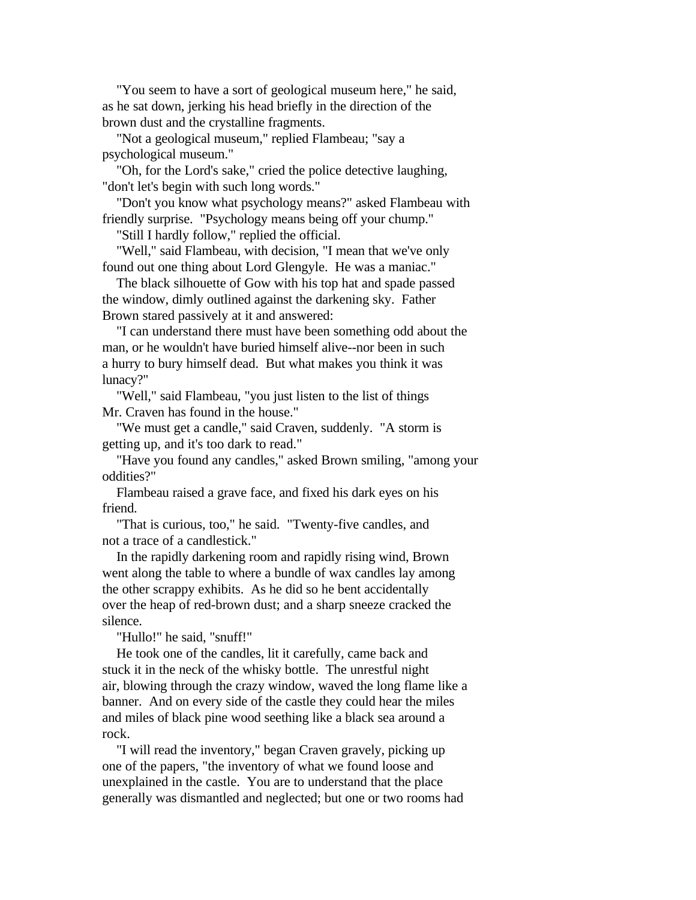"You seem to have a sort of geological museum here," he said, as he sat down, jerking his head briefly in the direction of the brown dust and the crystalline fragments.

"Not a geological museum," replied Flambeau; "say a psychological museum."

"Oh, for the Lord's sake," cried the police detective laughing, "don't let's begin with such long words."

"Don't you know what psychology means?" asked Flambeau with friendly surprise. "Psychology means being off your chump."

"Still I hardly follow," replied the official.

"Well," said Flambeau, with decision, "I mean that we've only found out one thing about Lord Glengyle. He was a maniac."

The black silhouette of Gow with his top hat and spade passed the window, dimly outlined against the darkening sky. Father Brown stared passively at it and answered:

"I can understand there must have been something odd about the man, or he wouldn't have buried himself alive--nor been in such a hurry to bury himself dead. But what makes you think it was lunacy?"

"Well," said Flambeau, "you just listen to the list of things Mr. Craven has found in the house."

"We must get a candle," said Craven, suddenly. "A storm is getting up, and it's too dark to read."

"Have you found any candles," asked Brown smiling, "among your oddities?"

Flambeau raised a grave face, and fixed his dark eyes on his friend.

"That is curious, too," he said. "Twenty-five candles, and not a trace of a candlestick."

In the rapidly darkening room and rapidly rising wind, Brown went along the table to where a bundle of wax candles lay among the other scrappy exhibits. As he did so he bent accidentally over the heap of red-brown dust; and a sharp sneeze cracked the silence.

"Hullo!" he said, "snuff!"

He took one of the candles, lit it carefully, came back and stuck it in the neck of the whisky bottle. The unrestful night air, blowing through the crazy window, waved the long flame like a banner. And on every side of the castle they could hear the miles and miles of black pine wood seething like a black sea around a rock.

"I will read the inventory," began Craven gravely, picking up one of the papers, "the inventory of what we found loose and unexplained in the castle. You are to understand that the place generally was dismantled and neglected; but one or two rooms had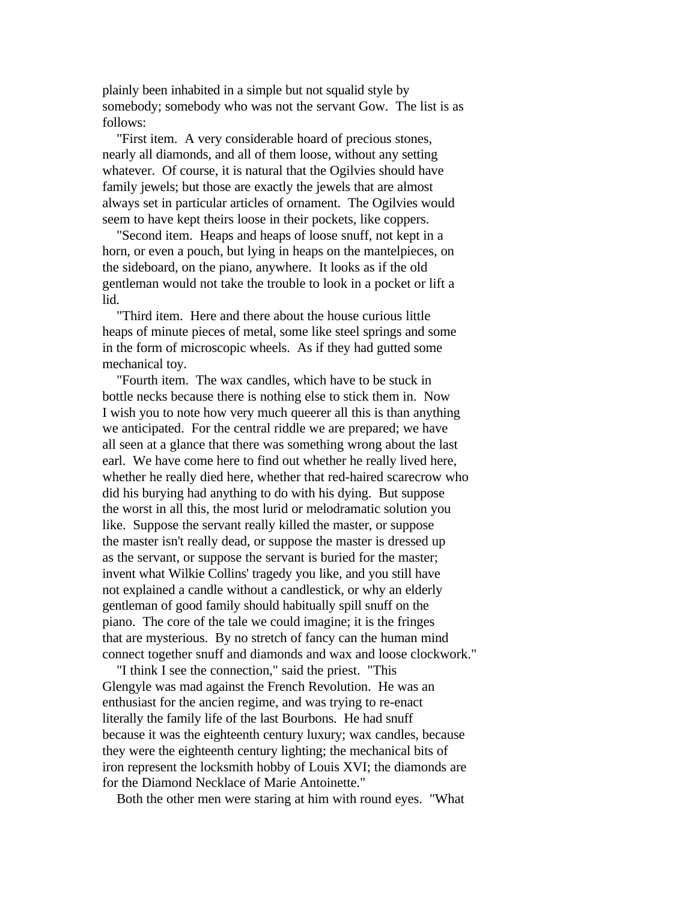plainly been inhabited in a simple but not squalid style by somebody; somebody who was not the servant Gow. The list is as follows:

"First item. A very considerable hoard of precious stones, nearly all diamonds, and all of them loose, without any setting whatever. Of course, it is natural that the Ogilvies should have family jewels; but those are exactly the jewels that are almost always set in particular articles of ornament. The Ogilvies would seem to have kept theirs loose in their pockets, like coppers.

"Second item. Heaps and heaps of loose snuff, not kept in a horn, or even a pouch, but lying in heaps on the mantelpieces, on the sideboard, on the piano, anywhere. It looks as if the old gentleman would not take the trouble to look in a pocket or lift a lid.

"Third item. Here and there about the house curious little heaps of minute pieces of metal, some like steel springs and some in the form of microscopic wheels. As if they had gutted some mechanical toy.

"Fourth item. The wax candles, which have to be stuck in bottle necks because there is nothing else to stick them in. Now I wish you to note how very much queerer all this is than anything we anticipated. For the central riddle we are prepared; we have all seen at a glance that there was something wrong about the last earl. We have come here to find out whether he really lived here, whether he really died here, whether that red-haired scarecrow who did his burying had anything to do with his dying. But suppose the worst in all this, the most lurid or melodramatic solution you like. Suppose the servant really killed the master, or suppose the master isn't really dead, or suppose the master is dressed up as the servant, or suppose the servant is buried for the master; invent what Wilkie Collins' tragedy you like, and you still have not explained a candle without a candlestick, or why an elderly gentleman of good family should habitually spill snuff on the piano. The core of the tale we could imagine; it is the fringes that are mysterious. By no stretch of fancy can the human mind connect together snuff and diamonds and wax and loose clockwork."

"I think I see the connection," said the priest. "This Glengyle was mad against the French Revolution. He was an enthusiast for the ancien regime, and was trying to re-enact literally the family life of the last Bourbons. He had snuff because it was the eighteenth century luxury; wax candles, because they were the eighteenth century lighting; the mechanical bits of iron represent the locksmith hobby of Louis XVI; the diamonds are for the Diamond Necklace of Marie Antoinette."

Both the other men were staring at him with round eyes. "What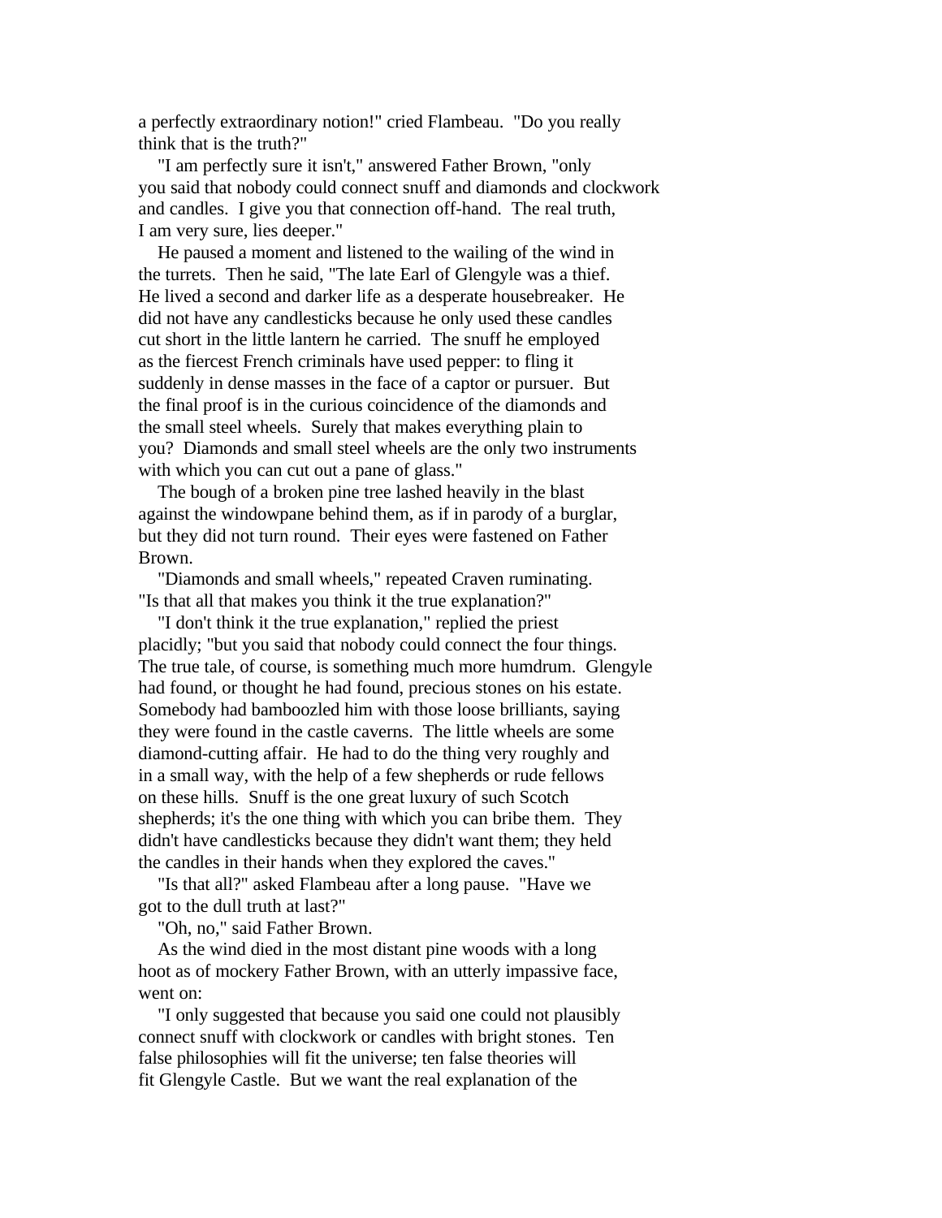a perfectly extraordinary notion!" cried Flambeau. "Do you really think that is the truth?"

"I am perfectly sure it isn't," answered Father Brown, "only you said that nobody could connect snuff and diamonds and clockwork and candles. I give you that connection off-hand. The real truth, I am very sure, lies deeper."

He paused a moment and listened to the wailing of the wind in the turrets. Then he said, "The late Earl of Glengyle was a thief. He lived a second and darker life as a desperate housebreaker. He did not have any candlesticks because he only used these candles cut short in the little lantern he carried. The snuff he employed as the fiercest French criminals have used pepper: to fling it suddenly in dense masses in the face of a captor or pursuer. But the final proof is in the curious coincidence of the diamonds and the small steel wheels. Surely that makes everything plain to you? Diamonds and small steel wheels are the only two instruments with which you can cut out a pane of glass."

The bough of a broken pine tree lashed heavily in the blast against the windowpane behind them, as if in parody of a burglar, but they did not turn round. Their eyes were fastened on Father Brown.

"Diamonds and small wheels," repeated Craven ruminating. "Is that all that makes you think it the true explanation?"

"I don't think it the true explanation," replied the priest placidly; "but you said that nobody could connect the four things. The true tale, of course, is something much more humdrum. Glengyle had found, or thought he had found, precious stones on his estate. Somebody had bamboozled him with those loose brilliants, saying they were found in the castle caverns. The little wheels are some diamond-cutting affair. He had to do the thing very roughly and in a small way, with the help of a few shepherds or rude fellows on these hills. Snuff is the one great luxury of such Scotch shepherds; it's the one thing with which you can bribe them. They didn't have candlesticks because they didn't want them; they held the candles in their hands when they explored the caves."

"Is that all?" asked Flambeau after a long pause. "Have we got to the dull truth at last?"

"Oh, no," said Father Brown.

As the wind died in the most distant pine woods with a long hoot as of mockery Father Brown, with an utterly impassive face, went on:

"I only suggested that because you said one could not plausibly connect snuff with clockwork or candles with bright stones. Ten false philosophies will fit the universe; ten false theories will fit Glengyle Castle. But we want the real explanation of the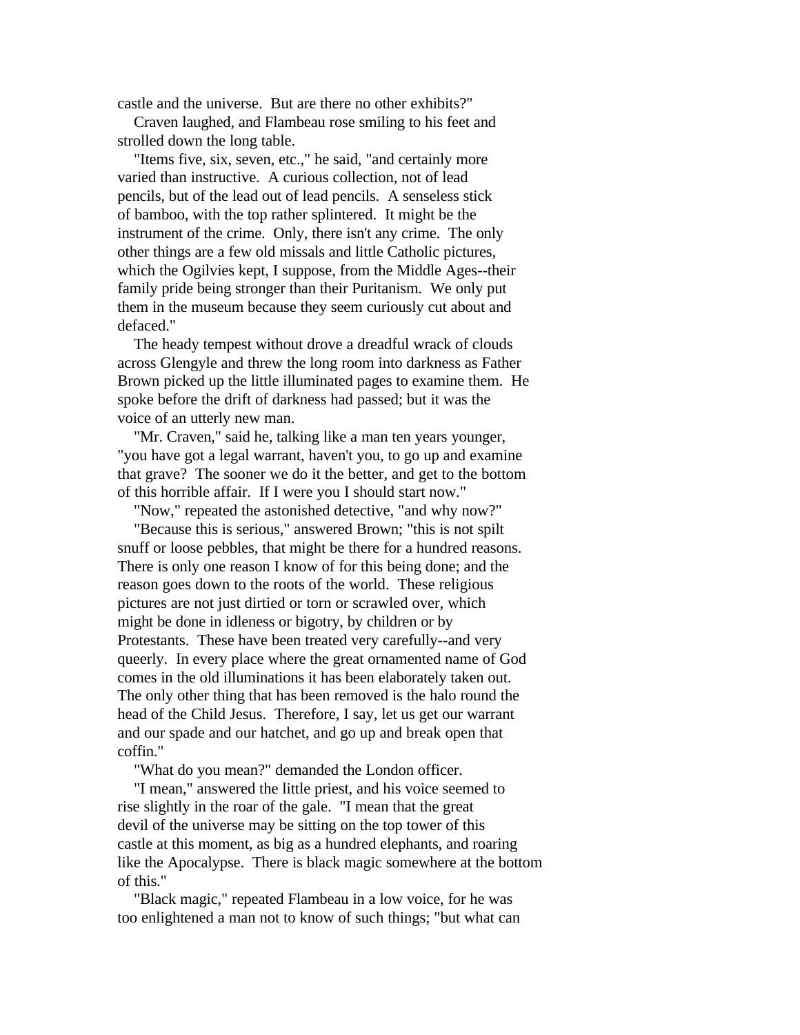castle and the universe. But are there no other exhibits?"

Craven laughed, and Flambeau rose smiling to his feet and strolled down the long table.

"Items five, six, seven, etc.," he said, "and certainly more varied than instructive. A curious collection, not of lead pencils, but of the lead out of lead pencils. A senseless stick of bamboo, with the top rather splintered. It might be the instrument of the crime. Only, there isn't any crime. The only other things are a few old missals and little Catholic pictures, which the Ogilvies kept, I suppose, from the Middle Ages--their family pride being stronger than their Puritanism. We only put them in the museum because they seem curiously cut about and defaced."

The heady tempest without drove a dreadful wrack of clouds across Glengyle and threw the long room into darkness as Father Brown picked up the little illuminated pages to examine them. He spoke before the drift of darkness had passed; but it was the voice of an utterly new man.

"Mr. Craven," said he, talking like a man ten years younger, "you have got a legal warrant, haven't you, to go up and examine that grave? The sooner we do it the better, and get to the bottom of this horrible affair. If I were you I should start now."

"Now," repeated the astonished detective, "and why now?"

"Because this is serious," answered Brown; "this is not spilt snuff or loose pebbles, that might be there for a hundred reasons. There is only one reason I know of for this being done; and the reason goes down to the roots of the world. These religious pictures are not just dirtied or torn or scrawled over, which might be done in idleness or bigotry, by children or by Protestants. These have been treated very carefully--and very queerly. In every place where the great ornamented name of God comes in the old illuminations it has been elaborately taken out. The only other thing that has been removed is the halo round the head of the Child Jesus. Therefore, I say, let us get our warrant and our spade and our hatchet, and go up and break open that coffin."

"What do you mean?" demanded the London officer.

"I mean," answered the little priest, and his voice seemed to rise slightly in the roar of the gale. "I mean that the great devil of the universe may be sitting on the top tower of this castle at this moment, as big as a hundred elephants, and roaring like the Apocalypse. There is black magic somewhere at the bottom of this."

"Black magic," repeated Flambeau in a low voice, for he was too enlightened a man not to know of such things; "but what can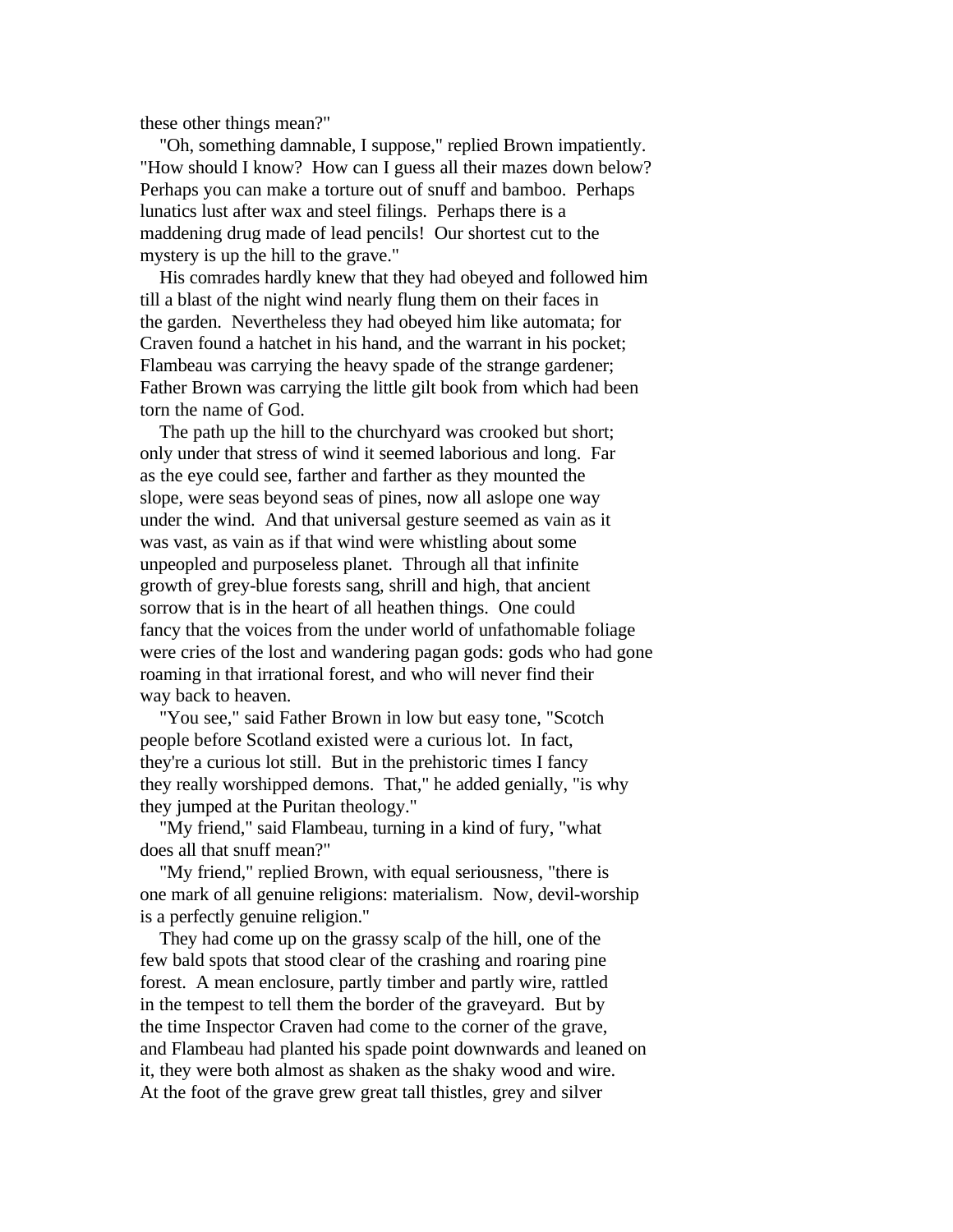these other things mean?"

"Oh, something damnable, I suppose," replied Brown impatiently. "How should I know? How can I guess all their mazes down below? Perhaps you can make a torture out of snuff and bamboo. Perhaps lunatics lust after wax and steel filings. Perhaps there is a maddening drug made of lead pencils! Our shortest cut to the mystery is up the hill to the grave."

His comrades hardly knew that they had obeyed and followed him till a blast of the night wind nearly flung them on their faces in the garden. Nevertheless they had obeyed him like automata; for Craven found a hatchet in his hand, and the warrant in his pocket; Flambeau was carrying the heavy spade of the strange gardener; Father Brown was carrying the little gilt book from which had been torn the name of God.

The path up the hill to the churchyard was crooked but short; only under that stress of wind it seemed laborious and long. Far as the eye could see, farther and farther as they mounted the slope, were seas beyond seas of pines, now all aslope one way under the wind. And that universal gesture seemed as vain as it was vast, as vain as if that wind were whistling about some unpeopled and purposeless planet. Through all that infinite growth of grey-blue forests sang, shrill and high, that ancient sorrow that is in the heart of all heathen things. One could fancy that the voices from the under world of unfathomable foliage were cries of the lost and wandering pagan gods: gods who had gone roaming in that irrational forest, and who will never find their way back to heaven.

"You see," said Father Brown in low but easy tone, "Scotch people before Scotland existed were a curious lot. In fact, they're a curious lot still. But in the prehistoric times I fancy they really worshipped demons. That," he added genially, "is why they jumped at the Puritan theology."

"My friend," said Flambeau, turning in a kind of fury, "what does all that snuff mean?"

"My friend," replied Brown, with equal seriousness, "there is one mark of all genuine religions: materialism. Now, devil-worship is a perfectly genuine religion."

They had come up on the grassy scalp of the hill, one of the few bald spots that stood clear of the crashing and roaring pine forest. A mean enclosure, partly timber and partly wire, rattled in the tempest to tell them the border of the graveyard. But by the time Inspector Craven had come to the corner of the grave, and Flambeau had planted his spade point downwards and leaned on it, they were both almost as shaken as the shaky wood and wire. At the foot of the grave grew great tall thistles, grey and silver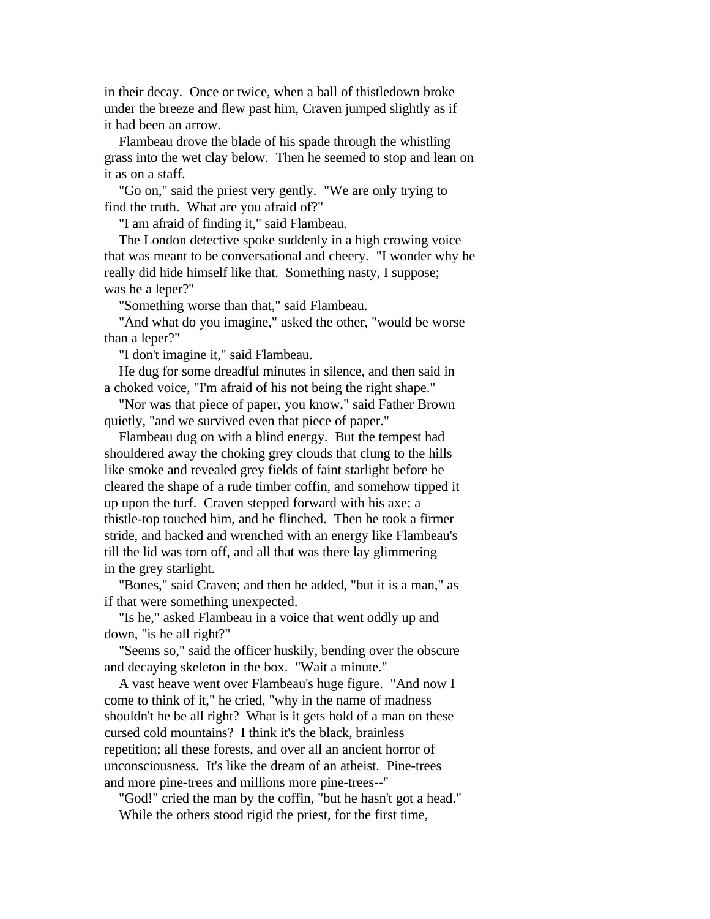in their decay. Once or twice, when a ball of thistledown broke under the breeze and flew past him, Craven jumped slightly as if it had been an arrow.

Flambeau drove the blade of his spade through the whistling grass into the wet clay below. Then he seemed to stop and lean on it as on a staff.

"Go on," said the priest very gently. "We are only trying to find the truth. What are you afraid of?"

"I am afraid of finding it," said Flambeau.

The London detective spoke suddenly in a high crowing voice that was meant to be conversational and cheery. "I wonder why he really did hide himself like that. Something nasty, I suppose; was he a leper?"

"Something worse than that," said Flambeau.

"And what do you imagine," asked the other, "would be worse than a leper?"

"I don't imagine it," said Flambeau.

He dug for some dreadful minutes in silence, and then said in a choked voice, "I'm afraid of his not being the right shape."

"Nor was that piece of paper, you know," said Father Brown quietly, "and we survived even that piece of paper."

Flambeau dug on with a blind energy. But the tempest had shouldered away the choking grey clouds that clung to the hills like smoke and revealed grey fields of faint starlight before he cleared the shape of a rude timber coffin, and somehow tipped it up upon the turf. Craven stepped forward with his axe; a thistle-top touched him, and he flinched. Then he took a firmer stride, and hacked and wrenched with an energy like Flambeau's till the lid was torn off, and all that was there lay glimmering in the grey starlight.

"Bones," said Craven; and then he added, "but it is a man," as if that were something unexpected.

"Is he," asked Flambeau in a voice that went oddly up and down, "is he all right?"

"Seems so," said the officer huskily, bending over the obscure and decaying skeleton in the box. "Wait a minute."

A vast heave went over Flambeau's huge figure. "And now I come to think of it," he cried, "why in the name of madness shouldn't he be all right? What is it gets hold of a man on these cursed cold mountains? I think it's the black, brainless repetition; all these forests, and over all an ancient horror of unconsciousness. It's like the dream of an atheist. Pine-trees and more pine-trees and millions more pine-trees--"

"God!" cried the man by the coffin, "but he hasn't got a head."

While the others stood rigid the priest, for the first time,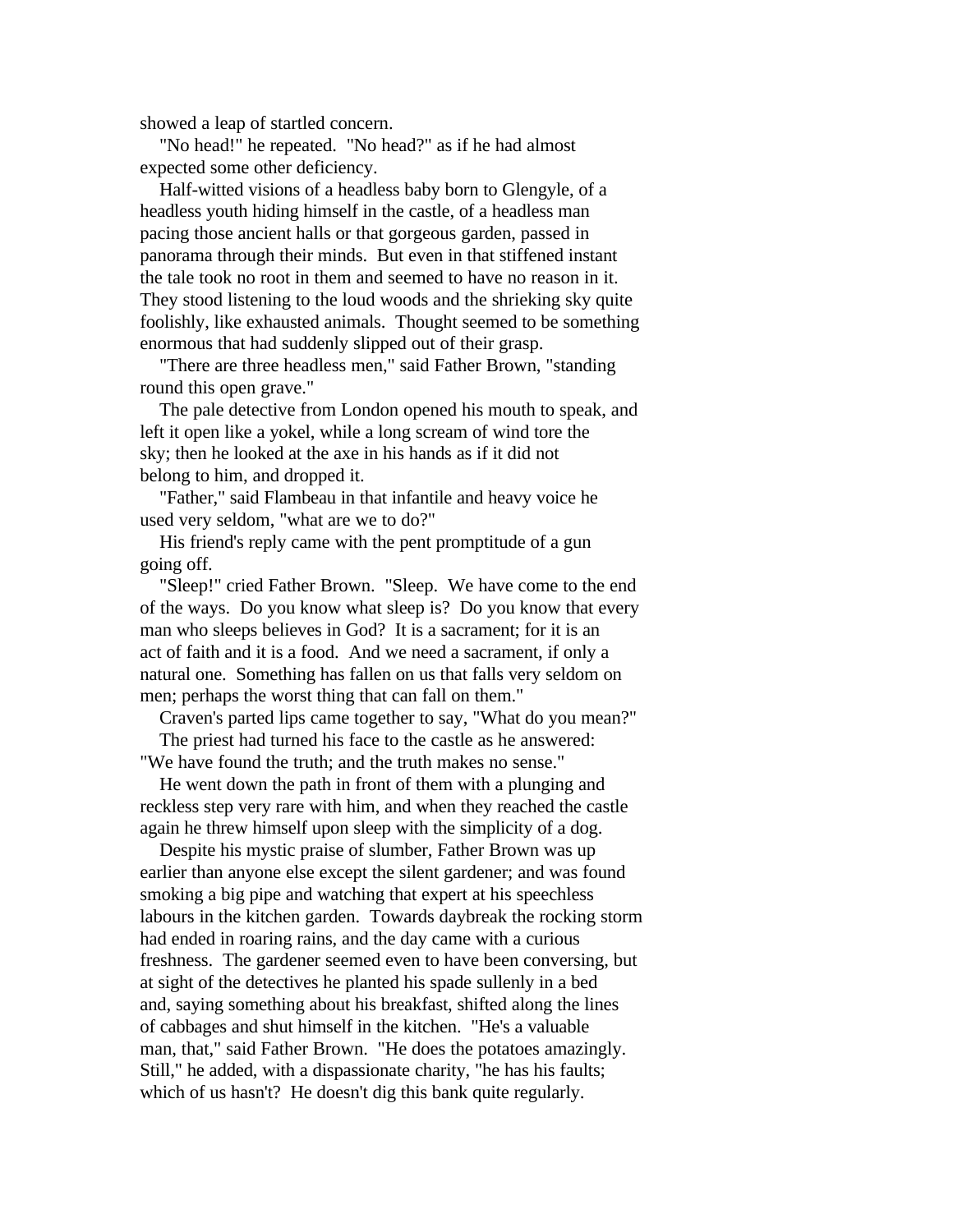showed a leap of startled concern.

"No head!" he repeated. "No head?" as if he had almost expected some other deficiency.

Half-witted visions of a headless baby born to Glengyle, of a headless youth hiding himself in the castle, of a headless man pacing those ancient halls or that gorgeous garden, passed in panorama through their minds. But even in that stiffened instant the tale took no root in them and seemed to have no reason in it. They stood listening to the loud woods and the shrieking sky quite foolishly, like exhausted animals. Thought seemed to be something enormous that had suddenly slipped out of their grasp.

"There are three headless men," said Father Brown, "standing round this open grave."

The pale detective from London opened his mouth to speak, and left it open like a yokel, while a long scream of wind tore the sky; then he looked at the axe in his hands as if it did not belong to him, and dropped it.

"Father," said Flambeau in that infantile and heavy voice he used very seldom, "what are we to do?"

His friend's reply came with the pent promptitude of a gun going off.

"Sleep!" cried Father Brown. "Sleep. We have come to the end of the ways. Do you know what sleep is? Do you know that every man who sleeps believes in God? It is a sacrament; for it is an act of faith and it is a food. And we need a sacrament, if only a natural one. Something has fallen on us that falls very seldom on men; perhaps the worst thing that can fall on them."

Craven's parted lips came together to say, "What do you mean?"

The priest had turned his face to the castle as he answered: "We have found the truth; and the truth makes no sense."

He went down the path in front of them with a plunging and reckless step very rare with him, and when they reached the castle again he threw himself upon sleep with the simplicity of a dog.

Despite his mystic praise of slumber, Father Brown was up earlier than anyone else except the silent gardener; and was found smoking a big pipe and watching that expert at his speechless labours in the kitchen garden. Towards daybreak the rocking storm had ended in roaring rains, and the day came with a curious freshness. The gardener seemed even to have been conversing, but at sight of the detectives he planted his spade sullenly in a bed and, saying something about his breakfast, shifted along the lines of cabbages and shut himself in the kitchen. "He's a valuable man, that," said Father Brown. "He does the potatoes amazingly. Still," he added, with a dispassionate charity, "he has his faults; which of us hasn't? He doesn't dig this bank quite regularly.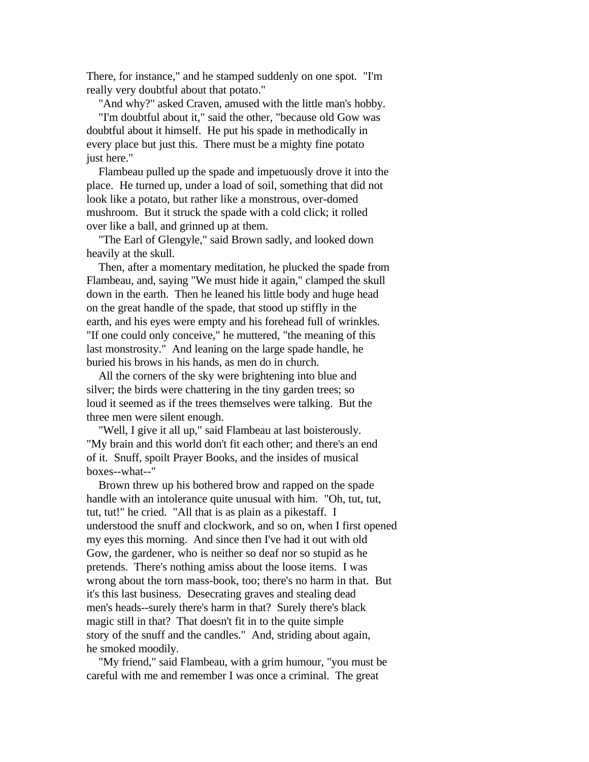There, for instance," and he stamped suddenly on one spot. "I'm really very doubtful about that potato."

"And why?" asked Craven, amused with the little man's hobby.

"I'm doubtful about it," said the other, "because old Gow was doubtful about it himself. He put his spade in methodically in every place but just this. There must be a mighty fine potato just here."

Flambeau pulled up the spade and impetuously drove it into the place. He turned up, under a load of soil, something that did not look like a potato, but rather like a monstrous, over-domed mushroom. But it struck the spade with a cold click; it rolled over like a ball, and grinned up at them.

"The Earl of Glengyle," said Brown sadly, and looked down heavily at the skull.

Then, after a momentary meditation, he plucked the spade from Flambeau, and, saying "We must hide it again," clamped the skull down in the earth. Then he leaned his little body and huge head on the great handle of the spade, that stood up stiffly in the earth, and his eyes were empty and his forehead full of wrinkles. "If one could only conceive," he muttered, "the meaning of this last monstrosity." And leaning on the large spade handle, he buried his brows in his hands, as men do in church.

All the corners of the sky were brightening into blue and silver; the birds were chattering in the tiny garden trees; so loud it seemed as if the trees themselves were talking. But the three men were silent enough.

"Well, I give it all up," said Flambeau at last boisterously. "My brain and this world don't fit each other; and there's an end of it. Snuff, spoilt Prayer Books, and the insides of musical boxes--what--"

Brown threw up his bothered brow and rapped on the spade handle with an intolerance quite unusual with him. "Oh, tut, tut, tut, tut!" he cried. "All that is as plain as a pikestaff. I understood the snuff and clockwork, and so on, when I first opened my eyes this morning. And since then I've had it out with old Gow, the gardener, who is neither so deaf nor so stupid as he pretends. There's nothing amiss about the loose items. I was wrong about the torn mass-book, too; there's no harm in that. But it's this last business. Desecrating graves and stealing dead men's heads--surely there's harm in that? Surely there's black magic still in that? That doesn't fit in to the quite simple story of the snuff and the candles." And, striding about again, he smoked moodily.

"My friend," said Flambeau, with a grim humour, "you must be careful with me and remember I was once a criminal. The great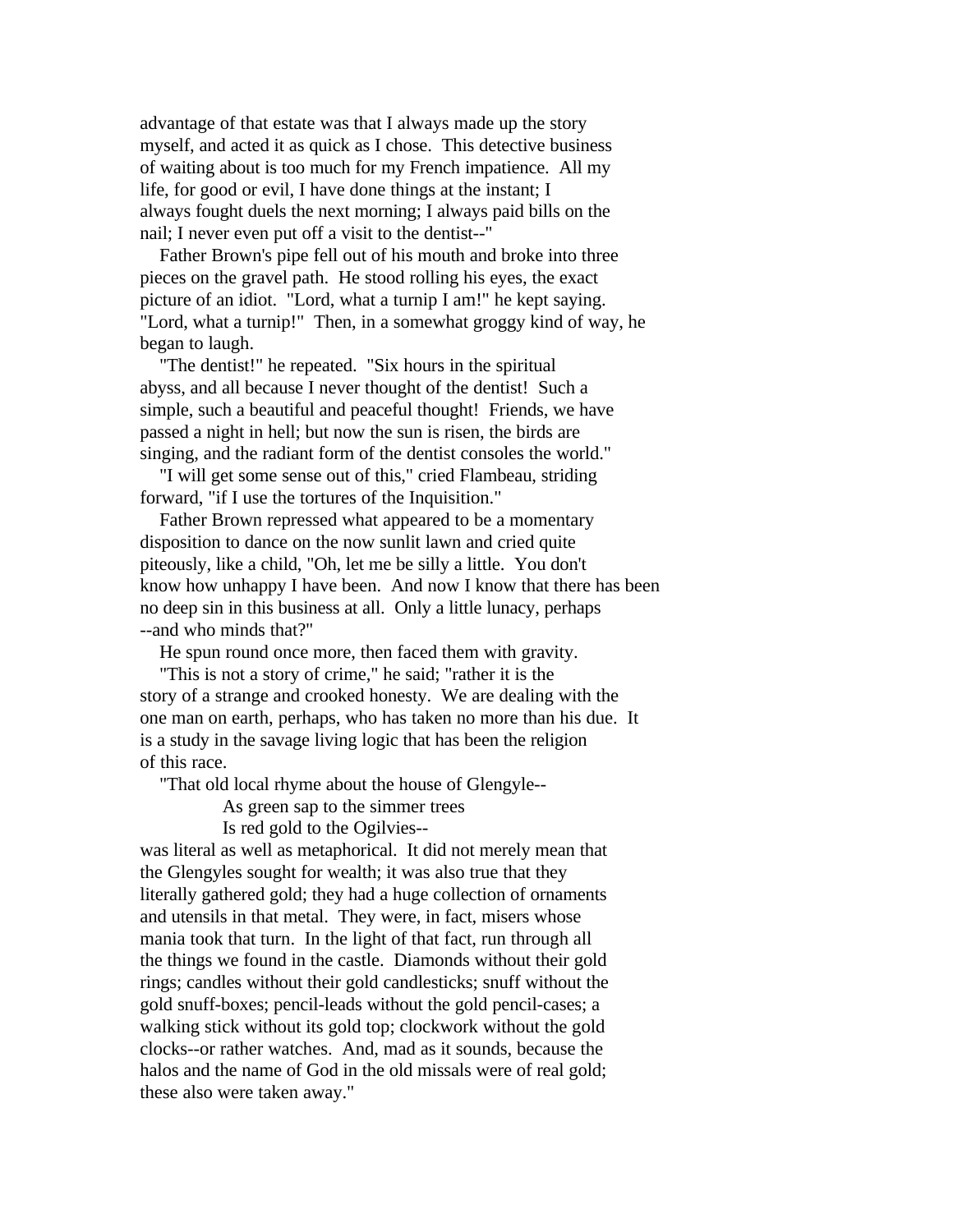advantage of that estate was that I always made up the story myself, and acted it as quick as I chose. This detective business of waiting about is too much for my French impatience. All my life, for good or evil, I have done things at the instant; I always fought duels the next morning; I always paid bills on the nail; I never even put off a visit to the dentist--"

Father Brown's pipe fell out of his mouth and broke into three pieces on the gravel path. He stood rolling his eyes, the exact picture of an idiot. "Lord, what a turnip I am!" he kept saying. "Lord, what a turnip!" Then, in a somewhat groggy kind of way, he began to laugh.

"The dentist!" he repeated. "Six hours in the spiritual abyss, and all because I never thought of the dentist! Such a simple, such a beautiful and peaceful thought! Friends, we have passed a night in hell; but now the sun is risen, the birds are singing, and the radiant form of the dentist consoles the world."

"I will get some sense out of this," cried Flambeau, striding forward, "if I use the tortures of the Inquisition."

Father Brown repressed what appeared to be a momentary disposition to dance on the now sunlit lawn and cried quite piteously, like a child, "Oh, let me be silly a little. You don't know how unhappy I have been. And now I know that there has been no deep sin in this business at all. Only a little lunacy, perhaps --and who minds that?"

He spun round once more, then faced them with gravity.

"This is not a story of crime," he said; "rather it is the story of a strange and crooked honesty. We are dealing with the one man on earth, perhaps, who has taken no more than his due. It is a study in the savage living logic that has been the religion of this race.

"That old local rhyme about the house of Glengyle--

> As green sap to the simmer trees
> Is red gold to the Ogilvies--

was literal as well as metaphorical. It did not merely mean that the Glengyles sought for wealth; it was also true that they literally gathered gold; they had a huge collection of ornaments and utensils in that metal. They were, in fact, misers whose mania took that turn. In the light of that fact, run through all the things we found in the castle. Diamonds without their gold rings; candles without their gold candlesticks; snuff without the gold snuff-boxes; pencil-leads without the gold pencil-cases; a walking stick without its gold top; clockwork without the gold clocks--or rather watches. And, mad as it sounds, because the halos and the name of God in the old missals were of real gold; these also were taken away."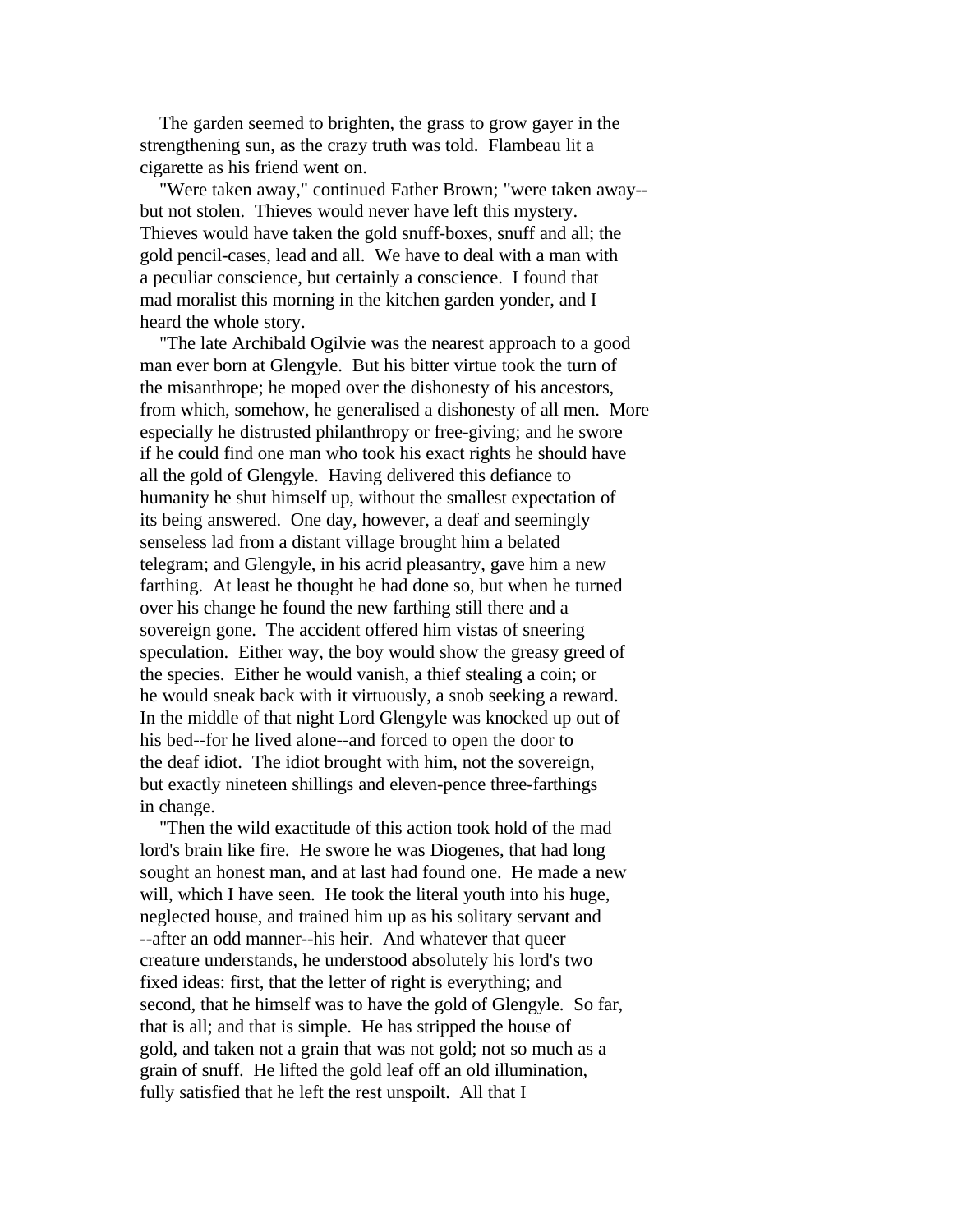The garden seemed to brighten, the grass to grow gayer in the strengthening sun, as the crazy truth was told. Flambeau lit a cigarette as his friend went on.

"Were taken away," continued Father Brown; "were taken away--but not stolen. Thieves would never have left this mystery. Thieves would have taken the gold snuff-boxes, snuff and all; the gold pencil-cases, lead and all. We have to deal with a man with a peculiar conscience, but certainly a conscience. I found that mad moralist this morning in the kitchen garden yonder, and I heard the whole story.

"The late Archibald Ogilvie was the nearest approach to a good man ever born at Glengyle. But his bitter virtue took the turn of the misanthrope; he moped over the dishonesty of his ancestors, from which, somehow, he generalised a dishonesty of all men. More especially he distrusted philanthropy or free-giving; and he swore if he could find one man who took his exact rights he should have all the gold of Glengyle. Having delivered this defiance to humanity he shut himself up, without the smallest expectation of its being answered. One day, however, a deaf and seemingly senseless lad from a distant village brought him a belated telegram; and Glengyle, in his acrid pleasantry, gave him a new farthing. At least he thought he had done so, but when he turned over his change he found the new farthing still there and a sovereign gone. The accident offered him vistas of sneering speculation. Either way, the boy would show the greasy greed of the species. Either he would vanish, a thief stealing a coin; or he would sneak back with it virtuously, a snob seeking a reward. In the middle of that night Lord Glengyle was knocked up out of his bed--for he lived alone--and forced to open the door to the deaf idiot. The idiot brought with him, not the sovereign, but exactly nineteen shillings and eleven-pence three-farthings in change.

"Then the wild exactitude of this action took hold of the mad lord's brain like fire. He swore he was Diogenes, that had long sought an honest man, and at last had found one. He made a new will, which I have seen. He took the literal youth into his huge, neglected house, and trained him up as his solitary servant and --after an odd manner--his heir. And whatever that queer creature understands, he understood absolutely his lord's two fixed ideas: first, that the letter of right is everything; and second, that he himself was to have the gold of Glengyle. So far, that is all; and that is simple. He has stripped the house of gold, and taken not a grain that was not gold; not so much as a grain of snuff. He lifted the gold leaf off an old illumination, fully satisfied that he left the rest unspoilt. All that I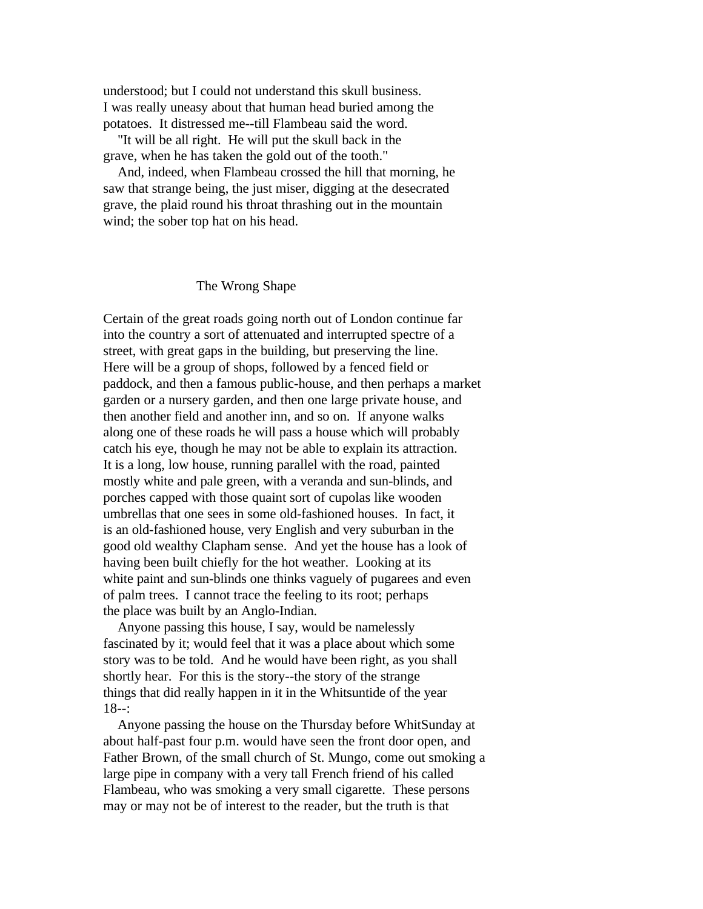understood; but I could not understand this skull business. I was really uneasy about that human head buried among the potatoes. It distressed me--till Flambeau said the word.

"It will be all right. He will put the skull back in the grave, when he has taken the gold out of the tooth."

And, indeed, when Flambeau crossed the hill that morning, he saw that strange being, the just miser, digging at the desecrated grave, the plaid round his throat thrashing out in the mountain wind; the sober top hat on his head.

## The Wrong Shape

Certain of the great roads going north out of London continue far into the country a sort of attenuated and interrupted spectre of a street, with great gaps in the building, but preserving the line. Here will be a group of shops, followed by a fenced field or paddock, and then a famous public-house, and then perhaps a market garden or a nursery garden, and then one large private house, and then another field and another inn, and so on. If anyone walks along one of these roads he will pass a house which will probably catch his eye, though he may not be able to explain its attraction. It is a long, low house, running parallel with the road, painted mostly white and pale green, with a veranda and sun-blinds, and porches capped with those quaint sort of cupolas like wooden umbrellas that one sees in some old-fashioned houses. In fact, it is an old-fashioned house, very English and very suburban in the good old wealthy Clapham sense. And yet the house has a look of having been built chiefly for the hot weather. Looking at its white paint and sun-blinds one thinks vaguely of pugarees and even of palm trees. I cannot trace the feeling to its root; perhaps the place was built by an Anglo-Indian.

Anyone passing this house, I say, would be namelessly fascinated by it; would feel that it was a place about which some story was to be told. And he would have been right, as you shall shortly hear. For this is the story--the story of the strange things that did really happen in it in the Whitsuntide of the year 18--:

Anyone passing the house on the Thursday before WhitSunday at about half-past four p.m. would have seen the front door open, and Father Brown, of the small church of St. Mungo, come out smoking a large pipe in company with a very tall French friend of his called Flambeau, who was smoking a very small cigarette. These persons may or may not be of interest to the reader, but the truth is that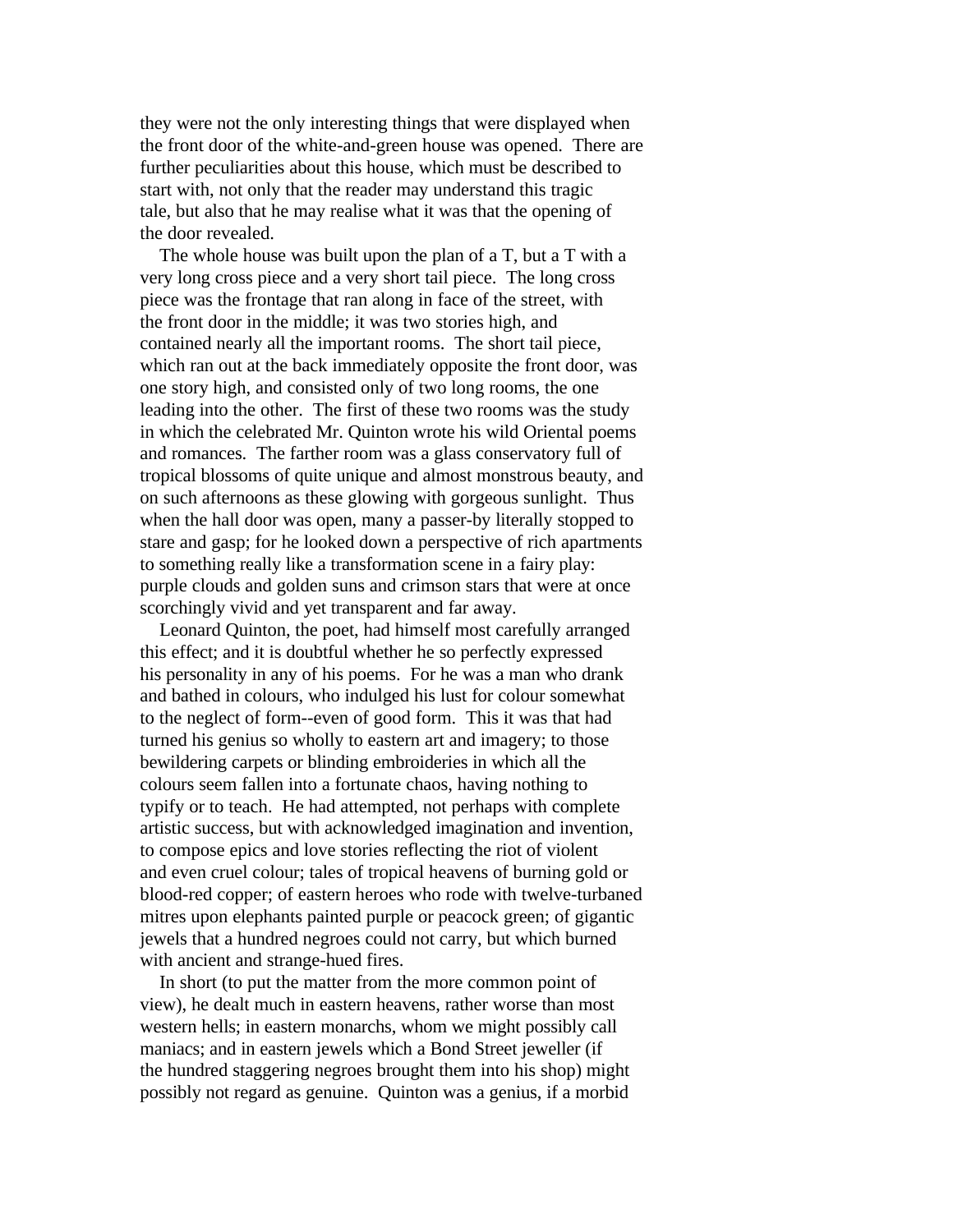they were not the only interesting things that were displayed when the front door of the white-and-green house was opened. There are further peculiarities about this house, which must be described to start with, not only that the reader may understand this tragic tale, but also that he may realise what it was that the opening of the door revealed.

The whole house was built upon the plan of a T, but a T with a very long cross piece and a very short tail piece. The long cross piece was the frontage that ran along in face of the street, with the front door in the middle; it was two stories high, and contained nearly all the important rooms. The short tail piece, which ran out at the back immediately opposite the front door, was one story high, and consisted only of two long rooms, the one leading into the other. The first of these two rooms was the study in which the celebrated Mr. Quinton wrote his wild Oriental poems and romances. The farther room was a glass conservatory full of tropical blossoms of quite unique and almost monstrous beauty, and on such afternoons as these glowing with gorgeous sunlight. Thus when the hall door was open, many a passer-by literally stopped to stare and gasp; for he looked down a perspective of rich apartments to something really like a transformation scene in a fairy play: purple clouds and golden suns and crimson stars that were at once scorchingly vivid and yet transparent and far away.

Leonard Quinton, the poet, had himself most carefully arranged this effect; and it is doubtful whether he so perfectly expressed his personality in any of his poems. For he was a man who drank and bathed in colours, who indulged his lust for colour somewhat to the neglect of form--even of good form. This it was that had turned his genius so wholly to eastern art and imagery; to those bewildering carpets or blinding embroideries in which all the colours seem fallen into a fortunate chaos, having nothing to typify or to teach. He had attempted, not perhaps with complete artistic success, but with acknowledged imagination and invention, to compose epics and love stories reflecting the riot of violent and even cruel colour; tales of tropical heavens of burning gold or blood-red copper; of eastern heroes who rode with twelve-turbaned mitres upon elephants painted purple or peacock green; of gigantic jewels that a hundred negroes could not carry, but which burned with ancient and strange-hued fires.

In short (to put the matter from the more common point of view), he dealt much in eastern heavens, rather worse than most western hells; in eastern monarchs, whom we might possibly call maniacs; and in eastern jewels which a Bond Street jeweller (if the hundred staggering negroes brought them into his shop) might possibly not regard as genuine. Quinton was a genius, if a morbid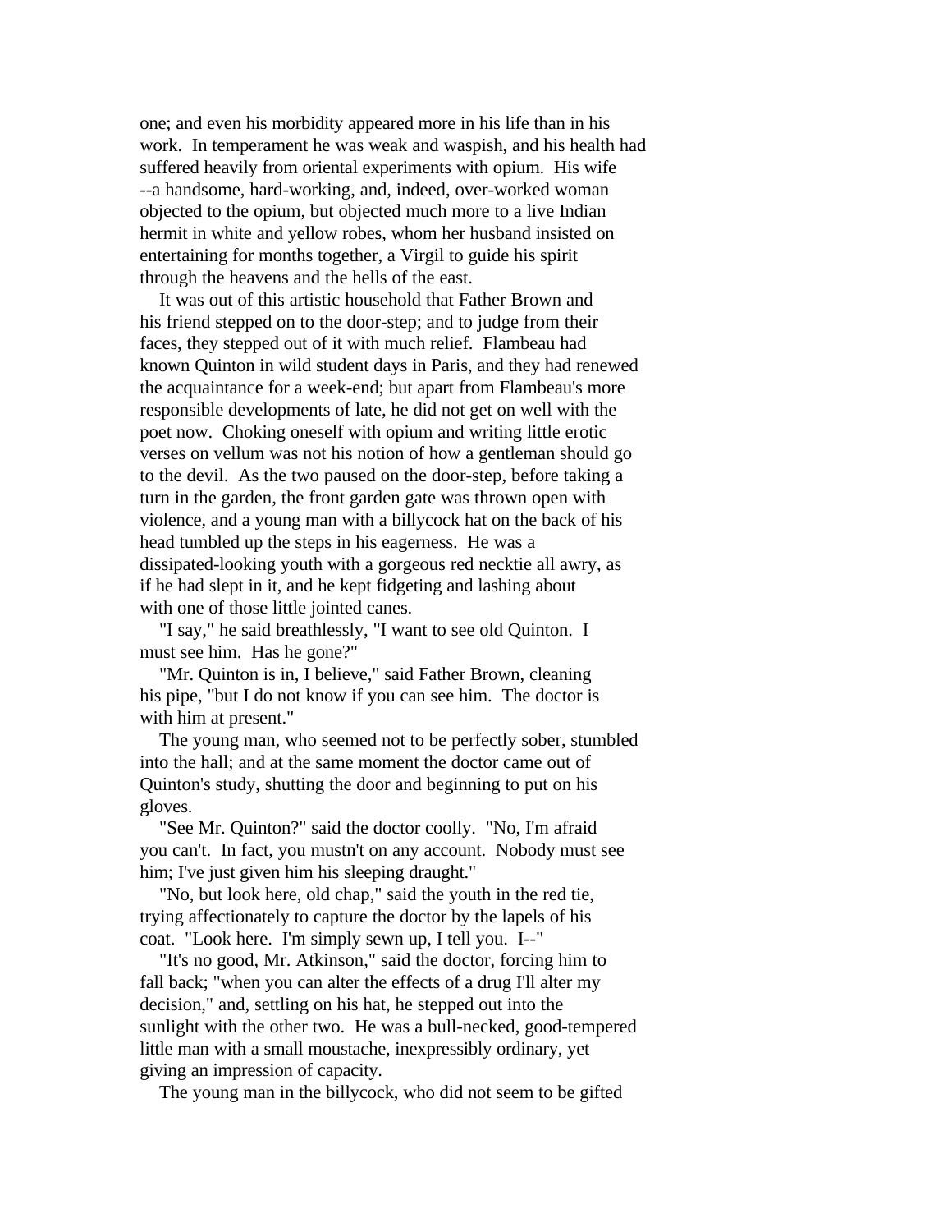one; and even his morbidity appeared more in his life than in his work. In temperament he was weak and waspish, and his health had suffered heavily from oriental experiments with opium. His wife --a handsome, hard-working, and, indeed, over-worked woman objected to the opium, but objected much more to a live Indian hermit in white and yellow robes, whom her husband insisted on entertaining for months together, a Virgil to guide his spirit through the heavens and the hells of the east.

It was out of this artistic household that Father Brown and his friend stepped on to the door-step; and to judge from their faces, they stepped out of it with much relief. Flambeau had known Quinton in wild student days in Paris, and they had renewed the acquaintance for a week-end; but apart from Flambeau's more responsible developments of late, he did not get on well with the poet now. Choking oneself with opium and writing little erotic verses on vellum was not his notion of how a gentleman should go to the devil. As the two paused on the door-step, before taking a turn in the garden, the front garden gate was thrown open with violence, and a young man with a billycock hat on the back of his head tumbled up the steps in his eagerness. He was a dissipated-looking youth with a gorgeous red necktie all awry, as if he had slept in it, and he kept fidgeting and lashing about with one of those little jointed canes.

"I say," he said breathlessly, "I want to see old Quinton. I must see him. Has he gone?"

"Mr. Quinton is in, I believe," said Father Brown, cleaning his pipe, "but I do not know if you can see him. The doctor is with him at present."

The young man, who seemed not to be perfectly sober, stumbled into the hall; and at the same moment the doctor came out of Quinton's study, shutting the door and beginning to put on his gloves.

"See Mr. Quinton?" said the doctor coolly. "No, I'm afraid you can't. In fact, you mustn't on any account. Nobody must see him; I've just given him his sleeping draught."

"No, but look here, old chap," said the youth in the red tie, trying affectionately to capture the doctor by the lapels of his coat. "Look here. I'm simply sewn up, I tell you. I--"

"It's no good, Mr. Atkinson," said the doctor, forcing him to fall back; "when you can alter the effects of a drug I'll alter my decision," and, settling on his hat, he stepped out into the sunlight with the other two. He was a bull-necked, good-tempered little man with a small moustache, inexpressibly ordinary, yet giving an impression of capacity.

The young man in the billycock, who did not seem to be gifted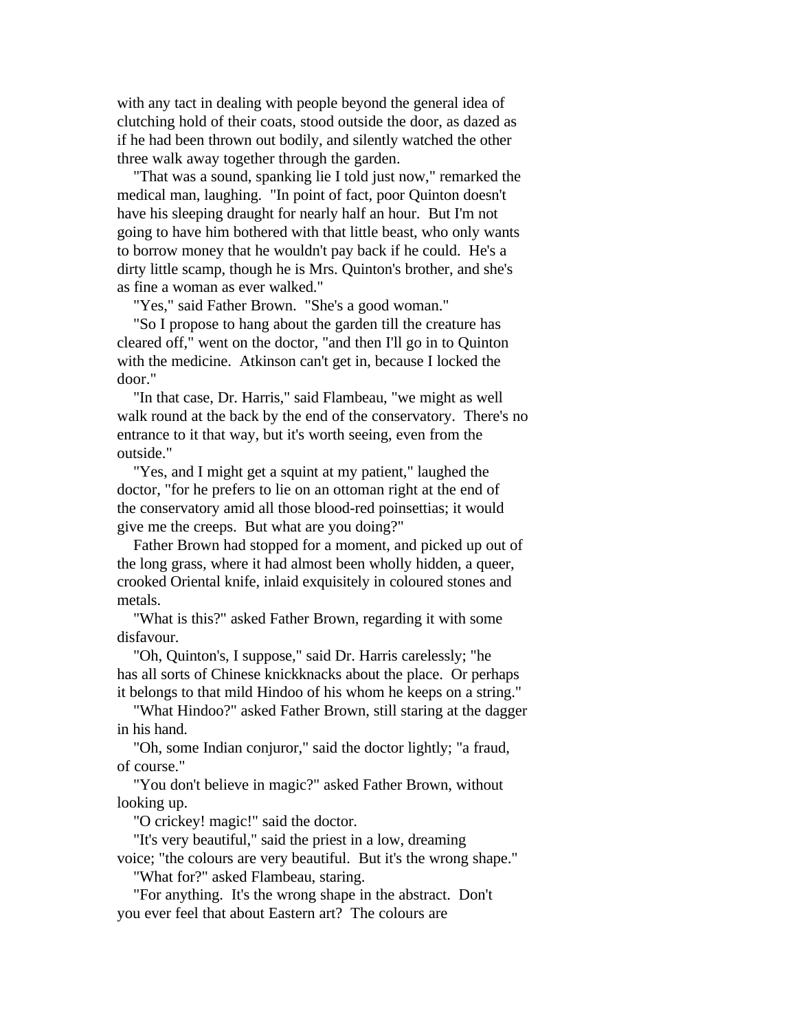with any tact in dealing with people beyond the general idea of clutching hold of their coats, stood outside the door, as dazed as if he had been thrown out bodily, and silently watched the other three walk away together through the garden.

"That was a sound, spanking lie I told just now," remarked the medical man, laughing. "In point of fact, poor Quinton doesn't have his sleeping draught for nearly half an hour. But I'm not going to have him bothered with that little beast, who only wants to borrow money that he wouldn't pay back if he could. He's a dirty little scamp, though he is Mrs. Quinton's brother, and she's as fine a woman as ever walked."

"Yes," said Father Brown. "She's a good woman."

"So I propose to hang about the garden till the creature has cleared off," went on the doctor, "and then I'll go in to Quinton with the medicine. Atkinson can't get in, because I locked the door."

"In that case, Dr. Harris," said Flambeau, "we might as well walk round at the back by the end of the conservatory. There's no entrance to it that way, but it's worth seeing, even from the outside."

"Yes, and I might get a squint at my patient," laughed the doctor, "for he prefers to lie on an ottoman right at the end of the conservatory amid all those blood-red poinsettias; it would give me the creeps. But what are you doing?"

Father Brown had stopped for a moment, and picked up out of the long grass, where it had almost been wholly hidden, a queer, crooked Oriental knife, inlaid exquisitely in coloured stones and metals.

"What is this?" asked Father Brown, regarding it with some disfavour.

"Oh, Quinton's, I suppose," said Dr. Harris carelessly; "he has all sorts of Chinese knickknacks about the place. Or perhaps it belongs to that mild Hindoo of his whom he keeps on a string."

"What Hindoo?" asked Father Brown, still staring at the dagger in his hand.

"Oh, some Indian conjuror," said the doctor lightly; "a fraud, of course."

"You don't believe in magic?" asked Father Brown, without looking up.

"O crickey! magic!" said the doctor.

"It's very beautiful," said the priest in a low, dreaming voice; "the colours are very beautiful. But it's the wrong shape."

"What for?" asked Flambeau, staring.

"For anything. It's the wrong shape in the abstract. Don't you ever feel that about Eastern art? The colours are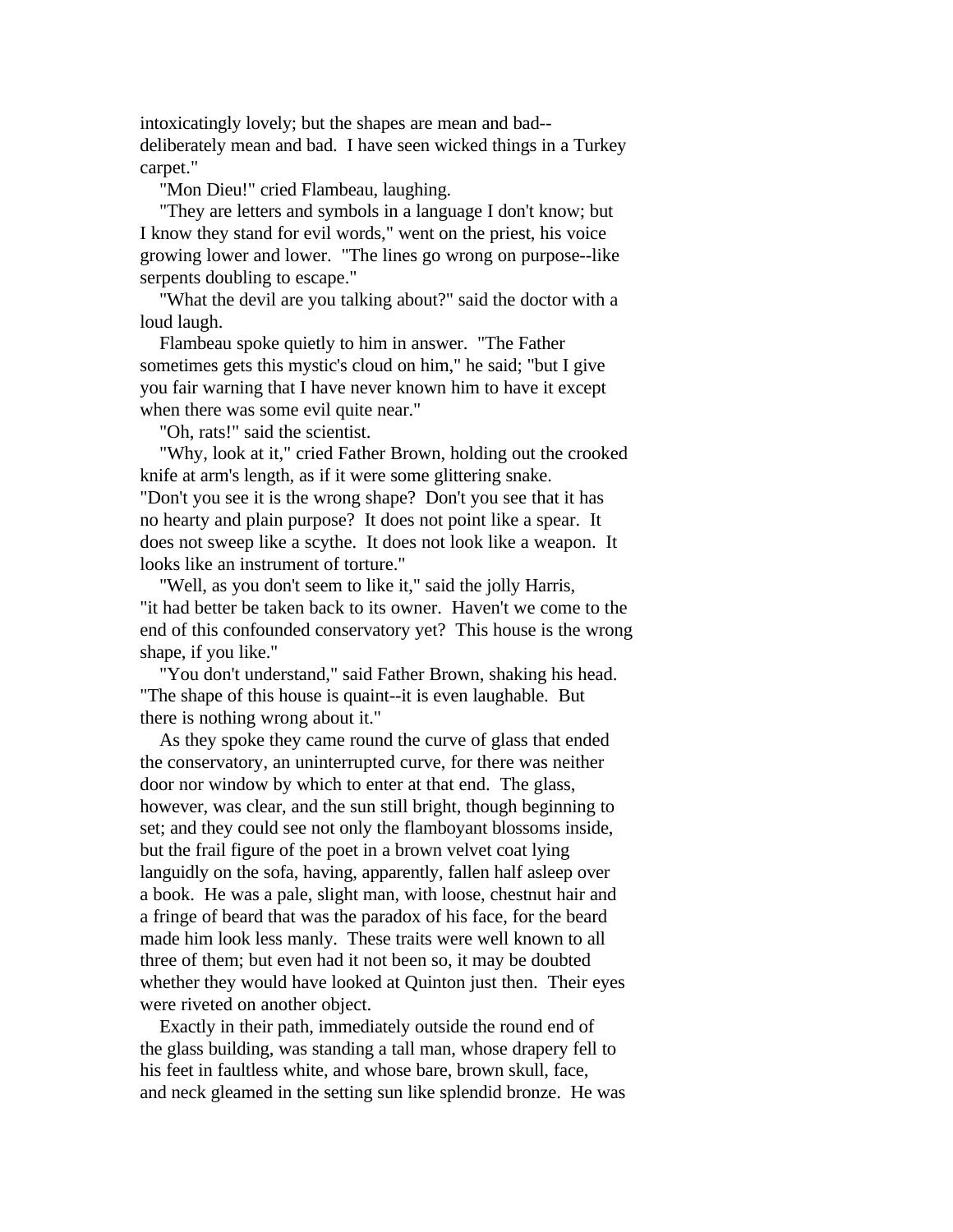intoxicatingly lovely; but the shapes are mean and bad--deliberately mean and bad. I have seen wicked things in a Turkey carpet."

"Mon Dieu!" cried Flambeau, laughing.

"They are letters and symbols in a language I don't know; but I know they stand for evil words," went on the priest, his voice growing lower and lower. "The lines go wrong on purpose--like serpents doubling to escape."

"What the devil are you talking about?" said the doctor with a loud laugh.

Flambeau spoke quietly to him in answer. "The Father sometimes gets this mystic's cloud on him," he said; "but I give you fair warning that I have never known him to have it except when there was some evil quite near."

"Oh, rats!" said the scientist.

"Why, look at it," cried Father Brown, holding out the crooked knife at arm's length, as if it were some glittering snake. "Don't you see it is the wrong shape? Don't you see that it has no hearty and plain purpose? It does not point like a spear. It does not sweep like a scythe. It does not look like a weapon. It looks like an instrument of torture."

"Well, as you don't seem to like it," said the jolly Harris, "it had better be taken back to its owner. Haven't we come to the end of this confounded conservatory yet? This house is the wrong shape, if you like."

"You don't understand," said Father Brown, shaking his head. "The shape of this house is quaint--it is even laughable. But there is nothing wrong about it."

As they spoke they came round the curve of glass that ended the conservatory, an uninterrupted curve, for there was neither door nor window by which to enter at that end. The glass, however, was clear, and the sun still bright, though beginning to set; and they could see not only the flamboyant blossoms inside, but the frail figure of the poet in a brown velvet coat lying languidly on the sofa, having, apparently, fallen half asleep over a book. He was a pale, slight man, with loose, chestnut hair and a fringe of beard that was the paradox of his face, for the beard made him look less manly. These traits were well known to all three of them; but even had it not been so, it may be doubted whether they would have looked at Quinton just then. Their eyes were riveted on another object.

Exactly in their path, immediately outside the round end of the glass building, was standing a tall man, whose drapery fell to his feet in faultless white, and whose bare, brown skull, face, and neck gleamed in the setting sun like splendid bronze. He was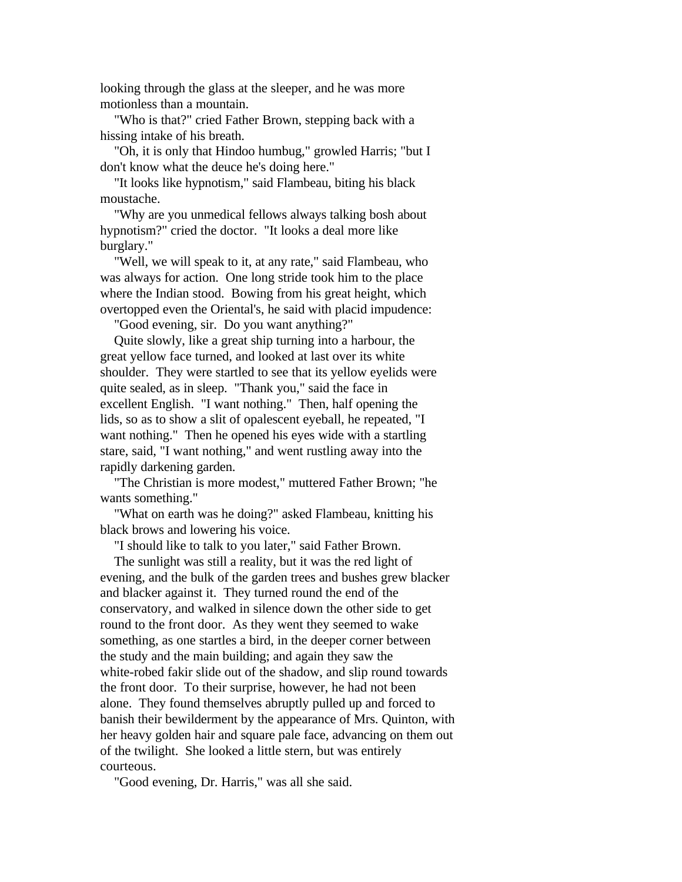looking through the glass at the sleeper, and he was more motionless than a mountain.

"Who is that?" cried Father Brown, stepping back with a hissing intake of his breath.

"Oh, it is only that Hindoo humbug," growled Harris; "but I don't know what the deuce he's doing here."

"It looks like hypnotism," said Flambeau, biting his black moustache.

"Why are you unmedical fellows always talking bosh about hypnotism?" cried the doctor. "It looks a deal more like burglary."

"Well, we will speak to it, at any rate," said Flambeau, who was always for action. One long stride took him to the place where the Indian stood. Bowing from his great height, which overtopped even the Oriental's, he said with placid impudence:

"Good evening, sir. Do you want anything?"

Quite slowly, like a great ship turning into a harbour, the great yellow face turned, and looked at last over its white shoulder. They were startled to see that its yellow eyelids were quite sealed, as in sleep. "Thank you," said the face in excellent English. "I want nothing." Then, half opening the lids, so as to show a slit of opalescent eyeball, he repeated, "I want nothing." Then he opened his eyes wide with a startling stare, said, "I want nothing," and went rustling away into the rapidly darkening garden.

"The Christian is more modest," muttered Father Brown; "he wants something."

"What on earth was he doing?" asked Flambeau, knitting his black brows and lowering his voice.

"I should like to talk to you later," said Father Brown.

The sunlight was still a reality, but it was the red light of evening, and the bulk of the garden trees and bushes grew blacker and blacker against it. They turned round the end of the conservatory, and walked in silence down the other side to get round to the front door. As they went they seemed to wake something, as one startles a bird, in the deeper corner between the study and the main building; and again they saw the white-robed fakir slide out of the shadow, and slip round towards the front door. To their surprise, however, he had not been alone. They found themselves abruptly pulled up and forced to banish their bewilderment by the appearance of Mrs. Quinton, with her heavy golden hair and square pale face, advancing on them out of the twilight. She looked a little stern, but was entirely courteous.

"Good evening, Dr. Harris," was all she said.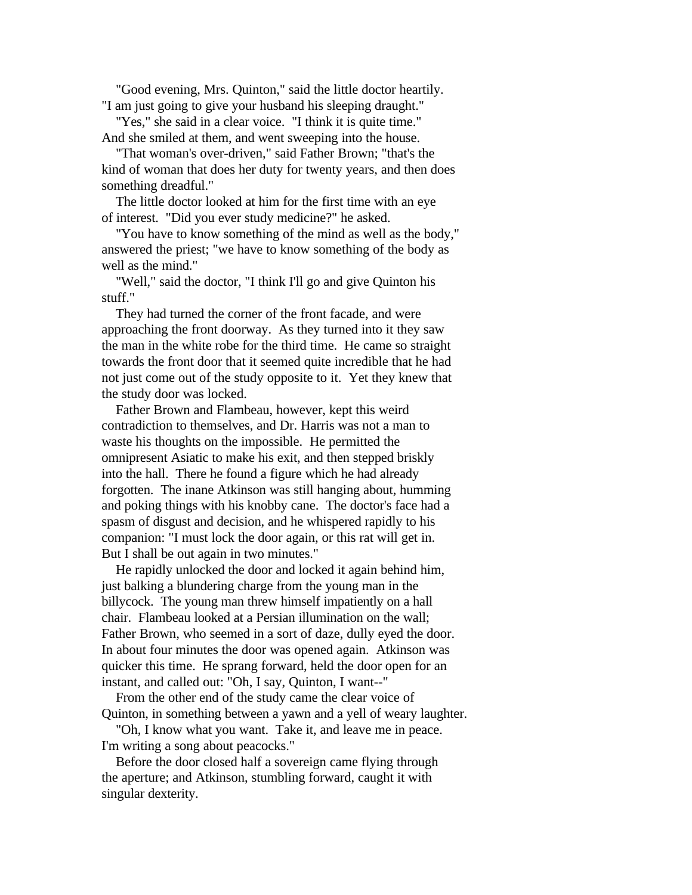"Good evening, Mrs. Quinton," said the little doctor heartily. "I am just going to give your husband his sleeping draught."

"Yes," she said in a clear voice. "I think it is quite time." And she smiled at them, and went sweeping into the house.

"That woman's over-driven," said Father Brown; "that's the kind of woman that does her duty for twenty years, and then does something dreadful."

The little doctor looked at him for the first time with an eye of interest. "Did you ever study medicine?" he asked.

"You have to know something of the mind as well as the body," answered the priest; "we have to know something of the body as well as the mind."

"Well," said the doctor, "I think I'll go and give Quinton his stuff."

They had turned the corner of the front facade, and were approaching the front doorway. As they turned into it they saw the man in the white robe for the third time. He came so straight towards the front door that it seemed quite incredible that he had not just come out of the study opposite to it. Yet they knew that the study door was locked.

Father Brown and Flambeau, however, kept this weird contradiction to themselves, and Dr. Harris was not a man to waste his thoughts on the impossible. He permitted the omnipresent Asiatic to make his exit, and then stepped briskly into the hall. There he found a figure which he had already forgotten. The inane Atkinson was still hanging about, humming and poking things with his knobby cane. The doctor's face had a spasm of disgust and decision, and he whispered rapidly to his companion: "I must lock the door again, or this rat will get in. But I shall be out again in two minutes."

He rapidly unlocked the door and locked it again behind him, just balking a blundering charge from the young man in the billycock. The young man threw himself impatiently on a hall chair. Flambeau looked at a Persian illumination on the wall; Father Brown, who seemed in a sort of daze, dully eyed the door. In about four minutes the door was opened again. Atkinson was quicker this time. He sprang forward, held the door open for an instant, and called out: "Oh, I say, Quinton, I want--"

From the other end of the study came the clear voice of Quinton, in something between a yawn and a yell of weary laughter.

"Oh, I know what you want. Take it, and leave me in peace. I'm writing a song about peacocks."

Before the door closed half a sovereign came flying through the aperture; and Atkinson, stumbling forward, caught it with singular dexterity.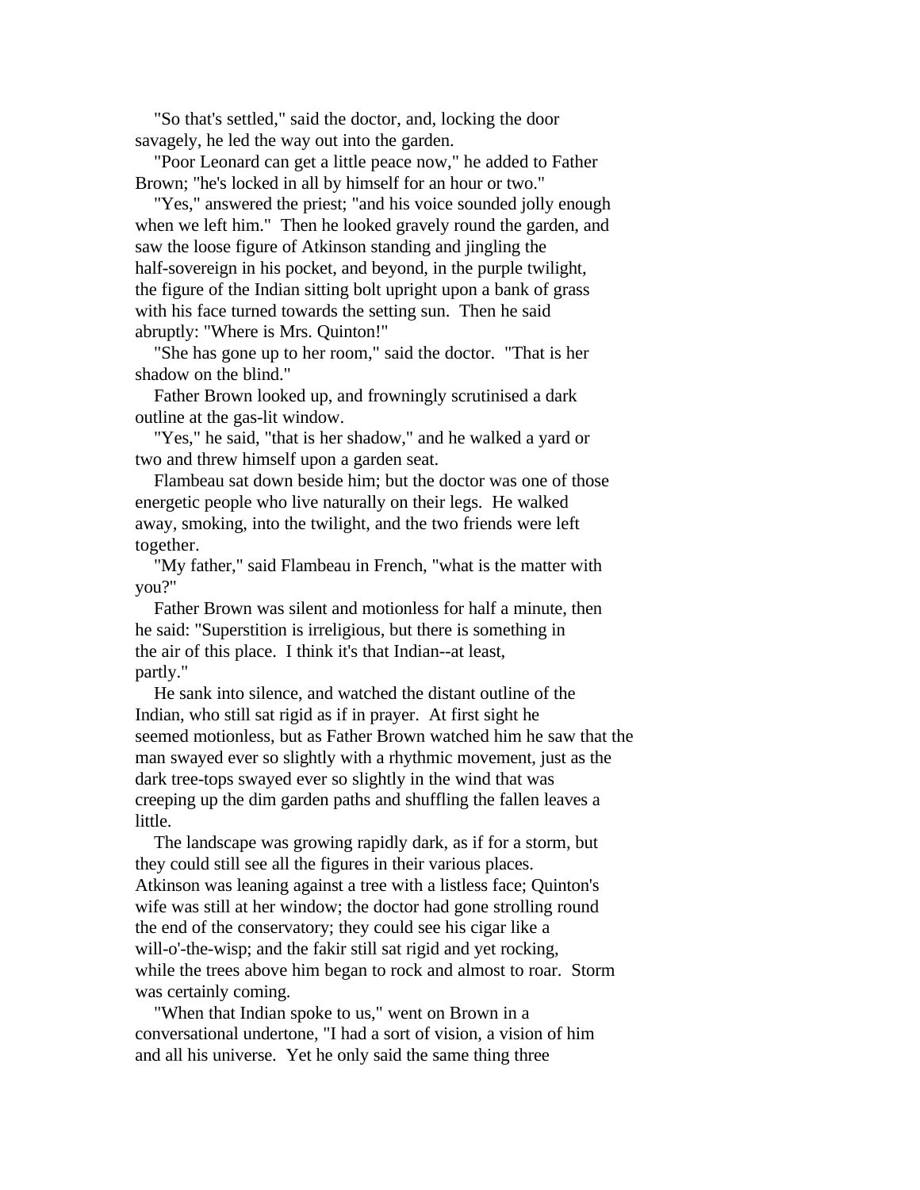"So that's settled," said the doctor, and, locking the door savagely, he led the way out into the garden.

"Poor Leonard can get a little peace now," he added to Father Brown; "he's locked in all by himself for an hour or two."

"Yes," answered the priest; "and his voice sounded jolly enough when we left him." Then he looked gravely round the garden, and saw the loose figure of Atkinson standing and jingling the half-sovereign in his pocket, and beyond, in the purple twilight, the figure of the Indian sitting bolt upright upon a bank of grass with his face turned towards the setting sun. Then he said abruptly: "Where is Mrs. Quinton!"

"She has gone up to her room," said the doctor. "That is her shadow on the blind."

Father Brown looked up, and frowningly scrutinised a dark outline at the gas-lit window.

"Yes," he said, "that is her shadow," and he walked a yard or two and threw himself upon a garden seat.

Flambeau sat down beside him; but the doctor was one of those energetic people who live naturally on their legs. He walked away, smoking, into the twilight, and the two friends were left together.

"My father," said Flambeau in French, "what is the matter with you?"

Father Brown was silent and motionless for half a minute, then he said: "Superstition is irreligious, but there is something in the air of this place. I think it's that Indian--at least, partly."

He sank into silence, and watched the distant outline of the Indian, who still sat rigid as if in prayer. At first sight he seemed motionless, but as Father Brown watched him he saw that the man swayed ever so slightly with a rhythmic movement, just as the dark tree-tops swayed ever so slightly in the wind that was creeping up the dim garden paths and shuffling the fallen leaves a little.

The landscape was growing rapidly dark, as if for a storm, but they could still see all the figures in their various places. Atkinson was leaning against a tree with a listless face; Quinton's wife was still at her window; the doctor had gone strolling round the end of the conservatory; they could see his cigar like a will-o'-the-wisp; and the fakir still sat rigid and yet rocking, while the trees above him began to rock and almost to roar. Storm was certainly coming.

"When that Indian spoke to us," went on Brown in a conversational undertone, "I had a sort of vision, a vision of him and all his universe. Yet he only said the same thing three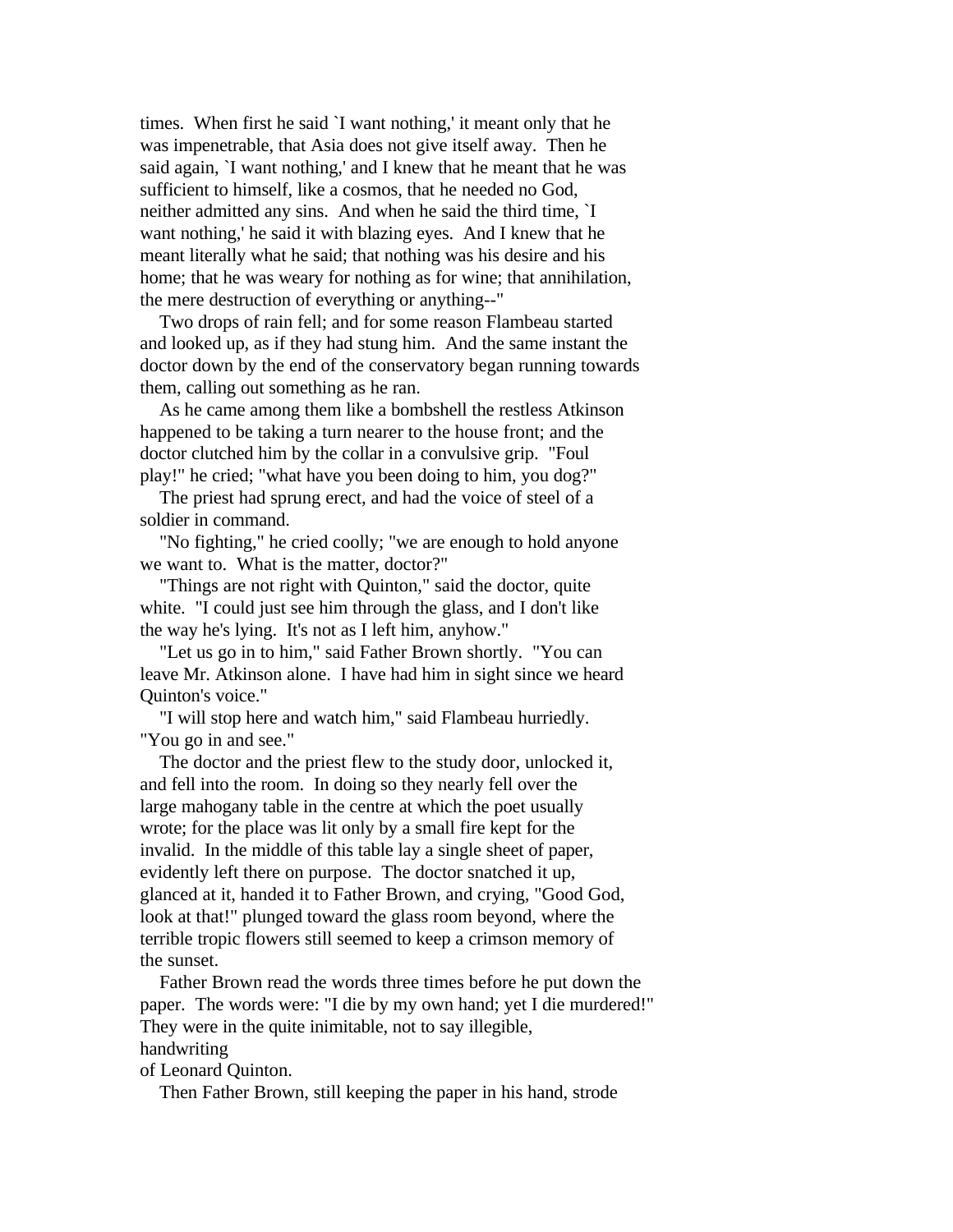times. When first he said `I want nothing,' it meant only that he was impenetrable, that Asia does not give itself away. Then he said again, `I want nothing,' and I knew that he meant that he was sufficient to himself, like a cosmos, that he needed no God, neither admitted any sins. And when he said the third time, `I want nothing,' he said it with blazing eyes. And I knew that he meant literally what he said; that nothing was his desire and his home; that he was weary for nothing as for wine; that annihilation, the mere destruction of everything or anything--"

Two drops of rain fell; and for some reason Flambeau started and looked up, as if they had stung him. And the same instant the doctor down by the end of the conservatory began running towards them, calling out something as he ran.

As he came among them like a bombshell the restless Atkinson happened to be taking a turn nearer to the house front; and the doctor clutched him by the collar in a convulsive grip. "Foul play!" he cried; "what have you been doing to him, you dog?"

The priest had sprung erect, and had the voice of steel of a soldier in command.

"No fighting," he cried coolly; "we are enough to hold anyone we want to. What is the matter, doctor?"

"Things are not right with Quinton," said the doctor, quite white. "I could just see him through the glass, and I don't like the way he's lying. It's not as I left him, anyhow."

"Let us go in to him," said Father Brown shortly. "You can leave Mr. Atkinson alone. I have had him in sight since we heard Quinton's voice."

"I will stop here and watch him," said Flambeau hurriedly. "You go in and see."

The doctor and the priest flew to the study door, unlocked it, and fell into the room. In doing so they nearly fell over the large mahogany table in the centre at which the poet usually wrote; for the place was lit only by a small fire kept for the invalid. In the middle of this table lay a single sheet of paper, evidently left there on purpose. The doctor snatched it up, glanced at it, handed it to Father Brown, and crying, "Good God, look at that!" plunged toward the glass room beyond, where the terrible tropic flowers still seemed to keep a crimson memory of the sunset.

Father Brown read the words three times before he put down the paper. The words were: "I die by my own hand; yet I die murdered!" They were in the quite inimitable, not to say illegible, handwriting of Leonard Quinton.

Then Father Brown, still keeping the paper in his hand, strode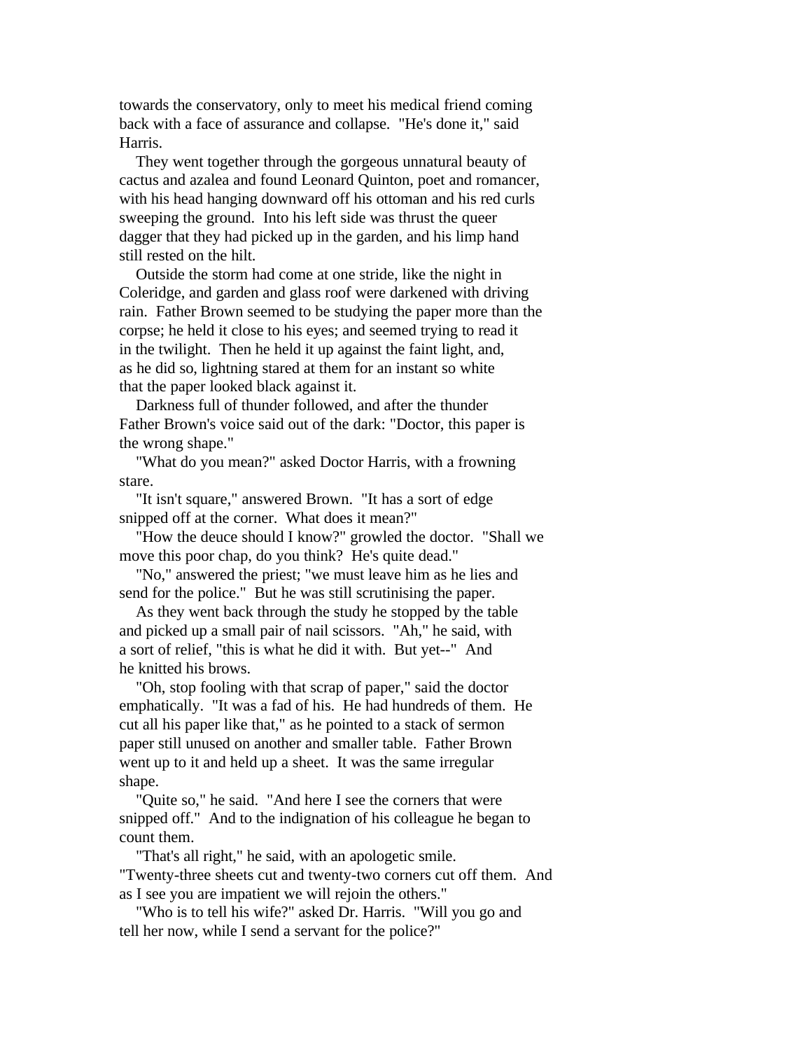towards the conservatory, only to meet his medical friend coming back with a face of assurance and collapse. "He's done it," said Harris.

They went together through the gorgeous unnatural beauty of cactus and azalea and found Leonard Quinton, poet and romancer, with his head hanging downward off his ottoman and his red curls sweeping the ground. Into his left side was thrust the queer dagger that they had picked up in the garden, and his limp hand still rested on the hilt.

Outside the storm had come at one stride, like the night in Coleridge, and garden and glass roof were darkened with driving rain. Father Brown seemed to be studying the paper more than the corpse; he held it close to his eyes; and seemed trying to read it in the twilight. Then he held it up against the faint light, and, as he did so, lightning stared at them for an instant so white that the paper looked black against it.

Darkness full of thunder followed, and after the thunder Father Brown's voice said out of the dark: "Doctor, this paper is the wrong shape."

"What do you mean?" asked Doctor Harris, with a frowning stare.

"It isn't square," answered Brown. "It has a sort of edge snipped off at the corner. What does it mean?"

"How the deuce should I know?" growled the doctor. "Shall we move this poor chap, do you think? He's quite dead."

"No," answered the priest; "we must leave him as he lies and send for the police." But he was still scrutinising the paper.

As they went back through the study he stopped by the table and picked up a small pair of nail scissors. "Ah," he said, with a sort of relief, "this is what he did it with. But yet--" And he knitted his brows.

"Oh, stop fooling with that scrap of paper," said the doctor emphatically. "It was a fad of his. He had hundreds of them. He cut all his paper like that," as he pointed to a stack of sermon paper still unused on another and smaller table. Father Brown went up to it and held up a sheet. It was the same irregular shape.

"Quite so," he said. "And here I see the corners that were snipped off." And to the indignation of his colleague he began to count them.

"That's all right," he said, with an apologetic smile. "Twenty-three sheets cut and twenty-two corners cut off them. And as I see you are impatient we will rejoin the others."

"Who is to tell his wife?" asked Dr. Harris. "Will you go and tell her now, while I send a servant for the police?"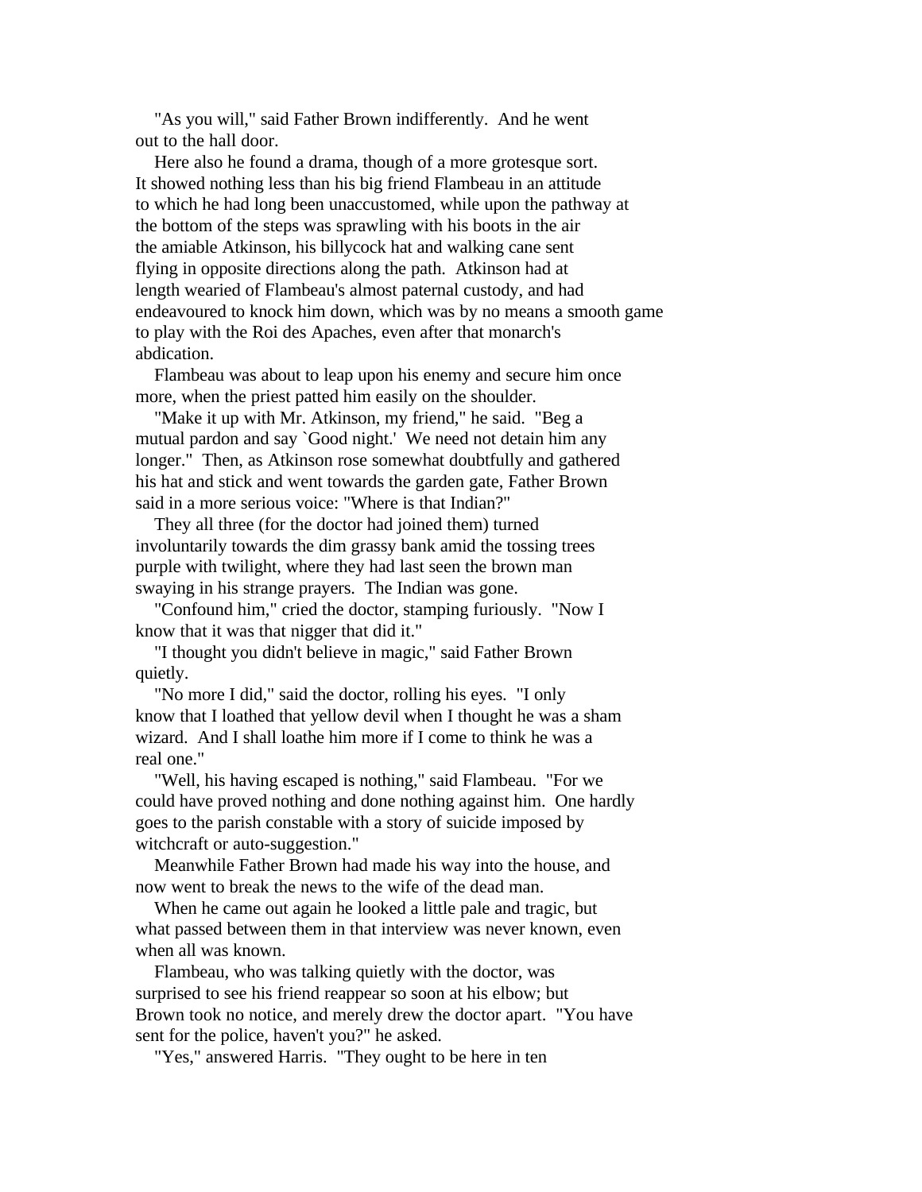"As you will," said Father Brown indifferently. And he went out to the hall door.

Here also he found a drama, though of a more grotesque sort. It showed nothing less than his big friend Flambeau in an attitude to which he had long been unaccustomed, while upon the pathway at the bottom of the steps was sprawling with his boots in the air the amiable Atkinson, his billycock hat and walking cane sent flying in opposite directions along the path. Atkinson had at length wearied of Flambeau's almost paternal custody, and had endeavoured to knock him down, which was by no means a smooth game to play with the Roi des Apaches, even after that monarch's abdication.

Flambeau was about to leap upon his enemy and secure him once more, when the priest patted him easily on the shoulder.

"Make it up with Mr. Atkinson, my friend," he said. "Beg a mutual pardon and say `Good night.' We need not detain him any longer." Then, as Atkinson rose somewhat doubtfully and gathered his hat and stick and went towards the garden gate, Father Brown said in a more serious voice: "Where is that Indian?"

They all three (for the doctor had joined them) turned involuntarily towards the dim grassy bank amid the tossing trees purple with twilight, where they had last seen the brown man swaying in his strange prayers. The Indian was gone.

"Confound him," cried the doctor, stamping furiously. "Now I know that it was that nigger that did it."

"I thought you didn't believe in magic," said Father Brown quietly.

"No more I did," said the doctor, rolling his eyes. "I only know that I loathed that yellow devil when I thought he was a sham wizard. And I shall loathe him more if I come to think he was a real one."

"Well, his having escaped is nothing," said Flambeau. "For we could have proved nothing and done nothing against him. One hardly goes to the parish constable with a story of suicide imposed by witchcraft or auto-suggestion."

Meanwhile Father Brown had made his way into the house, and now went to break the news to the wife of the dead man.

When he came out again he looked a little pale and tragic, but what passed between them in that interview was never known, even when all was known.

Flambeau, who was talking quietly with the doctor, was surprised to see his friend reappear so soon at his elbow; but Brown took no notice, and merely drew the doctor apart. "You have sent for the police, haven't you?" he asked.

"Yes," answered Harris. "They ought to be here in ten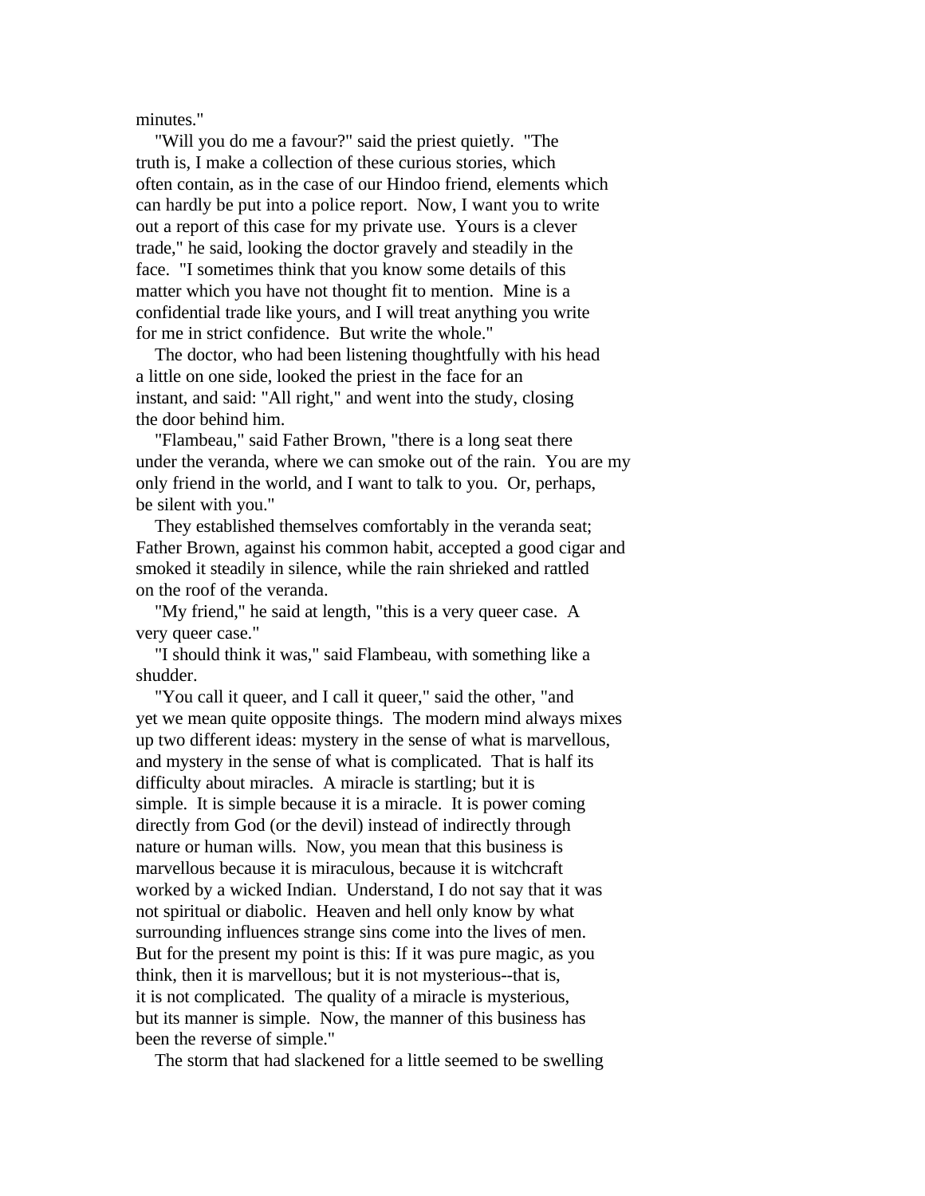minutes."

"Will you do me a favour?" said the priest quietly. "The truth is, I make a collection of these curious stories, which often contain, as in the case of our Hindoo friend, elements which can hardly be put into a police report. Now, I want you to write out a report of this case for my private use. Yours is a clever trade," he said, looking the doctor gravely and steadily in the face. "I sometimes think that you know some details of this matter which you have not thought fit to mention. Mine is a confidential trade like yours, and I will treat anything you write for me in strict confidence. But write the whole."

The doctor, who had been listening thoughtfully with his head a little on one side, looked the priest in the face for an instant, and said: "All right," and went into the study, closing the door behind him.

"Flambeau," said Father Brown, "there is a long seat there under the veranda, where we can smoke out of the rain. You are my only friend in the world, and I want to talk to you. Or, perhaps, be silent with you."

They established themselves comfortably in the veranda seat; Father Brown, against his common habit, accepted a good cigar and smoked it steadily in silence, while the rain shrieked and rattled on the roof of the veranda.

"My friend," he said at length, "this is a very queer case. A very queer case."

"I should think it was," said Flambeau, with something like a shudder.

"You call it queer, and I call it queer," said the other, "and yet we mean quite opposite things. The modern mind always mixes up two different ideas: mystery in the sense of what is marvellous, and mystery in the sense of what is complicated. That is half its difficulty about miracles. A miracle is startling; but it is simple. It is simple because it is a miracle. It is power coming directly from God (or the devil) instead of indirectly through nature or human wills. Now, you mean that this business is marvellous because it is miraculous, because it is witchcraft worked by a wicked Indian. Understand, I do not say that it was not spiritual or diabolic. Heaven and hell only know by what surrounding influences strange sins come into the lives of men. But for the present my point is this: If it was pure magic, as you think, then it is marvellous; but it is not mysterious--that is, it is not complicated. The quality of a miracle is mysterious, but its manner is simple. Now, the manner of this business has been the reverse of simple."

The storm that had slackened for a little seemed to be swelling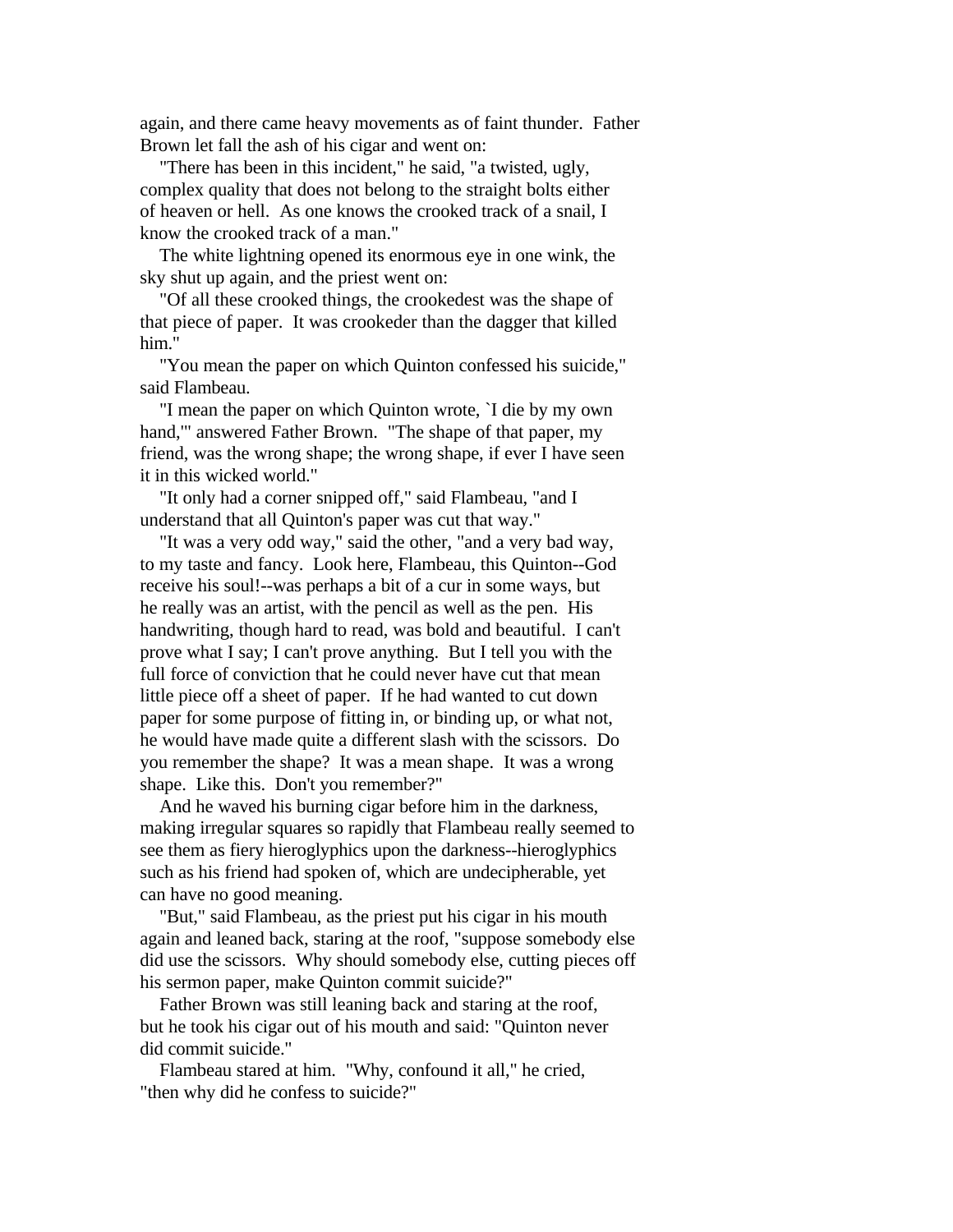again, and there came heavy movements as of faint thunder. Father Brown let fall the ash of his cigar and went on:

"There has been in this incident," he said, "a twisted, ugly, complex quality that does not belong to the straight bolts either of heaven or hell. As one knows the crooked track of a snail, I know the crooked track of a man."

The white lightning opened its enormous eye in one wink, the sky shut up again, and the priest went on:

"Of all these crooked things, the crookedest was the shape of that piece of paper. It was crookeder than the dagger that killed him."

"You mean the paper on which Quinton confessed his suicide," said Flambeau.

"I mean the paper on which Quinton wrote, `I die by my own hand,'" answered Father Brown. "The shape of that paper, my friend, was the wrong shape; the wrong shape, if ever I have seen it in this wicked world."

"It only had a corner snipped off," said Flambeau, "and I understand that all Quinton's paper was cut that way."

"It was a very odd way," said the other, "and a very bad way, to my taste and fancy. Look here, Flambeau, this Quinton--God receive his soul!--was perhaps a bit of a cur in some ways, but he really was an artist, with the pencil as well as the pen. His handwriting, though hard to read, was bold and beautiful. I can't prove what I say; I can't prove anything. But I tell you with the full force of conviction that he could never have cut that mean little piece off a sheet of paper. If he had wanted to cut down paper for some purpose of fitting in, or binding up, or what not, he would have made quite a different slash with the scissors. Do you remember the shape? It was a mean shape. It was a wrong shape. Like this. Don't you remember?"

And he waved his burning cigar before him in the darkness, making irregular squares so rapidly that Flambeau really seemed to see them as fiery hieroglyphics upon the darkness--hieroglyphics such as his friend had spoken of, which are undecipherable, yet can have no good meaning.

"But," said Flambeau, as the priest put his cigar in his mouth again and leaned back, staring at the roof, "suppose somebody else did use the scissors. Why should somebody else, cutting pieces off his sermon paper, make Quinton commit suicide?"

Father Brown was still leaning back and staring at the roof, but he took his cigar out of his mouth and said: "Quinton never did commit suicide."

Flambeau stared at him. "Why, confound it all," he cried, "then why did he confess to suicide?"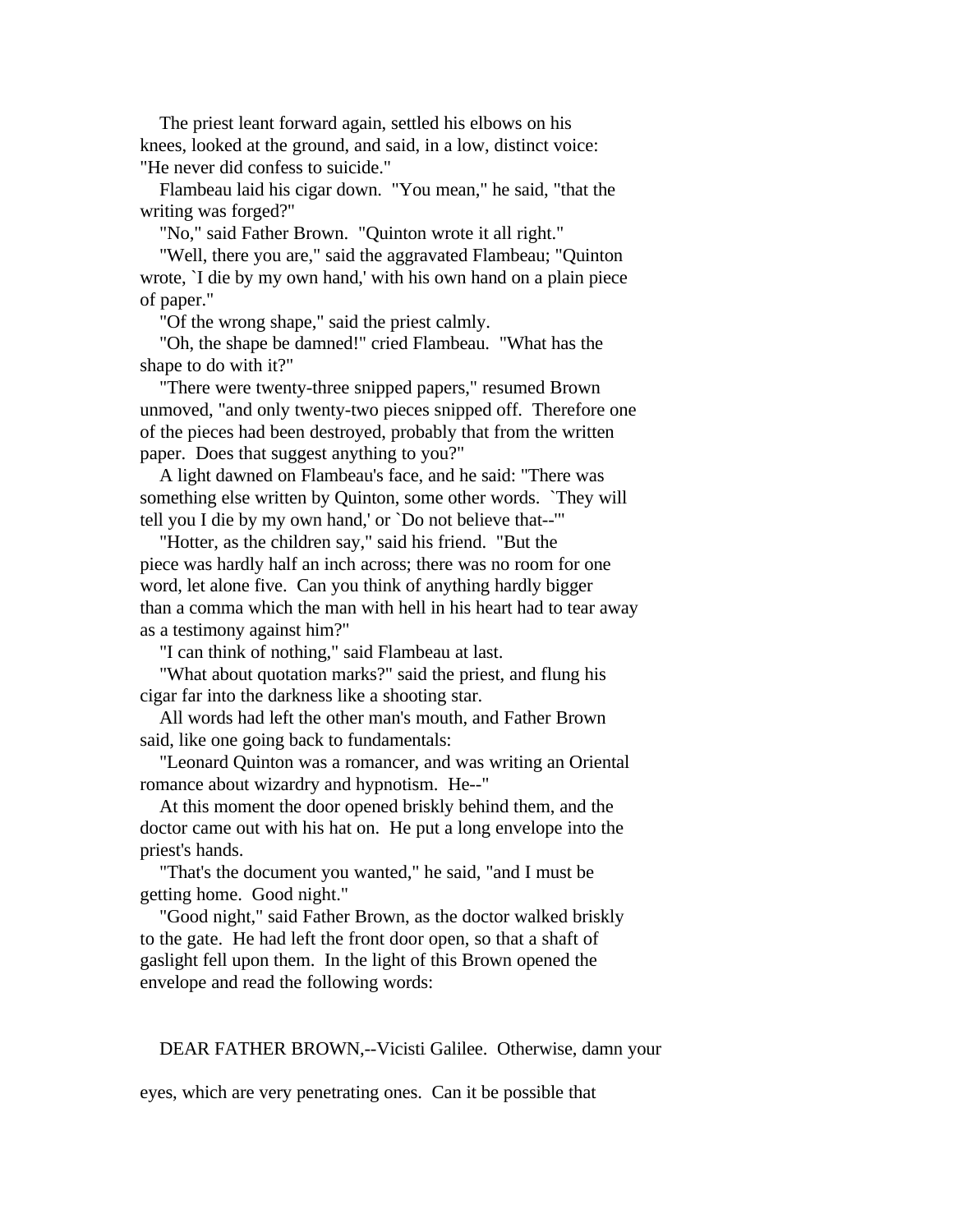The priest leant forward again, settled his elbows on his knees, looked at the ground, and said, in a low, distinct voice: "He never did confess to suicide."

Flambeau laid his cigar down. "You mean," he said, "that the writing was forged?"

"No," said Father Brown. "Quinton wrote it all right."

"Well, there you are," said the aggravated Flambeau; "Quinton wrote, `I die by my own hand,' with his own hand on a plain piece of paper."

"Of the wrong shape," said the priest calmly.

"Oh, the shape be damned!" cried Flambeau. "What has the shape to do with it?"

"There were twenty-three snipped papers," resumed Brown unmoved, "and only twenty-two pieces snipped off. Therefore one of the pieces had been destroyed, probably that from the written paper. Does that suggest anything to you?"

A light dawned on Flambeau's face, and he said: "There was something else written by Quinton, some other words. `They will tell you I die by my own hand,' or `Do not believe that--'"

"Hotter, as the children say," said his friend. "But the piece was hardly half an inch across; there was no room for one word, let alone five. Can you think of anything hardly bigger than a comma which the man with hell in his heart had to tear away as a testimony against him?"

"I can think of nothing," said Flambeau at last.

"What about quotation marks?" said the priest, and flung his cigar far into the darkness like a shooting star.

All words had left the other man's mouth, and Father Brown said, like one going back to fundamentals:

"Leonard Quinton was a romancer, and was writing an Oriental romance about wizardry and hypnotism. He--"

At this moment the door opened briskly behind them, and the doctor came out with his hat on. He put a long envelope into the priest's hands.

"That's the document you wanted," he said, "and I must be getting home. Good night."

"Good night," said Father Brown, as the doctor walked briskly to the gate. He had left the front door open, so that a shaft of gaslight fell upon them. In the light of this Brown opened the envelope and read the following words:

DEAR FATHER BROWN,--Vicisti Galilee. Otherwise, damn your eyes, which are very penetrating ones. Can it be possible that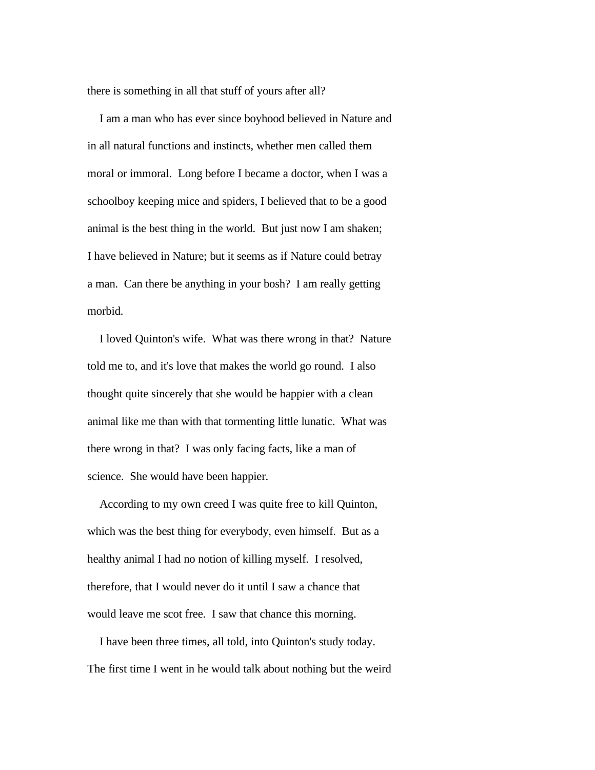there is something in all that stuff of yours after all?

I am a man who has ever since boyhood believed in Nature and in all natural functions and instincts, whether men called them moral or immoral. Long before I became a doctor, when I was a schoolboy keeping mice and spiders, I believed that to be a good animal is the best thing in the world. But just now I am shaken; I have believed in Nature; but it seems as if Nature could betray a man. Can there be anything in your bosh? I am really getting morbid.

I loved Quinton's wife. What was there wrong in that? Nature told me to, and it's love that makes the world go round. I also thought quite sincerely that she would be happier with a clean animal like me than with that tormenting little lunatic. What was there wrong in that? I was only facing facts, like a man of science. She would have been happier.

According to my own creed I was quite free to kill Quinton, which was the best thing for everybody, even himself. But as a healthy animal I had no notion of killing myself. I resolved, therefore, that I would never do it until I saw a chance that would leave me scot free. I saw that chance this morning.

I have been three times, all told, into Quinton's study today. The first time I went in he would talk about nothing but the weird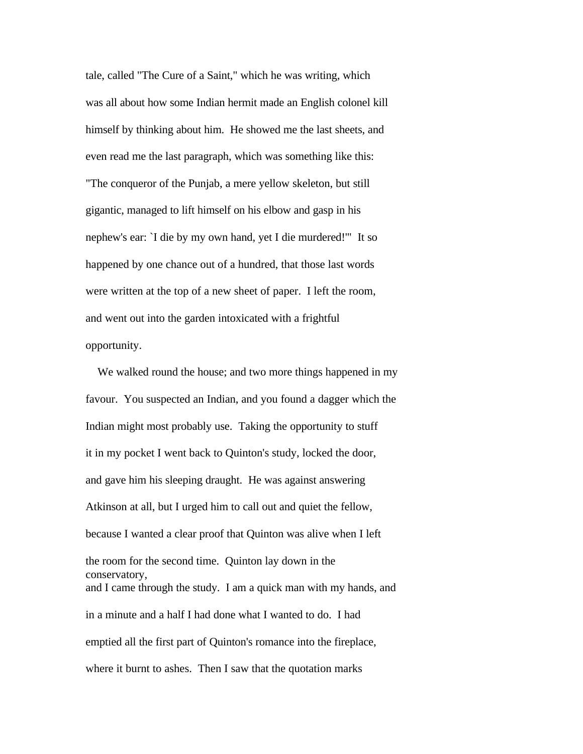tale, called "The Cure of a Saint," which he was writing, which was all about how some Indian hermit made an English colonel kill himself by thinking about him. He showed me the last sheets, and even read me the last paragraph, which was something like this: "The conqueror of the Punjab, a mere yellow skeleton, but still gigantic, managed to lift himself on his elbow and gasp in his nephew's ear: `I die by my own hand, yet I die murdered!'" It so happened by one chance out of a hundred, that those last words were written at the top of a new sheet of paper. I left the room, and went out into the garden intoxicated with a frightful opportunity.

We walked round the house; and two more things happened in my favour. You suspected an Indian, and you found a dagger which the Indian might most probably use. Taking the opportunity to stuff it in my pocket I went back to Quinton's study, locked the door, and gave him his sleeping draught. He was against answering Atkinson at all, but I urged him to call out and quiet the fellow, because I wanted a clear proof that Quinton was alive when I left the room for the second time. Quinton lay down in the conservatory, and I came through the study. I am a quick man with my hands, and in a minute and a half I had done what I wanted to do. I had emptied all the first part of Quinton's romance into the fireplace, where it burnt to ashes. Then I saw that the quotation marks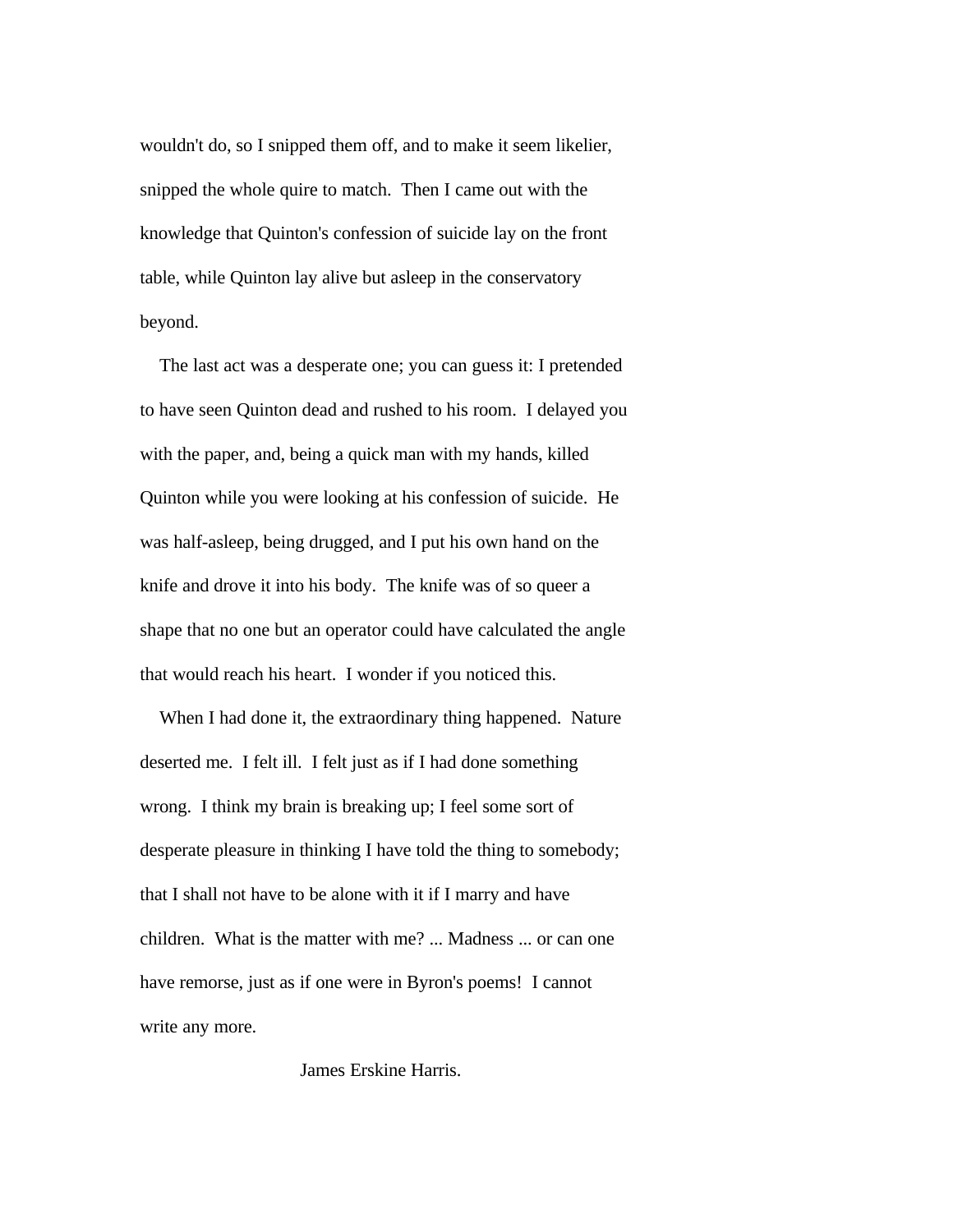wouldn't do, so I snipped them off, and to make it seem likelier, snipped the whole quire to match. Then I came out with the knowledge that Quinton's confession of suicide lay on the front table, while Quinton lay alive but asleep in the conservatory beyond.

The last act was a desperate one; you can guess it: I pretended to have seen Quinton dead and rushed to his room. I delayed you with the paper, and, being a quick man with my hands, killed Quinton while you were looking at his confession of suicide. He was half-asleep, being drugged, and I put his own hand on the knife and drove it into his body. The knife was of so queer a shape that no one but an operator could have calculated the angle that would reach his heart. I wonder if you noticed this.

When I had done it, the extraordinary thing happened. Nature deserted me. I felt ill. I felt just as if I had done something wrong. I think my brain is breaking up; I feel some sort of desperate pleasure in thinking I have told the thing to somebody; that I shall not have to be alone with it if I marry and have children. What is the matter with me? ... Madness ... or can one have remorse, just as if one were in Byron's poems! I cannot write any more.

James Erskine Harris.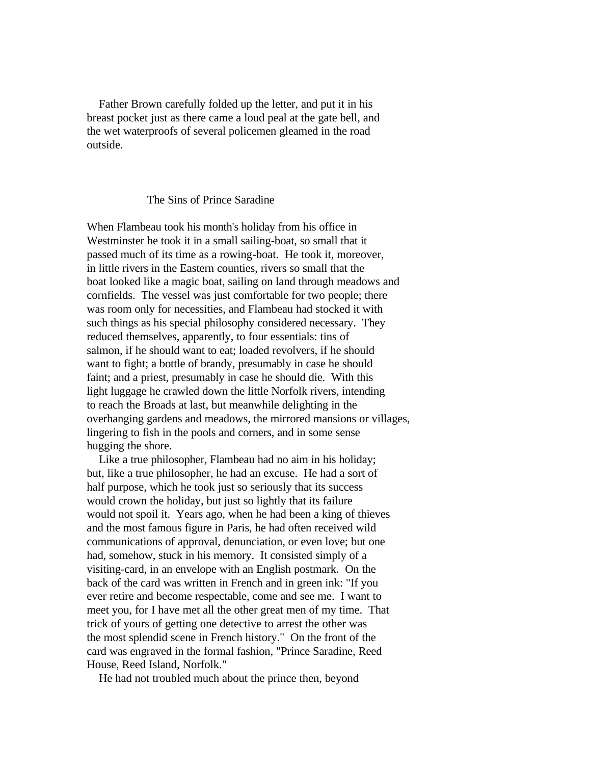Father Brown carefully folded up the letter, and put it in his breast pocket just as there came a loud peal at the gate bell, and the wet waterproofs of several policemen gleamed in the road outside.

## The Sins of Prince Saradine

When Flambeau took his month's holiday from his office in Westminster he took it in a small sailing-boat, so small that it passed much of its time as a rowing-boat. He took it, moreover, in little rivers in the Eastern counties, rivers so small that the boat looked like a magic boat, sailing on land through meadows and cornfields. The vessel was just comfortable for two people; there was room only for necessities, and Flambeau had stocked it with such things as his special philosophy considered necessary. They reduced themselves, apparently, to four essentials: tins of salmon, if he should want to eat; loaded revolvers, if he should want to fight; a bottle of brandy, presumably in case he should faint; and a priest, presumably in case he should die. With this light luggage he crawled down the little Norfolk rivers, intending to reach the Broads at last, but meanwhile delighting in the overhanging gardens and meadows, the mirrored mansions or villages, lingering to fish in the pools and corners, and in some sense hugging the shore.

Like a true philosopher, Flambeau had no aim in his holiday; but, like a true philosopher, he had an excuse. He had a sort of half purpose, which he took just so seriously that its success would crown the holiday, but just so lightly that its failure would not spoil it. Years ago, when he had been a king of thieves and the most famous figure in Paris, he had often received wild communications of approval, denunciation, or even love; but one had, somehow, stuck in his memory. It consisted simply of a visiting-card, in an envelope with an English postmark. On the back of the card was written in French and in green ink: "If you ever retire and become respectable, come and see me. I want to meet you, for I have met all the other great men of my time. That trick of yours of getting one detective to arrest the other was the most splendid scene in French history." On the front of the card was engraved in the formal fashion, "Prince Saradine, Reed House, Reed Island, Norfolk."

He had not troubled much about the prince then, beyond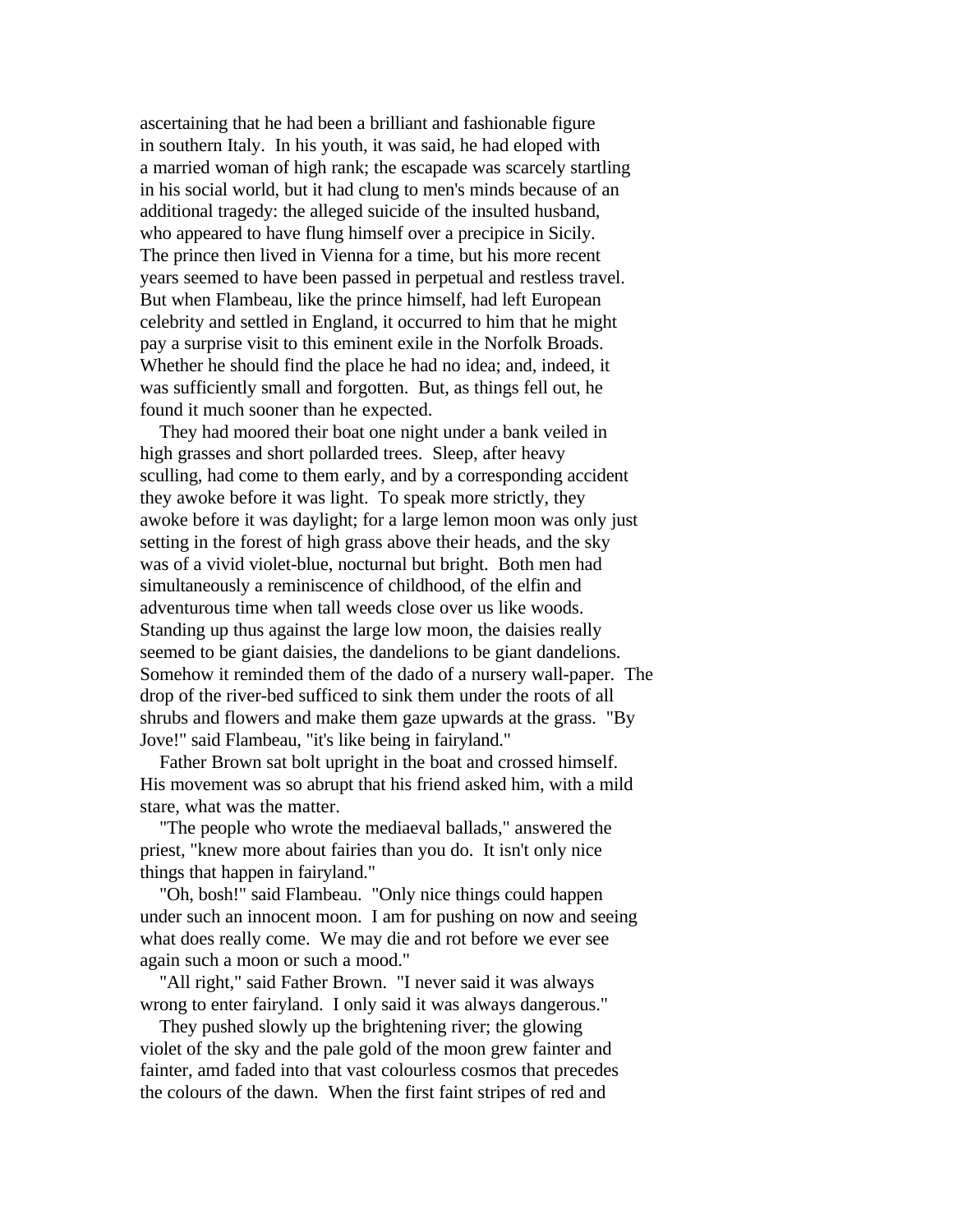ascertaining that he had been a brilliant and fashionable figure in southern Italy. In his youth, it was said, he had eloped with a married woman of high rank; the escapade was scarcely startling in his social world, but it had clung to men's minds because of an additional tragedy: the alleged suicide of the insulted husband, who appeared to have flung himself over a precipice in Sicily. The prince then lived in Vienna for a time, but his more recent years seemed to have been passed in perpetual and restless travel. But when Flambeau, like the prince himself, had left European celebrity and settled in England, it occurred to him that he might pay a surprise visit to this eminent exile in the Norfolk Broads. Whether he should find the place he had no idea; and, indeed, it was sufficiently small and forgotten. But, as things fell out, he found it much sooner than he expected.

They had moored their boat one night under a bank veiled in high grasses and short pollarded trees. Sleep, after heavy sculling, had come to them early, and by a corresponding accident they awoke before it was light. To speak more strictly, they awoke before it was daylight; for a large lemon moon was only just setting in the forest of high grass above their heads, and the sky was of a vivid violet-blue, nocturnal but bright. Both men had simultaneously a reminiscence of childhood, of the elfin and adventurous time when tall weeds close over us like woods. Standing up thus against the large low moon, the daisies really seemed to be giant daisies, the dandelions to be giant dandelions. Somehow it reminded them of the dado of a nursery wall-paper. The drop of the river-bed sufficed to sink them under the roots of all shrubs and flowers and make them gaze upwards at the grass. "By Jove!" said Flambeau, "it's like being in fairyland."

Father Brown sat bolt upright in the boat and crossed himself. His movement was so abrupt that his friend asked him, with a mild stare, what was the matter.

"The people who wrote the mediaeval ballads," answered the priest, "knew more about fairies than you do. It isn't only nice things that happen in fairyland."

"Oh, bosh!" said Flambeau. "Only nice things could happen under such an innocent moon. I am for pushing on now and seeing what does really come. We may die and rot before we ever see again such a moon or such a mood."

"All right," said Father Brown. "I never said it was always wrong to enter fairyland. I only said it was always dangerous."

They pushed slowly up the brightening river; the glowing violet of the sky and the pale gold of the moon grew fainter and fainter, amd faded into that vast colourless cosmos that precedes the colours of the dawn. When the first faint stripes of red and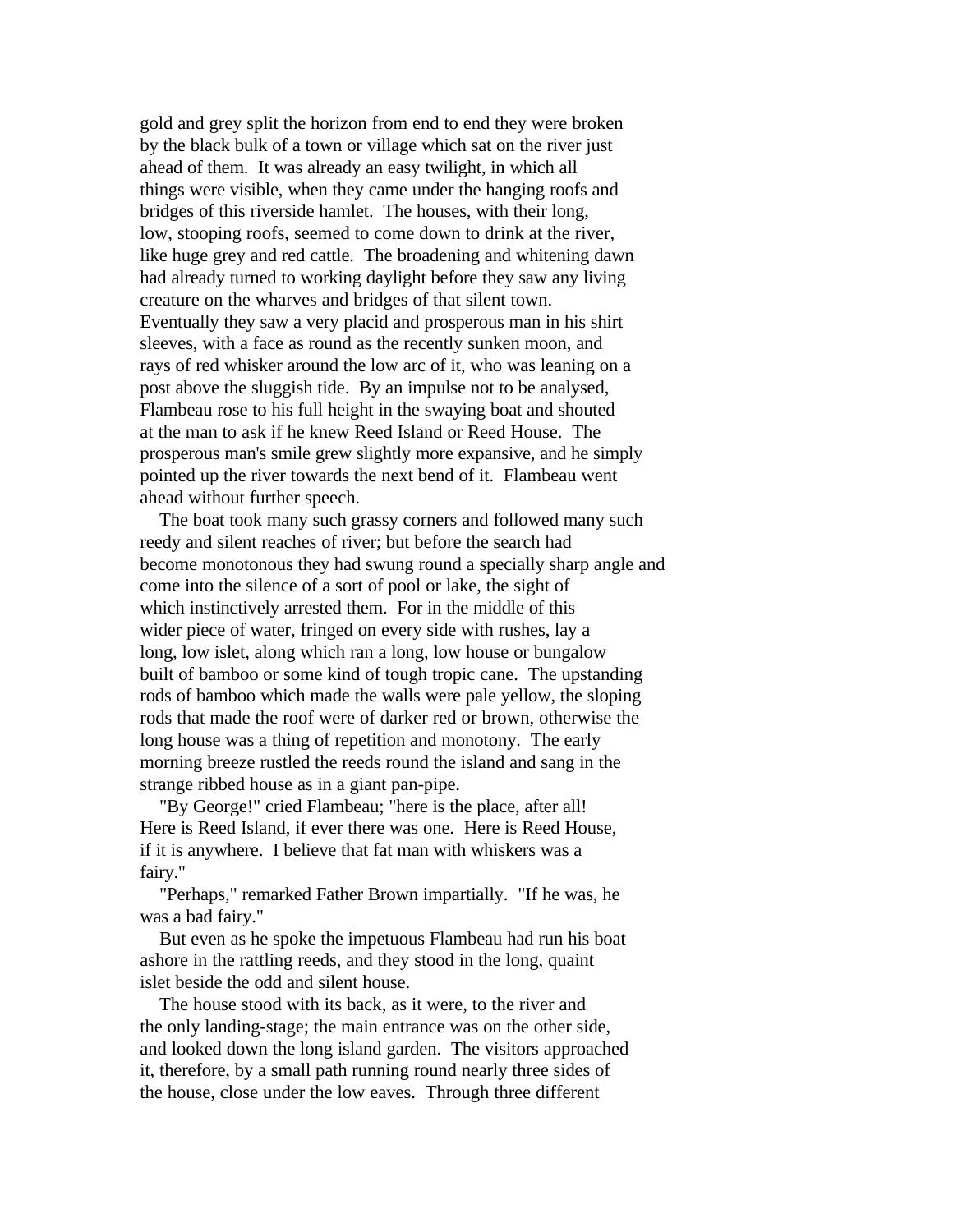gold and grey split the horizon from end to end they were broken by the black bulk of a town or village which sat on the river just ahead of them. It was already an easy twilight, in which all things were visible, when they came under the hanging roofs and bridges of this riverside hamlet. The houses, with their long, low, stooping roofs, seemed to come down to drink at the river, like huge grey and red cattle. The broadening and whitening dawn had already turned to working daylight before they saw any living creature on the wharves and bridges of that silent town. Eventually they saw a very placid and prosperous man in his shirt sleeves, with a face as round as the recently sunken moon, and rays of red whisker around the low arc of it, who was leaning on a post above the sluggish tide. By an impulse not to be analysed, Flambeau rose to his full height in the swaying boat and shouted at the man to ask if he knew Reed Island or Reed House. The prosperous man's smile grew slightly more expansive, and he simply pointed up the river towards the next bend of it. Flambeau went ahead without further speech.

The boat took many such grassy corners and followed many such reedy and silent reaches of river; but before the search had become monotonous they had swung round a specially sharp angle and come into the silence of a sort of pool or lake, the sight of which instinctively arrested them. For in the middle of this wider piece of water, fringed on every side with rushes, lay a long, low islet, along which ran a long, low house or bungalow built of bamboo or some kind of tough tropic cane. The upstanding rods of bamboo which made the walls were pale yellow, the sloping rods that made the roof were of darker red or brown, otherwise the long house was a thing of repetition and monotony. The early morning breeze rustled the reeds round the island and sang in the strange ribbed house as in a giant pan-pipe.

"By George!" cried Flambeau; "here is the place, after all! Here is Reed Island, if ever there was one. Here is Reed House, if it is anywhere. I believe that fat man with whiskers was a fairy."

"Perhaps," remarked Father Brown impartially. "If he was, he was a bad fairy."

But even as he spoke the impetuous Flambeau had run his boat ashore in the rattling reeds, and they stood in the long, quaint islet beside the odd and silent house.

The house stood with its back, as it were, to the river and the only landing-stage; the main entrance was on the other side, and looked down the long island garden. The visitors approached it, therefore, by a small path running round nearly three sides of the house, close under the low eaves. Through three different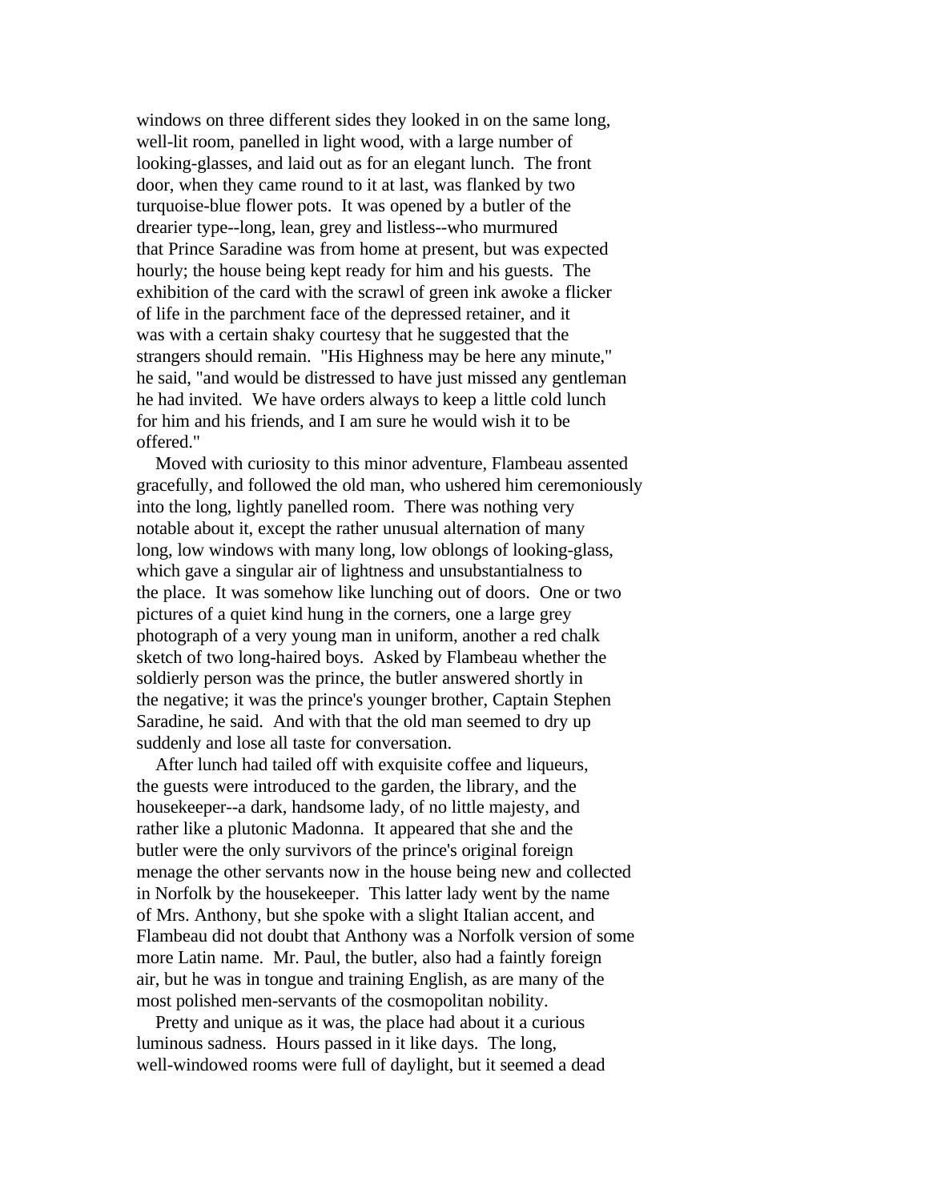windows on three different sides they looked in on the same long, well-lit room, panelled in light wood, with a large number of looking-glasses, and laid out as for an elegant lunch. The front door, when they came round to it at last, was flanked by two turquoise-blue flower pots. It was opened by a butler of the drearier type--long, lean, grey and listless--who murmured that Prince Saradine was from home at present, but was expected hourly; the house being kept ready for him and his guests. The exhibition of the card with the scrawl of green ink awoke a flicker of life in the parchment face of the depressed retainer, and it was with a certain shaky courtesy that he suggested that the strangers should remain. "His Highness may be here any minute," he said, "and would be distressed to have just missed any gentleman he had invited. We have orders always to keep a little cold lunch for him and his friends, and I am sure he would wish it to be offered."

Moved with curiosity to this minor adventure, Flambeau assented gracefully, and followed the old man, who ushered him ceremoniously into the long, lightly panelled room. There was nothing very notable about it, except the rather unusual alternation of many long, low windows with many long, low oblongs of looking-glass, which gave a singular air of lightness and unsubstantialness to the place. It was somehow like lunching out of doors. One or two pictures of a quiet kind hung in the corners, one a large grey photograph of a very young man in uniform, another a red chalk sketch of two long-haired boys. Asked by Flambeau whether the soldierly person was the prince, the butler answered shortly in the negative; it was the prince's younger brother, Captain Stephen Saradine, he said. And with that the old man seemed to dry up suddenly and lose all taste for conversation.

After lunch had tailed off with exquisite coffee and liqueurs, the guests were introduced to the garden, the library, and the housekeeper--a dark, handsome lady, of no little majesty, and rather like a plutonic Madonna. It appeared that she and the butler were the only survivors of the prince's original foreign menage the other servants now in the house being new and collected in Norfolk by the housekeeper. This latter lady went by the name of Mrs. Anthony, but she spoke with a slight Italian accent, and Flambeau did not doubt that Anthony was a Norfolk version of some more Latin name. Mr. Paul, the butler, also had a faintly foreign air, but he was in tongue and training English, as are many of the most polished men-servants of the cosmopolitan nobility.

Pretty and unique as it was, the place had about it a curious luminous sadness. Hours passed in it like days. The long, well-windowed rooms were full of daylight, but it seemed a dead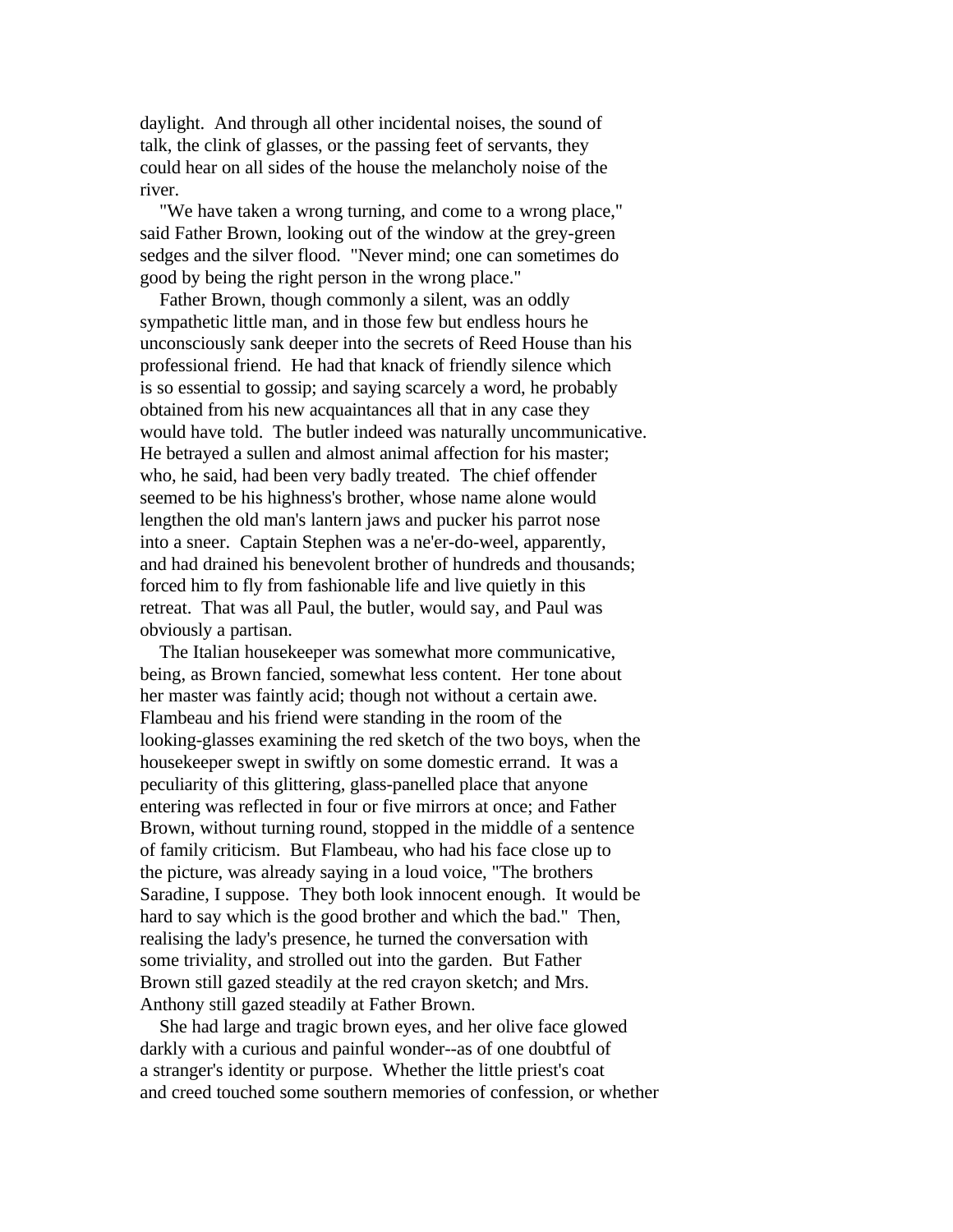daylight. And through all other incidental noises, the sound of talk, the clink of glasses, or the passing feet of servants, they could hear on all sides of the house the melancholy noise of the river.

"We have taken a wrong turning, and come to a wrong place," said Father Brown, looking out of the window at the grey-green sedges and the silver flood. "Never mind; one can sometimes do good by being the right person in the wrong place."

Father Brown, though commonly a silent, was an oddly sympathetic little man, and in those few but endless hours he unconsciously sank deeper into the secrets of Reed House than his professional friend. He had that knack of friendly silence which is so essential to gossip; and saying scarcely a word, he probably obtained from his new acquaintances all that in any case they would have told. The butler indeed was naturally uncommunicative. He betrayed a sullen and almost animal affection for his master; who, he said, had been very badly treated. The chief offender seemed to be his highness's brother, whose name alone would lengthen the old man's lantern jaws and pucker his parrot nose into a sneer. Captain Stephen was a ne'er-do-weel, apparently, and had drained his benevolent brother of hundreds and thousands; forced him to fly from fashionable life and live quietly in this retreat. That was all Paul, the butler, would say, and Paul was obviously a partisan.

The Italian housekeeper was somewhat more communicative, being, as Brown fancied, somewhat less content. Her tone about her master was faintly acid; though not without a certain awe. Flambeau and his friend were standing in the room of the looking-glasses examining the red sketch of the two boys, when the housekeeper swept in swiftly on some domestic errand. It was a peculiarity of this glittering, glass-panelled place that anyone entering was reflected in four or five mirrors at once; and Father Brown, without turning round, stopped in the middle of a sentence of family criticism. But Flambeau, who had his face close up to the picture, was already saying in a loud voice, "The brothers Saradine, I suppose. They both look innocent enough. It would be hard to say which is the good brother and which the bad." Then, realising the lady's presence, he turned the conversation with some triviality, and strolled out into the garden. But Father Brown still gazed steadily at the red crayon sketch; and Mrs. Anthony still gazed steadily at Father Brown.

She had large and tragic brown eyes, and her olive face glowed darkly with a curious and painful wonder--as of one doubtful of a stranger's identity or purpose. Whether the little priest's coat and creed touched some southern memories of confession, or whether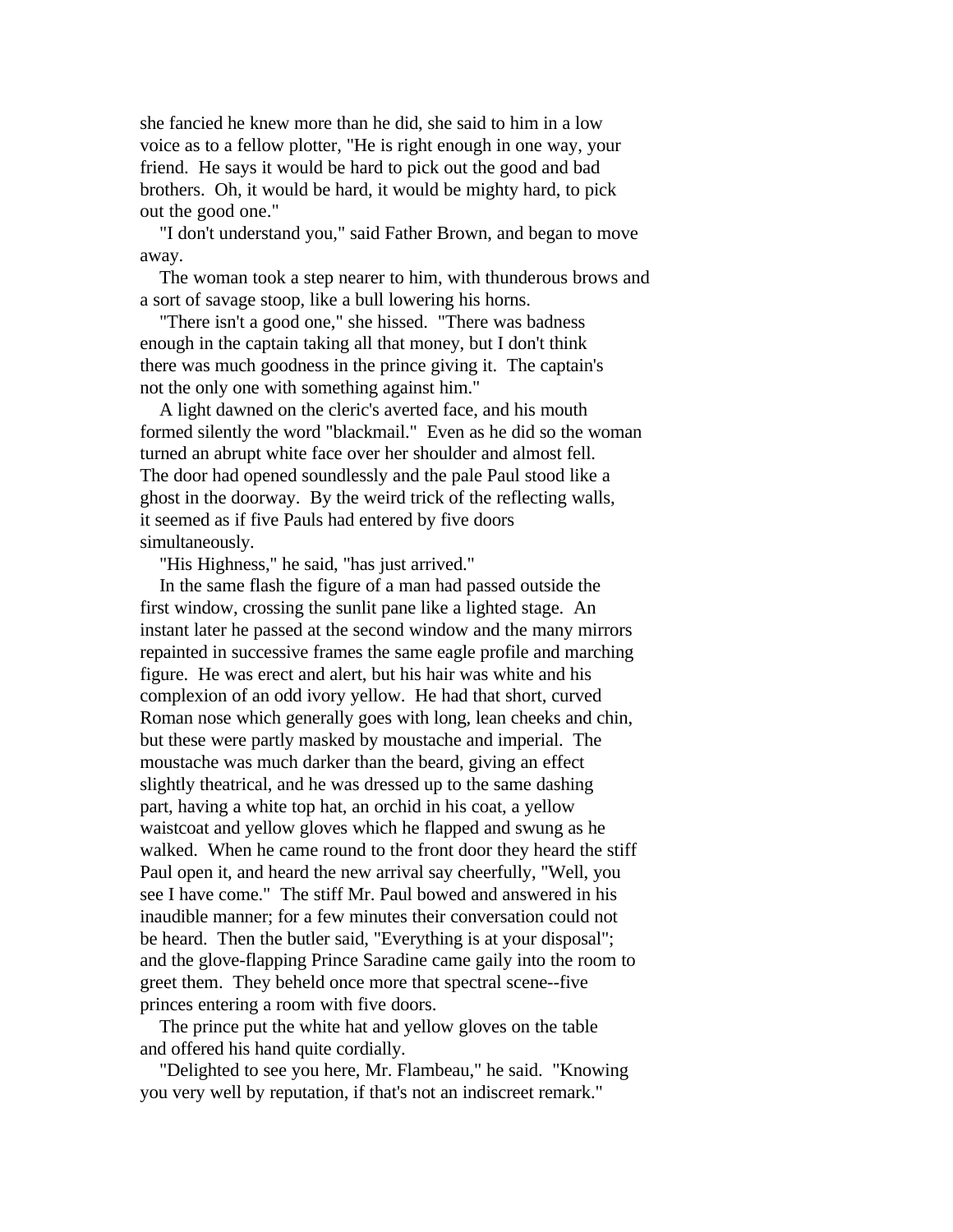she fancied he knew more than he did, she said to him in a low voice as to a fellow plotter, "He is right enough in one way, your friend. He says it would be hard to pick out the good and bad brothers. Oh, it would be hard, it would be mighty hard, to pick out the good one."

"I don't understand you," said Father Brown, and began to move away.

The woman took a step nearer to him, with thunderous brows and a sort of savage stoop, like a bull lowering his horns.

"There isn't a good one," she hissed. "There was badness enough in the captain taking all that money, but I don't think there was much goodness in the prince giving it. The captain's not the only one with something against him."

A light dawned on the cleric's averted face, and his mouth formed silently the word "blackmail." Even as he did so the woman turned an abrupt white face over her shoulder and almost fell. The door had opened soundlessly and the pale Paul stood like a ghost in the doorway. By the weird trick of the reflecting walls, it seemed as if five Pauls had entered by five doors simultaneously.

"His Highness," he said, "has just arrived."

In the same flash the figure of a man had passed outside the first window, crossing the sunlit pane like a lighted stage. An instant later he passed at the second window and the many mirrors repainted in successive frames the same eagle profile and marching figure. He was erect and alert, but his hair was white and his complexion of an odd ivory yellow. He had that short, curved Roman nose which generally goes with long, lean cheeks and chin, but these were partly masked by moustache and imperial. The moustache was much darker than the beard, giving an effect slightly theatrical, and he was dressed up to the same dashing part, having a white top hat, an orchid in his coat, a yellow waistcoat and yellow gloves which he flapped and swung as he walked. When he came round to the front door they heard the stiff Paul open it, and heard the new arrival say cheerfully, "Well, you see I have come." The stiff Mr. Paul bowed and answered in his inaudible manner; for a few minutes their conversation could not be heard. Then the butler said, "Everything is at your disposal"; and the glove-flapping Prince Saradine came gaily into the room to greet them. They beheld once more that spectral scene--five princes entering a room with five doors.

The prince put the white hat and yellow gloves on the table and offered his hand quite cordially.

"Delighted to see you here, Mr. Flambeau," he said. "Knowing you very well by reputation, if that's not an indiscreet remark."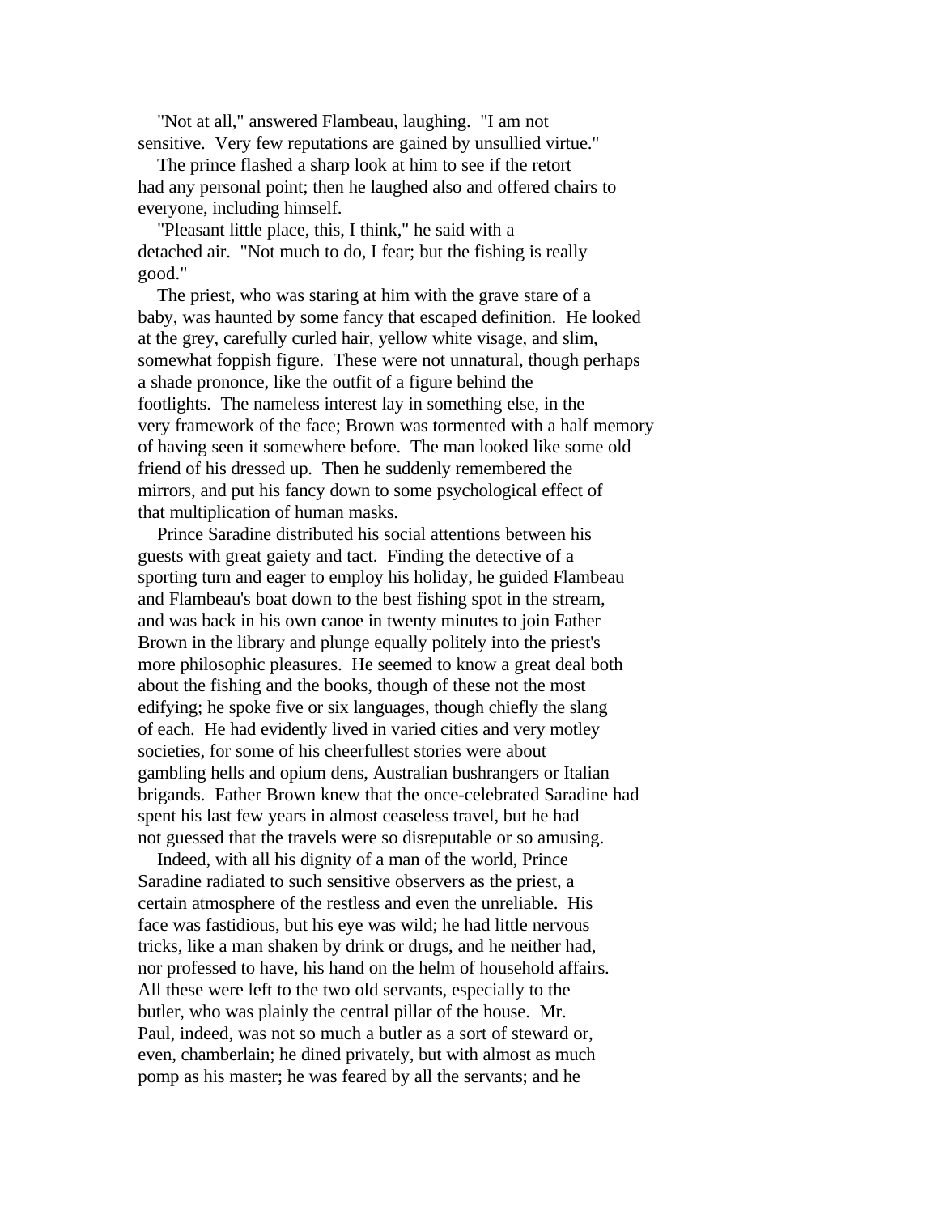"Not at all," answered Flambeau, laughing. "I am not sensitive. Very few reputations are gained by unsullied virtue."

The prince flashed a sharp look at him to see if the retort had any personal point; then he laughed also and offered chairs to everyone, including himself.

"Pleasant little place, this, I think," he said with a detached air. "Not much to do, I fear; but the fishing is really good."

The priest, who was staring at him with the grave stare of a baby, was haunted by some fancy that escaped definition. He looked at the grey, carefully curled hair, yellow white visage, and slim, somewhat foppish figure. These were not unnatural, though perhaps a shade prononce, like the outfit of a figure behind the footlights. The nameless interest lay in something else, in the very framework of the face; Brown was tormented with a half memory of having seen it somewhere before. The man looked like some old friend of his dressed up. Then he suddenly remembered the mirrors, and put his fancy down to some psychological effect of that multiplication of human masks.

Prince Saradine distributed his social attentions between his guests with great gaiety and tact. Finding the detective of a sporting turn and eager to employ his holiday, he guided Flambeau and Flambeau's boat down to the best fishing spot in the stream, and was back in his own canoe in twenty minutes to join Father Brown in the library and plunge equally politely into the priest's more philosophic pleasures. He seemed to know a great deal both about the fishing and the books, though of these not the most edifying; he spoke five or six languages, though chiefly the slang of each. He had evidently lived in varied cities and very motley societies, for some of his cheerfullest stories were about gambling hells and opium dens, Australian bushrangers or Italian brigands. Father Brown knew that the once-celebrated Saradine had spent his last few years in almost ceaseless travel, but he had not guessed that the travels were so disreputable or so amusing.

Indeed, with all his dignity of a man of the world, Prince Saradine radiated to such sensitive observers as the priest, a certain atmosphere of the restless and even the unreliable. His face was fastidious, but his eye was wild; he had little nervous tricks, like a man shaken by drink or drugs, and he neither had, nor professed to have, his hand on the helm of household affairs. All these were left to the two old servants, especially to the butler, who was plainly the central pillar of the house. Mr. Paul, indeed, was not so much a butler as a sort of steward or, even, chamberlain; he dined privately, but with almost as much pomp as his master; he was feared by all the servants; and he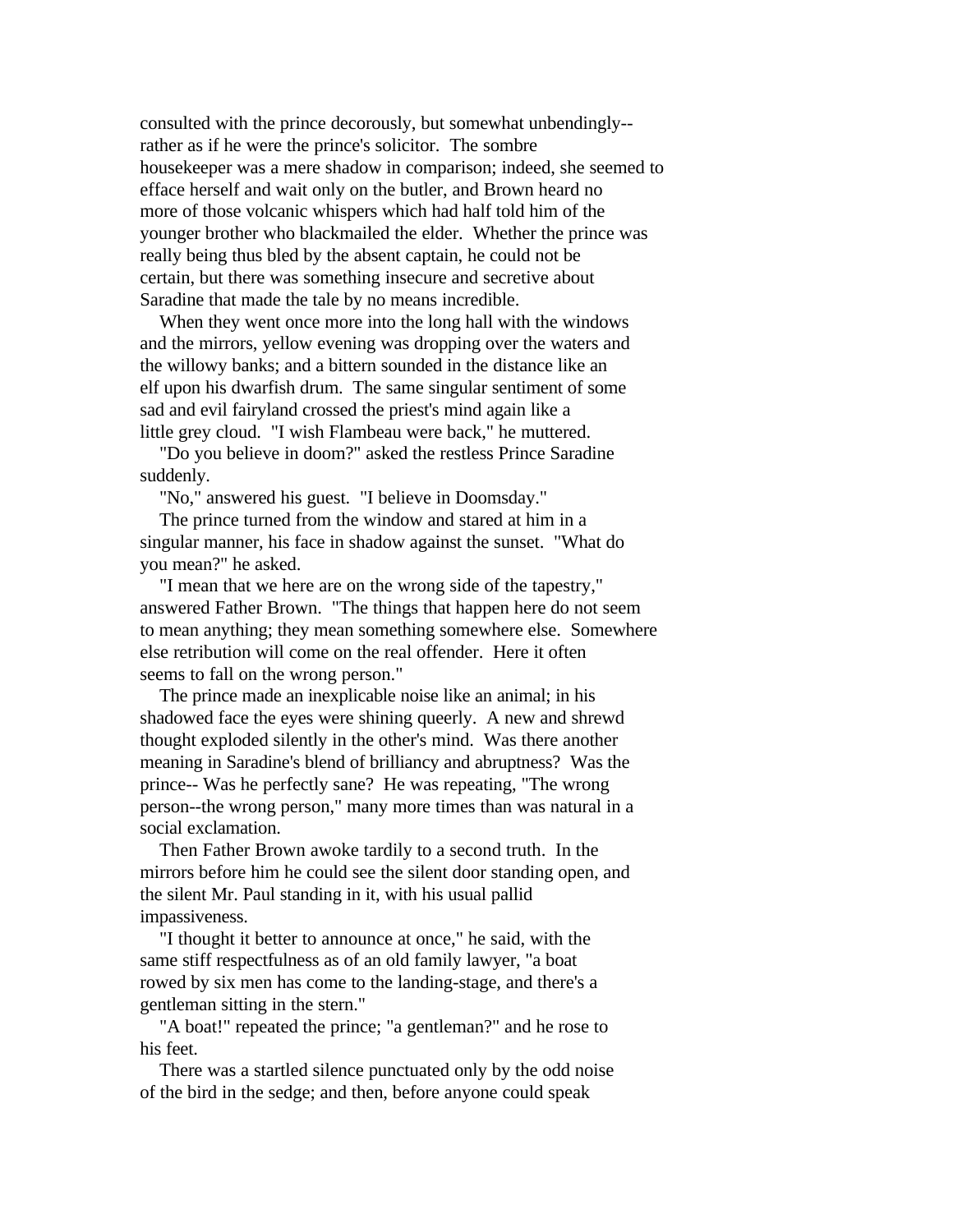consulted with the prince decorously, but somewhat unbendingly--rather as if he were the prince's solicitor. The sombre housekeeper was a mere shadow in comparison; indeed, she seemed to efface herself and wait only on the butler, and Brown heard no more of those volcanic whispers which had half told him of the younger brother who blackmailed the elder. Whether the prince was really being thus bled by the absent captain, he could not be certain, but there was something insecure and secretive about Saradine that made the tale by no means incredible.

When they went once more into the long hall with the windows and the mirrors, yellow evening was dropping over the waters and the willowy banks; and a bittern sounded in the distance like an elf upon his dwarfish drum. The same singular sentiment of some sad and evil fairyland crossed the priest's mind again like a little grey cloud. "I wish Flambeau were back," he muttered.

"Do you believe in doom?" asked the restless Prince Saradine suddenly.

"No," answered his guest. "I believe in Doomsday."

The prince turned from the window and stared at him in a singular manner, his face in shadow against the sunset. "What do you mean?" he asked.

"I mean that we here are on the wrong side of the tapestry," answered Father Brown. "The things that happen here do not seem to mean anything; they mean something somewhere else. Somewhere else retribution will come on the real offender. Here it often seems to fall on the wrong person."

The prince made an inexplicable noise like an animal; in his shadowed face the eyes were shining queerly. A new and shrewd thought exploded silently in the other's mind. Was there another meaning in Saradine's blend of brilliancy and abruptness? Was the prince-- Was he perfectly sane? He was repeating, "The wrong person--the wrong person," many more times than was natural in a social exclamation.

Then Father Brown awoke tardily to a second truth. In the mirrors before him he could see the silent door standing open, and the silent Mr. Paul standing in it, with his usual pallid impassiveness.

"I thought it better to announce at once," he said, with the same stiff respectfulness as of an old family lawyer, "a boat rowed by six men has come to the landing-stage, and there's a gentleman sitting in the stern."

"A boat!" repeated the prince; "a gentleman?" and he rose to his feet.

There was a startled silence punctuated only by the odd noise of the bird in the sedge; and then, before anyone could speak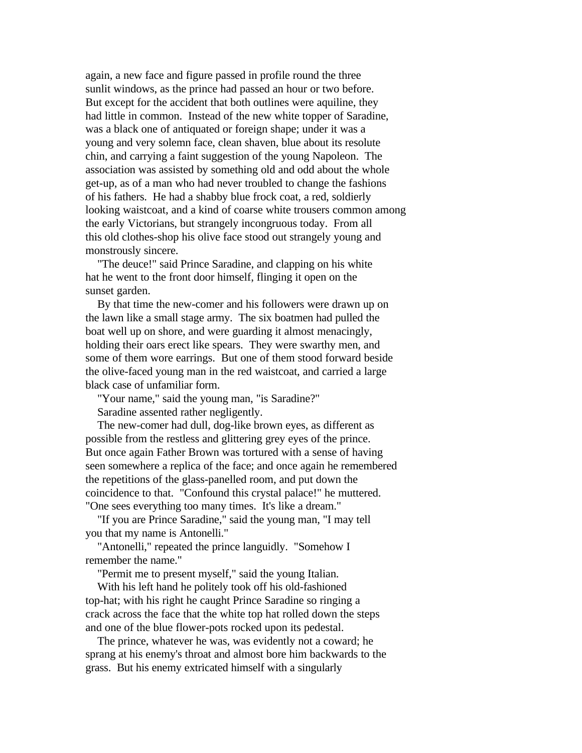again, a new face and figure passed in profile round the three sunlit windows, as the prince had passed an hour or two before. But except for the accident that both outlines were aquiline, they had little in common. Instead of the new white topper of Saradine, was a black one of antiquated or foreign shape; under it was a young and very solemn face, clean shaven, blue about its resolute chin, and carrying a faint suggestion of the young Napoleon. The association was assisted by something old and odd about the whole get-up, as of a man who had never troubled to change the fashions of his fathers. He had a shabby blue frock coat, a red, soldierly looking waistcoat, and a kind of coarse white trousers common among the early Victorians, but strangely incongruous today. From all this old clothes-shop his olive face stood out strangely young and monstrously sincere.

"The deuce!" said Prince Saradine, and clapping on his white hat he went to the front door himself, flinging it open on the sunset garden.

By that time the new-comer and his followers were drawn up on the lawn like a small stage army. The six boatmen had pulled the boat well up on shore, and were guarding it almost menacingly, holding their oars erect like spears. They were swarthy men, and some of them wore earrings. But one of them stood forward beside the olive-faced young man in the red waistcoat, and carried a large black case of unfamiliar form.

"Your name," said the young man, "is Saradine?"

Saradine assented rather negligently.

The new-comer had dull, dog-like brown eyes, as different as possible from the restless and glittering grey eyes of the prince. But once again Father Brown was tortured with a sense of having seen somewhere a replica of the face; and once again he remembered the repetitions of the glass-panelled room, and put down the coincidence to that. "Confound this crystal palace!" he muttered. "One sees everything too many times. It's like a dream."

"If you are Prince Saradine," said the young man, "I may tell you that my name is Antonelli."

"Antonelli," repeated the prince languidly. "Somehow I remember the name."

"Permit me to present myself," said the young Italian.

With his left hand he politely took off his old-fashioned top-hat; with his right he caught Prince Saradine so ringing a crack across the face that the white top hat rolled down the steps and one of the blue flower-pots rocked upon its pedestal.

The prince, whatever he was, was evidently not a coward; he sprang at his enemy's throat and almost bore him backwards to the grass. But his enemy extricated himself with a singularly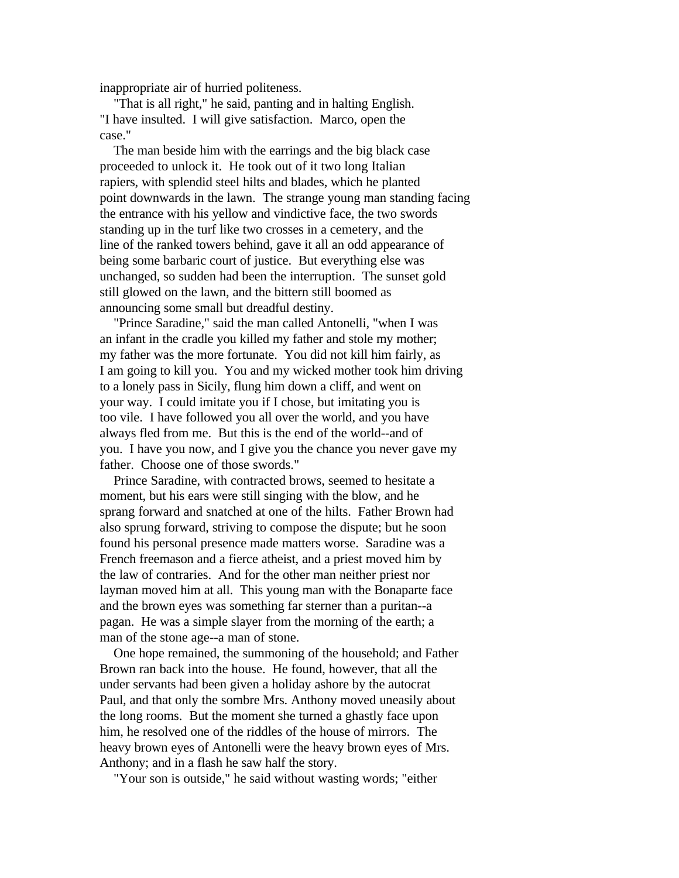inappropriate air of hurried politeness.

"That is all right," he said, panting and in halting English. "I have insulted. I will give satisfaction. Marco, open the case."

The man beside him with the earrings and the big black case proceeded to unlock it. He took out of it two long Italian rapiers, with splendid steel hilts and blades, which he planted point downwards in the lawn. The strange young man standing facing the entrance with his yellow and vindictive face, the two swords standing up in the turf like two crosses in a cemetery, and the line of the ranked towers behind, gave it all an odd appearance of being some barbaric court of justice. But everything else was unchanged, so sudden had been the interruption. The sunset gold still glowed on the lawn, and the bittern still boomed as announcing some small but dreadful destiny.

"Prince Saradine," said the man called Antonelli, "when I was an infant in the cradle you killed my father and stole my mother; my father was the more fortunate. You did not kill him fairly, as I am going to kill you. You and my wicked mother took him driving to a lonely pass in Sicily, flung him down a cliff, and went on your way. I could imitate you if I chose, but imitating you is too vile. I have followed you all over the world, and you have always fled from me. But this is the end of the world--and of you. I have you now, and I give you the chance you never gave my father. Choose one of those swords."

Prince Saradine, with contracted brows, seemed to hesitate a moment, but his ears were still singing with the blow, and he sprang forward and snatched at one of the hilts. Father Brown had also sprung forward, striving to compose the dispute; but he soon found his personal presence made matters worse. Saradine was a French freemason and a fierce atheist, and a priest moved him by the law of contraries. And for the other man neither priest nor layman moved him at all. This young man with the Bonaparte face and the brown eyes was something far sterner than a puritan--a pagan. He was a simple slayer from the morning of the earth; a man of the stone age--a man of stone.

One hope remained, the summoning of the household; and Father Brown ran back into the house. He found, however, that all the under servants had been given a holiday ashore by the autocrat Paul, and that only the sombre Mrs. Anthony moved uneasily about the long rooms. But the moment she turned a ghastly face upon him, he resolved one of the riddles of the house of mirrors. The heavy brown eyes of Antonelli were the heavy brown eyes of Mrs. Anthony; and in a flash he saw half the story.

"Your son is outside," he said without wasting words; "either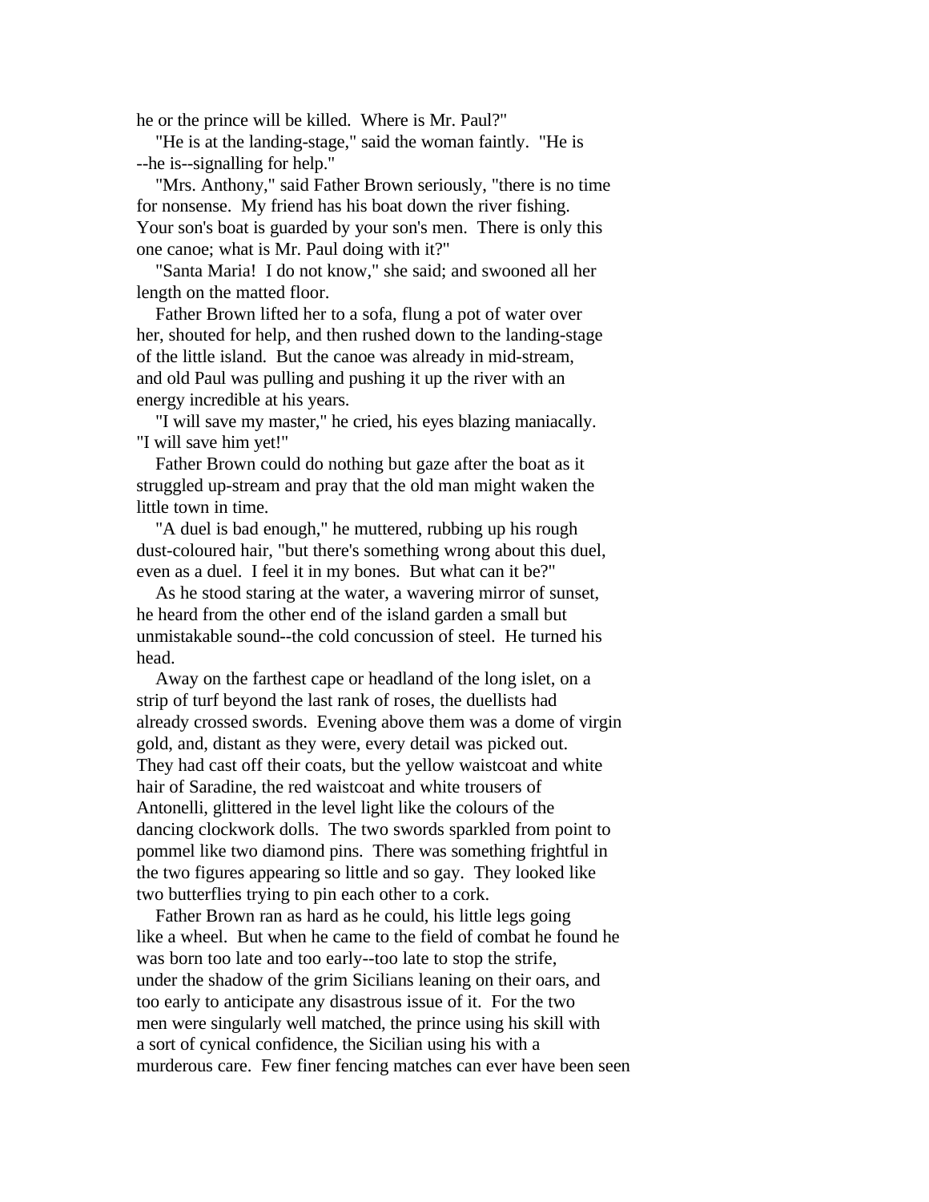he or the prince will be killed. Where is Mr. Paul?"

"He is at the landing-stage," said the woman faintly. "He is --he is--signalling for help."

"Mrs. Anthony," said Father Brown seriously, "there is no time for nonsense. My friend has his boat down the river fishing. Your son's boat is guarded by your son's men. There is only this one canoe; what is Mr. Paul doing with it?"

"Santa Maria! I do not know," she said; and swooned all her length on the matted floor.

Father Brown lifted her to a sofa, flung a pot of water over her, shouted for help, and then rushed down to the landing-stage of the little island. But the canoe was already in mid-stream, and old Paul was pulling and pushing it up the river with an energy incredible at his years.

"I will save my master," he cried, his eyes blazing maniacally. "I will save him yet!"

Father Brown could do nothing but gaze after the boat as it struggled up-stream and pray that the old man might waken the little town in time.

"A duel is bad enough," he muttered, rubbing up his rough dust-coloured hair, "but there's something wrong about this duel, even as a duel. I feel it in my bones. But what can it be?"

As he stood staring at the water, a wavering mirror of sunset, he heard from the other end of the island garden a small but unmistakable sound--the cold concussion of steel. He turned his head.

Away on the farthest cape or headland of the long islet, on a strip of turf beyond the last rank of roses, the duellists had already crossed swords. Evening above them was a dome of virgin gold, and, distant as they were, every detail was picked out. They had cast off their coats, but the yellow waistcoat and white hair of Saradine, the red waistcoat and white trousers of Antonelli, glittered in the level light like the colours of the dancing clockwork dolls. The two swords sparkled from point to pommel like two diamond pins. There was something frightful in the two figures appearing so little and so gay. They looked like two butterflies trying to pin each other to a cork.

Father Brown ran as hard as he could, his little legs going like a wheel. But when he came to the field of combat he found he was born too late and too early--too late to stop the strife, under the shadow of the grim Sicilians leaning on their oars, and too early to anticipate any disastrous issue of it. For the two men were singularly well matched, the prince using his skill with a sort of cynical confidence, the Sicilian using his with a murderous care. Few finer fencing matches can ever have been seen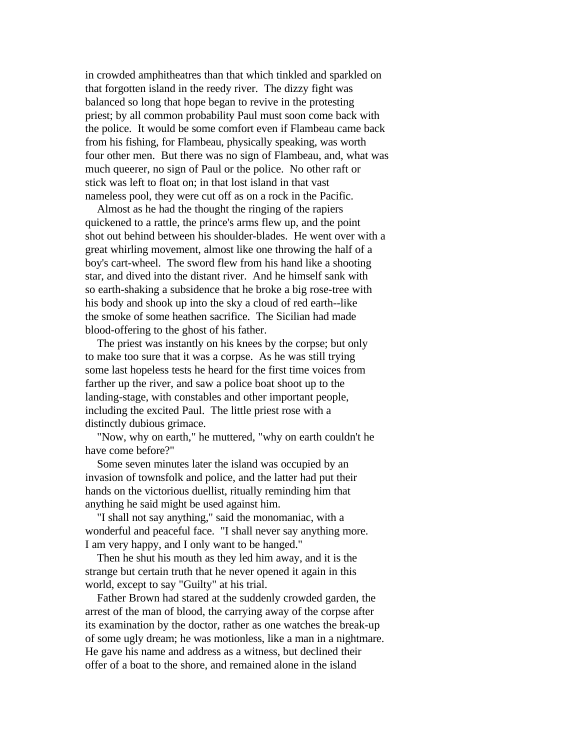in crowded amphitheatres than that which tinkled and sparkled on that forgotten island in the reedy river. The dizzy fight was balanced so long that hope began to revive in the protesting priest; by all common probability Paul must soon come back with the police. It would be some comfort even if Flambeau came back from his fishing, for Flambeau, physically speaking, was worth four other men. But there was no sign of Flambeau, and, what was much queerer, no sign of Paul or the police. No other raft or stick was left to float on; in that lost island in that vast nameless pool, they were cut off as on a rock in the Pacific.

Almost as he had the thought the ringing of the rapiers quickened to a rattle, the prince's arms flew up, and the point shot out behind between his shoulder-blades. He went over with a great whirling movement, almost like one throwing the half of a boy's cart-wheel. The sword flew from his hand like a shooting star, and dived into the distant river. And he himself sank with so earth-shaking a subsidence that he broke a big rose-tree with his body and shook up into the sky a cloud of red earth--like the smoke of some heathen sacrifice. The Sicilian had made blood-offering to the ghost of his father.

The priest was instantly on his knees by the corpse; but only to make too sure that it was a corpse. As he was still trying some last hopeless tests he heard for the first time voices from farther up the river, and saw a police boat shoot up to the landing-stage, with constables and other important people, including the excited Paul. The little priest rose with a distinctly dubious grimace.

"Now, why on earth," he muttered, "why on earth couldn't he have come before?"

Some seven minutes later the island was occupied by an invasion of townsfolk and police, and the latter had put their hands on the victorious duellist, ritually reminding him that anything he said might be used against him.

"I shall not say anything," said the monomaniac, with a wonderful and peaceful face. "I shall never say anything more. I am very happy, and I only want to be hanged."

Then he shut his mouth as they led him away, and it is the strange but certain truth that he never opened it again in this world, except to say "Guilty" at his trial.

Father Brown had stared at the suddenly crowded garden, the arrest of the man of blood, the carrying away of the corpse after its examination by the doctor, rather as one watches the break-up of some ugly dream; he was motionless, like a man in a nightmare. He gave his name and address as a witness, but declined their offer of a boat to the shore, and remained alone in the island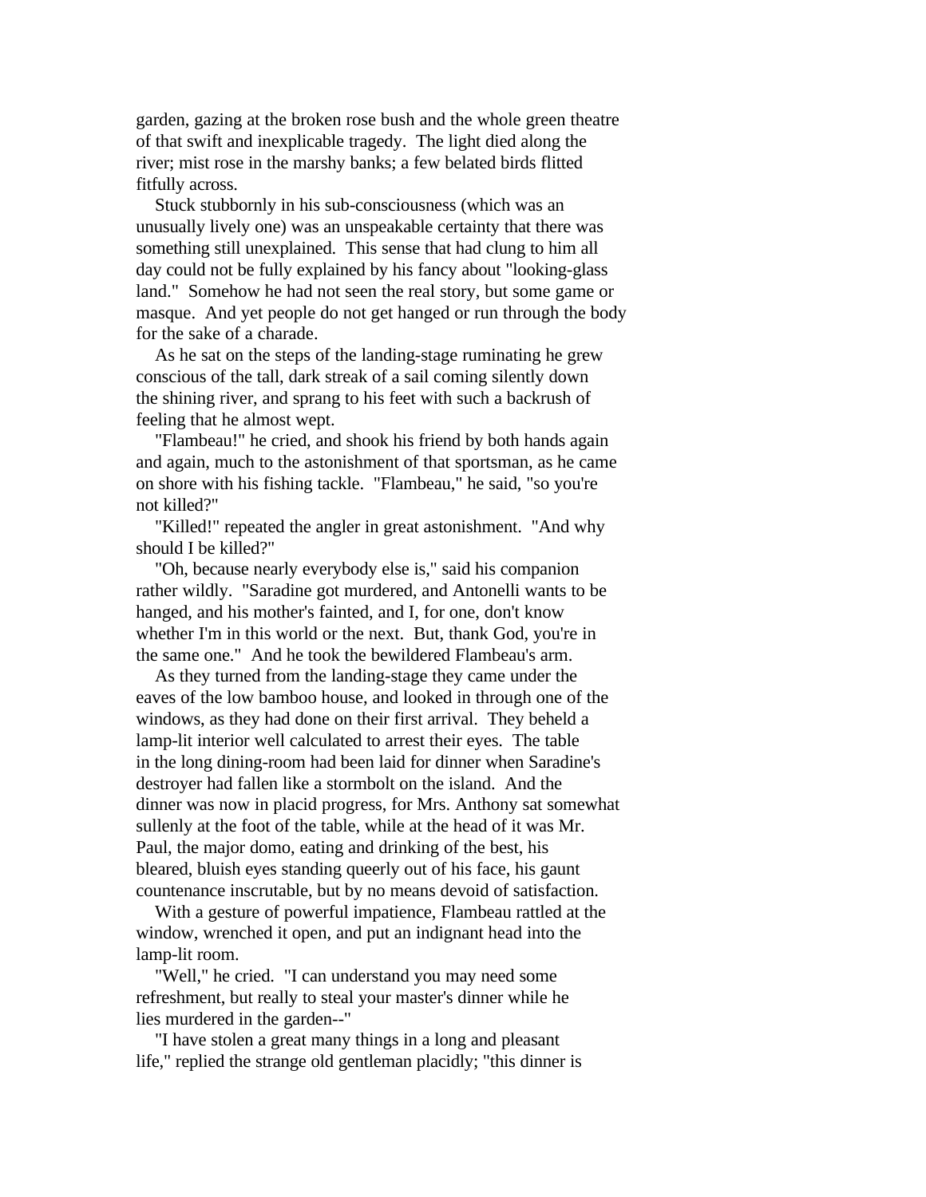garden, gazing at the broken rose bush and the whole green theatre of that swift and inexplicable tragedy. The light died along the river; mist rose in the marshy banks; a few belated birds flitted fitfully across.

Stuck stubbornly in his sub-consciousness (which was an unusually lively one) was an unspeakable certainty that there was something still unexplained. This sense that had clung to him all day could not be fully explained by his fancy about "looking-glass land." Somehow he had not seen the real story, but some game or masque. And yet people do not get hanged or run through the body for the sake of a charade.

As he sat on the steps of the landing-stage ruminating he grew conscious of the tall, dark streak of a sail coming silently down the shining river, and sprang to his feet with such a backrush of feeling that he almost wept.

"Flambeau!" he cried, and shook his friend by both hands again and again, much to the astonishment of that sportsman, as he came on shore with his fishing tackle. "Flambeau," he said, "so you're not killed?"

"Killed!" repeated the angler in great astonishment. "And why should I be killed?"

"Oh, because nearly everybody else is," said his companion rather wildly. "Saradine got murdered, and Antonelli wants to be hanged, and his mother's fainted, and I, for one, don't know whether I'm in this world or the next. But, thank God, you're in the same one." And he took the bewildered Flambeau's arm.

As they turned from the landing-stage they came under the eaves of the low bamboo house, and looked in through one of the windows, as they had done on their first arrival. They beheld a lamp-lit interior well calculated to arrest their eyes. The table in the long dining-room had been laid for dinner when Saradine's destroyer had fallen like a stormbolt on the island. And the dinner was now in placid progress, for Mrs. Anthony sat somewhat sullenly at the foot of the table, while at the head of it was Mr. Paul, the major domo, eating and drinking of the best, his bleared, bluish eyes standing queerly out of his face, his gaunt countenance inscrutable, but by no means devoid of satisfaction.

With a gesture of powerful impatience, Flambeau rattled at the window, wrenched it open, and put an indignant head into the lamp-lit room.

"Well," he cried. "I can understand you may need some refreshment, but really to steal your master's dinner while he lies murdered in the garden--"

"I have stolen a great many things in a long and pleasant life," replied the strange old gentleman placidly; "this dinner is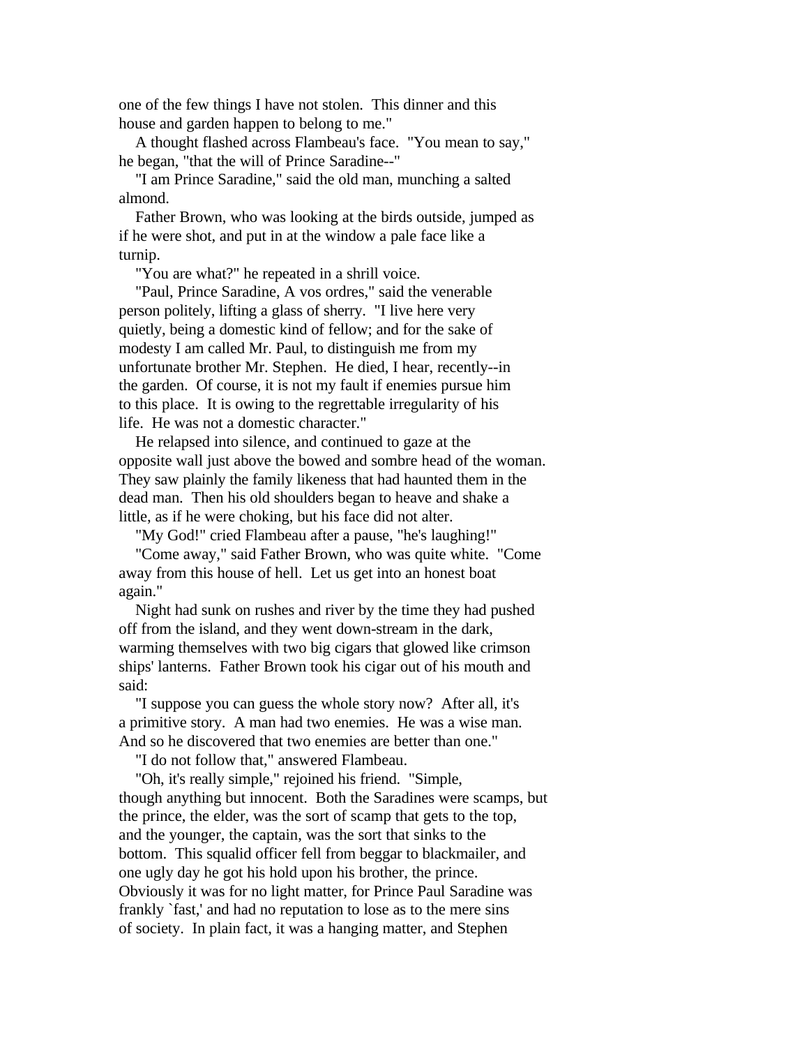one of the few things I have not stolen. This dinner and this house and garden happen to belong to me."

A thought flashed across Flambeau's face. "You mean to say," he began, "that the will of Prince Saradine--"

"I am Prince Saradine," said the old man, munching a salted almond.

Father Brown, who was looking at the birds outside, jumped as if he were shot, and put in at the window a pale face like a turnip.

"You are what?" he repeated in a shrill voice.

"Paul, Prince Saradine, A vos ordres," said the venerable person politely, lifting a glass of sherry. "I live here very quietly, being a domestic kind of fellow; and for the sake of modesty I am called Mr. Paul, to distinguish me from my unfortunate brother Mr. Stephen. He died, I hear, recently--in the garden. Of course, it is not my fault if enemies pursue him to this place. It is owing to the regrettable irregularity of his life. He was not a domestic character."

He relapsed into silence, and continued to gaze at the opposite wall just above the bowed and sombre head of the woman. They saw plainly the family likeness that had haunted them in the dead man. Then his old shoulders began to heave and shake a little, as if he were choking, but his face did not alter.

"My God!" cried Flambeau after a pause, "he's laughing!"

"Come away," said Father Brown, who was quite white. "Come away from this house of hell. Let us get into an honest boat again."

Night had sunk on rushes and river by the time they had pushed off from the island, and they went down-stream in the dark, warming themselves with two big cigars that glowed like crimson ships' lanterns. Father Brown took his cigar out of his mouth and said:

"I suppose you can guess the whole story now? After all, it's a primitive story. A man had two enemies. He was a wise man. And so he discovered that two enemies are better than one."

"I do not follow that," answered Flambeau.

"Oh, it's really simple," rejoined his friend. "Simple, though anything but innocent. Both the Saradines were scamps, but the prince, the elder, was the sort of scamp that gets to the top, and the younger, the captain, was the sort that sinks to the bottom. This squalid officer fell from beggar to blackmailer, and one ugly day he got his hold upon his brother, the prince. Obviously it was for no light matter, for Prince Paul Saradine was frankly `fast,' and had no reputation to lose as to the mere sins of society. In plain fact, it was a hanging matter, and Stephen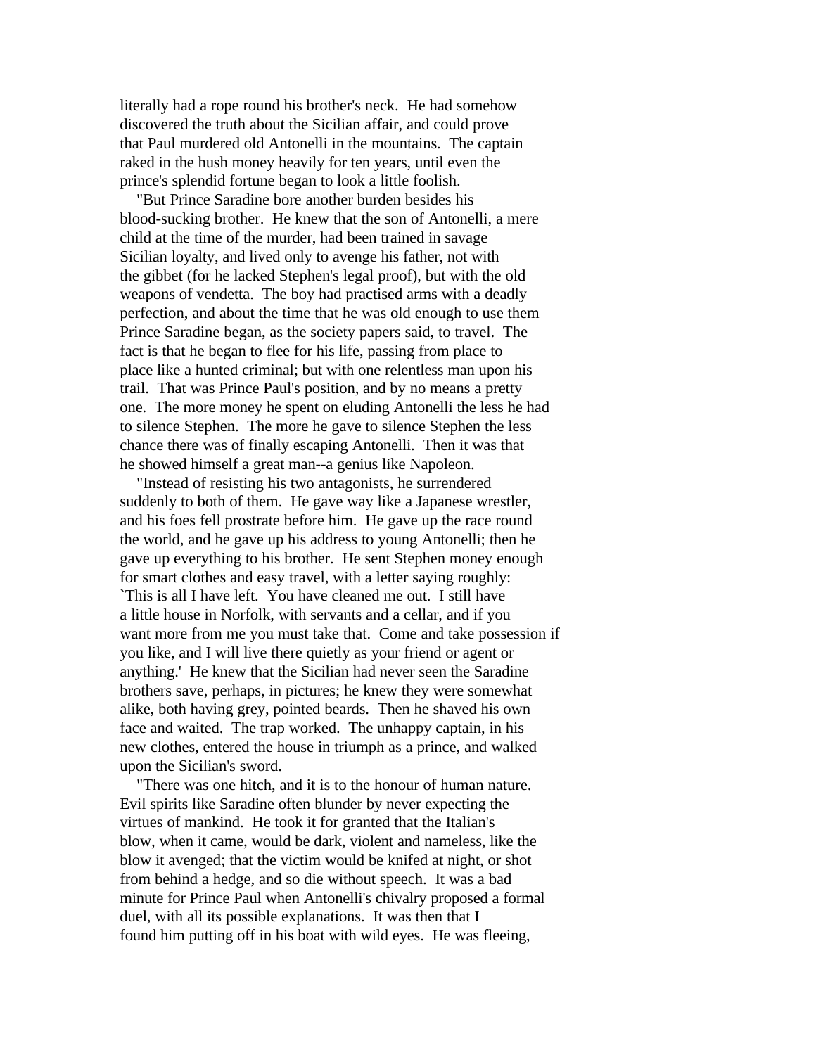literally had a rope round his brother's neck. He had somehow discovered the truth about the Sicilian affair, and could prove that Paul murdered old Antonelli in the mountains. The captain raked in the hush money heavily for ten years, until even the prince's splendid fortune began to look a little foolish.

"But Prince Saradine bore another burden besides his blood-sucking brother. He knew that the son of Antonelli, a mere child at the time of the murder, had been trained in savage Sicilian loyalty, and lived only to avenge his father, not with the gibbet (for he lacked Stephen's legal proof), but with the old weapons of vendetta. The boy had practised arms with a deadly perfection, and about the time that he was old enough to use them Prince Saradine began, as the society papers said, to travel. The fact is that he began to flee for his life, passing from place to place like a hunted criminal; but with one relentless man upon his trail. That was Prince Paul's position, and by no means a pretty one. The more money he spent on eluding Antonelli the less he had to silence Stephen. The more he gave to silence Stephen the less chance there was of finally escaping Antonelli. Then it was that he showed himself a great man--a genius like Napoleon.

"Instead of resisting his two antagonists, he surrendered suddenly to both of them. He gave way like a Japanese wrestler, and his foes fell prostrate before him. He gave up the race round the world, and he gave up his address to young Antonelli; then he gave up everything to his brother. He sent Stephen money enough for smart clothes and easy travel, with a letter saying roughly: `This is all I have left. You have cleaned me out. I still have a little house in Norfolk, with servants and a cellar, and if you want more from me you must take that. Come and take possession if you like, and I will live there quietly as your friend or agent or anything.' He knew that the Sicilian had never seen the Saradine brothers save, perhaps, in pictures; he knew they were somewhat alike, both having grey, pointed beards. Then he shaved his own face and waited. The trap worked. The unhappy captain, in his new clothes, entered the house in triumph as a prince, and walked upon the Sicilian's sword.

"There was one hitch, and it is to the honour of human nature. Evil spirits like Saradine often blunder by never expecting the virtues of mankind. He took it for granted that the Italian's blow, when it came, would be dark, violent and nameless, like the blow it avenged; that the victim would be knifed at night, or shot from behind a hedge, and so die without speech. It was a bad minute for Prince Paul when Antonelli's chivalry proposed a formal duel, with all its possible explanations. It was then that I found him putting off in his boat with wild eyes. He was fleeing,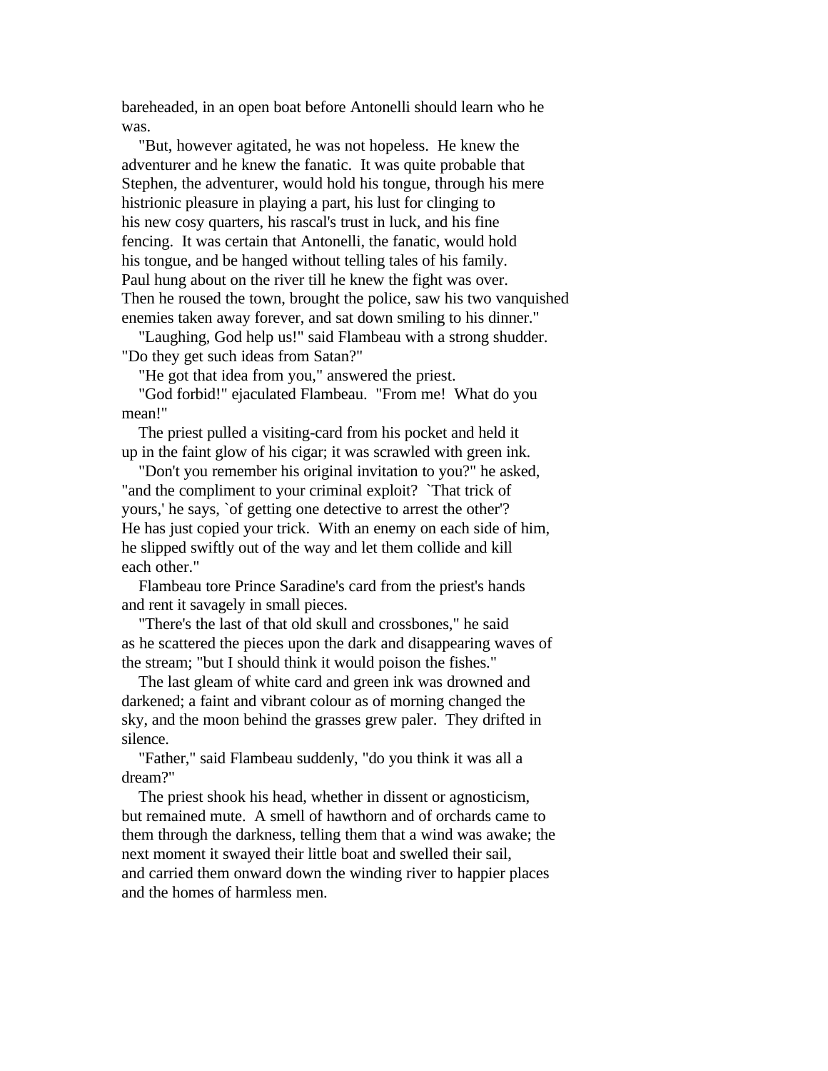bareheaded, in an open boat before Antonelli should learn who he was.

"But, however agitated, he was not hopeless. He knew the adventurer and he knew the fanatic. It was quite probable that Stephen, the adventurer, would hold his tongue, through his mere histrionic pleasure in playing a part, his lust for clinging to his new cosy quarters, his rascal's trust in luck, and his fine fencing. It was certain that Antonelli, the fanatic, would hold his tongue, and be hanged without telling tales of his family. Paul hung about on the river till he knew the fight was over. Then he roused the town, brought the police, saw his two vanquished enemies taken away forever, and sat down smiling to his dinner."

"Laughing, God help us!" said Flambeau with a strong shudder. "Do they get such ideas from Satan?"

"He got that idea from you," answered the priest.

"God forbid!" ejaculated Flambeau. "From me! What do you mean!"

The priest pulled a visiting-card from his pocket and held it up in the faint glow of his cigar; it was scrawled with green ink.

"Don't you remember his original invitation to you?" he asked, "and the compliment to your criminal exploit? `That trick of yours,' he says, `of getting one detective to arrest the other'? He has just copied your trick. With an enemy on each side of him, he slipped swiftly out of the way and let them collide and kill each other."

Flambeau tore Prince Saradine's card from the priest's hands and rent it savagely in small pieces.

"There's the last of that old skull and crossbones," he said as he scattered the pieces upon the dark and disappearing waves of the stream; "but I should think it would poison the fishes."

The last gleam of white card and green ink was drowned and darkened; a faint and vibrant colour as of morning changed the sky, and the moon behind the grasses grew paler. They drifted in silence.

"Father," said Flambeau suddenly, "do you think it was all a dream?"

The priest shook his head, whether in dissent or agnosticism, but remained mute. A smell of hawthorn and of orchards came to them through the darkness, telling them that a wind was awake; the next moment it swayed their little boat and swelled their sail, and carried them onward down the winding river to happier places and the homes of harmless men.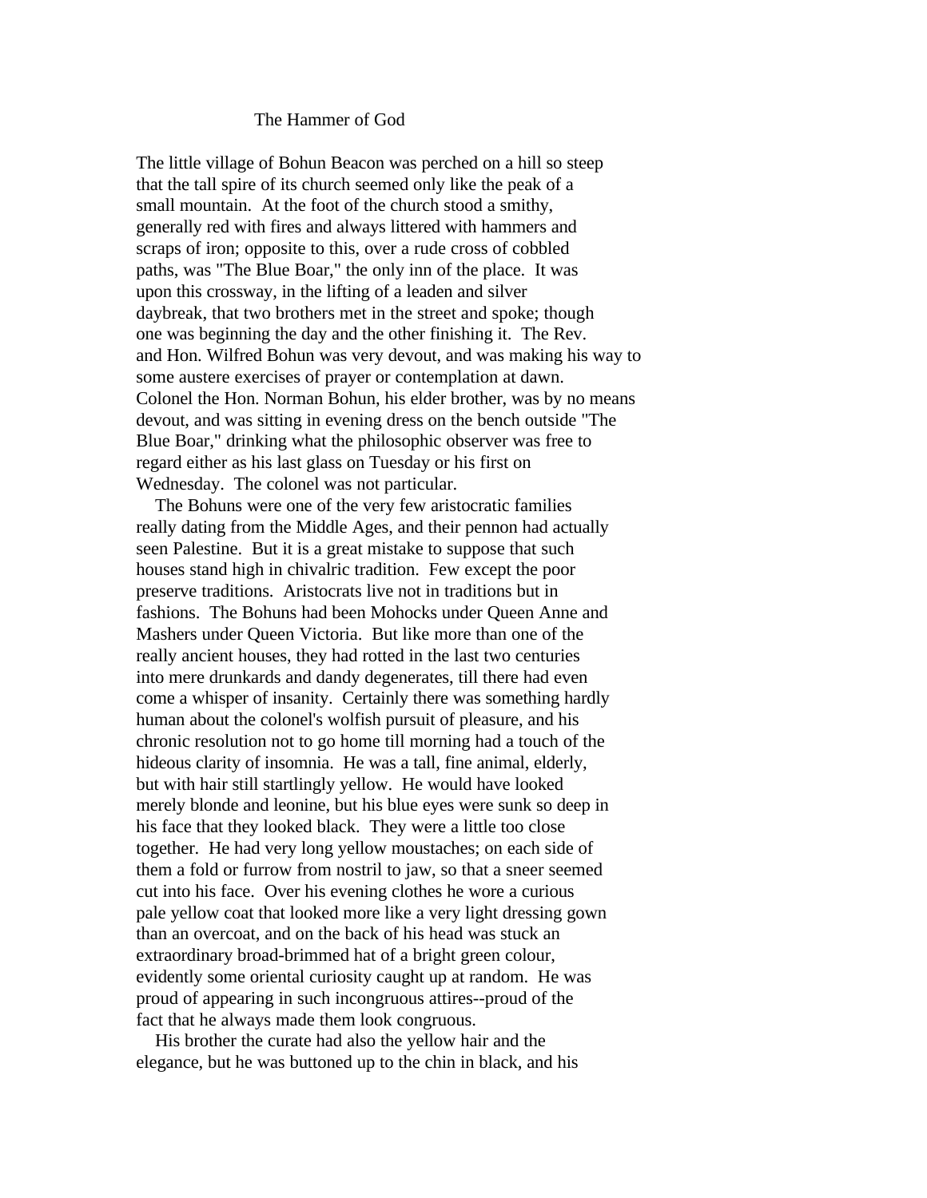# The Hammer of God

The little village of Bohun Beacon was perched on a hill so steep that the tall spire of its church seemed only like the peak of a small mountain. At the foot of the church stood a smithy, generally red with fires and always littered with hammers and scraps of iron; opposite to this, over a rude cross of cobbled paths, was "The Blue Boar," the only inn of the place. It was upon this crossway, in the lifting of a leaden and silver daybreak, that two brothers met in the street and spoke; though one was beginning the day and the other finishing it. The Rev. and Hon. Wilfred Bohun was very devout, and was making his way to some austere exercises of prayer or contemplation at dawn. Colonel the Hon. Norman Bohun, his elder brother, was by no means devout, and was sitting in evening dress on the bench outside "The Blue Boar," drinking what the philosophic observer was free to regard either as his last glass on Tuesday or his first on Wednesday. The colonel was not particular.

The Bohuns were one of the very few aristocratic families really dating from the Middle Ages, and their pennon had actually seen Palestine. But it is a great mistake to suppose that such houses stand high in chivalric tradition. Few except the poor preserve traditions. Aristocrats live not in traditions but in fashions. The Bohuns had been Mohocks under Queen Anne and Mashers under Queen Victoria. But like more than one of the really ancient houses, they had rotted in the last two centuries into mere drunkards and dandy degenerates, till there had even come a whisper of insanity. Certainly there was something hardly human about the colonel's wolfish pursuit of pleasure, and his chronic resolution not to go home till morning had a touch of the hideous clarity of insomnia. He was a tall, fine animal, elderly, but with hair still startlingly yellow. He would have looked merely blonde and leonine, but his blue eyes were sunk so deep in his face that they looked black. They were a little too close together. He had very long yellow moustaches; on each side of them a fold or furrow from nostril to jaw, so that a sneer seemed cut into his face. Over his evening clothes he wore a curious pale yellow coat that looked more like a very light dressing gown than an overcoat, and on the back of his head was stuck an extraordinary broad-brimmed hat of a bright green colour, evidently some oriental curiosity caught up at random. He was proud of appearing in such incongruous attires--proud of the fact that he always made them look congruous.

His brother the curate had also the yellow hair and the elegance, but he was buttoned up to the chin in black, and his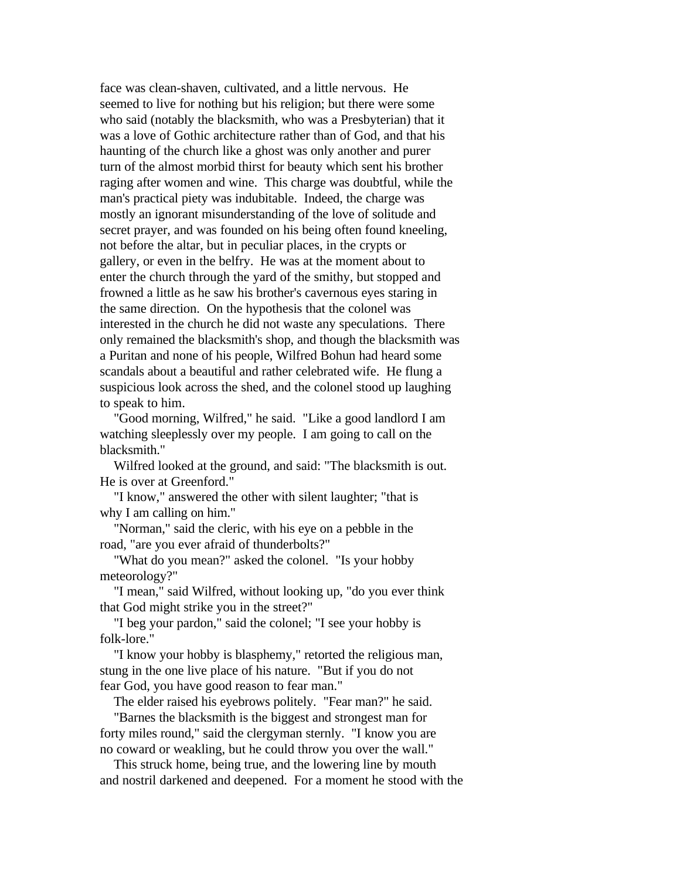face was clean-shaven, cultivated, and a little nervous. He seemed to live for nothing but his religion; but there were some who said (notably the blacksmith, who was a Presbyterian) that it was a love of Gothic architecture rather than of God, and that his haunting of the church like a ghost was only another and purer turn of the almost morbid thirst for beauty which sent his brother raging after women and wine. This charge was doubtful, while the man's practical piety was indubitable. Indeed, the charge was mostly an ignorant misunderstanding of the love of solitude and secret prayer, and was founded on his being often found kneeling, not before the altar, but in peculiar places, in the crypts or gallery, or even in the belfry. He was at the moment about to enter the church through the yard of the smithy, but stopped and frowned a little as he saw his brother's cavernous eyes staring in the same direction. On the hypothesis that the colonel was interested in the church he did not waste any speculations. There only remained the blacksmith's shop, and though the blacksmith was a Puritan and none of his people, Wilfred Bohun had heard some scandals about a beautiful and rather celebrated wife. He flung a suspicious look across the shed, and the colonel stood up laughing to speak to him.

"Good morning, Wilfred," he said. "Like a good landlord I am watching sleeplessly over my people. I am going to call on the blacksmith."

Wilfred looked at the ground, and said: "The blacksmith is out. He is over at Greenford."

"I know," answered the other with silent laughter; "that is why I am calling on him."

"Norman," said the cleric, with his eye on a pebble in the road, "are you ever afraid of thunderbolts?"

"What do you mean?" asked the colonel. "Is your hobby meteorology?"

"I mean," said Wilfred, without looking up, "do you ever think that God might strike you in the street?"

"I beg your pardon," said the colonel; "I see your hobby is folk-lore."

"I know your hobby is blasphemy," retorted the religious man, stung in the one live place of his nature. "But if you do not fear God, you have good reason to fear man."

The elder raised his eyebrows politely. "Fear man?" he said.

"Barnes the blacksmith is the biggest and strongest man for forty miles round," said the clergyman sternly. "I know you are no coward or weakling, but he could throw you over the wall."

This struck home, being true, and the lowering line by mouth and nostril darkened and deepened. For a moment he stood with the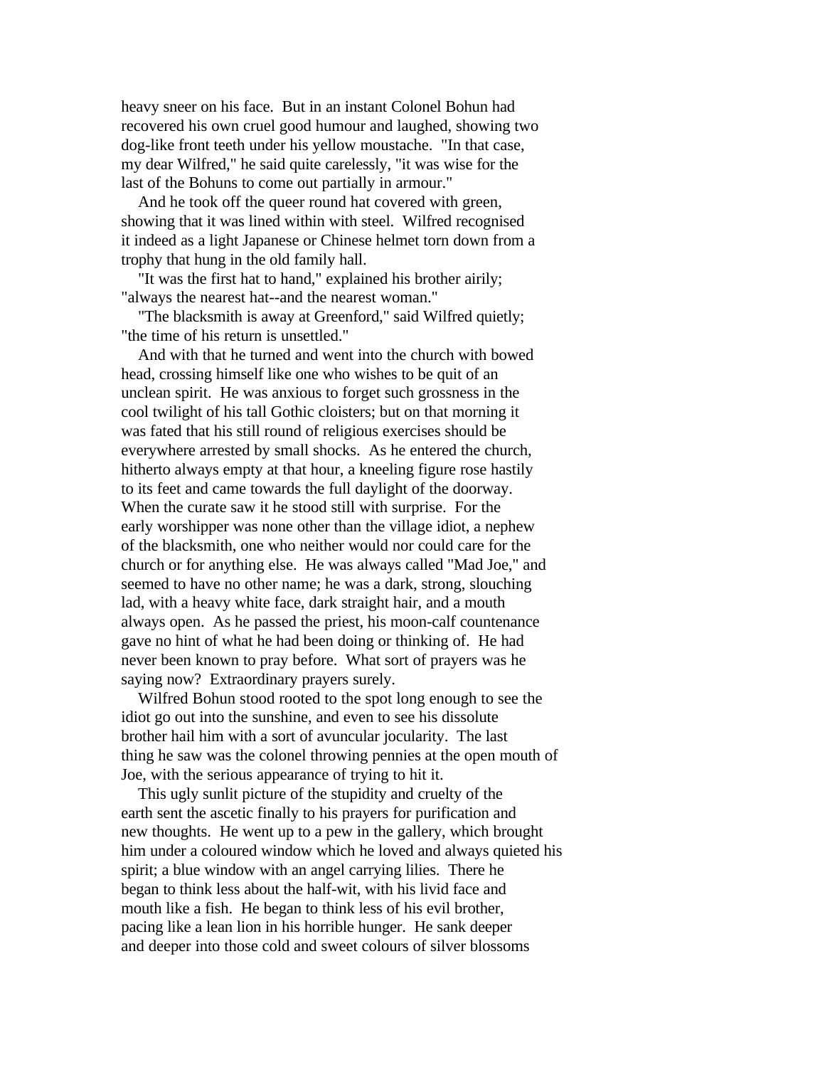heavy sneer on his face. But in an instant Colonel Bohun had recovered his own cruel good humour and laughed, showing two dog-like front teeth under his yellow moustache. "In that case, my dear Wilfred," he said quite carelessly, "it was wise for the last of the Bohuns to come out partially in armour."

And he took off the queer round hat covered with green, showing that it was lined within with steel. Wilfred recognised it indeed as a light Japanese or Chinese helmet torn down from a trophy that hung in the old family hall.

"It was the first hat to hand," explained his brother airily; "always the nearest hat--and the nearest woman."

"The blacksmith is away at Greenford," said Wilfred quietly; "the time of his return is unsettled."

And with that he turned and went into the church with bowed head, crossing himself like one who wishes to be quit of an unclean spirit. He was anxious to forget such grossness in the cool twilight of his tall Gothic cloisters; but on that morning it was fated that his still round of religious exercises should be everywhere arrested by small shocks. As he entered the church, hitherto always empty at that hour, a kneeling figure rose hastily to its feet and came towards the full daylight of the doorway. When the curate saw it he stood still with surprise. For the early worshipper was none other than the village idiot, a nephew of the blacksmith, one who neither would nor could care for the church or for anything else. He was always called "Mad Joe," and seemed to have no other name; he was a dark, strong, slouching lad, with a heavy white face, dark straight hair, and a mouth always open. As he passed the priest, his moon-calf countenance gave no hint of what he had been doing or thinking of. He had never been known to pray before. What sort of prayers was he saying now? Extraordinary prayers surely.

Wilfred Bohun stood rooted to the spot long enough to see the idiot go out into the sunshine, and even to see his dissolute brother hail him with a sort of avuncular jocularity. The last thing he saw was the colonel throwing pennies at the open mouth of Joe, with the serious appearance of trying to hit it.

This ugly sunlit picture of the stupidity and cruelty of the earth sent the ascetic finally to his prayers for purification and new thoughts. He went up to a pew in the gallery, which brought him under a coloured window which he loved and always quieted his spirit; a blue window with an angel carrying lilies. There he began to think less about the half-wit, with his livid face and mouth like a fish. He began to think less of his evil brother, pacing like a lean lion in his horrible hunger. He sank deeper and deeper into those cold and sweet colours of silver blossoms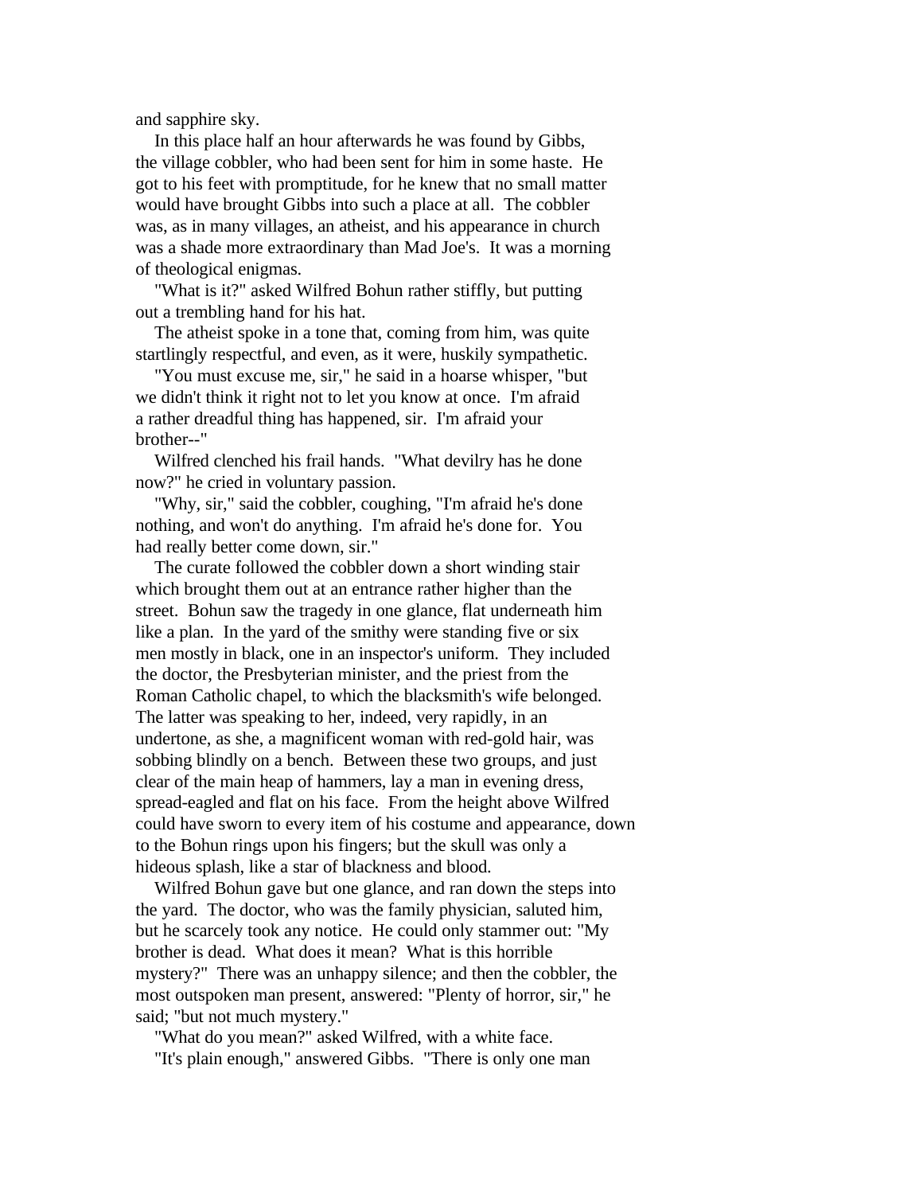and sapphire sky.

In this place half an hour afterwards he was found by Gibbs, the village cobbler, who had been sent for him in some haste. He got to his feet with promptitude, for he knew that no small matter would have brought Gibbs into such a place at all. The cobbler was, as in many villages, an atheist, and his appearance in church was a shade more extraordinary than Mad Joe's. It was a morning of theological enigmas.

"What is it?" asked Wilfred Bohun rather stiffly, but putting out a trembling hand for his hat.

The atheist spoke in a tone that, coming from him, was quite startlingly respectful, and even, as it were, huskily sympathetic.

"You must excuse me, sir," he said in a hoarse whisper, "but we didn't think it right not to let you know at once. I'm afraid a rather dreadful thing has happened, sir. I'm afraid your brother--"

Wilfred clenched his frail hands. "What devilry has he done now?" he cried in voluntary passion.

"Why, sir," said the cobbler, coughing, "I'm afraid he's done nothing, and won't do anything. I'm afraid he's done for. You had really better come down, sir."

The curate followed the cobbler down a short winding stair which brought them out at an entrance rather higher than the street. Bohun saw the tragedy in one glance, flat underneath him like a plan. In the yard of the smithy were standing five or six men mostly in black, one in an inspector's uniform. They included the doctor, the Presbyterian minister, and the priest from the Roman Catholic chapel, to which the blacksmith's wife belonged. The latter was speaking to her, indeed, very rapidly, in an undertone, as she, a magnificent woman with red-gold hair, was sobbing blindly on a bench. Between these two groups, and just clear of the main heap of hammers, lay a man in evening dress, spread-eagled and flat on his face. From the height above Wilfred could have sworn to every item of his costume and appearance, down to the Bohun rings upon his fingers; but the skull was only a hideous splash, like a star of blackness and blood.

Wilfred Bohun gave but one glance, and ran down the steps into the yard. The doctor, who was the family physician, saluted him, but he scarcely took any notice. He could only stammer out: "My brother is dead. What does it mean? What is this horrible mystery?" There was an unhappy silence; and then the cobbler, the most outspoken man present, answered: "Plenty of horror, sir," he said; "but not much mystery."

"What do you mean?" asked Wilfred, with a white face.

"It's plain enough," answered Gibbs. "There is only one man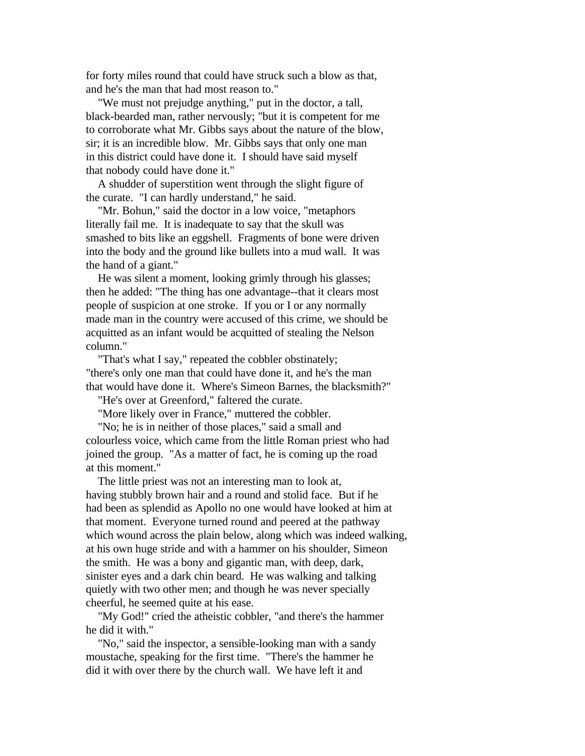for forty miles round that could have struck such a blow as that, and he's the man that had most reason to."

"We must not prejudge anything," put in the doctor, a tall, black-bearded man, rather nervously; "but it is competent for me to corroborate what Mr. Gibbs says about the nature of the blow, sir; it is an incredible blow. Mr. Gibbs says that only one man in this district could have done it. I should have said myself that nobody could have done it."

A shudder of superstition went through the slight figure of the curate. "I can hardly understand," he said.

"Mr. Bohun," said the doctor in a low voice, "metaphors literally fail me. It is inadequate to say that the skull was smashed to bits like an eggshell. Fragments of bone were driven into the body and the ground like bullets into a mud wall. It was the hand of a giant."

He was silent a moment, looking grimly through his glasses; then he added: "The thing has one advantage--that it clears most people of suspicion at one stroke. If you or I or any normally made man in the country were accused of this crime, we should be acquitted as an infant would be acquitted of stealing the Nelson column."

"That's what I say," repeated the cobbler obstinately; "there's only one man that could have done it, and he's the man that would have done it. Where's Simeon Barnes, the blacksmith?"

"He's over at Greenford," faltered the curate.

"More likely over in France," muttered the cobbler.

"No; he is in neither of those places," said a small and colourless voice, which came from the little Roman priest who had joined the group. "As a matter of fact, he is coming up the road at this moment."

The little priest was not an interesting man to look at, having stubbly brown hair and a round and stolid face. But if he had been as splendid as Apollo no one would have looked at him at that moment. Everyone turned round and peered at the pathway which wound across the plain below, along which was indeed walking, at his own huge stride and with a hammer on his shoulder, Simeon the smith. He was a bony and gigantic man, with deep, dark, sinister eyes and a dark chin beard. He was walking and talking quietly with two other men; and though he was never specially cheerful, he seemed quite at his ease.

"My God!" cried the atheistic cobbler, "and there's the hammer he did it with."

"No," said the inspector, a sensible-looking man with a sandy moustache, speaking for the first time. "There's the hammer he did it with over there by the church wall. We have left it and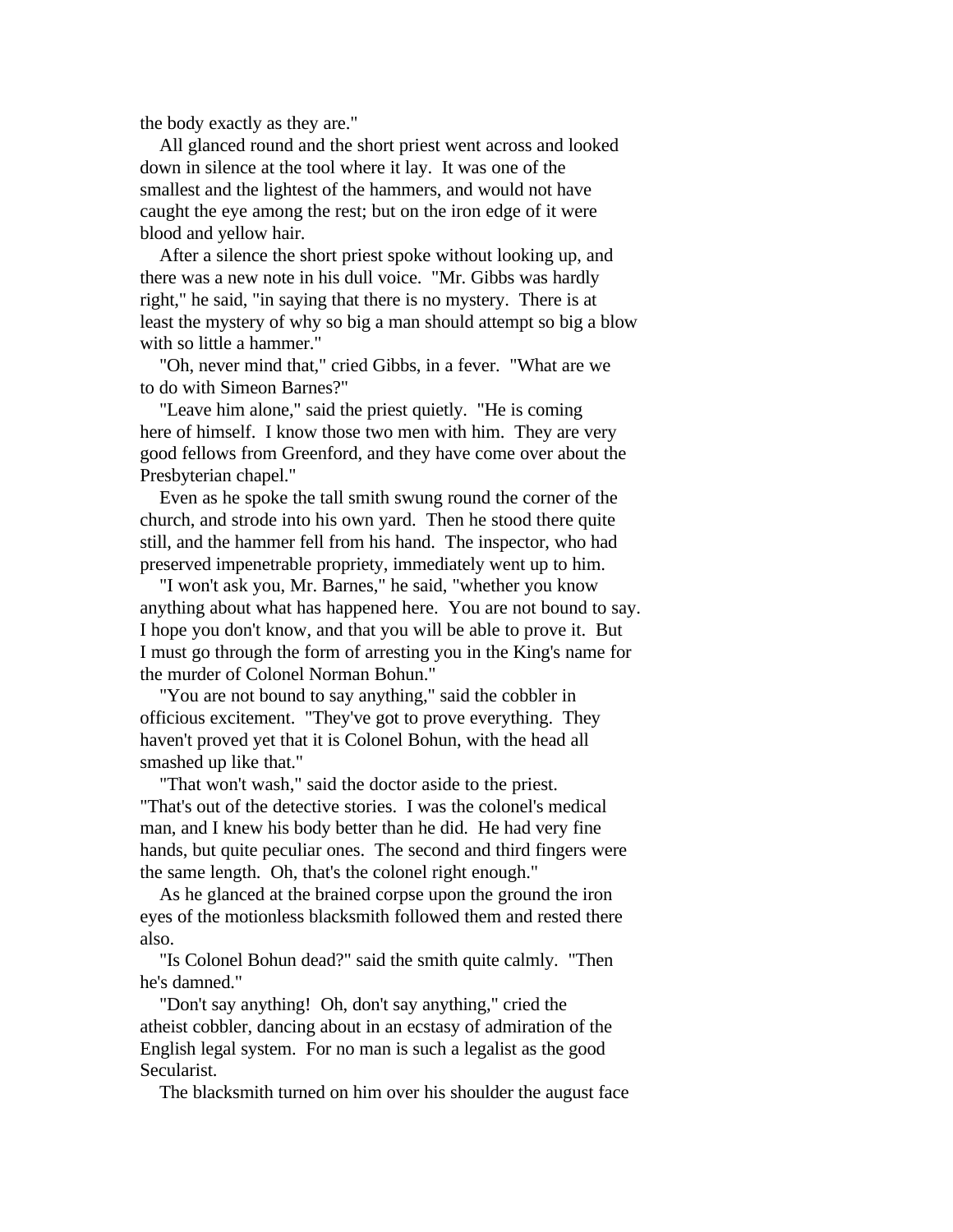the body exactly as they are."

All glanced round and the short priest went across and looked down in silence at the tool where it lay. It was one of the smallest and the lightest of the hammers, and would not have caught the eye among the rest; but on the iron edge of it were blood and yellow hair.

After a silence the short priest spoke without looking up, and there was a new note in his dull voice. "Mr. Gibbs was hardly right," he said, "in saying that there is no mystery. There is at least the mystery of why so big a man should attempt so big a blow with so little a hammer."

"Oh, never mind that," cried Gibbs, in a fever. "What are we to do with Simeon Barnes?"

"Leave him alone," said the priest quietly. "He is coming here of himself. I know those two men with him. They are very good fellows from Greenford, and they have come over about the Presbyterian chapel."

Even as he spoke the tall smith swung round the corner of the church, and strode into his own yard. Then he stood there quite still, and the hammer fell from his hand. The inspector, who had preserved impenetrable propriety, immediately went up to him.

"I won't ask you, Mr. Barnes," he said, "whether you know anything about what has happened here. You are not bound to say. I hope you don't know, and that you will be able to prove it. But I must go through the form of arresting you in the King's name for the murder of Colonel Norman Bohun."

"You are not bound to say anything," said the cobbler in officious excitement. "They've got to prove everything. They haven't proved yet that it is Colonel Bohun, with the head all smashed up like that."

"That won't wash," said the doctor aside to the priest. "That's out of the detective stories. I was the colonel's medical man, and I knew his body better than he did. He had very fine hands, but quite peculiar ones. The second and third fingers were the same length. Oh, that's the colonel right enough."

As he glanced at the brained corpse upon the ground the iron eyes of the motionless blacksmith followed them and rested there also.

"Is Colonel Bohun dead?" said the smith quite calmly. "Then he's damned."

"Don't say anything! Oh, don't say anything," cried the atheist cobbler, dancing about in an ecstasy of admiration of the English legal system. For no man is such a legalist as the good Secularist.

The blacksmith turned on him over his shoulder the august face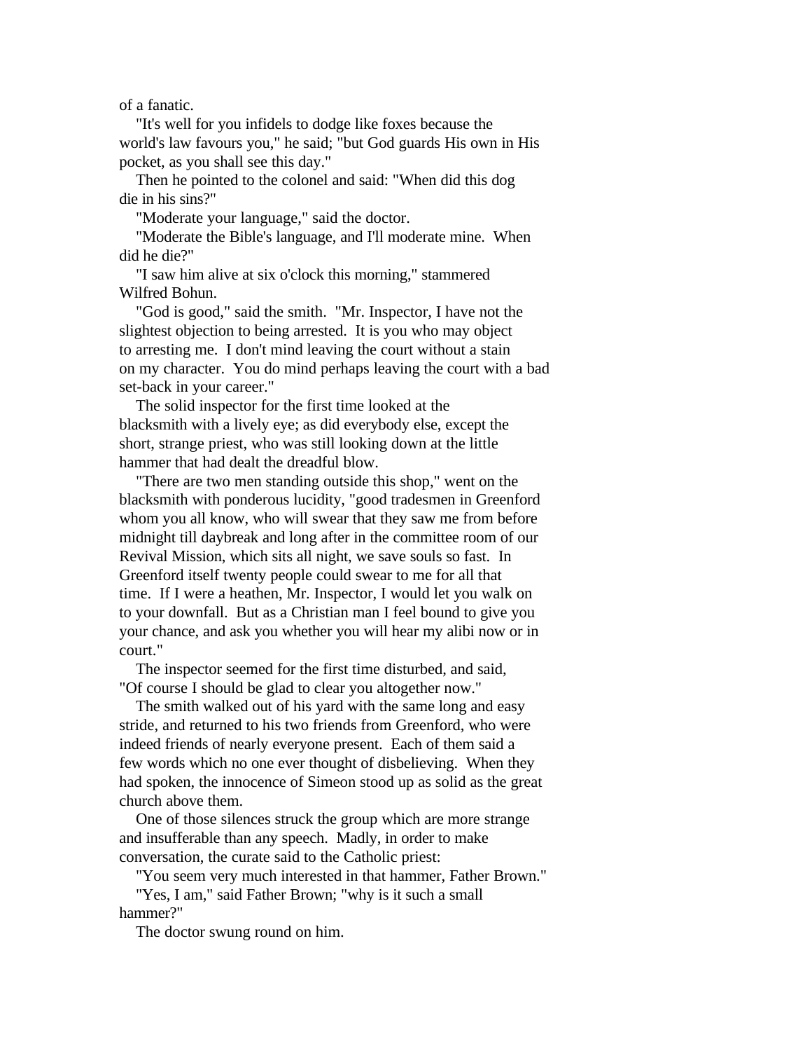of a fanatic.

"It's well for you infidels to dodge like foxes because the world's law favours you," he said; "but God guards His own in His pocket, as you shall see this day."

Then he pointed to the colonel and said: "When did this dog die in his sins?"

"Moderate your language," said the doctor.

"Moderate the Bible's language, and I'll moderate mine. When did he die?"

"I saw him alive at six o'clock this morning," stammered Wilfred Bohun.

"God is good," said the smith. "Mr. Inspector, I have not the slightest objection to being arrested. It is you who may object to arresting me. I don't mind leaving the court without a stain on my character. You do mind perhaps leaving the court with a bad set-back in your career."

The solid inspector for the first time looked at the blacksmith with a lively eye; as did everybody else, except the short, strange priest, who was still looking down at the little hammer that had dealt the dreadful blow.

"There are two men standing outside this shop," went on the blacksmith with ponderous lucidity, "good tradesmen in Greenford whom you all know, who will swear that they saw me from before midnight till daybreak and long after in the committee room of our Revival Mission, which sits all night, we save souls so fast. In Greenford itself twenty people could swear to me for all that time. If I were a heathen, Mr. Inspector, I would let you walk on to your downfall. But as a Christian man I feel bound to give you your chance, and ask you whether you will hear my alibi now or in court."

The inspector seemed for the first time disturbed, and said, "Of course I should be glad to clear you altogether now."

The smith walked out of his yard with the same long and easy stride, and returned to his two friends from Greenford, who were indeed friends of nearly everyone present. Each of them said a few words which no one ever thought of disbelieving. When they had spoken, the innocence of Simeon stood up as solid as the great church above them.

One of those silences struck the group which are more strange and insufferable than any speech. Madly, in order to make conversation, the curate said to the Catholic priest:

"You seem very much interested in that hammer, Father Brown."

"Yes, I am," said Father Brown; "why is it such a small hammer?"

The doctor swung round on him.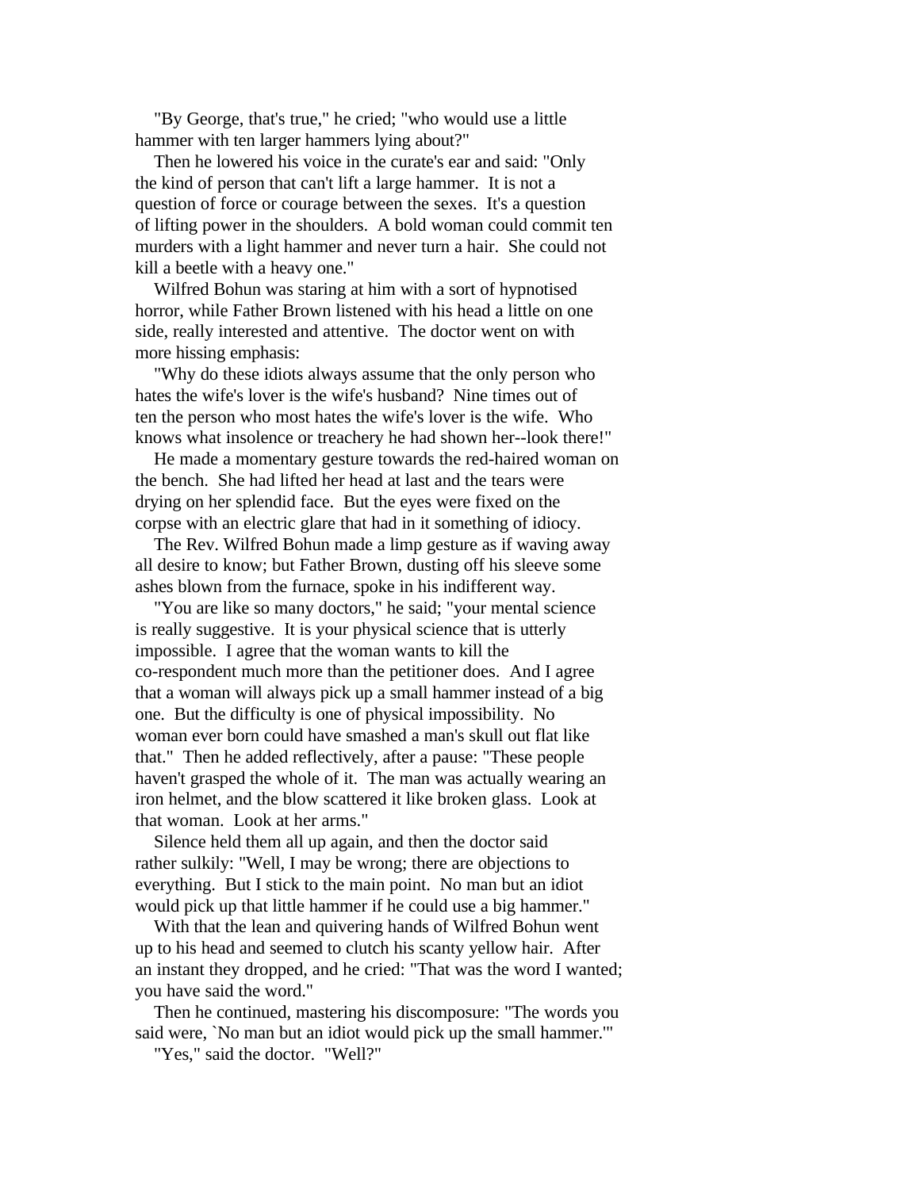"By George, that's true," he cried; "who would use a little hammer with ten larger hammers lying about?"

Then he lowered his voice in the curate's ear and said: "Only the kind of person that can't lift a large hammer. It is not a question of force or courage between the sexes. It's a question of lifting power in the shoulders. A bold woman could commit ten murders with a light hammer and never turn a hair. She could not kill a beetle with a heavy one."

Wilfred Bohun was staring at him with a sort of hypnotised horror, while Father Brown listened with his head a little on one side, really interested and attentive. The doctor went on with more hissing emphasis:

"Why do these idiots always assume that the only person who hates the wife's lover is the wife's husband? Nine times out of ten the person who most hates the wife's lover is the wife. Who knows what insolence or treachery he had shown her--look there!"

He made a momentary gesture towards the red-haired woman on the bench. She had lifted her head at last and the tears were drying on her splendid face. But the eyes were fixed on the corpse with an electric glare that had in it something of idiocy.

The Rev. Wilfred Bohun made a limp gesture as if waving away all desire to know; but Father Brown, dusting off his sleeve some ashes blown from the furnace, spoke in his indifferent way.

"You are like so many doctors," he said; "your mental science is really suggestive. It is your physical science that is utterly impossible. I agree that the woman wants to kill the co-respondent much more than the petitioner does. And I agree that a woman will always pick up a small hammer instead of a big one. But the difficulty is one of physical impossibility. No woman ever born could have smashed a man's skull out flat like that." Then he added reflectively, after a pause: "These people haven't grasped the whole of it. The man was actually wearing an iron helmet, and the blow scattered it like broken glass. Look at that woman. Look at her arms."

Silence held them all up again, and then the doctor said rather sulkily: "Well, I may be wrong; there are objections to everything. But I stick to the main point. No man but an idiot would pick up that little hammer if he could use a big hammer."

With that the lean and quivering hands of Wilfred Bohun went up to his head and seemed to clutch his scanty yellow hair. After an instant they dropped, and he cried: "That was the word I wanted; you have said the word."

Then he continued, mastering his discomposure: "The words you said were, `No man but an idiot would pick up the small hammer.'"

"Yes," said the doctor. "Well?"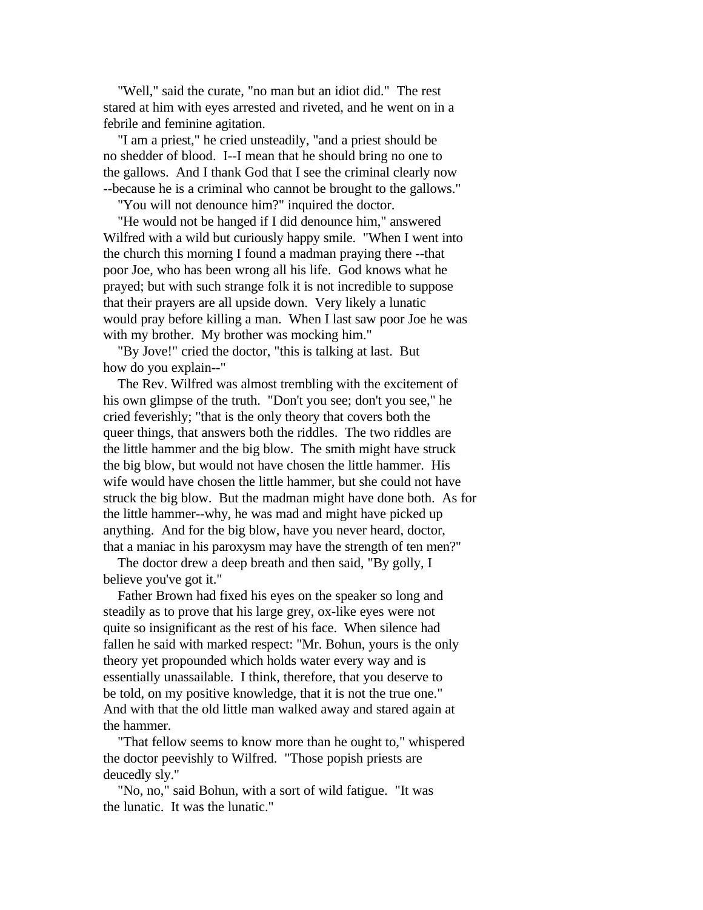"Well," said the curate, "no man but an idiot did." The rest stared at him with eyes arrested and riveted, and he went on in a febrile and feminine agitation.

"I am a priest," he cried unsteadily, "and a priest should be no shedder of blood. I--I mean that he should bring no one to the gallows. And I thank God that I see the criminal clearly now --because he is a criminal who cannot be brought to the gallows."

"You will not denounce him?" inquired the doctor.

"He would not be hanged if I did denounce him," answered Wilfred with a wild but curiously happy smile. "When I went into the church this morning I found a madman praying there --that poor Joe, who has been wrong all his life. God knows what he prayed; but with such strange folk it is not incredible to suppose that their prayers are all upside down. Very likely a lunatic would pray before killing a man. When I last saw poor Joe he was with my brother. My brother was mocking him."

"By Jove!" cried the doctor, "this is talking at last. But how do you explain--"

The Rev. Wilfred was almost trembling with the excitement of his own glimpse of the truth. "Don't you see; don't you see," he cried feverishly; "that is the only theory that covers both the queer things, that answers both the riddles. The two riddles are the little hammer and the big blow. The smith might have struck the big blow, but would not have chosen the little hammer. His wife would have chosen the little hammer, but she could not have struck the big blow. But the madman might have done both. As for the little hammer--why, he was mad and might have picked up anything. And for the big blow, have you never heard, doctor, that a maniac in his paroxysm may have the strength of ten men?"

The doctor drew a deep breath and then said, "By golly, I believe you've got it."

Father Brown had fixed his eyes on the speaker so long and steadily as to prove that his large grey, ox-like eyes were not quite so insignificant as the rest of his face. When silence had fallen he said with marked respect: "Mr. Bohun, yours is the only theory yet propounded which holds water every way and is essentially unassailable. I think, therefore, that you deserve to be told, on my positive knowledge, that it is not the true one." And with that the old little man walked away and stared again at the hammer.

"That fellow seems to know more than he ought to," whispered the doctor peevishly to Wilfred. "Those popish priests are deucedly sly."

"No, no," said Bohun, with a sort of wild fatigue. "It was the lunatic. It was the lunatic."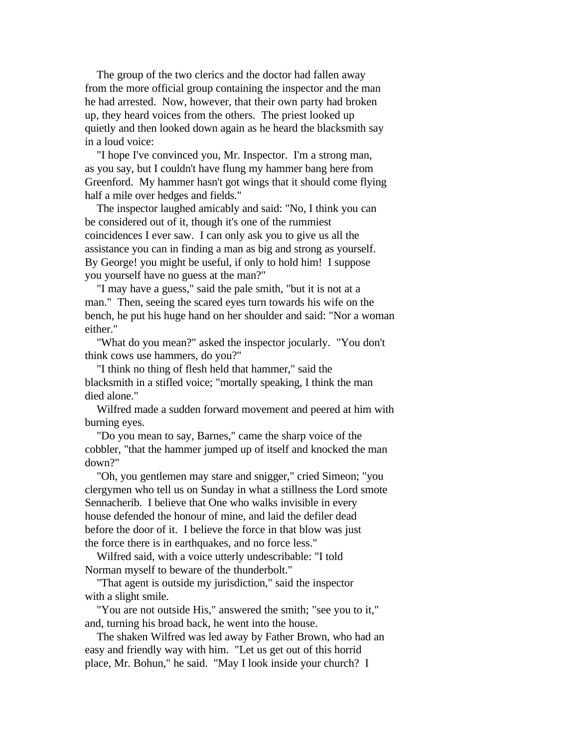The group of the two clerics and the doctor had fallen away from the more official group containing the inspector and the man he had arrested. Now, however, that their own party had broken up, they heard voices from the others. The priest looked up quietly and then looked down again as he heard the blacksmith say in a loud voice:

"I hope I've convinced you, Mr. Inspector. I'm a strong man, as you say, but I couldn't have flung my hammer bang here from Greenford. My hammer hasn't got wings that it should come flying half a mile over hedges and fields."

The inspector laughed amicably and said: "No, I think you can be considered out of it, though it's one of the rummiest coincidences I ever saw. I can only ask you to give us all the assistance you can in finding a man as big and strong as yourself. By George! you might be useful, if only to hold him! I suppose you yourself have no guess at the man?"

"I may have a guess," said the pale smith, "but it is not at a man." Then, seeing the scared eyes turn towards his wife on the bench, he put his huge hand on her shoulder and said: "Nor a woman either."

"What do you mean?" asked the inspector jocularly. "You don't think cows use hammers, do you?"

"I think no thing of flesh held that hammer," said the blacksmith in a stifled voice; "mortally speaking, I think the man died alone."

Wilfred made a sudden forward movement and peered at him with burning eyes.

"Do you mean to say, Barnes," came the sharp voice of the cobbler, "that the hammer jumped up of itself and knocked the man down?"

"Oh, you gentlemen may stare and snigger," cried Simeon; "you clergymen who tell us on Sunday in what a stillness the Lord smote Sennacherib. I believe that One who walks invisible in every house defended the honour of mine, and laid the defiler dead before the door of it. I believe the force in that blow was just the force there is in earthquakes, and no force less."

Wilfred said, with a voice utterly undescribable: "I told Norman myself to beware of the thunderbolt."

"That agent is outside my jurisdiction," said the inspector with a slight smile.

"You are not outside His," answered the smith; "see you to it," and, turning his broad back, he went into the house.

The shaken Wilfred was led away by Father Brown, who had an easy and friendly way with him. "Let us get out of this horrid place, Mr. Bohun," he said. "May I look inside your church? I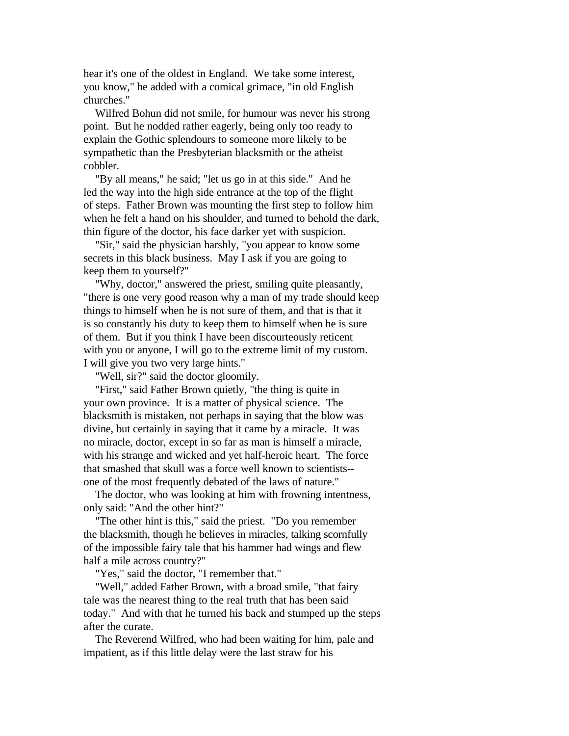hear it's one of the oldest in England. We take some interest, you know," he added with a comical grimace, "in old English churches."

Wilfred Bohun did not smile, for humour was never his strong point. But he nodded rather eagerly, being only too ready to explain the Gothic splendours to someone more likely to be sympathetic than the Presbyterian blacksmith or the atheist cobbler.

"By all means," he said; "let us go in at this side." And he led the way into the high side entrance at the top of the flight of steps. Father Brown was mounting the first step to follow him when he felt a hand on his shoulder, and turned to behold the dark, thin figure of the doctor, his face darker yet with suspicion.

"Sir," said the physician harshly, "you appear to know some secrets in this black business. May I ask if you are going to keep them to yourself?"

"Why, doctor," answered the priest, smiling quite pleasantly, "there is one very good reason why a man of my trade should keep things to himself when he is not sure of them, and that is that it is so constantly his duty to keep them to himself when he is sure of them. But if you think I have been discourteously reticent with you or anyone, I will go to the extreme limit of my custom. I will give you two very large hints."

"Well, sir?" said the doctor gloomily.

"First," said Father Brown quietly, "the thing is quite in your own province. It is a matter of physical science. The blacksmith is mistaken, not perhaps in saying that the blow was divine, but certainly in saying that it came by a miracle. It was no miracle, doctor, except in so far as man is himself a miracle, with his strange and wicked and yet half-heroic heart. The force that smashed that skull was a force well known to scientists--one of the most frequently debated of the laws of nature."

The doctor, who was looking at him with frowning intentness, only said: "And the other hint?"

"The other hint is this," said the priest. "Do you remember the blacksmith, though he believes in miracles, talking scornfully of the impossible fairy tale that his hammer had wings and flew half a mile across country?"

"Yes," said the doctor, "I remember that."

"Well," added Father Brown, with a broad smile, "that fairy tale was the nearest thing to the real truth that has been said today." And with that he turned his back and stumped up the steps after the curate.

The Reverend Wilfred, who had been waiting for him, pale and impatient, as if this little delay were the last straw for his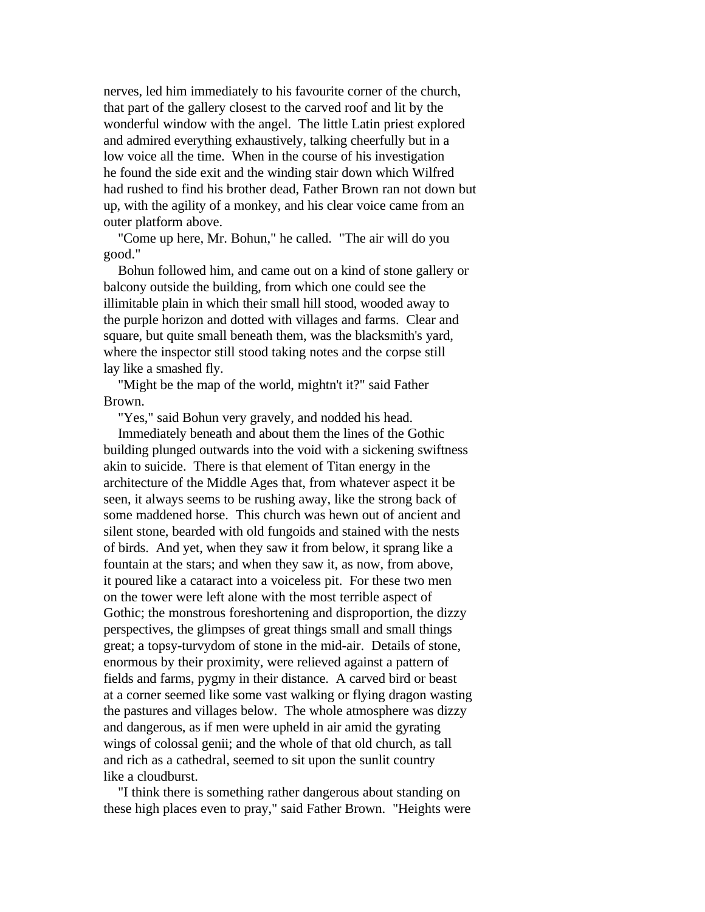nerves, led him immediately to his favourite corner of the church, that part of the gallery closest to the carved roof and lit by the wonderful window with the angel. The little Latin priest explored and admired everything exhaustively, talking cheerfully but in a low voice all the time. When in the course of his investigation he found the side exit and the winding stair down which Wilfred had rushed to find his brother dead, Father Brown ran not down but up, with the agility of a monkey, and his clear voice came from an outer platform above.

"Come up here, Mr. Bohun," he called. "The air will do you good."

Bohun followed him, and came out on a kind of stone gallery or balcony outside the building, from which one could see the illimitable plain in which their small hill stood, wooded away to the purple horizon and dotted with villages and farms. Clear and square, but quite small beneath them, was the blacksmith's yard, where the inspector still stood taking notes and the corpse still lay like a smashed fly.

"Might be the map of the world, mightn't it?" said Father Brown.

"Yes," said Bohun very gravely, and nodded his head.

Immediately beneath and about them the lines of the Gothic building plunged outwards into the void with a sickening swiftness akin to suicide. There is that element of Titan energy in the architecture of the Middle Ages that, from whatever aspect it be seen, it always seems to be rushing away, like the strong back of some maddened horse. This church was hewn out of ancient and silent stone, bearded with old fungoids and stained with the nests of birds. And yet, when they saw it from below, it sprang like a fountain at the stars; and when they saw it, as now, from above, it poured like a cataract into a voiceless pit. For these two men on the tower were left alone with the most terrible aspect of Gothic; the monstrous foreshortening and disproportion, the dizzy perspectives, the glimpses of great things small and small things great; a topsy-turvydom of stone in the mid-air. Details of stone, enormous by their proximity, were relieved against a pattern of fields and farms, pygmy in their distance. A carved bird or beast at a corner seemed like some vast walking or flying dragon wasting the pastures and villages below. The whole atmosphere was dizzy and dangerous, as if men were upheld in air amid the gyrating wings of colossal genii; and the whole of that old church, as tall and rich as a cathedral, seemed to sit upon the sunlit country like a cloudburst.

"I think there is something rather dangerous about standing on these high places even to pray," said Father Brown. "Heights were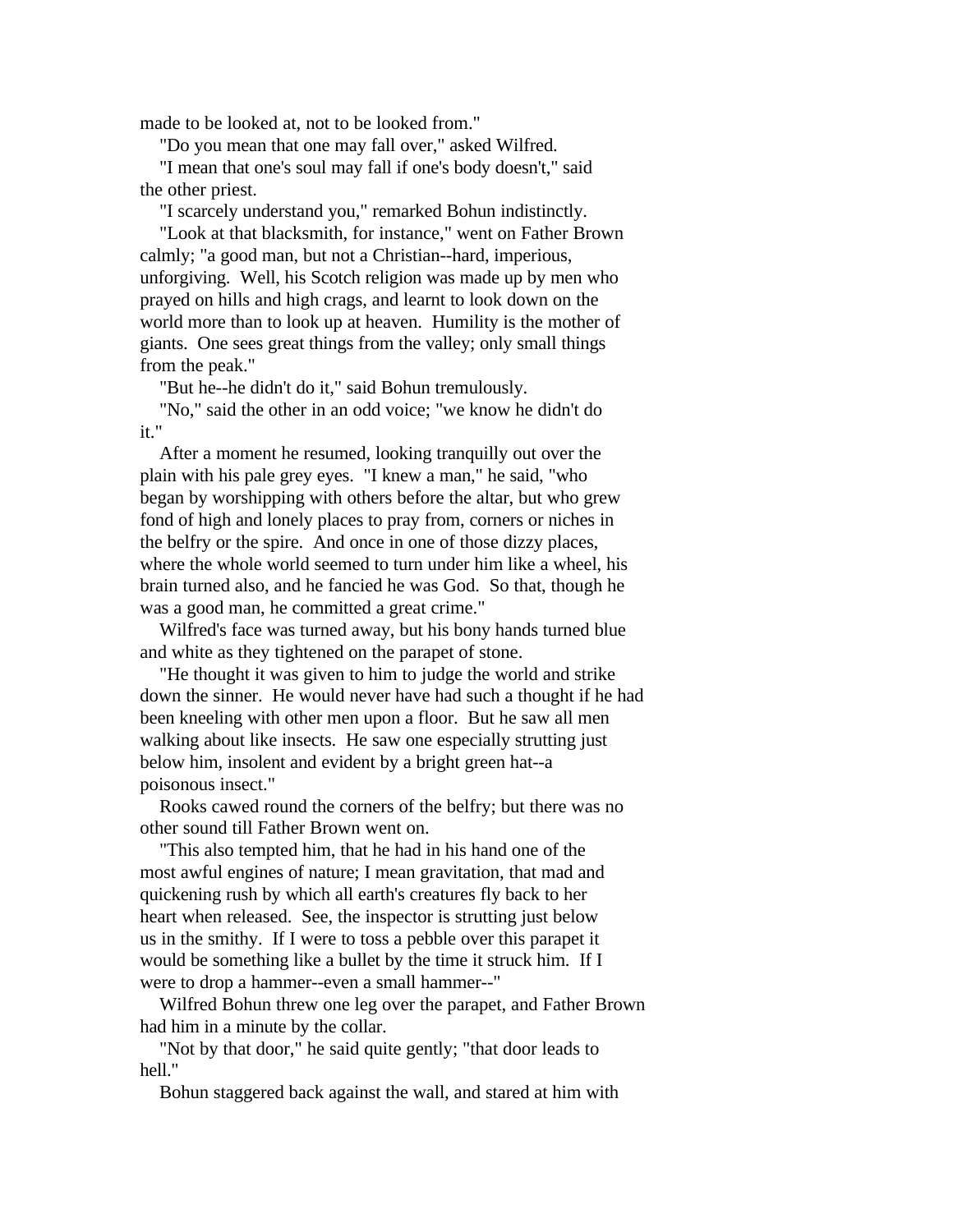made to be looked at, not to be looked from."

"Do you mean that one may fall over," asked Wilfred.

"I mean that one's soul may fall if one's body doesn't," said the other priest.

"I scarcely understand you," remarked Bohun indistinctly.

"Look at that blacksmith, for instance," went on Father Brown calmly; "a good man, but not a Christian--hard, imperious, unforgiving. Well, his Scotch religion was made up by men who prayed on hills and high crags, and learnt to look down on the world more than to look up at heaven. Humility is the mother of giants. One sees great things from the valley; only small things from the peak."

"But he--he didn't do it," said Bohun tremulously.

"No," said the other in an odd voice; "we know he didn't do it."

After a moment he resumed, looking tranquilly out over the plain with his pale grey eyes. "I knew a man," he said, "who began by worshipping with others before the altar, but who grew fond of high and lonely places to pray from, corners or niches in the belfry or the spire. And once in one of those dizzy places, where the whole world seemed to turn under him like a wheel, his brain turned also, and he fancied he was God. So that, though he was a good man, he committed a great crime."

Wilfred's face was turned away, but his bony hands turned blue and white as they tightened on the parapet of stone.

"He thought it was given to him to judge the world and strike down the sinner. He would never have had such a thought if he had been kneeling with other men upon a floor. But he saw all men walking about like insects. He saw one especially strutting just below him, insolent and evident by a bright green hat--a poisonous insect."

Rooks cawed round the corners of the belfry; but there was no other sound till Father Brown went on.

"This also tempted him, that he had in his hand one of the most awful engines of nature; I mean gravitation, that mad and quickening rush by which all earth's creatures fly back to her heart when released. See, the inspector is strutting just below us in the smithy. If I were to toss a pebble over this parapet it would be something like a bullet by the time it struck him. If I were to drop a hammer--even a small hammer--"

Wilfred Bohun threw one leg over the parapet, and Father Brown had him in a minute by the collar.

"Not by that door," he said quite gently; "that door leads to hell."

Bohun staggered back against the wall, and stared at him with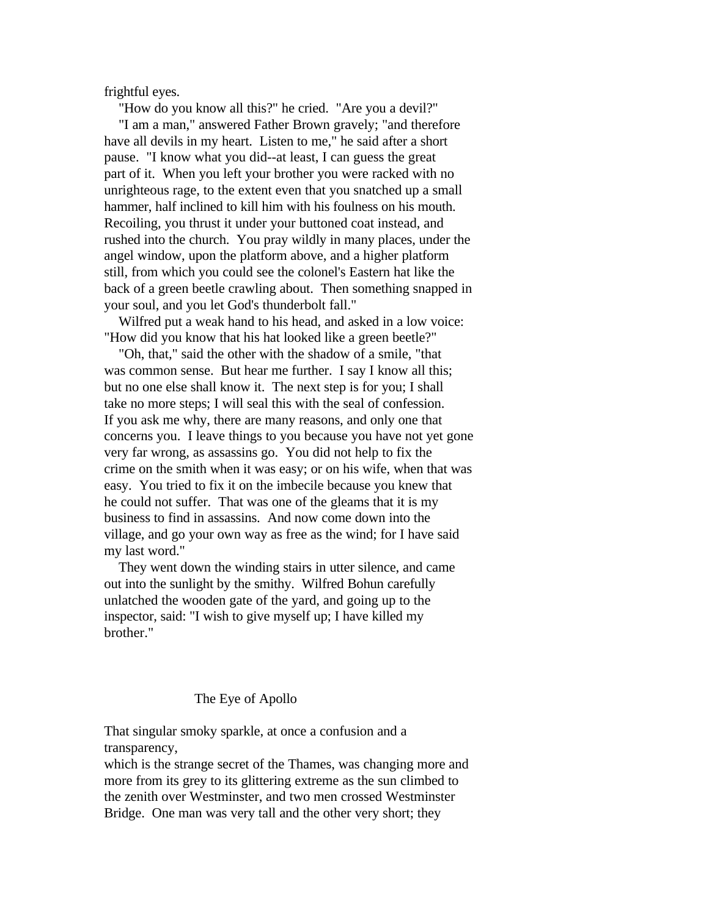frightful eyes.

"How do you know all this?" he cried. "Are you a devil?"

"I am a man," answered Father Brown gravely; "and therefore have all devils in my heart. Listen to me," he said after a short pause. "I know what you did--at least, I can guess the great part of it. When you left your brother you were racked with no unrighteous rage, to the extent even that you snatched up a small hammer, half inclined to kill him with his foulness on his mouth. Recoiling, you thrust it under your buttoned coat instead, and rushed into the church. You pray wildly in many places, under the angel window, upon the platform above, and a higher platform still, from which you could see the colonel's Eastern hat like the back of a green beetle crawling about. Then something snapped in your soul, and you let God's thunderbolt fall."

Wilfred put a weak hand to his head, and asked in a low voice: "How did you know that his hat looked like a green beetle?"

"Oh, that," said the other with the shadow of a smile, "that was common sense. But hear me further. I say I know all this; but no one else shall know it. The next step is for you; I shall take no more steps; I will seal this with the seal of confession. If you ask me why, there are many reasons, and only one that concerns you. I leave things to you because you have not yet gone very far wrong, as assassins go. You did not help to fix the crime on the smith when it was easy; or on his wife, when that was easy. You tried to fix it on the imbecile because you knew that he could not suffer. That was one of the gleams that it is my business to find in assassins. And now come down into the village, and go your own way as free as the wind; for I have said my last word."

They went down the winding stairs in utter silence, and came out into the sunlight by the smithy. Wilfred Bohun carefully unlatched the wooden gate of the yard, and going up to the inspector, said: "I wish to give myself up; I have killed my brother."

## The Eye of Apollo

That singular smoky sparkle, at once a confusion and a transparency,
which is the strange secret of the Thames, was changing more and more from its grey to its glittering extreme as the sun climbed to the zenith over Westminster, and two men crossed Westminster Bridge. One man was very tall and the other very short; they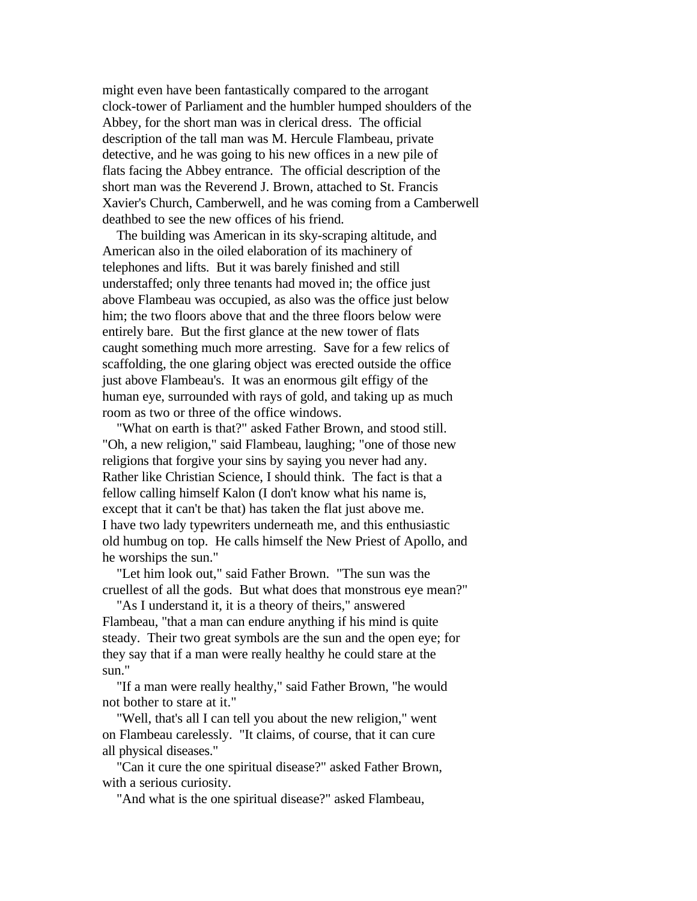might even have been fantastically compared to the arrogant clock-tower of Parliament and the humbler humped shoulders of the Abbey, for the short man was in clerical dress. The official description of the tall man was M. Hercule Flambeau, private detective, and he was going to his new offices in a new pile of flats facing the Abbey entrance. The official description of the short man was the Reverend J. Brown, attached to St. Francis Xavier's Church, Camberwell, and he was coming from a Camberwell deathbed to see the new offices of his friend.

The building was American in its sky-scraping altitude, and American also in the oiled elaboration of its machinery of telephones and lifts. But it was barely finished and still understaffed; only three tenants had moved in; the office just above Flambeau was occupied, as also was the office just below him; the two floors above that and the three floors below were entirely bare. But the first glance at the new tower of flats caught something much more arresting. Save for a few relics of scaffolding, the one glaring object was erected outside the office just above Flambeau's. It was an enormous gilt effigy of the human eye, surrounded with rays of gold, and taking up as much room as two or three of the office windows.

"What on earth is that?" asked Father Brown, and stood still. "Oh, a new religion," said Flambeau, laughing; "one of those new religions that forgive your sins by saying you never had any. Rather like Christian Science, I should think. The fact is that a fellow calling himself Kalon (I don't know what his name is, except that it can't be that) has taken the flat just above me. I have two lady typewriters underneath me, and this enthusiastic old humbug on top. He calls himself the New Priest of Apollo, and he worships the sun."

"Let him look out," said Father Brown. "The sun was the cruellest of all the gods. But what does that monstrous eye mean?"

"As I understand it, it is a theory of theirs," answered Flambeau, "that a man can endure anything if his mind is quite steady. Their two great symbols are the sun and the open eye; for they say that if a man were really healthy he could stare at the sun."

"If a man were really healthy," said Father Brown, "he would not bother to stare at it."

"Well, that's all I can tell you about the new religion," went on Flambeau carelessly. "It claims, of course, that it can cure all physical diseases."

"Can it cure the one spiritual disease?" asked Father Brown, with a serious curiosity.

"And what is the one spiritual disease?" asked Flambeau,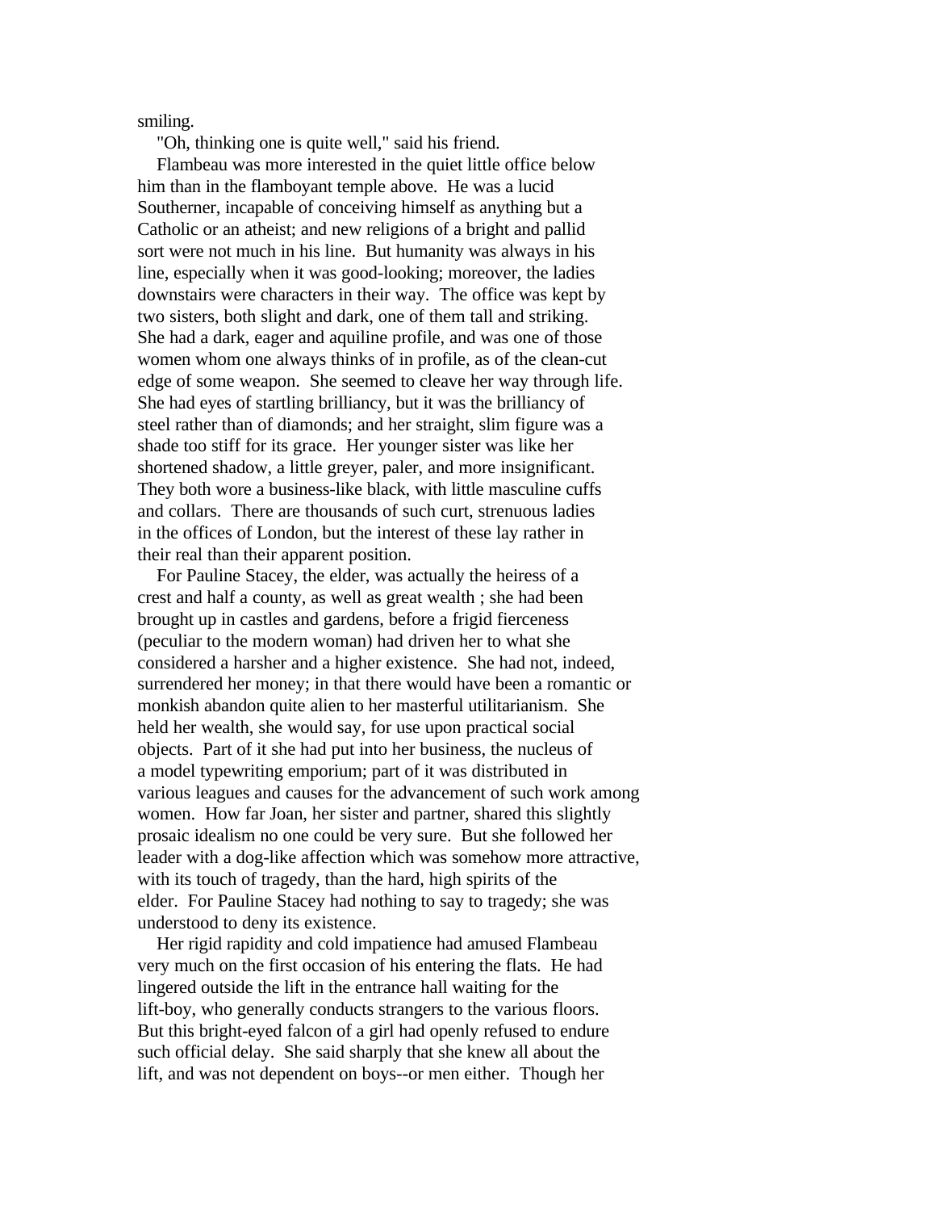smiling.

"Oh, thinking one is quite well," said his friend.

Flambeau was more interested in the quiet little office below him than in the flamboyant temple above. He was a lucid Southerner, incapable of conceiving himself as anything but a Catholic or an atheist; and new religions of a bright and pallid sort were not much in his line. But humanity was always in his line, especially when it was good-looking; moreover, the ladies downstairs were characters in their way. The office was kept by two sisters, both slight and dark, one of them tall and striking. She had a dark, eager and aquiline profile, and was one of those women whom one always thinks of in profile, as of the clean-cut edge of some weapon. She seemed to cleave her way through life. She had eyes of startling brilliancy, but it was the brilliancy of steel rather than of diamonds; and her straight, slim figure was a shade too stiff for its grace. Her younger sister was like her shortened shadow, a little greyer, paler, and more insignificant. They both wore a business-like black, with little masculine cuffs and collars. There are thousands of such curt, strenuous ladies in the offices of London, but the interest of these lay rather in their real than their apparent position.

For Pauline Stacey, the elder, was actually the heiress of a crest and half a county, as well as great wealth ; she had been brought up in castles and gardens, before a frigid fierceness (peculiar to the modern woman) had driven her to what she considered a harsher and a higher existence. She had not, indeed, surrendered her money; in that there would have been a romantic or monkish abandon quite alien to her masterful utilitarianism. She held her wealth, she would say, for use upon practical social objects. Part of it she had put into her business, the nucleus of a model typewriting emporium; part of it was distributed in various leagues and causes for the advancement of such work among women. How far Joan, her sister and partner, shared this slightly prosaic idealism no one could be very sure. But she followed her leader with a dog-like affection which was somehow more attractive, with its touch of tragedy, than the hard, high spirits of the elder. For Pauline Stacey had nothing to say to tragedy; she was understood to deny its existence.

Her rigid rapidity and cold impatience had amused Flambeau very much on the first occasion of his entering the flats. He had lingered outside the lift in the entrance hall waiting for the lift-boy, who generally conducts strangers to the various floors. But this bright-eyed falcon of a girl had openly refused to endure such official delay. She said sharply that she knew all about the lift, and was not dependent on boys--or men either. Though her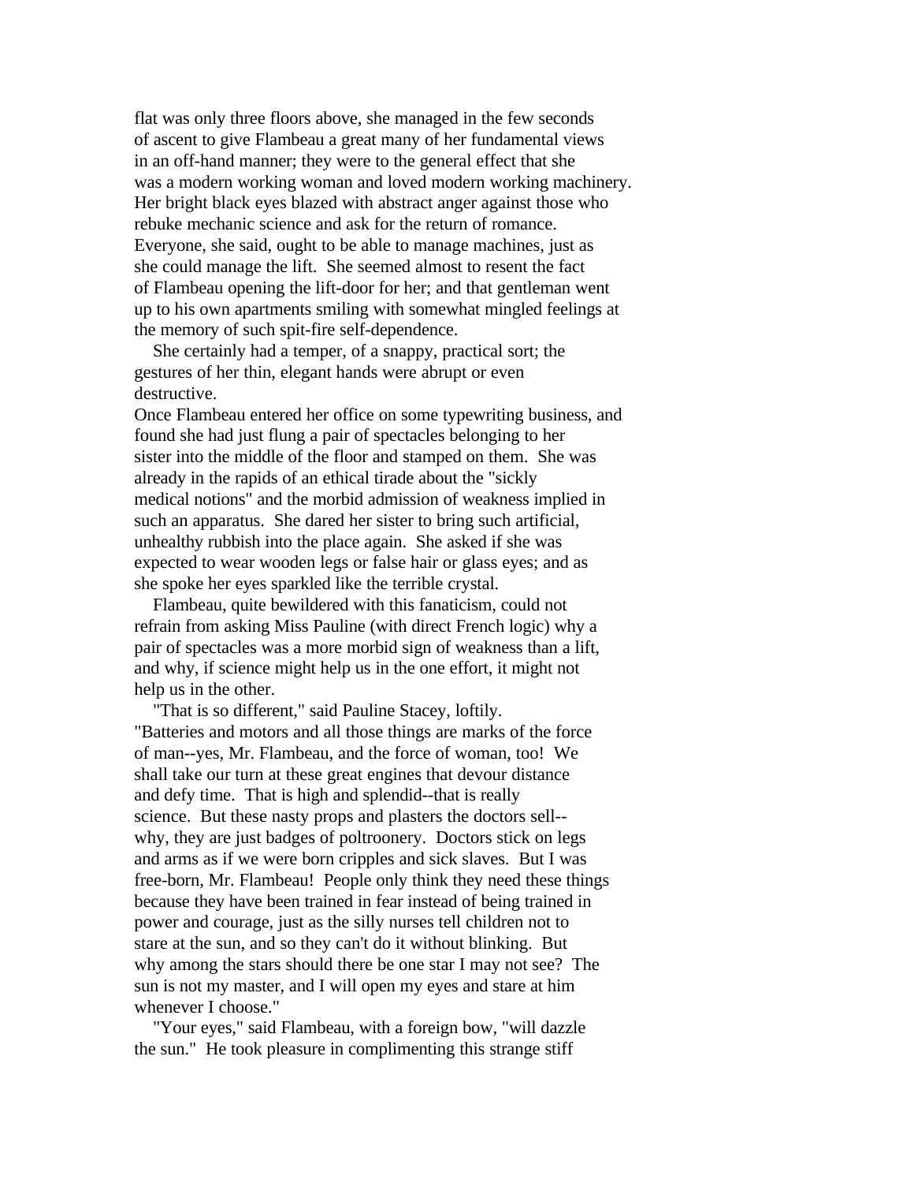flat was only three floors above, she managed in the few seconds of ascent to give Flambeau a great many of her fundamental views in an off-hand manner; they were to the general effect that she was a modern working woman and loved modern working machinery. Her bright black eyes blazed with abstract anger against those who rebuke mechanic science and ask for the return of romance. Everyone, she said, ought to be able to manage machines, just as she could manage the lift. She seemed almost to resent the fact of Flambeau opening the lift-door for her; and that gentleman went up to his own apartments smiling with somewhat mingled feelings at the memory of such spit-fire self-dependence.

She certainly had a temper, of a snappy, practical sort; the gestures of her thin, elegant hands were abrupt or even destructive.
Once Flambeau entered her office on some typewriting business, and found she had just flung a pair of spectacles belonging to her sister into the middle of the floor and stamped on them. She was already in the rapids of an ethical tirade about the "sickly medical notions" and the morbid admission of weakness implied in such an apparatus. She dared her sister to bring such artificial, unhealthy rubbish into the place again. She asked if she was expected to wear wooden legs or false hair or glass eyes; and as she spoke her eyes sparkled like the terrible crystal.

Flambeau, quite bewildered with this fanaticism, could not refrain from asking Miss Pauline (with direct French logic) why a pair of spectacles was a more morbid sign of weakness than a lift, and why, if science might help us in the one effort, it might not help us in the other.

"That is so different," said Pauline Stacey, loftily. "Batteries and motors and all those things are marks of the force of man--yes, Mr. Flambeau, and the force of woman, too! We shall take our turn at these great engines that devour distance and defy time. That is high and splendid--that is really science. But these nasty props and plasters the doctors sell--why, they are just badges of poltroonery. Doctors stick on legs and arms as if we were born cripples and sick slaves. But I was free-born, Mr. Flambeau! People only think they need these things because they have been trained in fear instead of being trained in power and courage, just as the silly nurses tell children not to stare at the sun, and so they can't do it without blinking. But why among the stars should there be one star I may not see? The sun is not my master, and I will open my eyes and stare at him whenever I choose."

"Your eyes," said Flambeau, with a foreign bow, "will dazzle the sun." He took pleasure in complimenting this strange stiff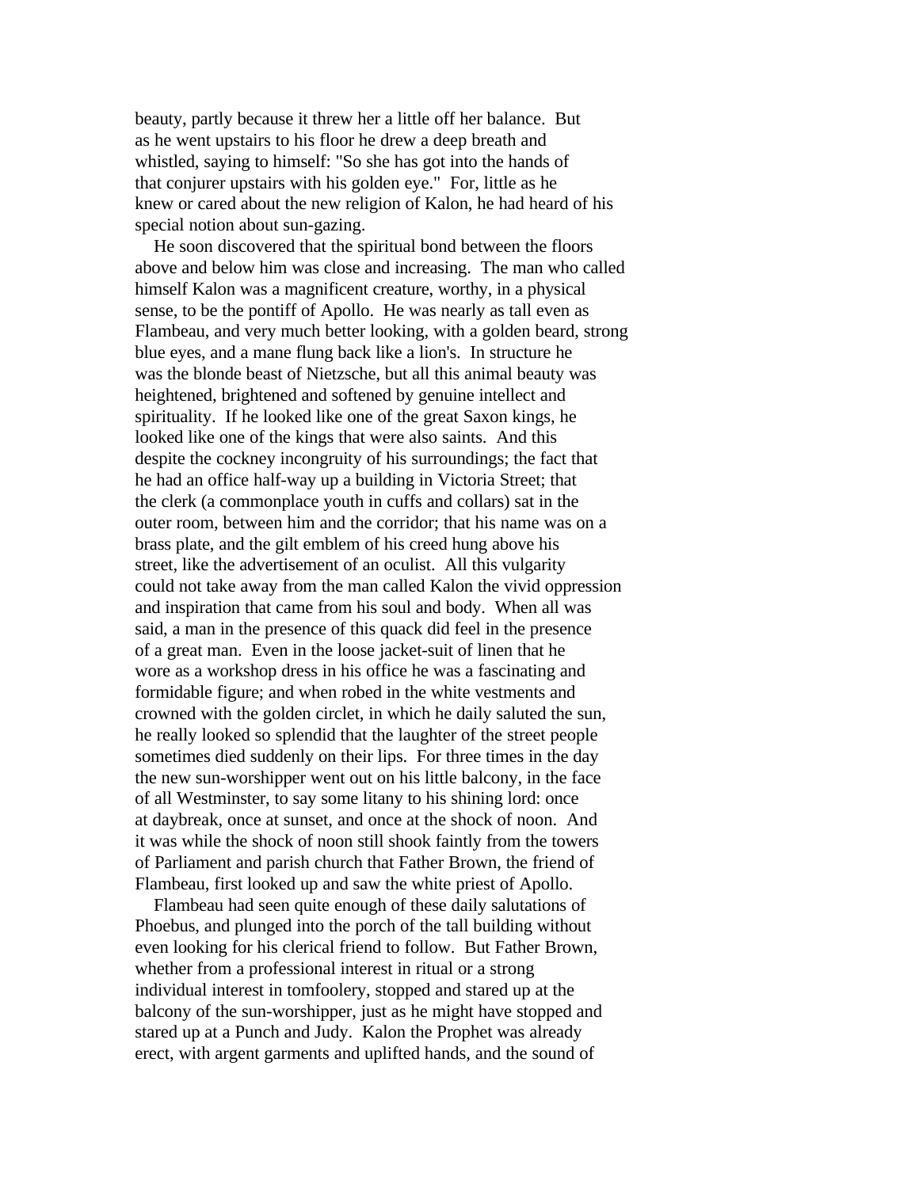beauty, partly because it threw her a little off her balance. But as he went upstairs to his floor he drew a deep breath and whistled, saying to himself: "So she has got into the hands of that conjurer upstairs with his golden eye." For, little as he knew or cared about the new religion of Kalon, he had heard of his special notion about sun-gazing.

He soon discovered that the spiritual bond between the floors above and below him was close and increasing. The man who called himself Kalon was a magnificent creature, worthy, in a physical sense, to be the pontiff of Apollo. He was nearly as tall even as Flambeau, and very much better looking, with a golden beard, strong blue eyes, and a mane flung back like a lion's. In structure he was the blonde beast of Nietzsche, but all this animal beauty was heightened, brightened and softened by genuine intellect and spirituality. If he looked like one of the great Saxon kings, he looked like one of the kings that were also saints. And this despite the cockney incongruity of his surroundings; the fact that he had an office half-way up a building in Victoria Street; that the clerk (a commonplace youth in cuffs and collars) sat in the outer room, between him and the corridor; that his name was on a brass plate, and the gilt emblem of his creed hung above his street, like the advertisement of an oculist. All this vulgarity could not take away from the man called Kalon the vivid oppression and inspiration that came from his soul and body. When all was said, a man in the presence of this quack did feel in the presence of a great man. Even in the loose jacket-suit of linen that he wore as a workshop dress in his office he was a fascinating and formidable figure; and when robed in the white vestments and crowned with the golden circlet, in which he daily saluted the sun, he really looked so splendid that the laughter of the street people sometimes died suddenly on their lips. For three times in the day the new sun-worshipper went out on his little balcony, in the face of all Westminster, to say some litany to his shining lord: once at daybreak, once at sunset, and once at the shock of noon. And it was while the shock of noon still shook faintly from the towers of Parliament and parish church that Father Brown, the friend of Flambeau, first looked up and saw the white priest of Apollo.

Flambeau had seen quite enough of these daily salutations of Phoebus, and plunged into the porch of the tall building without even looking for his clerical friend to follow. But Father Brown, whether from a professional interest in ritual or a strong individual interest in tomfoolery, stopped and stared up at the balcony of the sun-worshipper, just as he might have stopped and stared up at a Punch and Judy. Kalon the Prophet was already erect, with argent garments and uplifted hands, and the sound of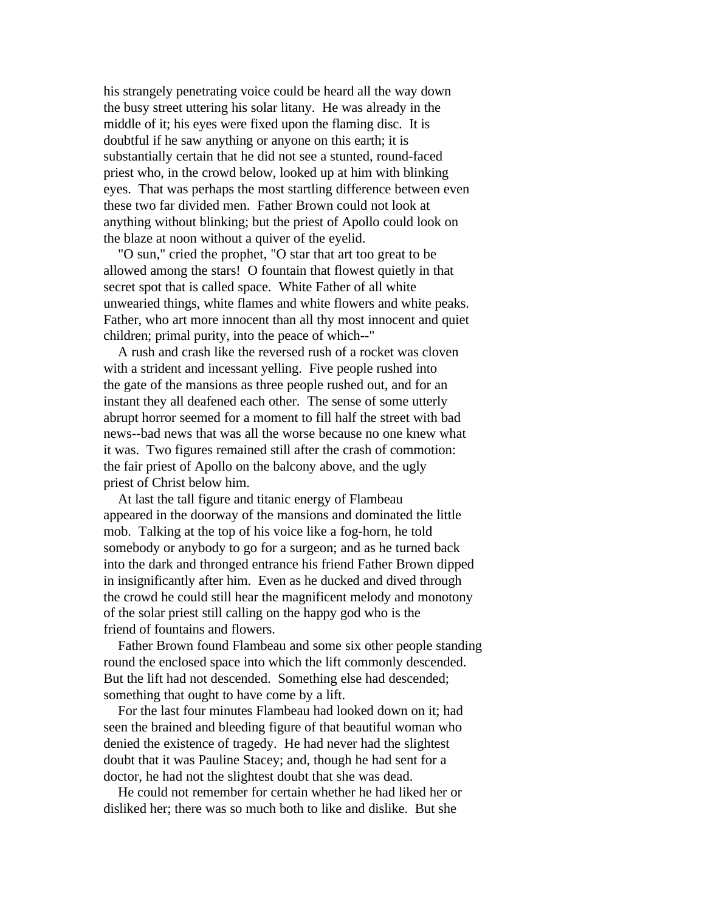his strangely penetrating voice could be heard all the way down the busy street uttering his solar litany. He was already in the middle of it; his eyes were fixed upon the flaming disc. It is doubtful if he saw anything or anyone on this earth; it is substantially certain that he did not see a stunted, round-faced priest who, in the crowd below, looked up at him with blinking eyes. That was perhaps the most startling difference between even these two far divided men. Father Brown could not look at anything without blinking; but the priest of Apollo could look on the blaze at noon without a quiver of the eyelid.

"O sun," cried the prophet, "O star that art too great to be allowed among the stars! O fountain that flowest quietly in that secret spot that is called space. White Father of all white unwearied things, white flames and white flowers and white peaks. Father, who art more innocent than all thy most innocent and quiet children; primal purity, into the peace of which--"

A rush and crash like the reversed rush of a rocket was cloven with a strident and incessant yelling. Five people rushed into the gate of the mansions as three people rushed out, and for an instant they all deafened each other. The sense of some utterly abrupt horror seemed for a moment to fill half the street with bad news--bad news that was all the worse because no one knew what it was. Two figures remained still after the crash of commotion: the fair priest of Apollo on the balcony above, and the ugly priest of Christ below him.

At last the tall figure and titanic energy of Flambeau appeared in the doorway of the mansions and dominated the little mob. Talking at the top of his voice like a fog-horn, he told somebody or anybody to go for a surgeon; and as he turned back into the dark and thronged entrance his friend Father Brown dipped in insignificantly after him. Even as he ducked and dived through the crowd he could still hear the magnificent melody and monotony of the solar priest still calling on the happy god who is the friend of fountains and flowers.

Father Brown found Flambeau and some six other people standing round the enclosed space into which the lift commonly descended. But the lift had not descended. Something else had descended; something that ought to have come by a lift.

For the last four minutes Flambeau had looked down on it; had seen the brained and bleeding figure of that beautiful woman who denied the existence of tragedy. He had never had the slightest doubt that it was Pauline Stacey; and, though he had sent for a doctor, he had not the slightest doubt that she was dead.

He could not remember for certain whether he had liked her or disliked her; there was so much both to like and dislike. But she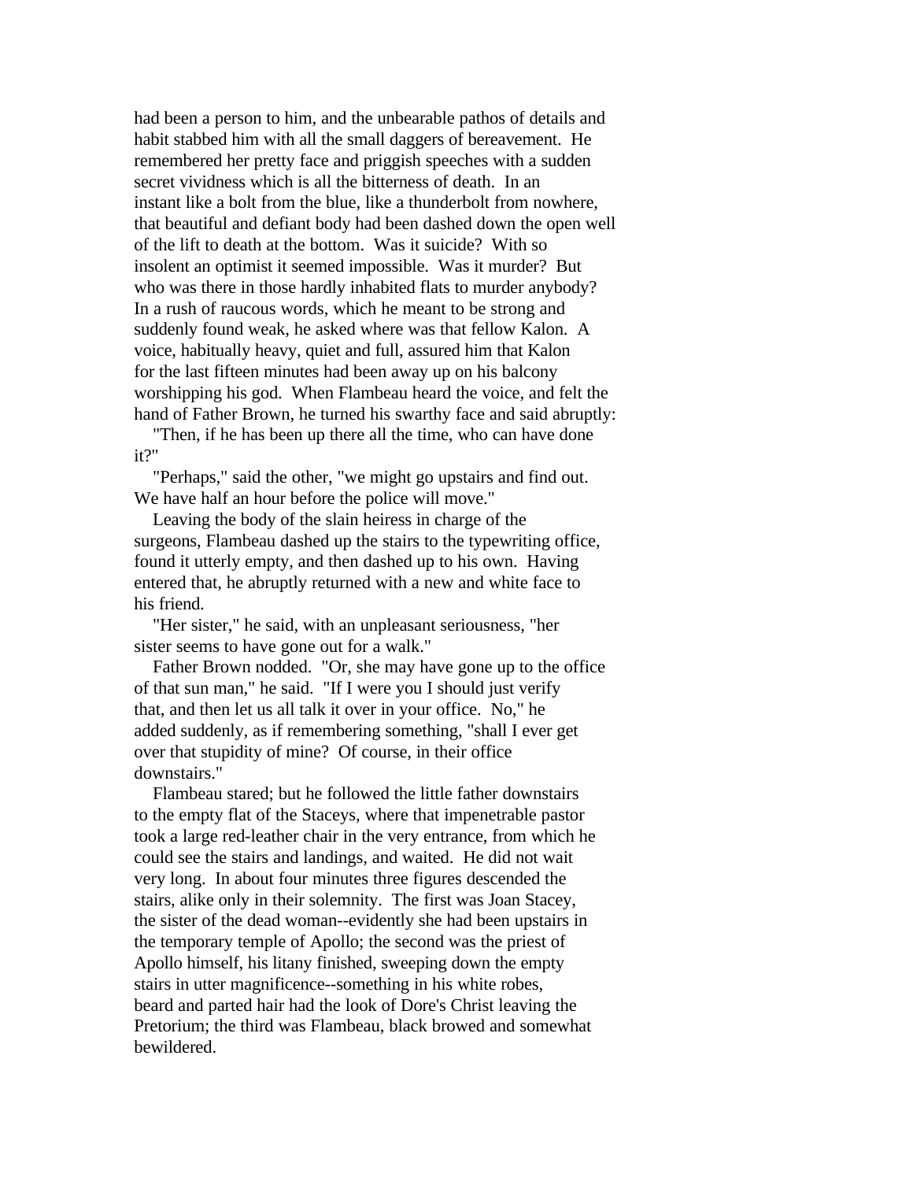had been a person to him, and the unbearable pathos of details and habit stabbed him with all the small daggers of bereavement. He remembered her pretty face and priggish speeches with a sudden secret vividness which is all the bitterness of death. In an instant like a bolt from the blue, like a thunderbolt from nowhere, that beautiful and defiant body had been dashed down the open well of the lift to death at the bottom. Was it suicide? With so insolent an optimist it seemed impossible. Was it murder? But who was there in those hardly inhabited flats to murder anybody? In a rush of raucous words, which he meant to be strong and suddenly found weak, he asked where was that fellow Kalon. A voice, habitually heavy, quiet and full, assured him that Kalon for the last fifteen minutes had been away up on his balcony worshipping his god. When Flambeau heard the voice, and felt the hand of Father Brown, he turned his swarthy face and said abruptly:

"Then, if he has been up there all the time, who can have done it?"

"Perhaps," said the other, "we might go upstairs and find out. We have half an hour before the police will move."

Leaving the body of the slain heiress in charge of the surgeons, Flambeau dashed up the stairs to the typewriting office, found it utterly empty, and then dashed up to his own. Having entered that, he abruptly returned with a new and white face to his friend.

"Her sister," he said, with an unpleasant seriousness, "her sister seems to have gone out for a walk."

Father Brown nodded. "Or, she may have gone up to the office of that sun man," he said. "If I were you I should just verify that, and then let us all talk it over in your office. No," he added suddenly, as if remembering something, "shall I ever get over that stupidity of mine? Of course, in their office downstairs."

Flambeau stared; but he followed the little father downstairs to the empty flat of the Staceys, where that impenetrable pastor took a large red-leather chair in the very entrance, from which he could see the stairs and landings, and waited. He did not wait very long. In about four minutes three figures descended the stairs, alike only in their solemnity. The first was Joan Stacey, the sister of the dead woman--evidently she had been upstairs in the temporary temple of Apollo; the second was the priest of Apollo himself, his litany finished, sweeping down the empty stairs in utter magnificence--something in his white robes, beard and parted hair had the look of Dore's Christ leaving the Pretorium; the third was Flambeau, black browed and somewhat bewildered.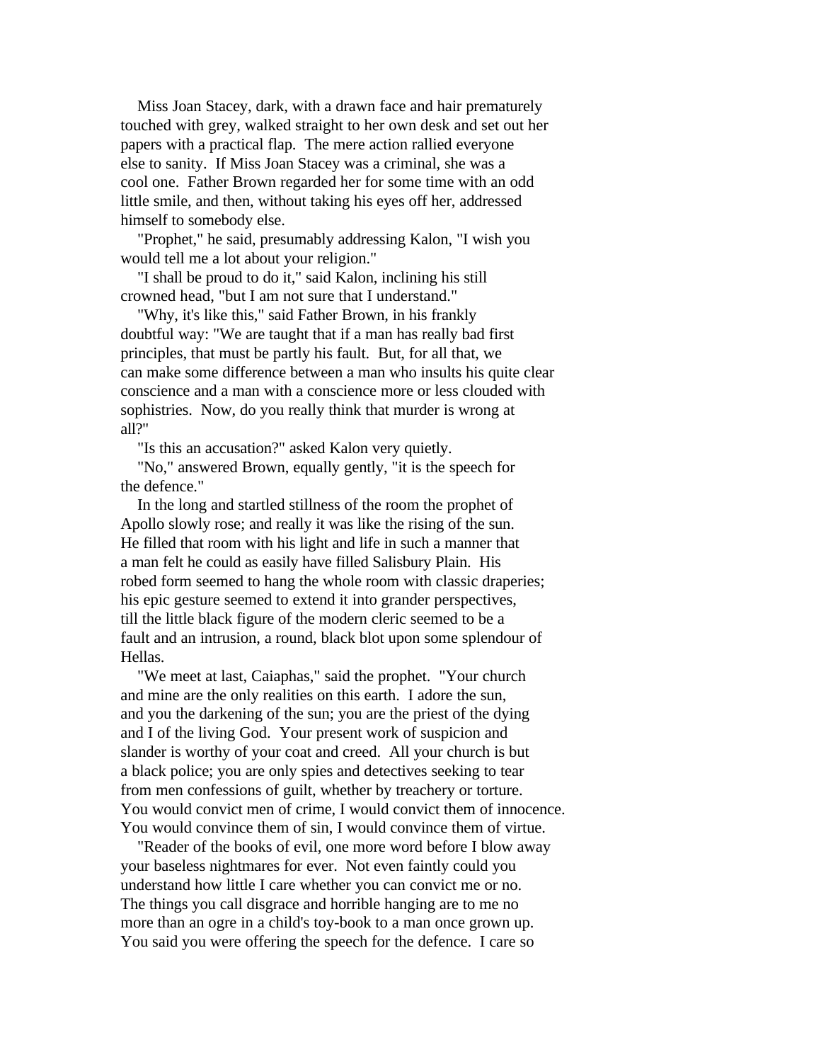Miss Joan Stacey, dark, with a drawn face and hair prematurely touched with grey, walked straight to her own desk and set out her papers with a practical flap. The mere action rallied everyone else to sanity. If Miss Joan Stacey was a criminal, she was a cool one. Father Brown regarded her for some time with an odd little smile, and then, without taking his eyes off her, addressed himself to somebody else.

"Prophet," he said, presumably addressing Kalon, "I wish you would tell me a lot about your religion."

"I shall be proud to do it," said Kalon, inclining his still crowned head, "but I am not sure that I understand."

"Why, it's like this," said Father Brown, in his frankly doubtful way: "We are taught that if a man has really bad first principles, that must be partly his fault. But, for all that, we can make some difference between a man who insults his quite clear conscience and a man with a conscience more or less clouded with sophistries. Now, do you really think that murder is wrong at all?"

"Is this an accusation?" asked Kalon very quietly.

"No," answered Brown, equally gently, "it is the speech for the defence."

In the long and startled stillness of the room the prophet of Apollo slowly rose; and really it was like the rising of the sun. He filled that room with his light and life in such a manner that a man felt he could as easily have filled Salisbury Plain. His robed form seemed to hang the whole room with classic draperies; his epic gesture seemed to extend it into grander perspectives, till the little black figure of the modern cleric seemed to be a fault and an intrusion, a round, black blot upon some splendour of Hellas.

"We meet at last, Caiaphas," said the prophet. "Your church and mine are the only realities on this earth. I adore the sun, and you the darkening of the sun; you are the priest of the dying and I of the living God. Your present work of suspicion and slander is worthy of your coat and creed. All your church is but a black police; you are only spies and detectives seeking to tear from men confessions of guilt, whether by treachery or torture. You would convict men of crime, I would convict them of innocence. You would convince them of sin, I would convince them of virtue.

"Reader of the books of evil, one more word before I blow away your baseless nightmares for ever. Not even faintly could you understand how little I care whether you can convict me or no. The things you call disgrace and horrible hanging are to me no more than an ogre in a child's toy-book to a man once grown up. You said you were offering the speech for the defence. I care so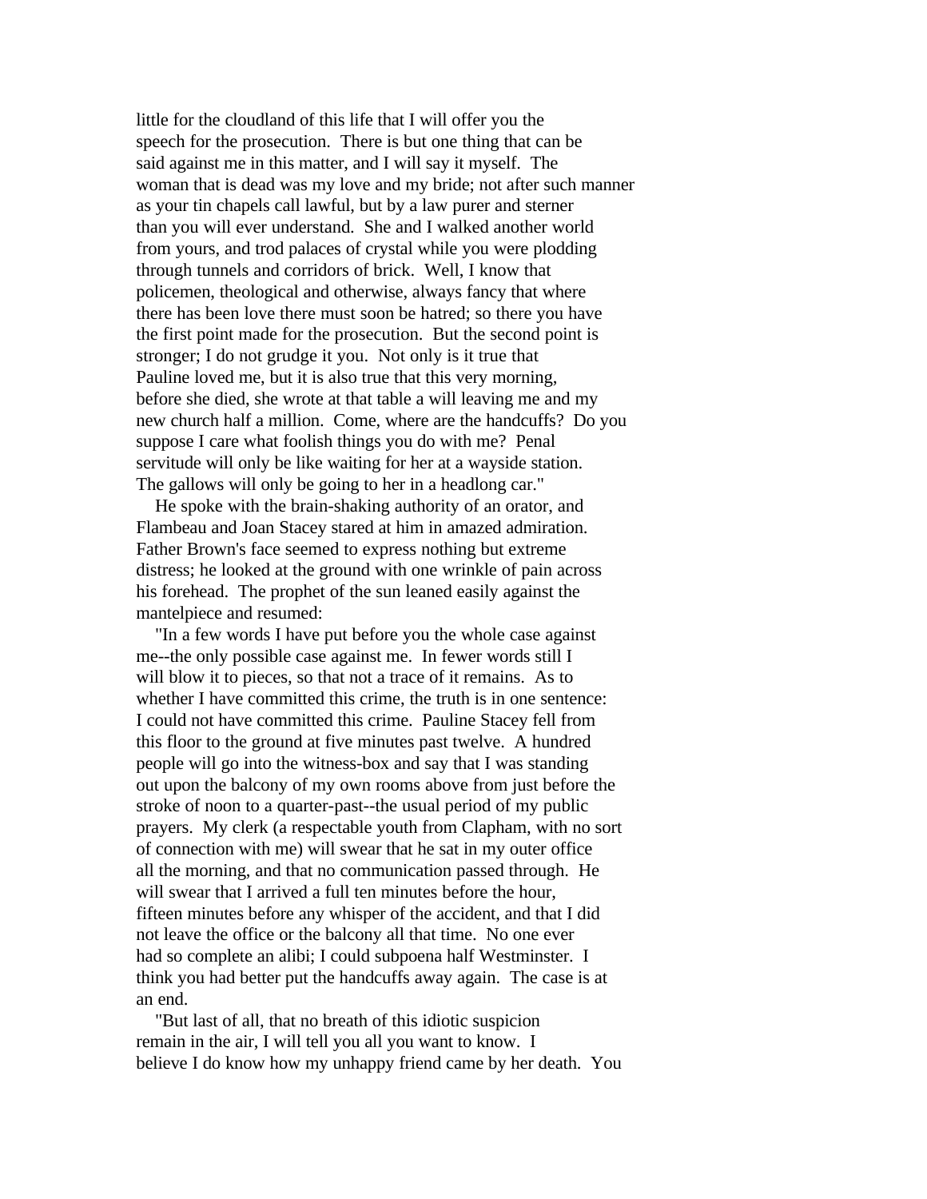little for the cloudland of this life that I will offer you the speech for the prosecution. There is but one thing that can be said against me in this matter, and I will say it myself. The woman that is dead was my love and my bride; not after such manner as your tin chapels call lawful, but by a law purer and sterner than you will ever understand. She and I walked another world from yours, and trod palaces of crystal while you were plodding through tunnels and corridors of brick. Well, I know that policemen, theological and otherwise, always fancy that where there has been love there must soon be hatred; so there you have the first point made for the prosecution. But the second point is stronger; I do not grudge it you. Not only is it true that Pauline loved me, but it is also true that this very morning, before she died, she wrote at that table a will leaving me and my new church half a million. Come, where are the handcuffs? Do you suppose I care what foolish things you do with me? Penal servitude will only be like waiting for her at a wayside station. The gallows will only be going to her in a headlong car."

He spoke with the brain-shaking authority of an orator, and Flambeau and Joan Stacey stared at him in amazed admiration. Father Brown's face seemed to express nothing but extreme distress; he looked at the ground with one wrinkle of pain across his forehead. The prophet of the sun leaned easily against the mantelpiece and resumed:

"In a few words I have put before you the whole case against me--the only possible case against me. In fewer words still I will blow it to pieces, so that not a trace of it remains. As to whether I have committed this crime, the truth is in one sentence: I could not have committed this crime. Pauline Stacey fell from this floor to the ground at five minutes past twelve. A hundred people will go into the witness-box and say that I was standing out upon the balcony of my own rooms above from just before the stroke of noon to a quarter-past--the usual period of my public prayers. My clerk (a respectable youth from Clapham, with no sort of connection with me) will swear that he sat in my outer office all the morning, and that no communication passed through. He will swear that I arrived a full ten minutes before the hour, fifteen minutes before any whisper of the accident, and that I did not leave the office or the balcony all that time. No one ever had so complete an alibi; I could subpoena half Westminster. I think you had better put the handcuffs away again. The case is at an end.

"But last of all, that no breath of this idiotic suspicion remain in the air, I will tell you all you want to know. I believe I do know how my unhappy friend came by her death. You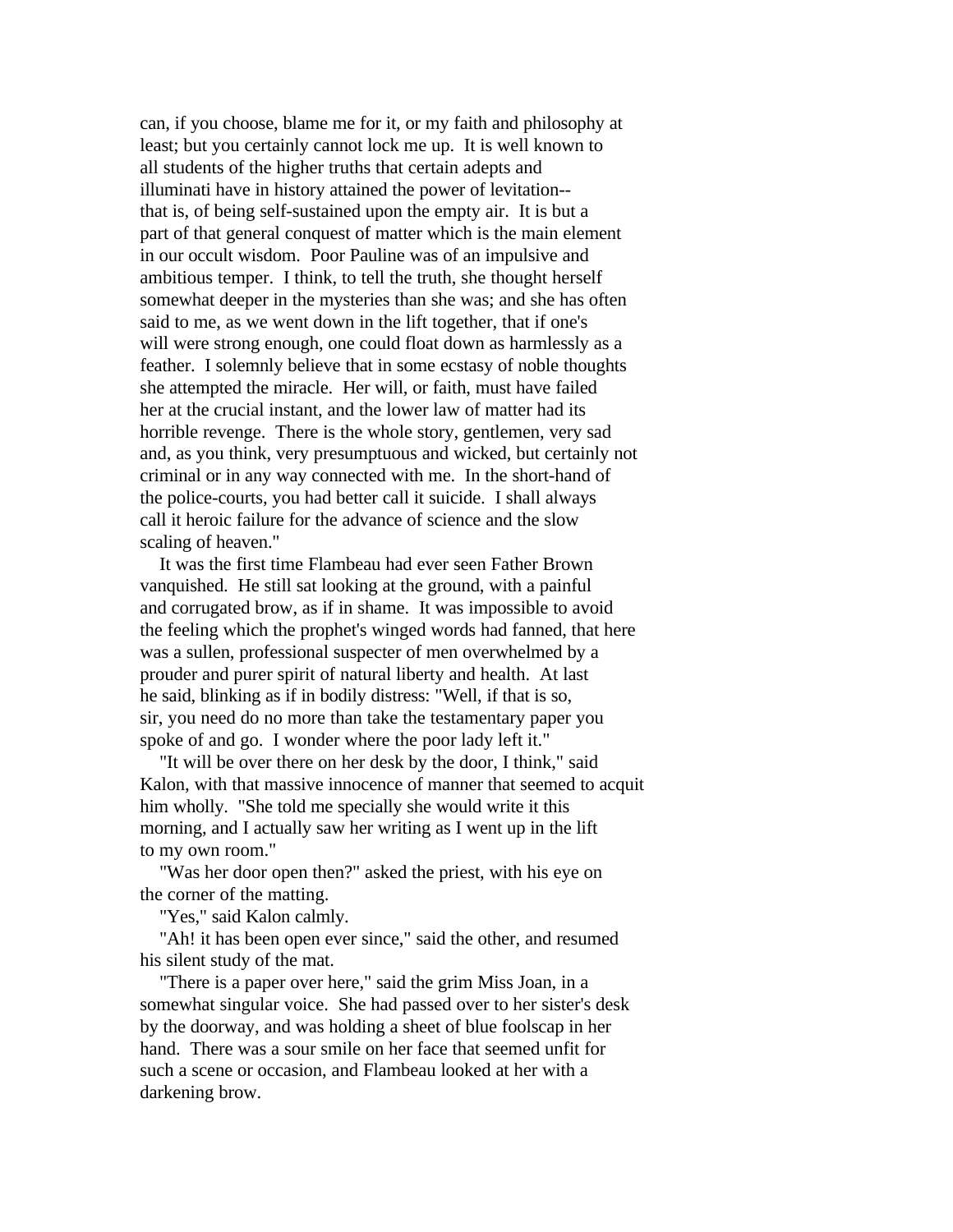can, if you choose, blame me for it, or my faith and philosophy at least; but you certainly cannot lock me up. It is well known to all students of the higher truths that certain adepts and illuminati have in history attained the power of levitation--that is, of being self-sustained upon the empty air. It is but a part of that general conquest of matter which is the main element in our occult wisdom. Poor Pauline was of an impulsive and ambitious temper. I think, to tell the truth, she thought herself somewhat deeper in the mysteries than she was; and she has often said to me, as we went down in the lift together, that if one's will were strong enough, one could float down as harmlessly as a feather. I solemnly believe that in some ecstasy of noble thoughts she attempted the miracle. Her will, or faith, must have failed her at the crucial instant, and the lower law of matter had its horrible revenge. There is the whole story, gentlemen, very sad and, as you think, very presumptuous and wicked, but certainly not criminal or in any way connected with me. In the short-hand of the police-courts, you had better call it suicide. I shall always call it heroic failure for the advance of science and the slow scaling of heaven."

It was the first time Flambeau had ever seen Father Brown vanquished. He still sat looking at the ground, with a painful and corrugated brow, as if in shame. It was impossible to avoid the feeling which the prophet's winged words had fanned, that here was a sullen, professional suspecter of men overwhelmed by a prouder and purer spirit of natural liberty and health. At last he said, blinking as if in bodily distress: "Well, if that is so, sir, you need do no more than take the testamentary paper you spoke of and go. I wonder where the poor lady left it."

"It will be over there on her desk by the door, I think," said Kalon, with that massive innocence of manner that seemed to acquit him wholly. "She told me specially she would write it this morning, and I actually saw her writing as I went up in the lift to my own room."

"Was her door open then?" asked the priest, with his eye on the corner of the matting.

"Yes," said Kalon calmly.

"Ah! it has been open ever since," said the other, and resumed his silent study of the mat.

"There is a paper over here," said the grim Miss Joan, in a somewhat singular voice. She had passed over to her sister's desk by the doorway, and was holding a sheet of blue foolscap in her hand. There was a sour smile on her face that seemed unfit for such a scene or occasion, and Flambeau looked at her with a darkening brow.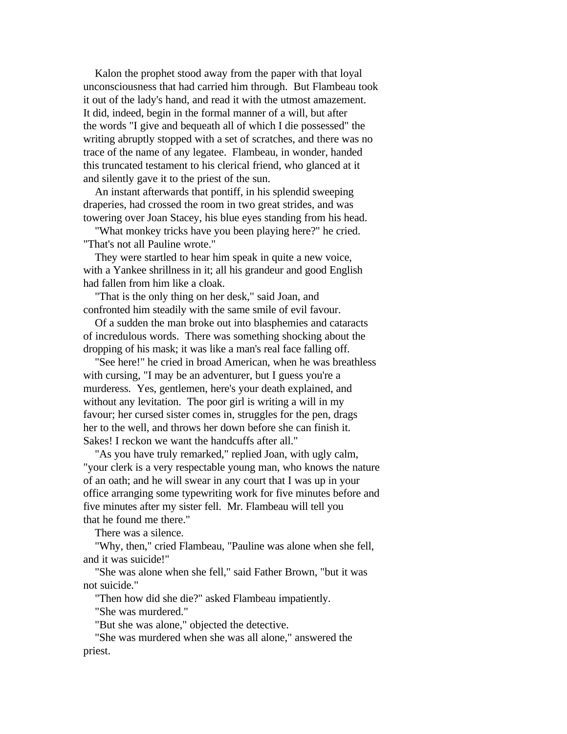Kalon the prophet stood away from the paper with that loyal unconsciousness that had carried him through. But Flambeau took it out of the lady's hand, and read it with the utmost amazement. It did, indeed, begin in the formal manner of a will, but after the words "I give and bequeath all of which I die possessed" the writing abruptly stopped with a set of scratches, and there was no trace of the name of any legatee. Flambeau, in wonder, handed this truncated testament to his clerical friend, who glanced at it and silently gave it to the priest of the sun.

An instant afterwards that pontiff, in his splendid sweeping draperies, had crossed the room in two great strides, and was towering over Joan Stacey, his blue eyes standing from his head.

"What monkey tricks have you been playing here?" he cried. "That's not all Pauline wrote."

They were startled to hear him speak in quite a new voice, with a Yankee shrillness in it; all his grandeur and good English had fallen from him like a cloak.

"That is the only thing on her desk," said Joan, and confronted him steadily with the same smile of evil favour.

Of a sudden the man broke out into blasphemies and cataracts of incredulous words. There was something shocking about the dropping of his mask; it was like a man's real face falling off.

"See here!" he cried in broad American, when he was breathless with cursing, "I may be an adventurer, but I guess you're a murderess. Yes, gentlemen, here's your death explained, and without any levitation. The poor girl is writing a will in my favour; her cursed sister comes in, struggles for the pen, drags her to the well, and throws her down before she can finish it. Sakes! I reckon we want the handcuffs after all."

"As you have truly remarked," replied Joan, with ugly calm, "your clerk is a very respectable young man, who knows the nature of an oath; and he will swear in any court that I was up in your office arranging some typewriting work for five minutes before and five minutes after my sister fell. Mr. Flambeau will tell you that he found me there."

There was a silence.

"Why, then," cried Flambeau, "Pauline was alone when she fell, and it was suicide!"

"She was alone when she fell," said Father Brown, "but it was not suicide."

"Then how did she die?" asked Flambeau impatiently.

"She was murdered."

"But she was alone," objected the detective.

"She was murdered when she was all alone," answered the priest.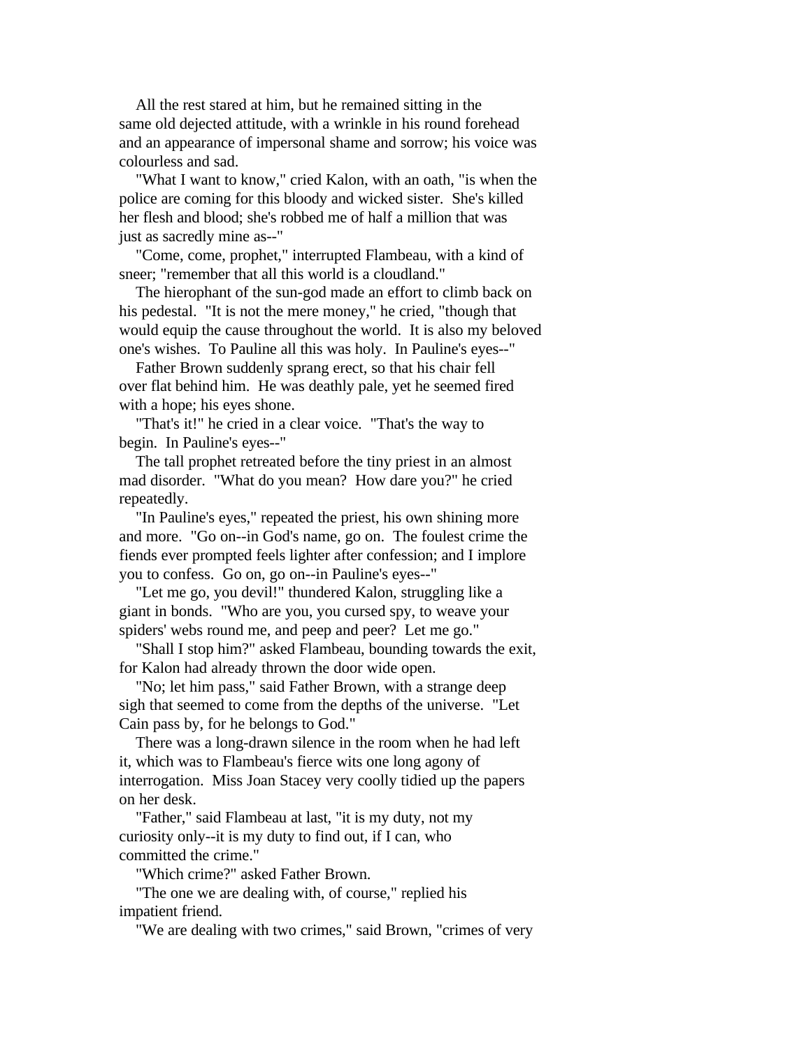All the rest stared at him, but he remained sitting in the same old dejected attitude, with a wrinkle in his round forehead and an appearance of impersonal shame and sorrow; his voice was colourless and sad.

"What I want to know," cried Kalon, with an oath, "is when the police are coming for this bloody and wicked sister. She's killed her flesh and blood; she's robbed me of half a million that was just as sacredly mine as--"

"Come, come, prophet," interrupted Flambeau, with a kind of sneer; "remember that all this world is a cloudland."

The hierophant of the sun-god made an effort to climb back on his pedestal. "It is not the mere money," he cried, "though that would equip the cause throughout the world. It is also my beloved one's wishes. To Pauline all this was holy. In Pauline's eyes--"

Father Brown suddenly sprang erect, so that his chair fell over flat behind him. He was deathly pale, yet he seemed fired with a hope; his eyes shone.

"That's it!" he cried in a clear voice. "That's the way to begin. In Pauline's eyes--"

The tall prophet retreated before the tiny priest in an almost mad disorder. "What do you mean? How dare you?" he cried repeatedly.

"In Pauline's eyes," repeated the priest, his own shining more and more. "Go on--in God's name, go on. The foulest crime the fiends ever prompted feels lighter after confession; and I implore you to confess. Go on, go on--in Pauline's eyes--"

"Let me go, you devil!" thundered Kalon, struggling like a giant in bonds. "Who are you, you cursed spy, to weave your spiders' webs round me, and peep and peer? Let me go."

"Shall I stop him?" asked Flambeau, bounding towards the exit, for Kalon had already thrown the door wide open.

"No; let him pass," said Father Brown, with a strange deep sigh that seemed to come from the depths of the universe. "Let Cain pass by, for he belongs to God."

There was a long-drawn silence in the room when he had left it, which was to Flambeau's fierce wits one long agony of interrogation. Miss Joan Stacey very coolly tidied up the papers on her desk.

"Father," said Flambeau at last, "it is my duty, not my curiosity only--it is my duty to find out, if I can, who committed the crime."

"Which crime?" asked Father Brown.

"The one we are dealing with, of course," replied his impatient friend.

"We are dealing with two crimes," said Brown, "crimes of very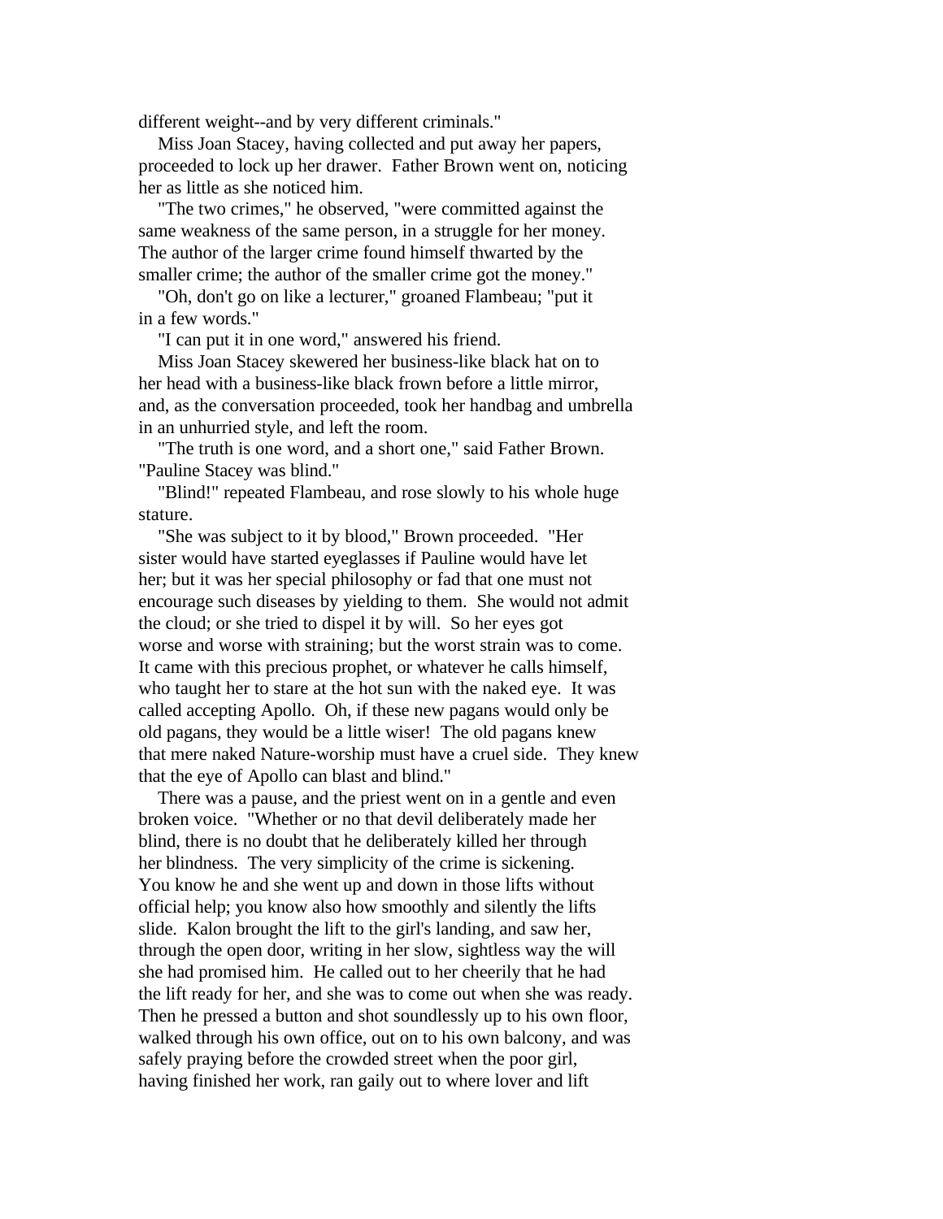different weight--and by very different criminals."

Miss Joan Stacey, having collected and put away her papers, proceeded to lock up her drawer. Father Brown went on, noticing her as little as she noticed him.

"The two crimes," he observed, "were committed against the same weakness of the same person, in a struggle for her money. The author of the larger crime found himself thwarted by the smaller crime; the author of the smaller crime got the money."

"Oh, don't go on like a lecturer," groaned Flambeau; "put it in a few words."

"I can put it in one word," answered his friend.

Miss Joan Stacey skewered her business-like black hat on to her head with a business-like black frown before a little mirror, and, as the conversation proceeded, took her handbag and umbrella in an unhurried style, and left the room.

"The truth is one word, and a short one," said Father Brown. "Pauline Stacey was blind."

"Blind!" repeated Flambeau, and rose slowly to his whole huge stature.

"She was subject to it by blood," Brown proceeded. "Her sister would have started eyeglasses if Pauline would have let her; but it was her special philosophy or fad that one must not encourage such diseases by yielding to them. She would not admit the cloud; or she tried to dispel it by will. So her eyes got worse and worse with straining; but the worst strain was to come. It came with this precious prophet, or whatever he calls himself, who taught her to stare at the hot sun with the naked eye. It was called accepting Apollo. Oh, if these new pagans would only be old pagans, they would be a little wiser! The old pagans knew that mere naked Nature-worship must have a cruel side. They knew that the eye of Apollo can blast and blind."

There was a pause, and the priest went on in a gentle and even broken voice. "Whether or no that devil deliberately made her blind, there is no doubt that he deliberately killed her through her blindness. The very simplicity of the crime is sickening. You know he and she went up and down in those lifts without official help; you know also how smoothly and silently the lifts slide. Kalon brought the lift to the girl's landing, and saw her, through the open door, writing in her slow, sightless way the will she had promised him. He called out to her cheerily that he had the lift ready for her, and she was to come out when she was ready. Then he pressed a button and shot soundlessly up to his own floor, walked through his own office, out on to his own balcony, and was safely praying before the crowded street when the poor girl, having finished her work, ran gaily out to where lover and lift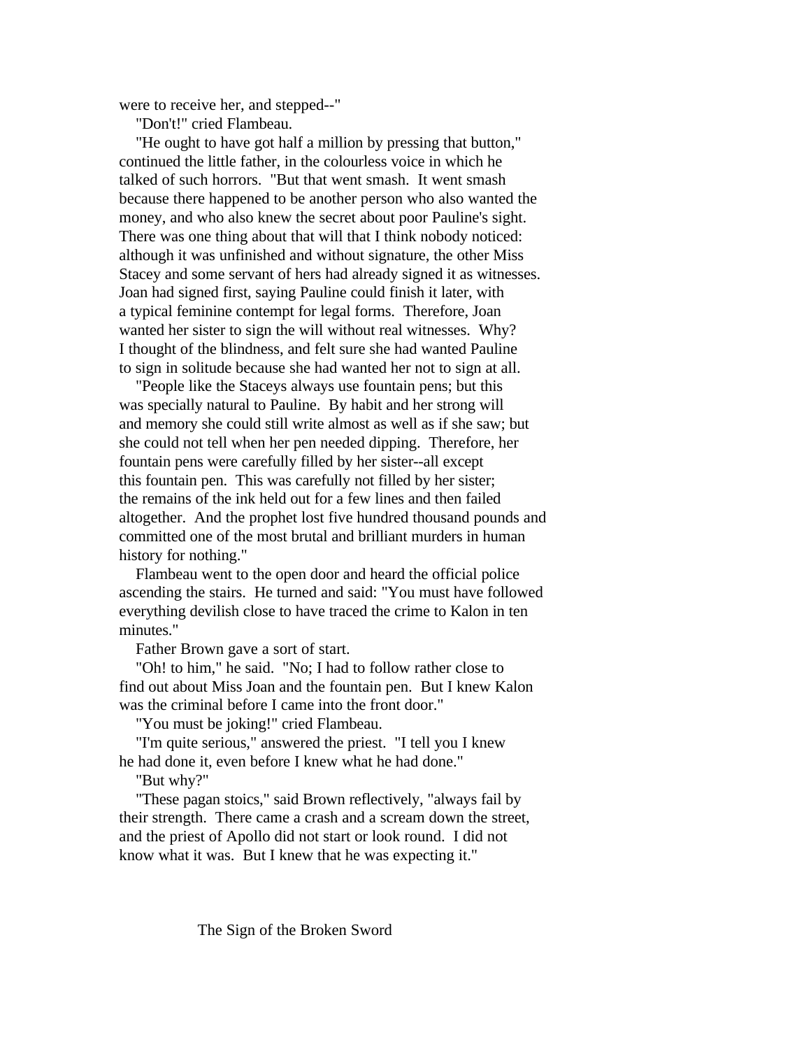were to receive her, and stepped--"

"Don't!" cried Flambeau.

"He ought to have got half a million by pressing that button," continued the little father, in the colourless voice in which he talked of such horrors. "But that went smash. It went smash because there happened to be another person who also wanted the money, and who also knew the secret about poor Pauline's sight. There was one thing about that will that I think nobody noticed: although it was unfinished and without signature, the other Miss Stacey and some servant of hers had already signed it as witnesses. Joan had signed first, saying Pauline could finish it later, with a typical feminine contempt for legal forms. Therefore, Joan wanted her sister to sign the will without real witnesses. Why? I thought of the blindness, and felt sure she had wanted Pauline to sign in solitude because she had wanted her not to sign at all.

"People like the Staceys always use fountain pens; but this was specially natural to Pauline. By habit and her strong will and memory she could still write almost as well as if she saw; but she could not tell when her pen needed dipping. Therefore, her fountain pens were carefully filled by her sister--all except this fountain pen. This was carefully not filled by her sister; the remains of the ink held out for a few lines and then failed altogether. And the prophet lost five hundred thousand pounds and committed one of the most brutal and brilliant murders in human history for nothing."

Flambeau went to the open door and heard the official police ascending the stairs. He turned and said: "You must have followed everything devilish close to have traced the crime to Kalon in ten minutes."

Father Brown gave a sort of start.

"Oh! to him," he said. "No; I had to follow rather close to find out about Miss Joan and the fountain pen. But I knew Kalon was the criminal before I came into the front door."

"You must be joking!" cried Flambeau.

"I'm quite serious," answered the priest. "I tell you I knew he had done it, even before I knew what he had done."

"But why?"

"These pagan stoics," said Brown reflectively, "always fail by their strength. There came a crash and a scream down the street, and the priest of Apollo did not start or look round. I did not know what it was. But I knew that he was expecting it."

## The Sign of the Broken Sword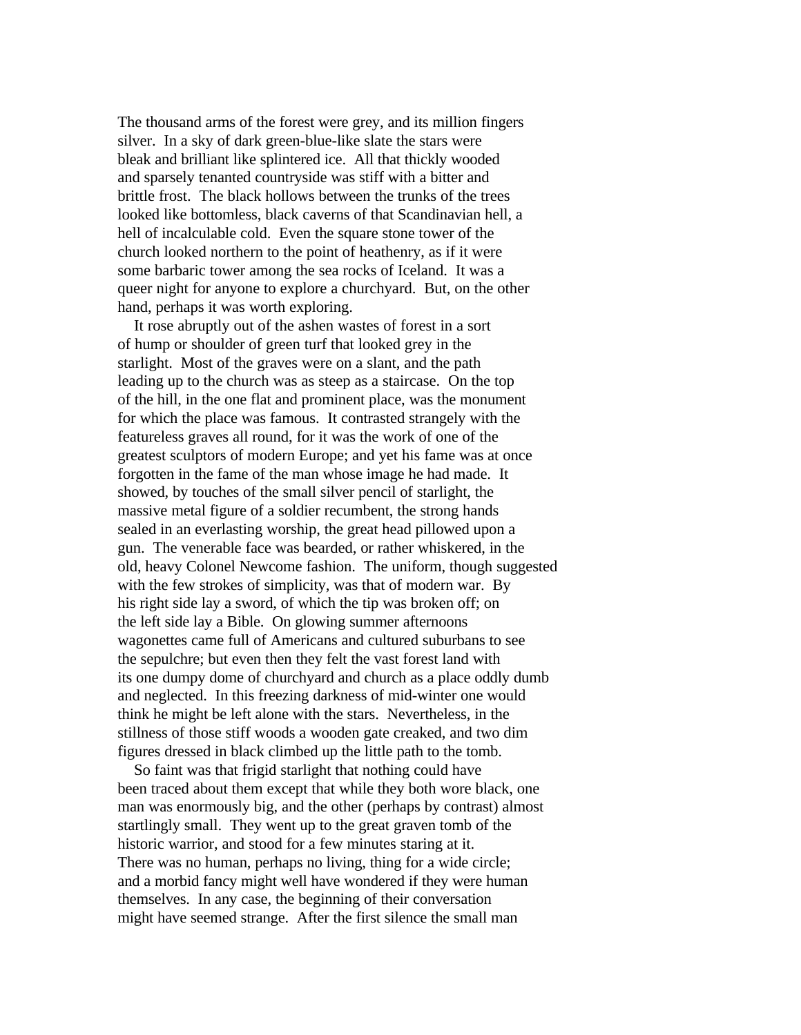The thousand arms of the forest were grey, and its million fingers silver. In a sky of dark green-blue-like slate the stars were bleak and brilliant like splintered ice. All that thickly wooded and sparsely tenanted countryside was stiff with a bitter and brittle frost. The black hollows between the trunks of the trees looked like bottomless, black caverns of that Scandinavian hell, a hell of incalculable cold. Even the square stone tower of the church looked northern to the point of heathenry, as if it were some barbaric tower among the sea rocks of Iceland. It was a queer night for anyone to explore a churchyard. But, on the other hand, perhaps it was worth exploring.

It rose abruptly out of the ashen wastes of forest in a sort of hump or shoulder of green turf that looked grey in the starlight. Most of the graves were on a slant, and the path leading up to the church was as steep as a staircase. On the top of the hill, in the one flat and prominent place, was the monument for which the place was famous. It contrasted strangely with the featureless graves all round, for it was the work of one of the greatest sculptors of modern Europe; and yet his fame was at once forgotten in the fame of the man whose image he had made. It showed, by touches of the small silver pencil of starlight, the massive metal figure of a soldier recumbent, the strong hands sealed in an everlasting worship, the great head pillowed upon a gun. The venerable face was bearded, or rather whiskered, in the old, heavy Colonel Newcome fashion. The uniform, though suggested with the few strokes of simplicity, was that of modern war. By his right side lay a sword, of which the tip was broken off; on the left side lay a Bible. On glowing summer afternoons wagonettes came full of Americans and cultured suburbans to see the sepulchre; but even then they felt the vast forest land with its one dumpy dome of churchyard and church as a place oddly dumb and neglected. In this freezing darkness of mid-winter one would think he might be left alone with the stars. Nevertheless, in the stillness of those stiff woods a wooden gate creaked, and two dim figures dressed in black climbed up the little path to the tomb.

So faint was that frigid starlight that nothing could have been traced about them except that while they both wore black, one man was enormously big, and the other (perhaps by contrast) almost startlingly small. They went up to the great graven tomb of the historic warrior, and stood for a few minutes staring at it. There was no human, perhaps no living, thing for a wide circle; and a morbid fancy might well have wondered if they were human themselves. In any case, the beginning of their conversation might have seemed strange. After the first silence the small man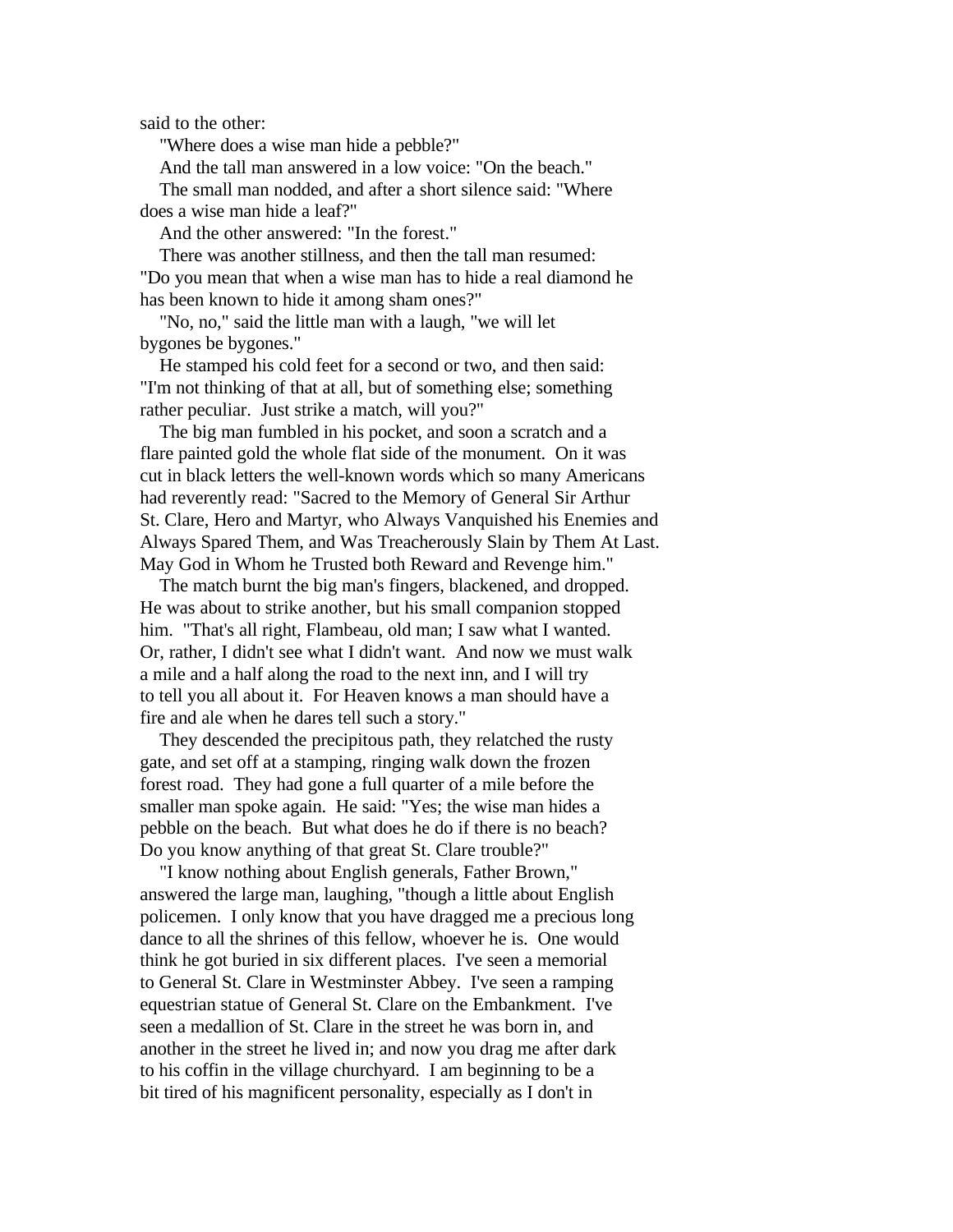said to the other:

"Where does a wise man hide a pebble?"

And the tall man answered in a low voice: "On the beach."

The small man nodded, and after a short silence said: "Where does a wise man hide a leaf?"

And the other answered: "In the forest."

There was another stillness, and then the tall man resumed: "Do you mean that when a wise man has to hide a real diamond he has been known to hide it among sham ones?"

"No, no," said the little man with a laugh, "we will let bygones be bygones."

He stamped his cold feet for a second or two, and then said: "I'm not thinking of that at all, but of something else; something rather peculiar. Just strike a match, will you?"

The big man fumbled in his pocket, and soon a scratch and a flare painted gold the whole flat side of the monument. On it was cut in black letters the well-known words which so many Americans had reverently read: "Sacred to the Memory of General Sir Arthur St. Clare, Hero and Martyr, who Always Vanquished his Enemies and Always Spared Them, and Was Treacherously Slain by Them At Last. May God in Whom he Trusted both Reward and Revenge him."

The match burnt the big man's fingers, blackened, and dropped. He was about to strike another, but his small companion stopped him. "That's all right, Flambeau, old man; I saw what I wanted. Or, rather, I didn't see what I didn't want. And now we must walk a mile and a half along the road to the next inn, and I will try to tell you all about it. For Heaven knows a man should have a fire and ale when he dares tell such a story."

They descended the precipitous path, they relatched the rusty gate, and set off at a stamping, ringing walk down the frozen forest road. They had gone a full quarter of a mile before the smaller man spoke again. He said: "Yes; the wise man hides a pebble on the beach. But what does he do if there is no beach? Do you know anything of that great St. Clare trouble?"

"I know nothing about English generals, Father Brown," answered the large man, laughing, "though a little about English policemen. I only know that you have dragged me a precious long dance to all the shrines of this fellow, whoever he is. One would think he got buried in six different places. I've seen a memorial to General St. Clare in Westminster Abbey. I've seen a ramping equestrian statue of General St. Clare on the Embankment. I've seen a medallion of St. Clare in the street he was born in, and another in the street he lived in; and now you drag me after dark to his coffin in the village churchyard. I am beginning to be a bit tired of his magnificent personality, especially as I don't in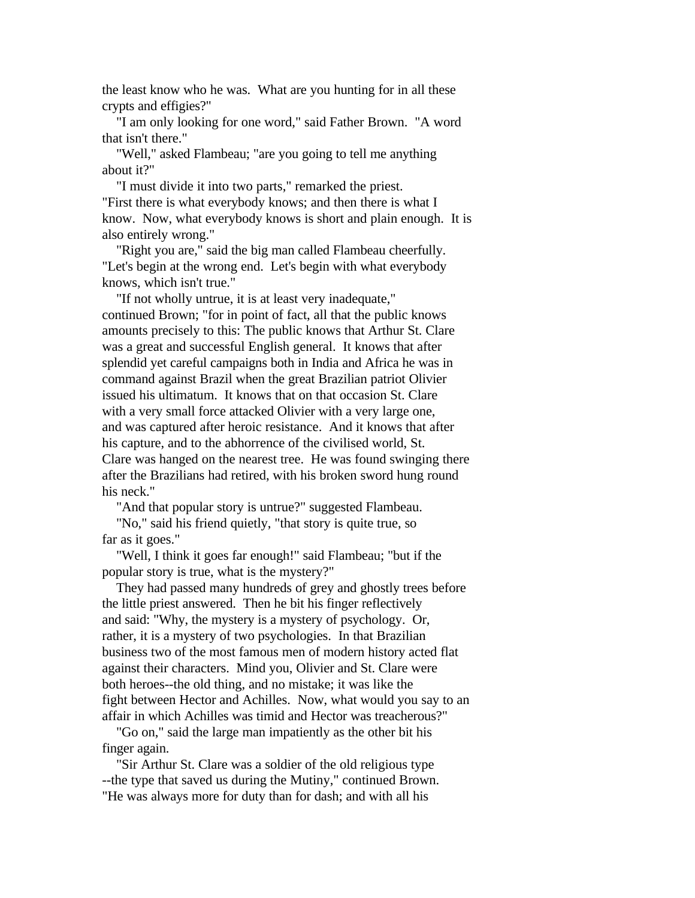the least know who he was. What are you hunting for in all these crypts and effigies?"

"I am only looking for one word," said Father Brown. "A word that isn't there."

"Well," asked Flambeau; "are you going to tell me anything about it?"

"I must divide it into two parts," remarked the priest. "First there is what everybody knows; and then there is what I know. Now, what everybody knows is short and plain enough. It is also entirely wrong."

"Right you are," said the big man called Flambeau cheerfully. "Let's begin at the wrong end. Let's begin with what everybody knows, which isn't true."

"If not wholly untrue, it is at least very inadequate," continued Brown; "for in point of fact, all that the public knows amounts precisely to this: The public knows that Arthur St. Clare was a great and successful English general. It knows that after splendid yet careful campaigns both in India and Africa he was in command against Brazil when the great Brazilian patriot Olivier issued his ultimatum. It knows that on that occasion St. Clare with a very small force attacked Olivier with a very large one, and was captured after heroic resistance. And it knows that after his capture, and to the abhorrence of the civilised world, St. Clare was hanged on the nearest tree. He was found swinging there after the Brazilians had retired, with his broken sword hung round his neck."

"And that popular story is untrue?" suggested Flambeau.

"No," said his friend quietly, "that story is quite true, so far as it goes."

"Well, I think it goes far enough!" said Flambeau; "but if the popular story is true, what is the mystery?"

They had passed many hundreds of grey and ghostly trees before the little priest answered. Then he bit his finger reflectively and said: "Why, the mystery is a mystery of psychology. Or, rather, it is a mystery of two psychologies. In that Brazilian business two of the most famous men of modern history acted flat against their characters. Mind you, Olivier and St. Clare were both heroes--the old thing, and no mistake; it was like the fight between Hector and Achilles. Now, what would you say to an affair in which Achilles was timid and Hector was treacherous?"

"Go on," said the large man impatiently as the other bit his finger again.

"Sir Arthur St. Clare was a soldier of the old religious type --the type that saved us during the Mutiny," continued Brown. "He was always more for duty than for dash; and with all his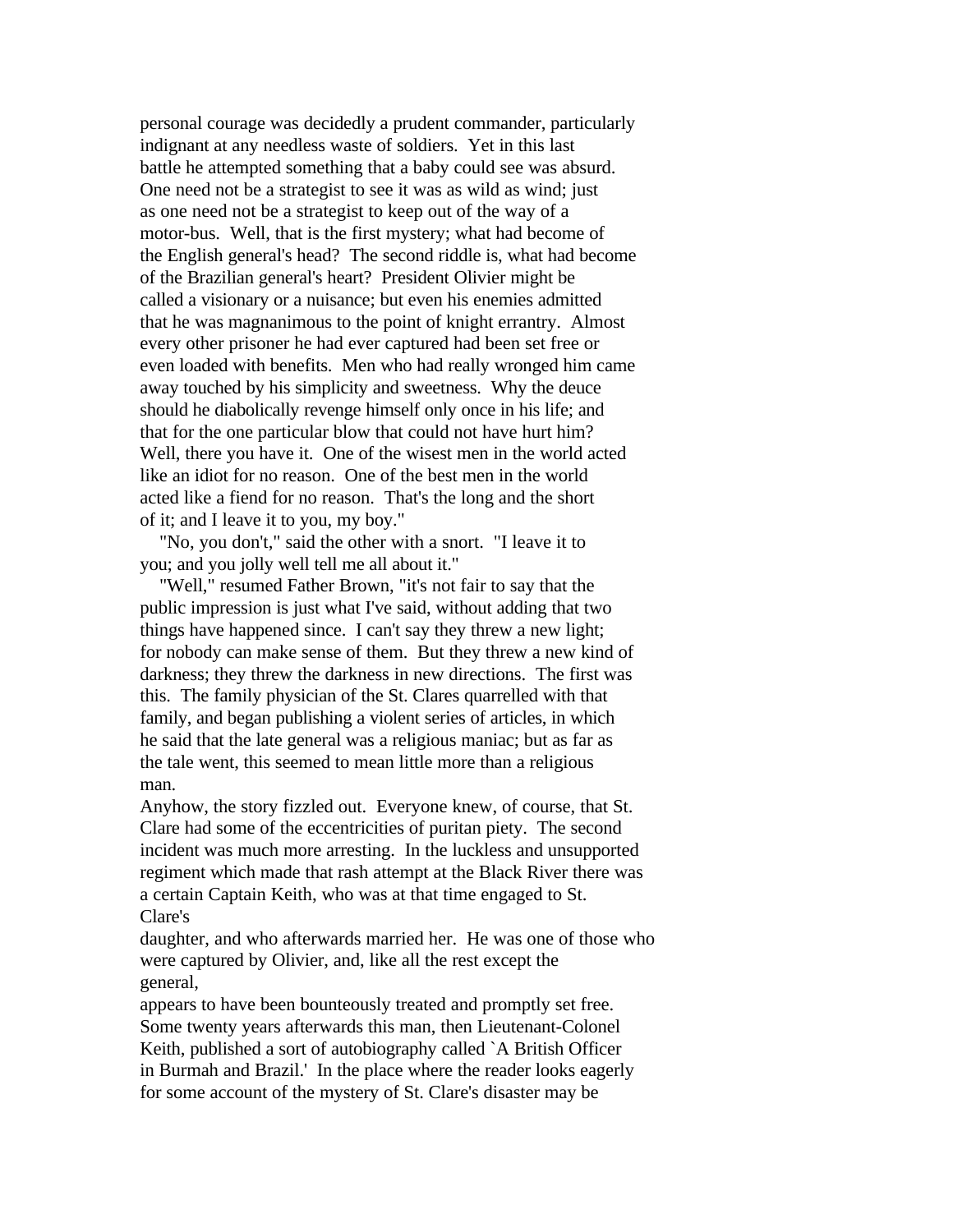personal courage was decidedly a prudent commander, particularly indignant at any needless waste of soldiers. Yet in this last battle he attempted something that a baby could see was absurd. One need not be a strategist to see it was as wild as wind; just as one need not be a strategist to keep out of the way of a motor-bus. Well, that is the first mystery; what had become of the English general's head? The second riddle is, what had become of the Brazilian general's heart? President Olivier might be called a visionary or a nuisance; but even his enemies admitted that he was magnanimous to the point of knight errantry. Almost every other prisoner he had ever captured had been set free or even loaded with benefits. Men who had really wronged him came away touched by his simplicity and sweetness. Why the deuce should he diabolically revenge himself only once in his life; and that for the one particular blow that could not have hurt him? Well, there you have it. One of the wisest men in the world acted like an idiot for no reason. One of the best men in the world acted like a fiend for no reason. That's the long and the short of it; and I leave it to you, my boy."

"No, you don't," said the other with a snort. "I leave it to you; and you jolly well tell me all about it."

"Well," resumed Father Brown, "it's not fair to say that the public impression is just what I've said, without adding that two things have happened since. I can't say they threw a new light; for nobody can make sense of them. But they threw a new kind of darkness; they threw the darkness in new directions. The first was this. The family physician of the St. Clares quarrelled with that family, and began publishing a violent series of articles, in which he said that the late general was a religious maniac; but as far as the tale went, this seemed to mean little more than a religious man.
Anyhow, the story fizzled out. Everyone knew, of course, that St. Clare had some of the eccentricities of puritan piety. The second incident was much more arresting. In the luckless and unsupported regiment which made that rash attempt at the Black River there was a certain Captain Keith, who was at that time engaged to St. Clare's
daughter, and who afterwards married her. He was one of those who were captured by Olivier, and, like all the rest except the general,
appears to have been bounteously treated and promptly set free. Some twenty years afterwards this man, then Lieutenant-Colonel Keith, published a sort of autobiography called `A British Officer in Burmah and Brazil.' In the place where the reader looks eagerly for some account of the mystery of St. Clare's disaster may be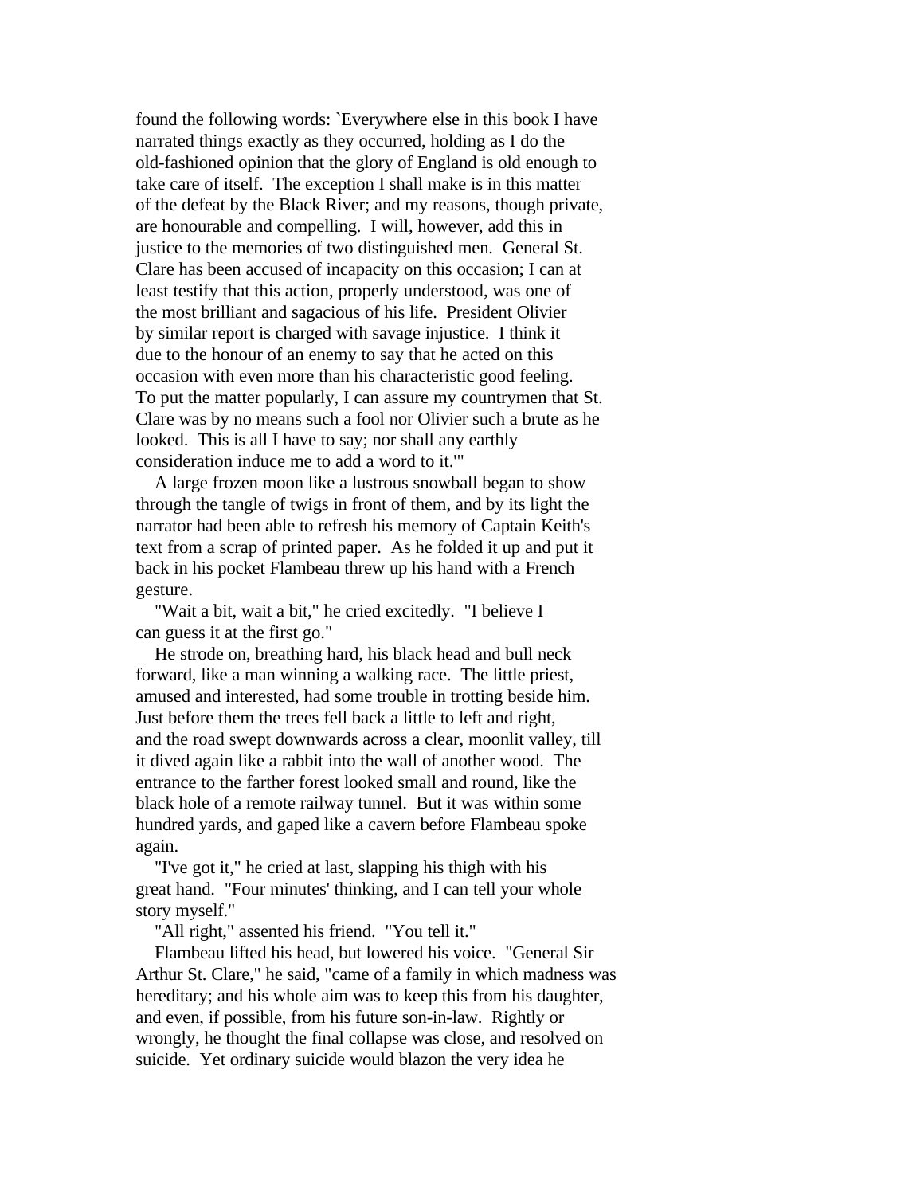found the following words: `Everywhere else in this book I have narrated things exactly as they occurred, holding as I do the old-fashioned opinion that the glory of England is old enough to take care of itself. The exception I shall make is in this matter of the defeat by the Black River; and my reasons, though private, are honourable and compelling. I will, however, add this in justice to the memories of two distinguished men. General St. Clare has been accused of incapacity on this occasion; I can at least testify that this action, properly understood, was one of the most brilliant and sagacious of his life. President Olivier by similar report is charged with savage injustice. I think it due to the honour of an enemy to say that he acted on this occasion with even more than his characteristic good feeling. To put the matter popularly, I can assure my countrymen that St. Clare was by no means such a fool nor Olivier such a brute as he looked. This is all I have to say; nor shall any earthly consideration induce me to add a word to it.'"

A large frozen moon like a lustrous snowball began to show through the tangle of twigs in front of them, and by its light the narrator had been able to refresh his memory of Captain Keith's text from a scrap of printed paper. As he folded it up and put it back in his pocket Flambeau threw up his hand with a French gesture.

"Wait a bit, wait a bit," he cried excitedly. "I believe I can guess it at the first go."

He strode on, breathing hard, his black head and bull neck forward, like a man winning a walking race. The little priest, amused and interested, had some trouble in trotting beside him. Just before them the trees fell back a little to left and right, and the road swept downwards across a clear, moonlit valley, till it dived again like a rabbit into the wall of another wood. The entrance to the farther forest looked small and round, like the black hole of a remote railway tunnel. But it was within some hundred yards, and gaped like a cavern before Flambeau spoke again.

"I've got it," he cried at last, slapping his thigh with his great hand. "Four minutes' thinking, and I can tell your whole story myself."

"All right," assented his friend. "You tell it."

Flambeau lifted his head, but lowered his voice. "General Sir Arthur St. Clare," he said, "came of a family in which madness was hereditary; and his whole aim was to keep this from his daughter, and even, if possible, from his future son-in-law. Rightly or wrongly, he thought the final collapse was close, and resolved on suicide. Yet ordinary suicide would blazon the very idea he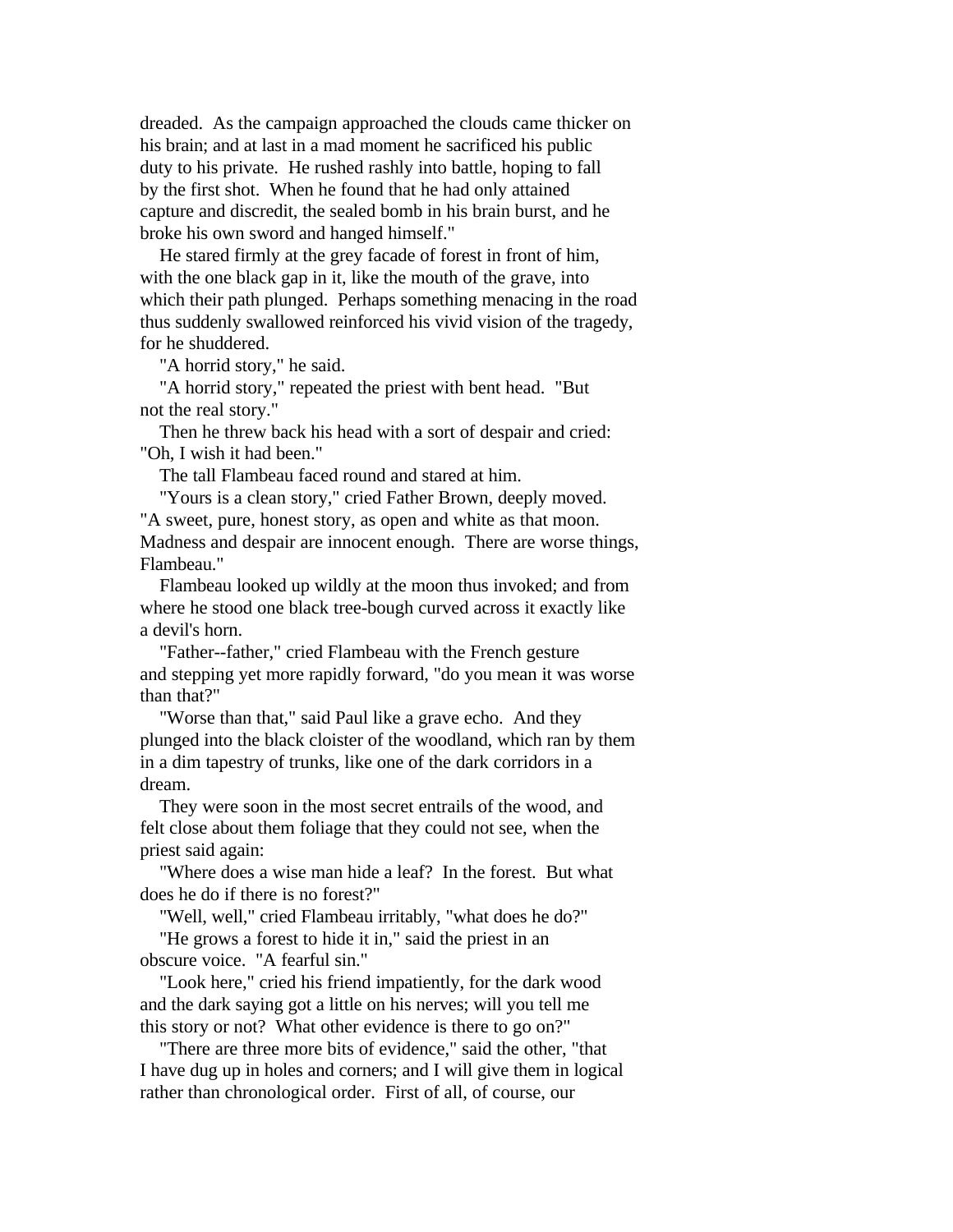dreaded. As the campaign approached the clouds came thicker on his brain; and at last in a mad moment he sacrificed his public duty to his private. He rushed rashly into battle, hoping to fall by the first shot. When he found that he had only attained capture and discredit, the sealed bomb in his brain burst, and he broke his own sword and hanged himself."

He stared firmly at the grey facade of forest in front of him, with the one black gap in it, like the mouth of the grave, into which their path plunged. Perhaps something menacing in the road thus suddenly swallowed reinforced his vivid vision of the tragedy, for he shuddered.

"A horrid story," he said.

"A horrid story," repeated the priest with bent head. "But not the real story."

Then he threw back his head with a sort of despair and cried: "Oh, I wish it had been."

The tall Flambeau faced round and stared at him.

"Yours is a clean story," cried Father Brown, deeply moved. "A sweet, pure, honest story, as open and white as that moon. Madness and despair are innocent enough. There are worse things, Flambeau."

Flambeau looked up wildly at the moon thus invoked; and from where he stood one black tree-bough curved across it exactly like a devil's horn.

"Father--father," cried Flambeau with the French gesture and stepping yet more rapidly forward, "do you mean it was worse than that?"

"Worse than that," said Paul like a grave echo. And they plunged into the black cloister of the woodland, which ran by them in a dim tapestry of trunks, like one of the dark corridors in a dream.

They were soon in the most secret entrails of the wood, and felt close about them foliage that they could not see, when the priest said again:

"Where does a wise man hide a leaf? In the forest. But what does he do if there is no forest?"

"Well, well," cried Flambeau irritably, "what does he do?"

"He grows a forest to hide it in," said the priest in an obscure voice. "A fearful sin."

"Look here," cried his friend impatiently, for the dark wood and the dark saying got a little on his nerves; will you tell me this story or not? What other evidence is there to go on?"

"There are three more bits of evidence," said the other, "that I have dug up in holes and corners; and I will give them in logical rather than chronological order. First of all, of course, our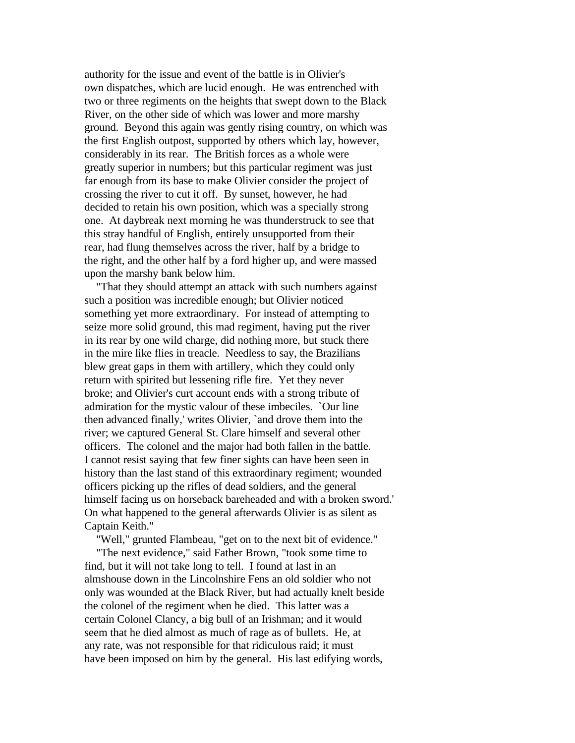authority for the issue and event of the battle is in Olivier's own dispatches, which are lucid enough. He was entrenched with two or three regiments on the heights that swept down to the Black River, on the other side of which was lower and more marshy ground. Beyond this again was gently rising country, on which was the first English outpost, supported by others which lay, however, considerably in its rear. The British forces as a whole were greatly superior in numbers; but this particular regiment was just far enough from its base to make Olivier consider the project of crossing the river to cut it off. By sunset, however, he had decided to retain his own position, which was a specially strong one. At daybreak next morning he was thunderstruck to see that this stray handful of English, entirely unsupported from their rear, had flung themselves across the river, half by a bridge to the right, and the other half by a ford higher up, and were massed upon the marshy bank below him.

"That they should attempt an attack with such numbers against such a position was incredible enough; but Olivier noticed something yet more extraordinary. For instead of attempting to seize more solid ground, this mad regiment, having put the river in its rear by one wild charge, did nothing more, but stuck there in the mire like flies in treacle. Needless to say, the Brazilians blew great gaps in them with artillery, which they could only return with spirited but lessening rifle fire. Yet they never broke; and Olivier's curt account ends with a strong tribute of admiration for the mystic valour of these imbeciles. `Our line then advanced finally,' writes Olivier, `and drove them into the river; we captured General St. Clare himself and several other officers. The colonel and the major had both fallen in the battle. I cannot resist saying that few finer sights can have been seen in history than the last stand of this extraordinary regiment; wounded officers picking up the rifles of dead soldiers, and the general himself facing us on horseback bareheaded and with a broken sword.' On what happened to the general afterwards Olivier is as silent as Captain Keith."

"Well," grunted Flambeau, "get on to the next bit of evidence."

"The next evidence," said Father Brown, "took some time to find, but it will not take long to tell. I found at last in an almshouse down in the Lincolnshire Fens an old soldier who not only was wounded at the Black River, but had actually knelt beside the colonel of the regiment when he died. This latter was a certain Colonel Clancy, a big bull of an Irishman; and it would seem that he died almost as much of rage as of bullets. He, at any rate, was not responsible for that ridiculous raid; it must have been imposed on him by the general. His last edifying words,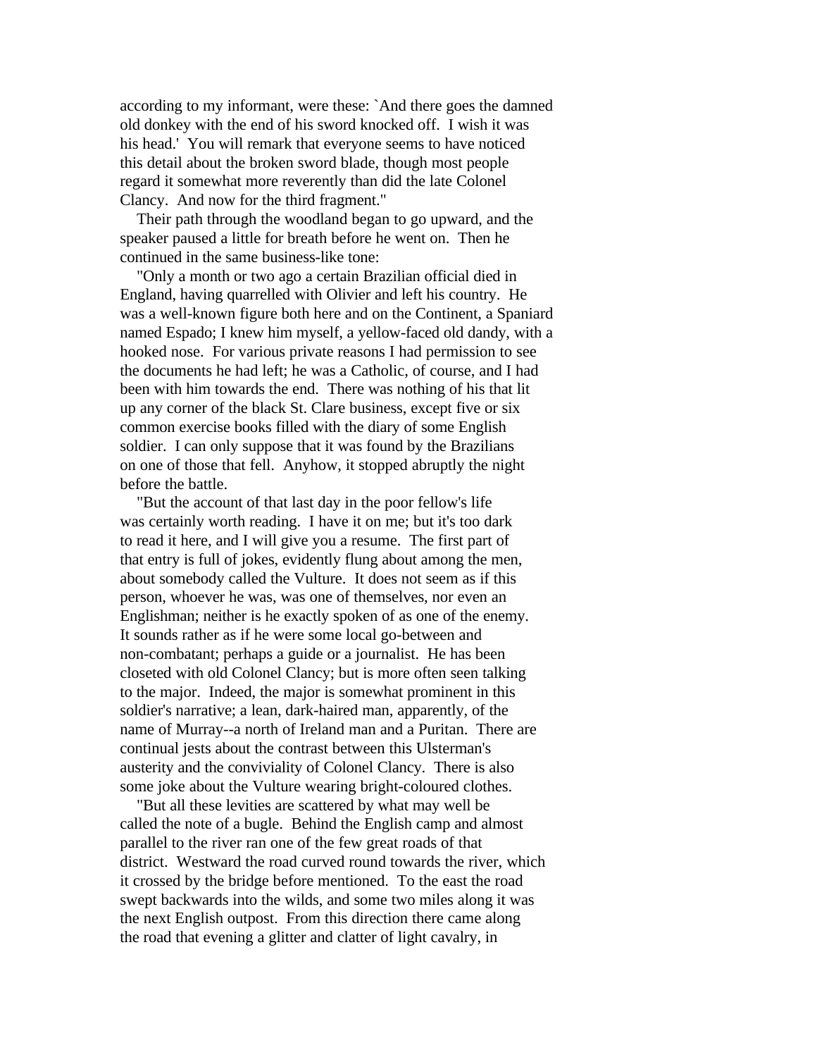according to my informant, were these: `And there goes the damned old donkey with the end of his sword knocked off. I wish it was his head.' You will remark that everyone seems to have noticed this detail about the broken sword blade, though most people regard it somewhat more reverently than did the late Colonel Clancy. And now for the third fragment."

Their path through the woodland began to go upward, and the speaker paused a little for breath before he went on. Then he continued in the same business-like tone:

"Only a month or two ago a certain Brazilian official died in England, having quarrelled with Olivier and left his country. He was a well-known figure both here and on the Continent, a Spaniard named Espado; I knew him myself, a yellow-faced old dandy, with a hooked nose. For various private reasons I had permission to see the documents he had left; he was a Catholic, of course, and I had been with him towards the end. There was nothing of his that lit up any corner of the black St. Clare business, except five or six common exercise books filled with the diary of some English soldier. I can only suppose that it was found by the Brazilians on one of those that fell. Anyhow, it stopped abruptly the night before the battle.

"But the account of that last day in the poor fellow's life was certainly worth reading. I have it on me; but it's too dark to read it here, and I will give you a resume. The first part of that entry is full of jokes, evidently flung about among the men, about somebody called the Vulture. It does not seem as if this person, whoever he was, was one of themselves, nor even an Englishman; neither is he exactly spoken of as one of the enemy. It sounds rather as if he were some local go-between and non-combatant; perhaps a guide or a journalist. He has been closeted with old Colonel Clancy; but is more often seen talking to the major. Indeed, the major is somewhat prominent in this soldier's narrative; a lean, dark-haired man, apparently, of the name of Murray--a north of Ireland man and a Puritan. There are continual jests about the contrast between this Ulsterman's austerity and the conviviality of Colonel Clancy. There is also some joke about the Vulture wearing bright-coloured clothes.

"But all these levities are scattered by what may well be called the note of a bugle. Behind the English camp and almost parallel to the river ran one of the few great roads of that district. Westward the road curved round towards the river, which it crossed by the bridge before mentioned. To the east the road swept backwards into the wilds, and some two miles along it was the next English outpost. From this direction there came along the road that evening a glitter and clatter of light cavalry, in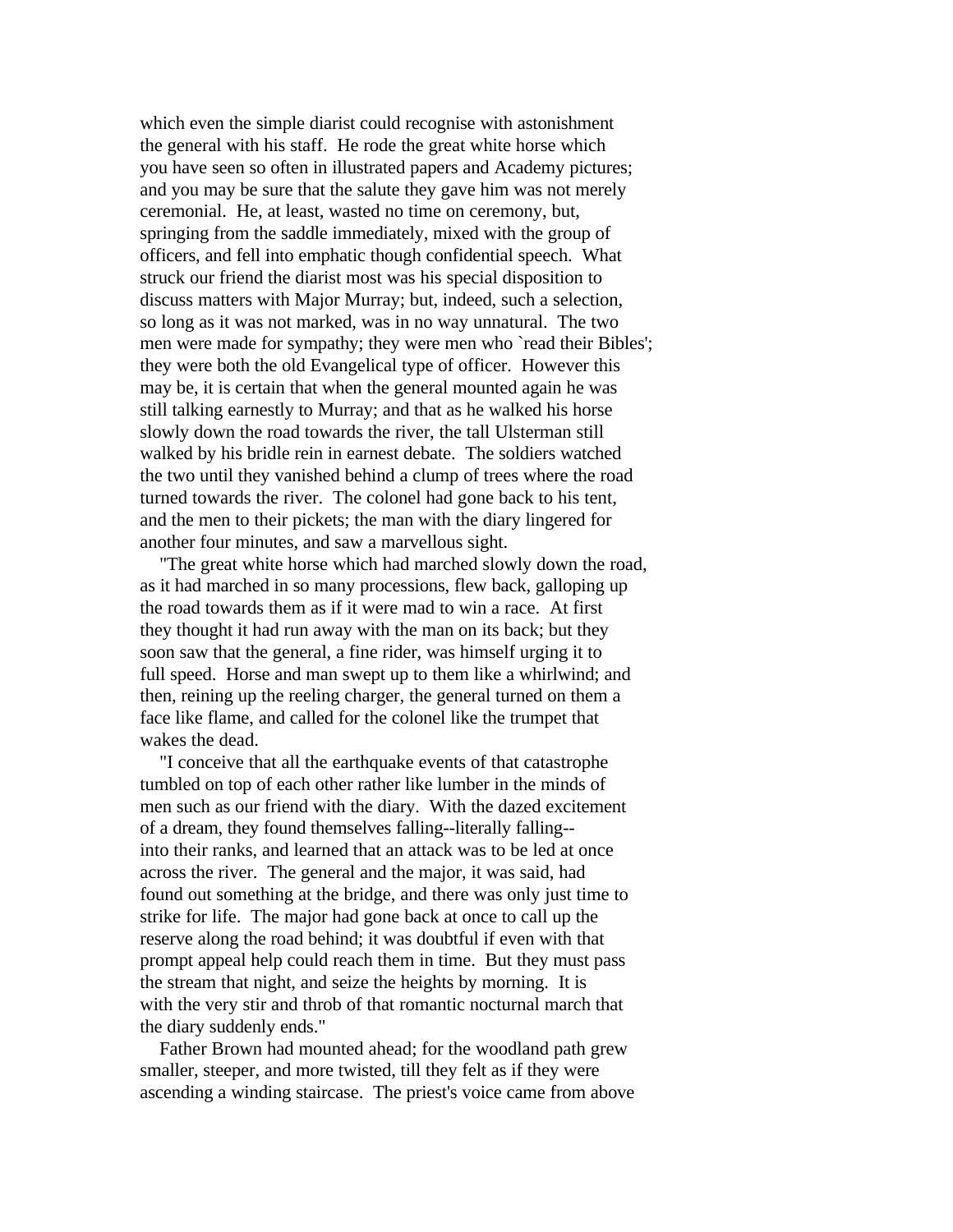which even the simple diarist could recognise with astonishment the general with his staff. He rode the great white horse which you have seen so often in illustrated papers and Academy pictures; and you may be sure that the salute they gave him was not merely ceremonial. He, at least, wasted no time on ceremony, but, springing from the saddle immediately, mixed with the group of officers, and fell into emphatic though confidential speech. What struck our friend the diarist most was his special disposition to discuss matters with Major Murray; but, indeed, such a selection, so long as it was not marked, was in no way unnatural. The two men were made for sympathy; they were men who `read their Bibles'; they were both the old Evangelical type of officer. However this may be, it is certain that when the general mounted again he was still talking earnestly to Murray; and that as he walked his horse slowly down the road towards the river, the tall Ulsterman still walked by his bridle rein in earnest debate. The soldiers watched the two until they vanished behind a clump of trees where the road turned towards the river. The colonel had gone back to his tent, and the men to their pickets; the man with the diary lingered for another four minutes, and saw a marvellous sight.

"The great white horse which had marched slowly down the road, as it had marched in so many processions, flew back, galloping up the road towards them as if it were mad to win a race. At first they thought it had run away with the man on its back; but they soon saw that the general, a fine rider, was himself urging it to full speed. Horse and man swept up to them like a whirlwind; and then, reining up the reeling charger, the general turned on them a face like flame, and called for the colonel like the trumpet that wakes the dead.

"I conceive that all the earthquake events of that catastrophe tumbled on top of each other rather like lumber in the minds of men such as our friend with the diary. With the dazed excitement of a dream, they found themselves falling--literally falling-- into their ranks, and learned that an attack was to be led at once across the river. The general and the major, it was said, had found out something at the bridge, and there was only just time to strike for life. The major had gone back at once to call up the reserve along the road behind; it was doubtful if even with that prompt appeal help could reach them in time. But they must pass the stream that night, and seize the heights by morning. It is with the very stir and throb of that romantic nocturnal march that the diary suddenly ends."

Father Brown had mounted ahead; for the woodland path grew smaller, steeper, and more twisted, till they felt as if they were ascending a winding staircase. The priest's voice came from above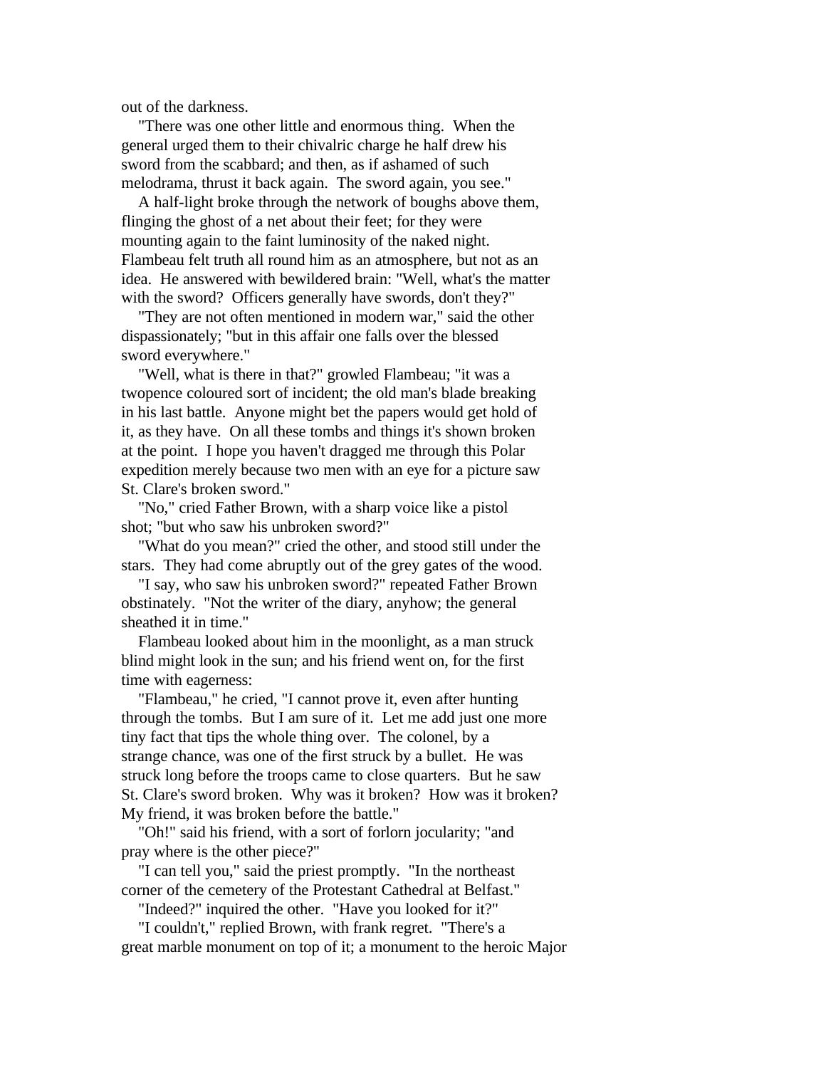out of the darkness.

"There was one other little and enormous thing. When the general urged them to their chivalric charge he half drew his sword from the scabbard; and then, as if ashamed of such melodrama, thrust it back again. The sword again, you see."

A half-light broke through the network of boughs above them, flinging the ghost of a net about their feet; for they were mounting again to the faint luminosity of the naked night. Flambeau felt truth all round him as an atmosphere, but not as an idea. He answered with bewildered brain: "Well, what's the matter with the sword? Officers generally have swords, don't they?"

"They are not often mentioned in modern war," said the other dispassionately; "but in this affair one falls over the blessed sword everywhere."

"Well, what is there in that?" growled Flambeau; "it was a twopence coloured sort of incident; the old man's blade breaking in his last battle. Anyone might bet the papers would get hold of it, as they have. On all these tombs and things it's shown broken at the point. I hope you haven't dragged me through this Polar expedition merely because two men with an eye for a picture saw St. Clare's broken sword."

"No," cried Father Brown, with a sharp voice like a pistol shot; "but who saw his unbroken sword?"

"What do you mean?" cried the other, and stood still under the stars. They had come abruptly out of the grey gates of the wood.

"I say, who saw his unbroken sword?" repeated Father Brown obstinately. "Not the writer of the diary, anyhow; the general sheathed it in time."

Flambeau looked about him in the moonlight, as a man struck blind might look in the sun; and his friend went on, for the first time with eagerness:

"Flambeau," he cried, "I cannot prove it, even after hunting through the tombs. But I am sure of it. Let me add just one more tiny fact that tips the whole thing over. The colonel, by a strange chance, was one of the first struck by a bullet. He was struck long before the troops came to close quarters. But he saw St. Clare's sword broken. Why was it broken? How was it broken? My friend, it was broken before the battle."

"Oh!" said his friend, with a sort of forlorn jocularity; "and pray where is the other piece?"

"I can tell you," said the priest promptly. "In the northeast corner of the cemetery of the Protestant Cathedral at Belfast."

"Indeed?" inquired the other. "Have you looked for it?"

"I couldn't," replied Brown, with frank regret. "There's a great marble monument on top of it; a monument to the heroic Major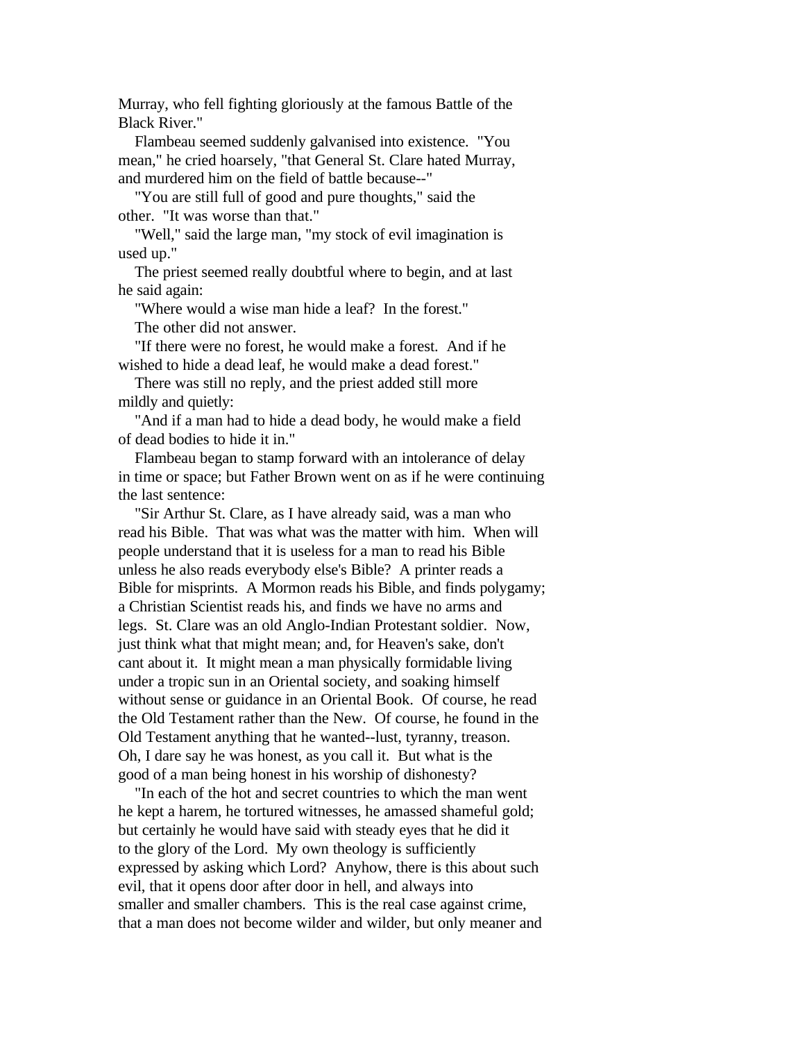Murray, who fell fighting gloriously at the famous Battle of the Black River."

Flambeau seemed suddenly galvanised into existence. "You mean," he cried hoarsely, "that General St. Clare hated Murray, and murdered him on the field of battle because--"

"You are still full of good and pure thoughts," said the other. "It was worse than that."

"Well," said the large man, "my stock of evil imagination is used up."

The priest seemed really doubtful where to begin, and at last he said again:

"Where would a wise man hide a leaf? In the forest."

The other did not answer.

"If there were no forest, he would make a forest. And if he wished to hide a dead leaf, he would make a dead forest."

There was still no reply, and the priest added still more mildly and quietly:

"And if a man had to hide a dead body, he would make a field of dead bodies to hide it in."

Flambeau began to stamp forward with an intolerance of delay in time or space; but Father Brown went on as if he were continuing the last sentence:

"Sir Arthur St. Clare, as I have already said, was a man who read his Bible. That was what was the matter with him. When will people understand that it is useless for a man to read his Bible unless he also reads everybody else's Bible? A printer reads a Bible for misprints. A Mormon reads his Bible, and finds polygamy; a Christian Scientist reads his, and finds we have no arms and legs. St. Clare was an old Anglo-Indian Protestant soldier. Now, just think what that might mean; and, for Heaven's sake, don't cant about it. It might mean a man physically formidable living under a tropic sun in an Oriental society, and soaking himself without sense or guidance in an Oriental Book. Of course, he read the Old Testament rather than the New. Of course, he found in the Old Testament anything that he wanted--lust, tyranny, treason. Oh, I dare say he was honest, as you call it. But what is the good of a man being honest in his worship of dishonesty?

"In each of the hot and secret countries to which the man went he kept a harem, he tortured witnesses, he amassed shameful gold; but certainly he would have said with steady eyes that he did it to the glory of the Lord. My own theology is sufficiently expressed by asking which Lord? Anyhow, there is this about such evil, that it opens door after door in hell, and always into smaller and smaller chambers. This is the real case against crime, that a man does not become wilder and wilder, but only meaner and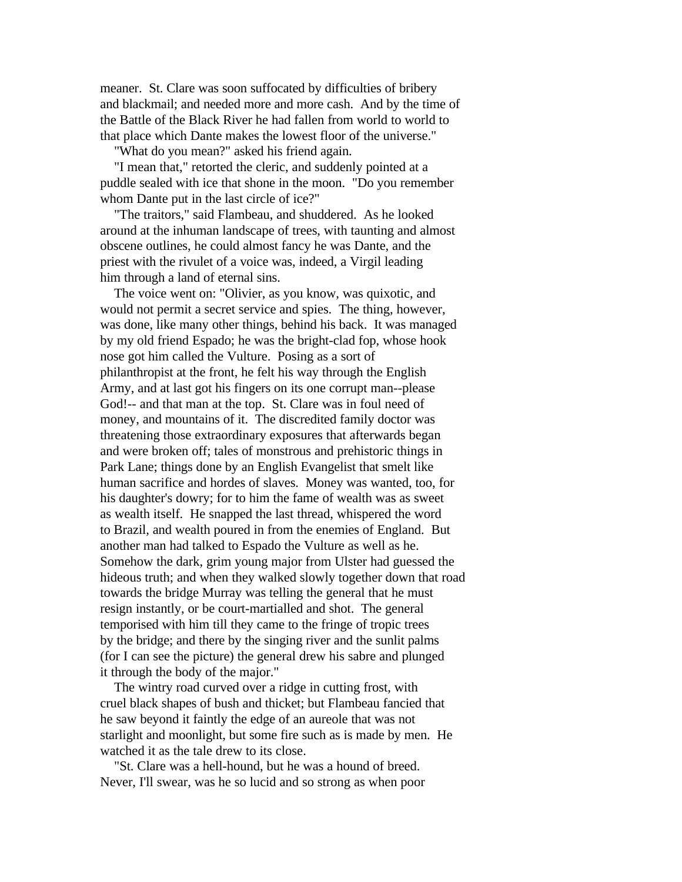meaner. St. Clare was soon suffocated by difficulties of bribery and blackmail; and needed more and more cash. And by the time of the Battle of the Black River he had fallen from world to world to that place which Dante makes the lowest floor of the universe."

"What do you mean?" asked his friend again.

"I mean that," retorted the cleric, and suddenly pointed at a puddle sealed with ice that shone in the moon. "Do you remember whom Dante put in the last circle of ice?"

"The traitors," said Flambeau, and shuddered. As he looked around at the inhuman landscape of trees, with taunting and almost obscene outlines, he could almost fancy he was Dante, and the priest with the rivulet of a voice was, indeed, a Virgil leading him through a land of eternal sins.

The voice went on: "Olivier, as you know, was quixotic, and would not permit a secret service and spies. The thing, however, was done, like many other things, behind his back. It was managed by my old friend Espado; he was the bright-clad fop, whose hook nose got him called the Vulture. Posing as a sort of philanthropist at the front, he felt his way through the English Army, and at last got his fingers on its one corrupt man--please God!-- and that man at the top. St. Clare was in foul need of money, and mountains of it. The discredited family doctor was threatening those extraordinary exposures that afterwards began and were broken off; tales of monstrous and prehistoric things in Park Lane; things done by an English Evangelist that smelt like human sacrifice and hordes of slaves. Money was wanted, too, for his daughter's dowry; for to him the fame of wealth was as sweet as wealth itself. He snapped the last thread, whispered the word to Brazil, and wealth poured in from the enemies of England. But another man had talked to Espado the Vulture as well as he. Somehow the dark, grim young major from Ulster had guessed the hideous truth; and when they walked slowly together down that road towards the bridge Murray was telling the general that he must resign instantly, or be court-martialled and shot. The general temporised with him till they came to the fringe of tropic trees by the bridge; and there by the singing river and the sunlit palms (for I can see the picture) the general drew his sabre and plunged it through the body of the major."

The wintry road curved over a ridge in cutting frost, with cruel black shapes of bush and thicket; but Flambeau fancied that he saw beyond it faintly the edge of an aureole that was not starlight and moonlight, but some fire such as is made by men. He watched it as the tale drew to its close.

"St. Clare was a hell-hound, but he was a hound of breed. Never, I'll swear, was he so lucid and so strong as when poor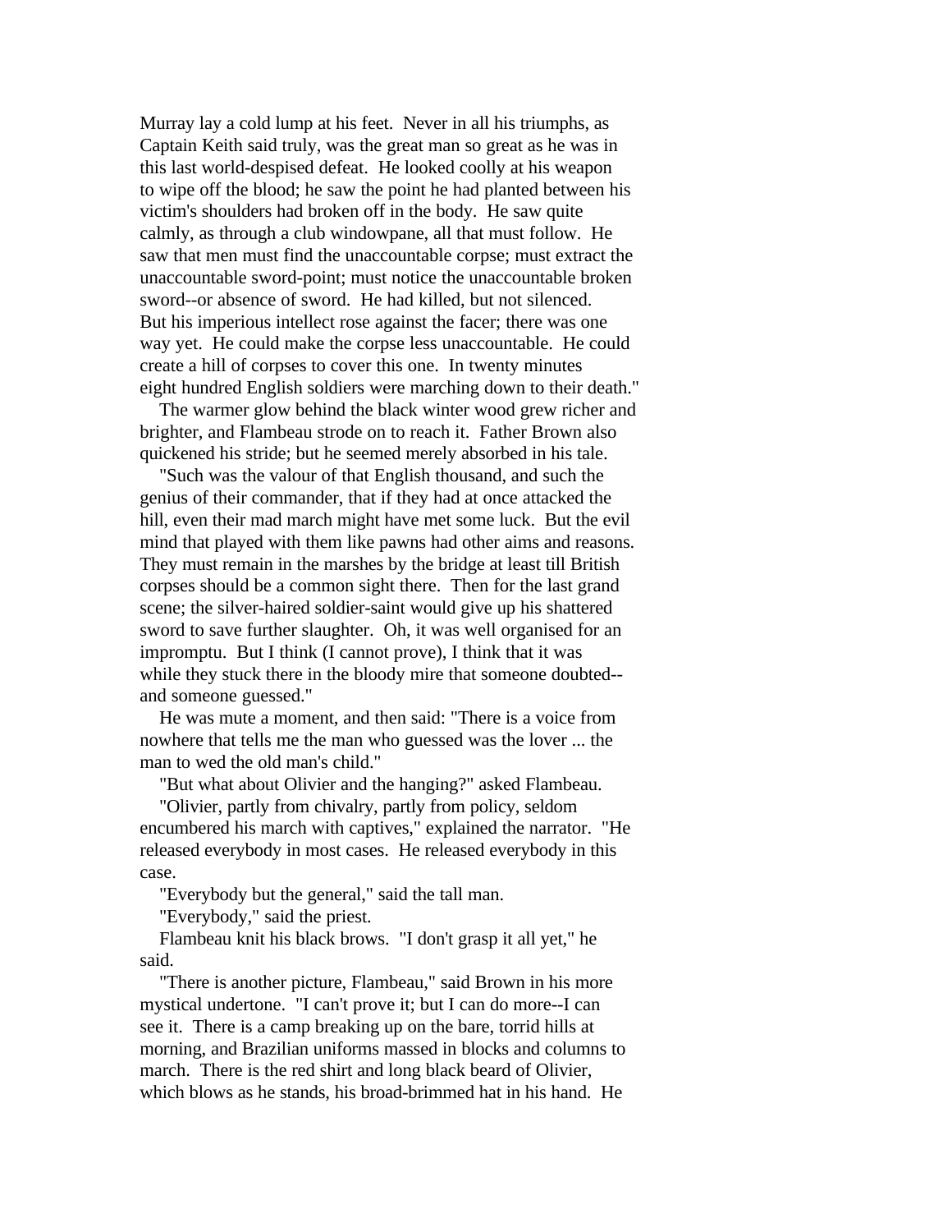Murray lay a cold lump at his feet. Never in all his triumphs, as Captain Keith said truly, was the great man so great as he was in this last world-despised defeat. He looked coolly at his weapon to wipe off the blood; he saw the point he had planted between his victim's shoulders had broken off in the body. He saw quite calmly, as through a club windowpane, all that must follow. He saw that men must find the unaccountable corpse; must extract the unaccountable sword-point; must notice the unaccountable broken sword--or absence of sword. He had killed, but not silenced. But his imperious intellect rose against the facer; there was one way yet. He could make the corpse less unaccountable. He could create a hill of corpses to cover this one. In twenty minutes eight hundred English soldiers were marching down to their death."

The warmer glow behind the black winter wood grew richer and brighter, and Flambeau strode on to reach it. Father Brown also quickened his stride; but he seemed merely absorbed in his tale.

"Such was the valour of that English thousand, and such the genius of their commander, that if they had at once attacked the hill, even their mad march might have met some luck. But the evil mind that played with them like pawns had other aims and reasons. They must remain in the marshes by the bridge at least till British corpses should be a common sight there. Then for the last grand scene; the silver-haired soldier-saint would give up his shattered sword to save further slaughter. Oh, it was well organised for an impromptu. But I think (I cannot prove), I think that it was while they stuck there in the bloody mire that someone doubted--and someone guessed."

He was mute a moment, and then said: "There is a voice from nowhere that tells me the man who guessed was the lover ... the man to wed the old man's child."

"But what about Olivier and the hanging?" asked Flambeau.

"Olivier, partly from chivalry, partly from policy, seldom encumbered his march with captives," explained the narrator. "He released everybody in most cases. He released everybody in this case.

"Everybody but the general," said the tall man.

"Everybody," said the priest.

Flambeau knit his black brows. "I don't grasp it all yet," he said.

"There is another picture, Flambeau," said Brown in his more mystical undertone. "I can't prove it; but I can do more--I can see it. There is a camp breaking up on the bare, torrid hills at morning, and Brazilian uniforms massed in blocks and columns to march. There is the red shirt and long black beard of Olivier, which blows as he stands, his broad-brimmed hat in his hand. He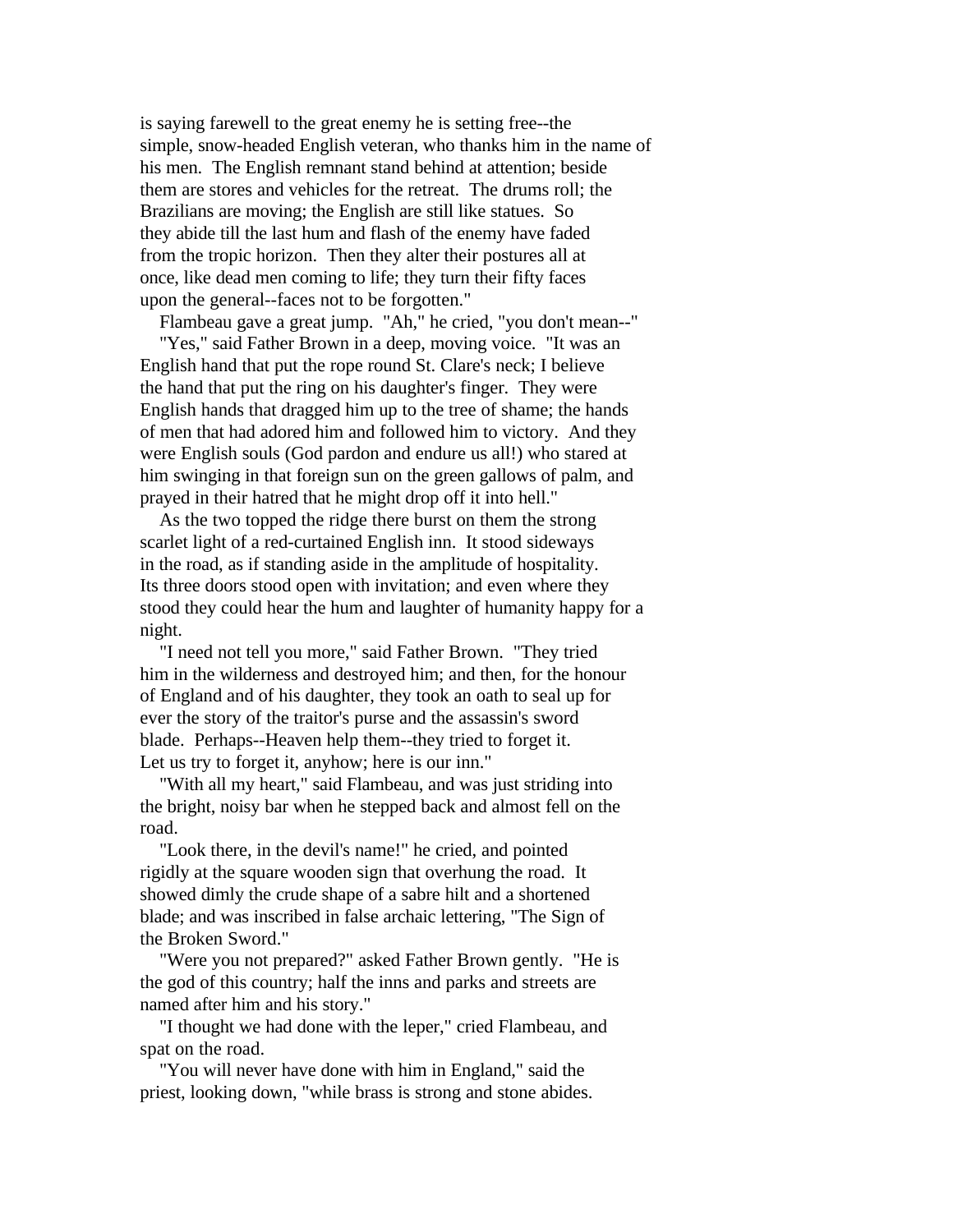is saying farewell to the great enemy he is setting free--the simple, snow-headed English veteran, who thanks him in the name of his men. The English remnant stand behind at attention; beside them are stores and vehicles for the retreat. The drums roll; the Brazilians are moving; the English are still like statues. So they abide till the last hum and flash of the enemy have faded from the tropic horizon. Then they alter their postures all at once, like dead men coming to life; they turn their fifty faces upon the general--faces not to be forgotten."

Flambeau gave a great jump. "Ah," he cried, "you don't mean--"

"Yes," said Father Brown in a deep, moving voice. "It was an English hand that put the rope round St. Clare's neck; I believe the hand that put the ring on his daughter's finger. They were English hands that dragged him up to the tree of shame; the hands of men that had adored him and followed him to victory. And they were English souls (God pardon and endure us all!) who stared at him swinging in that foreign sun on the green gallows of palm, and prayed in their hatred that he might drop off it into hell."

As the two topped the ridge there burst on them the strong scarlet light of a red-curtained English inn. It stood sideways in the road, as if standing aside in the amplitude of hospitality. Its three doors stood open with invitation; and even where they stood they could hear the hum and laughter of humanity happy for a night.

"I need not tell you more," said Father Brown. "They tried him in the wilderness and destroyed him; and then, for the honour of England and of his daughter, they took an oath to seal up for ever the story of the traitor's purse and the assassin's sword blade. Perhaps--Heaven help them--they tried to forget it. Let us try to forget it, anyhow; here is our inn."

"With all my heart," said Flambeau, and was just striding into the bright, noisy bar when he stepped back and almost fell on the road.

"Look there, in the devil's name!" he cried, and pointed rigidly at the square wooden sign that overhung the road. It showed dimly the crude shape of a sabre hilt and a shortened blade; and was inscribed in false archaic lettering, "The Sign of the Broken Sword."

"Were you not prepared?" asked Father Brown gently. "He is the god of this country; half the inns and parks and streets are named after him and his story."

"I thought we had done with the leper," cried Flambeau, and spat on the road.

"You will never have done with him in England," said the priest, looking down, "while brass is strong and stone abides.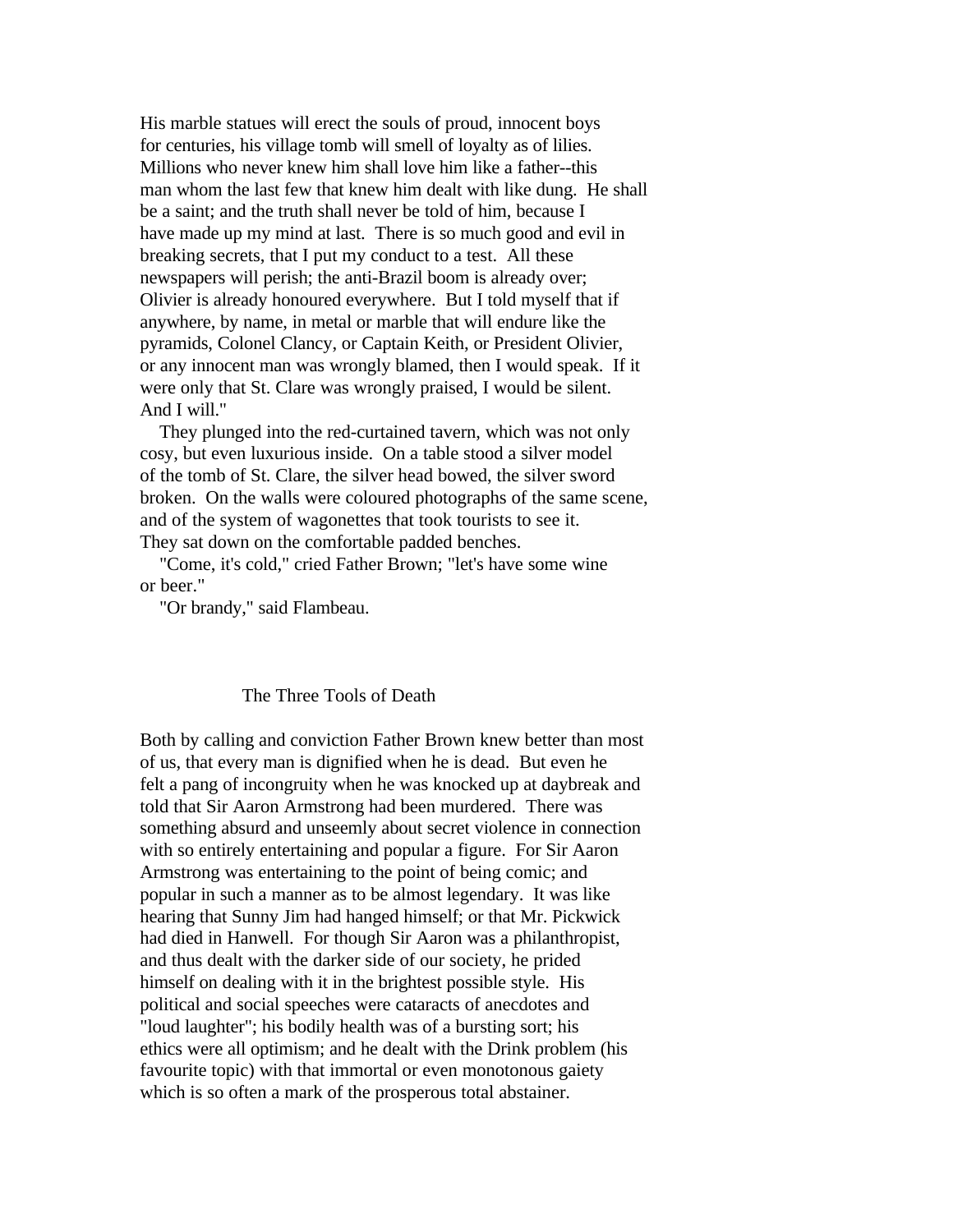His marble statues will erect the souls of proud, innocent boys for centuries, his village tomb will smell of loyalty as of lilies. Millions who never knew him shall love him like a father--this man whom the last few that knew him dealt with like dung. He shall be a saint; and the truth shall never be told of him, because I have made up my mind at last. There is so much good and evil in breaking secrets, that I put my conduct to a test. All these newspapers will perish; the anti-Brazil boom is already over; Olivier is already honoured everywhere. But I told myself that if anywhere, by name, in metal or marble that will endure like the pyramids, Colonel Clancy, or Captain Keith, or President Olivier, or any innocent man was wrongly blamed, then I would speak. If it were only that St. Clare was wrongly praised, I would be silent. And I will."

They plunged into the red-curtained tavern, which was not only cosy, but even luxurious inside. On a table stood a silver model of the tomb of St. Clare, the silver head bowed, the silver sword broken. On the walls were coloured photographs of the same scene, and of the system of wagonettes that took tourists to see it. They sat down on the comfortable padded benches.

"Come, it's cold," cried Father Brown; "let's have some wine or beer."

"Or brandy," said Flambeau.

## The Three Tools of Death

Both by calling and conviction Father Brown knew better than most of us, that every man is dignified when he is dead. But even he felt a pang of incongruity when he was knocked up at daybreak and told that Sir Aaron Armstrong had been murdered. There was something absurd and unseemly about secret violence in connection with so entirely entertaining and popular a figure. For Sir Aaron Armstrong was entertaining to the point of being comic; and popular in such a manner as to be almost legendary. It was like hearing that Sunny Jim had hanged himself; or that Mr. Pickwick had died in Hanwell. For though Sir Aaron was a philanthropist, and thus dealt with the darker side of our society, he prided himself on dealing with it in the brightest possible style. His political and social speeches were cataracts of anecdotes and "loud laughter"; his bodily health was of a bursting sort; his ethics were all optimism; and he dealt with the Drink problem (his favourite topic) with that immortal or even monotonous gaiety which is so often a mark of the prosperous total abstainer.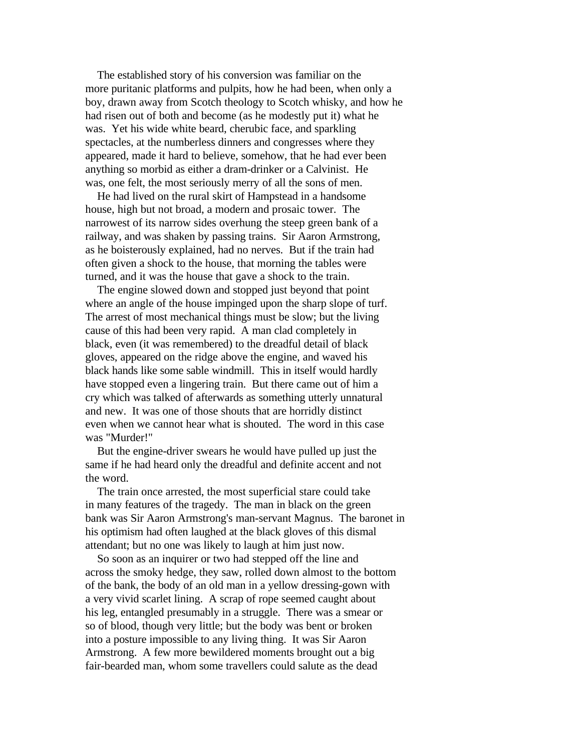The established story of his conversion was familiar on the more puritanic platforms and pulpits, how he had been, when only a boy, drawn away from Scotch theology to Scotch whisky, and how he had risen out of both and become (as he modestly put it) what he was. Yet his wide white beard, cherubic face, and sparkling spectacles, at the numberless dinners and congresses where they appeared, made it hard to believe, somehow, that he had ever been anything so morbid as either a dram-drinker or a Calvinist. He was, one felt, the most seriously merry of all the sons of men.

He had lived on the rural skirt of Hampstead in a handsome house, high but not broad, a modern and prosaic tower. The narrowest of its narrow sides overhung the steep green bank of a railway, and was shaken by passing trains. Sir Aaron Armstrong, as he boisterously explained, had no nerves. But if the train had often given a shock to the house, that morning the tables were turned, and it was the house that gave a shock to the train.

The engine slowed down and stopped just beyond that point where an angle of the house impinged upon the sharp slope of turf. The arrest of most mechanical things must be slow; but the living cause of this had been very rapid. A man clad completely in black, even (it was remembered) to the dreadful detail of black gloves, appeared on the ridge above the engine, and waved his black hands like some sable windmill. This in itself would hardly have stopped even a lingering train. But there came out of him a cry which was talked of afterwards as something utterly unnatural and new. It was one of those shouts that are horridly distinct even when we cannot hear what is shouted. The word in this case was "Murder!"

But the engine-driver swears he would have pulled up just the same if he had heard only the dreadful and definite accent and not the word.

The train once arrested, the most superficial stare could take in many features of the tragedy. The man in black on the green bank was Sir Aaron Armstrong's man-servant Magnus. The baronet in his optimism had often laughed at the black gloves of this dismal attendant; but no one was likely to laugh at him just now.

So soon as an inquirer or two had stepped off the line and across the smoky hedge, they saw, rolled down almost to the bottom of the bank, the body of an old man in a yellow dressing-gown with a very vivid scarlet lining. A scrap of rope seemed caught about his leg, entangled presumably in a struggle. There was a smear or so of blood, though very little; but the body was bent or broken into a posture impossible to any living thing. It was Sir Aaron Armstrong. A few more bewildered moments brought out a big fair-bearded man, whom some travellers could salute as the dead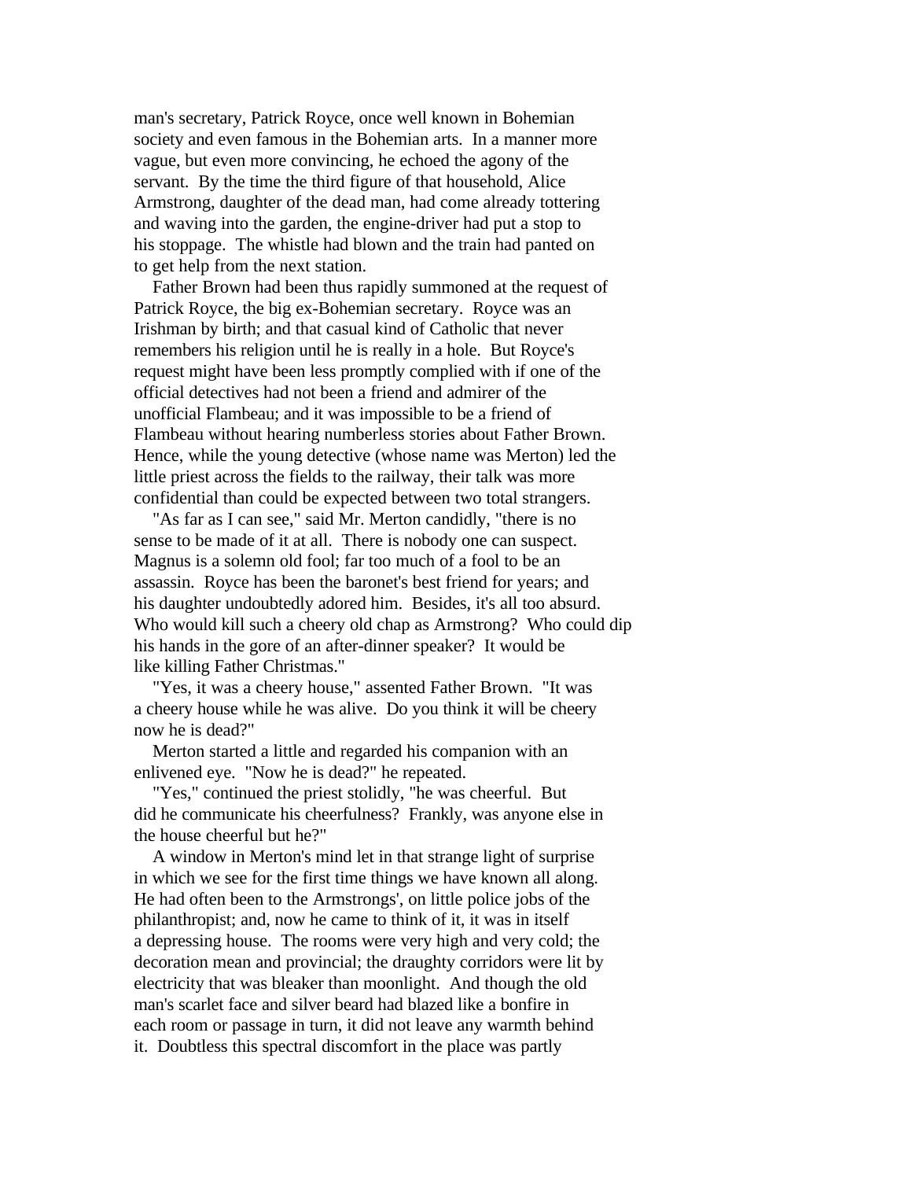man's secretary, Patrick Royce, once well known in Bohemian society and even famous in the Bohemian arts. In a manner more vague, but even more convincing, he echoed the agony of the servant. By the time the third figure of that household, Alice Armstrong, daughter of the dead man, had come already tottering and waving into the garden, the engine-driver had put a stop to his stoppage. The whistle had blown and the train had panted on to get help from the next station.

Father Brown had been thus rapidly summoned at the request of Patrick Royce, the big ex-Bohemian secretary. Royce was an Irishman by birth; and that casual kind of Catholic that never remembers his religion until he is really in a hole. But Royce's request might have been less promptly complied with if one of the official detectives had not been a friend and admirer of the unofficial Flambeau; and it was impossible to be a friend of Flambeau without hearing numberless stories about Father Brown. Hence, while the young detective (whose name was Merton) led the little priest across the fields to the railway, their talk was more confidential than could be expected between two total strangers.

"As far as I can see," said Mr. Merton candidly, "there is no sense to be made of it at all. There is nobody one can suspect. Magnus is a solemn old fool; far too much of a fool to be an assassin. Royce has been the baronet's best friend for years; and his daughter undoubtedly adored him. Besides, it's all too absurd. Who would kill such a cheery old chap as Armstrong? Who could dip his hands in the gore of an after-dinner speaker? It would be like killing Father Christmas."

"Yes, it was a cheery house," assented Father Brown. "It was a cheery house while he was alive. Do you think it will be cheery now he is dead?"

Merton started a little and regarded his companion with an enlivened eye. "Now he is dead?" he repeated.

"Yes," continued the priest stolidly, "he was cheerful. But did he communicate his cheerfulness? Frankly, was anyone else in the house cheerful but he?"

A window in Merton's mind let in that strange light of surprise in which we see for the first time things we have known all along. He had often been to the Armstrongs', on little police jobs of the philanthropist; and, now he came to think of it, it was in itself a depressing house. The rooms were very high and very cold; the decoration mean and provincial; the draughty corridors were lit by electricity that was bleaker than moonlight. And though the old man's scarlet face and silver beard had blazed like a bonfire in each room or passage in turn, it did not leave any warmth behind it. Doubtless this spectral discomfort in the place was partly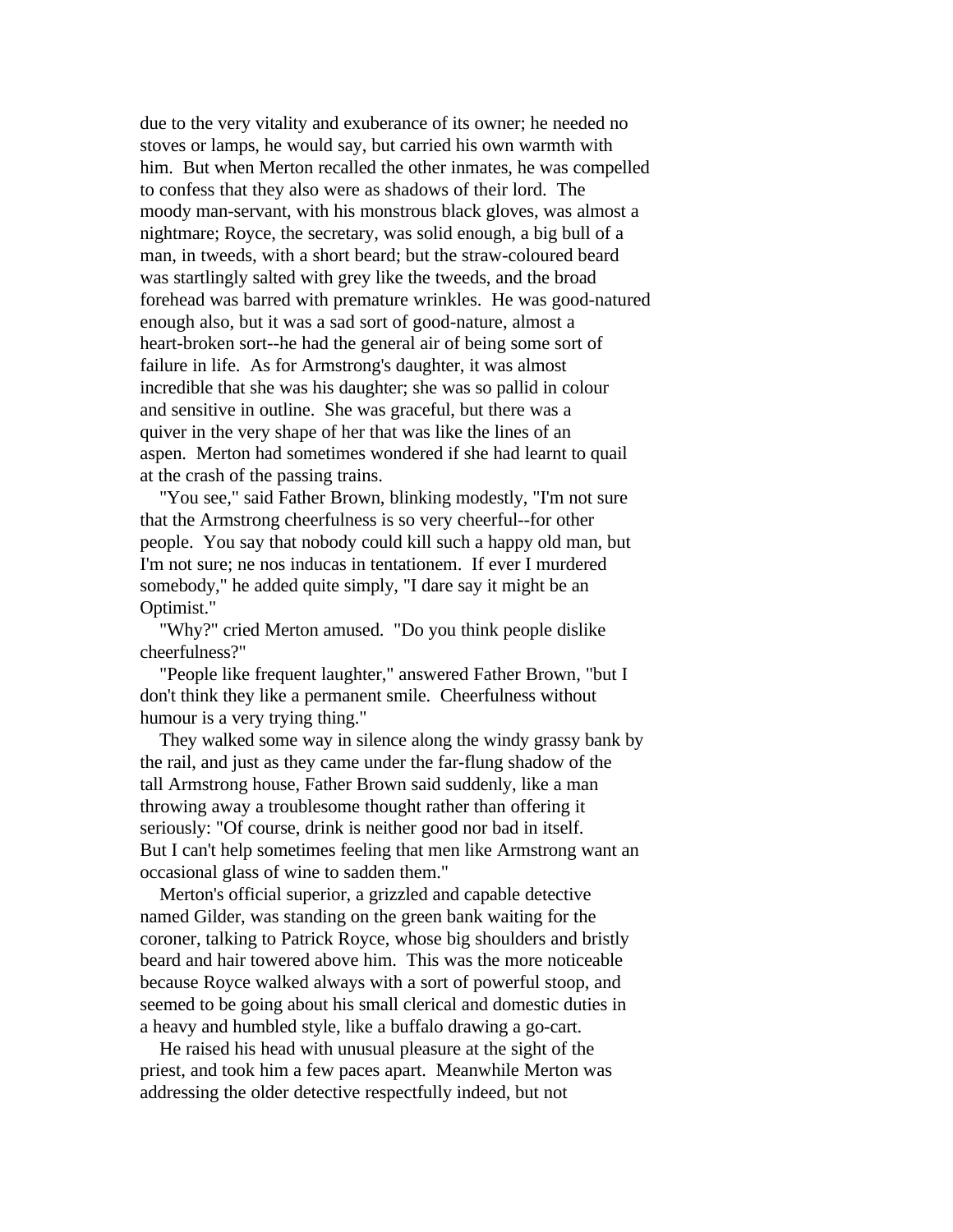due to the very vitality and exuberance of its owner; he needed no stoves or lamps, he would say, but carried his own warmth with him. But when Merton recalled the other inmates, he was compelled to confess that they also were as shadows of their lord. The moody man-servant, with his monstrous black gloves, was almost a nightmare; Royce, the secretary, was solid enough, a big bull of a man, in tweeds, with a short beard; but the straw-coloured beard was startlingly salted with grey like the tweeds, and the broad forehead was barred with premature wrinkles. He was good-natured enough also, but it was a sad sort of good-nature, almost a heart-broken sort--he had the general air of being some sort of failure in life. As for Armstrong's daughter, it was almost incredible that she was his daughter; she was so pallid in colour and sensitive in outline. She was graceful, but there was a quiver in the very shape of her that was like the lines of an aspen. Merton had sometimes wondered if she had learnt to quail at the crash of the passing trains.

"You see," said Father Brown, blinking modestly, "I'm not sure that the Armstrong cheerfulness is so very cheerful--for other people. You say that nobody could kill such a happy old man, but I'm not sure; ne nos inducas in tentationem. If ever I murdered somebody," he added quite simply, "I dare say it might be an Optimist."

"Why?" cried Merton amused. "Do you think people dislike cheerfulness?"

"People like frequent laughter," answered Father Brown, "but I don't think they like a permanent smile. Cheerfulness without humour is a very trying thing."

They walked some way in silence along the windy grassy bank by the rail, and just as they came under the far-flung shadow of the tall Armstrong house, Father Brown said suddenly, like a man throwing away a troublesome thought rather than offering it seriously: "Of course, drink is neither good nor bad in itself. But I can't help sometimes feeling that men like Armstrong want an occasional glass of wine to sadden them."

Merton's official superior, a grizzled and capable detective named Gilder, was standing on the green bank waiting for the coroner, talking to Patrick Royce, whose big shoulders and bristly beard and hair towered above him. This was the more noticeable because Royce walked always with a sort of powerful stoop, and seemed to be going about his small clerical and domestic duties in a heavy and humbled style, like a buffalo drawing a go-cart.

He raised his head with unusual pleasure at the sight of the priest, and took him a few paces apart. Meanwhile Merton was addressing the older detective respectfully indeed, but not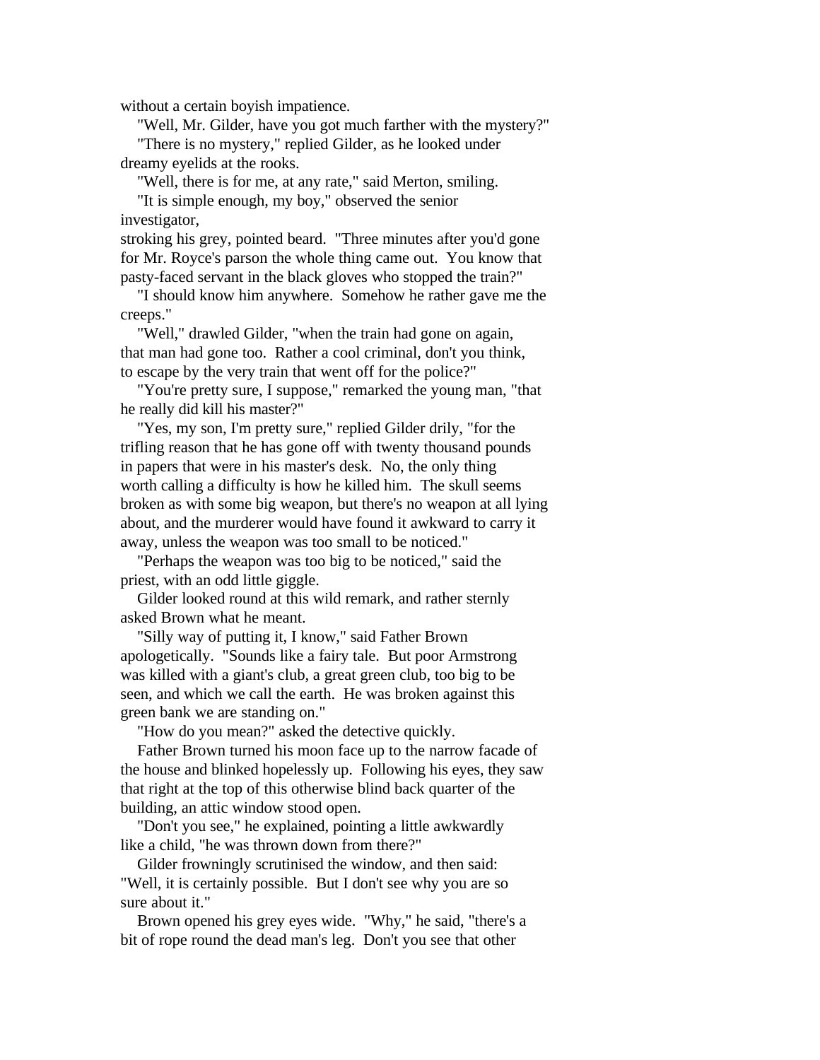without a certain boyish impatience.

"Well, Mr. Gilder, have you got much farther with the mystery?"

"There is no mystery," replied Gilder, as he looked under dreamy eyelids at the rooks.

"Well, there is for me, at any rate," said Merton, smiling.

"It is simple enough, my boy," observed the senior investigator, stroking his grey, pointed beard. "Three minutes after you'd gone for Mr. Royce's parson the whole thing came out. You know that pasty-faced servant in the black gloves who stopped the train?"

"I should know him anywhere. Somehow he rather gave me the creeps."

"Well," drawled Gilder, "when the train had gone on again, that man had gone too. Rather a cool criminal, don't you think, to escape by the very train that went off for the police?"

"You're pretty sure, I suppose," remarked the young man, "that he really did kill his master?"

"Yes, my son, I'm pretty sure," replied Gilder drily, "for the trifling reason that he has gone off with twenty thousand pounds in papers that were in his master's desk. No, the only thing worth calling a difficulty is how he killed him. The skull seems broken as with some big weapon, but there's no weapon at all lying about, and the murderer would have found it awkward to carry it away, unless the weapon was too small to be noticed."

"Perhaps the weapon was too big to be noticed," said the priest, with an odd little giggle.

Gilder looked round at this wild remark, and rather sternly asked Brown what he meant.

"Silly way of putting it, I know," said Father Brown apologetically. "Sounds like a fairy tale. But poor Armstrong was killed with a giant's club, a great green club, too big to be seen, and which we call the earth. He was broken against this green bank we are standing on."

"How do you mean?" asked the detective quickly.

Father Brown turned his moon face up to the narrow facade of the house and blinked hopelessly up. Following his eyes, they saw that right at the top of this otherwise blind back quarter of the building, an attic window stood open.

"Don't you see," he explained, pointing a little awkwardly like a child, "he was thrown down from there?"

Gilder frowningly scrutinised the window, and then said: "Well, it is certainly possible. But I don't see why you are so sure about it."

Brown opened his grey eyes wide. "Why," he said, "there's a bit of rope round the dead man's leg. Don't you see that other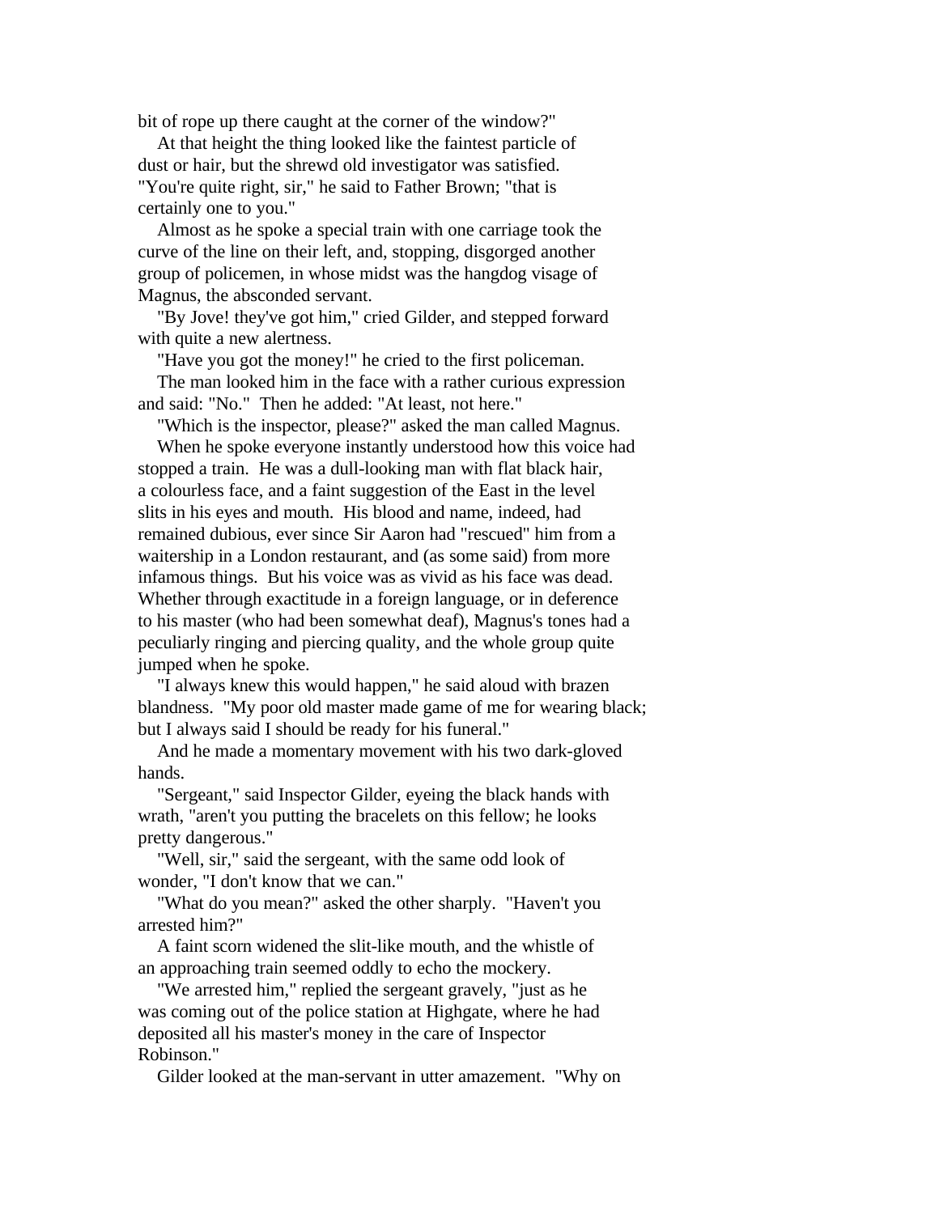bit of rope up there caught at the corner of the window?"

At that height the thing looked like the faintest particle of dust or hair, but the shrewd old investigator was satisfied. "You're quite right, sir," he said to Father Brown; "that is certainly one to you."

Almost as he spoke a special train with one carriage took the curve of the line on their left, and, stopping, disgorged another group of policemen, in whose midst was the hangdog visage of Magnus, the absconded servant.

"By Jove! they've got him," cried Gilder, and stepped forward with quite a new alertness.

"Have you got the money!" he cried to the first policeman.

The man looked him in the face with a rather curious expression and said: "No." Then he added: "At least, not here."

"Which is the inspector, please?" asked the man called Magnus.

When he spoke everyone instantly understood how this voice had stopped a train. He was a dull-looking man with flat black hair, a colourless face, and a faint suggestion of the East in the level slits in his eyes and mouth. His blood and name, indeed, had remained dubious, ever since Sir Aaron had "rescued" him from a waitership in a London restaurant, and (as some said) from more infamous things. But his voice was as vivid as his face was dead. Whether through exactitude in a foreign language, or in deference to his master (who had been somewhat deaf), Magnus's tones had a peculiarly ringing and piercing quality, and the whole group quite jumped when he spoke.

"I always knew this would happen," he said aloud with brazen blandness. "My poor old master made game of me for wearing black; but I always said I should be ready for his funeral."

And he made a momentary movement with his two dark-gloved hands.

"Sergeant," said Inspector Gilder, eyeing the black hands with wrath, "aren't you putting the bracelets on this fellow; he looks pretty dangerous."

"Well, sir," said the sergeant, with the same odd look of wonder, "I don't know that we can."

"What do you mean?" asked the other sharply. "Haven't you arrested him?"

A faint scorn widened the slit-like mouth, and the whistle of an approaching train seemed oddly to echo the mockery.

"We arrested him," replied the sergeant gravely, "just as he was coming out of the police station at Highgate, where he had deposited all his master's money in the care of Inspector Robinson."

Gilder looked at the man-servant in utter amazement. "Why on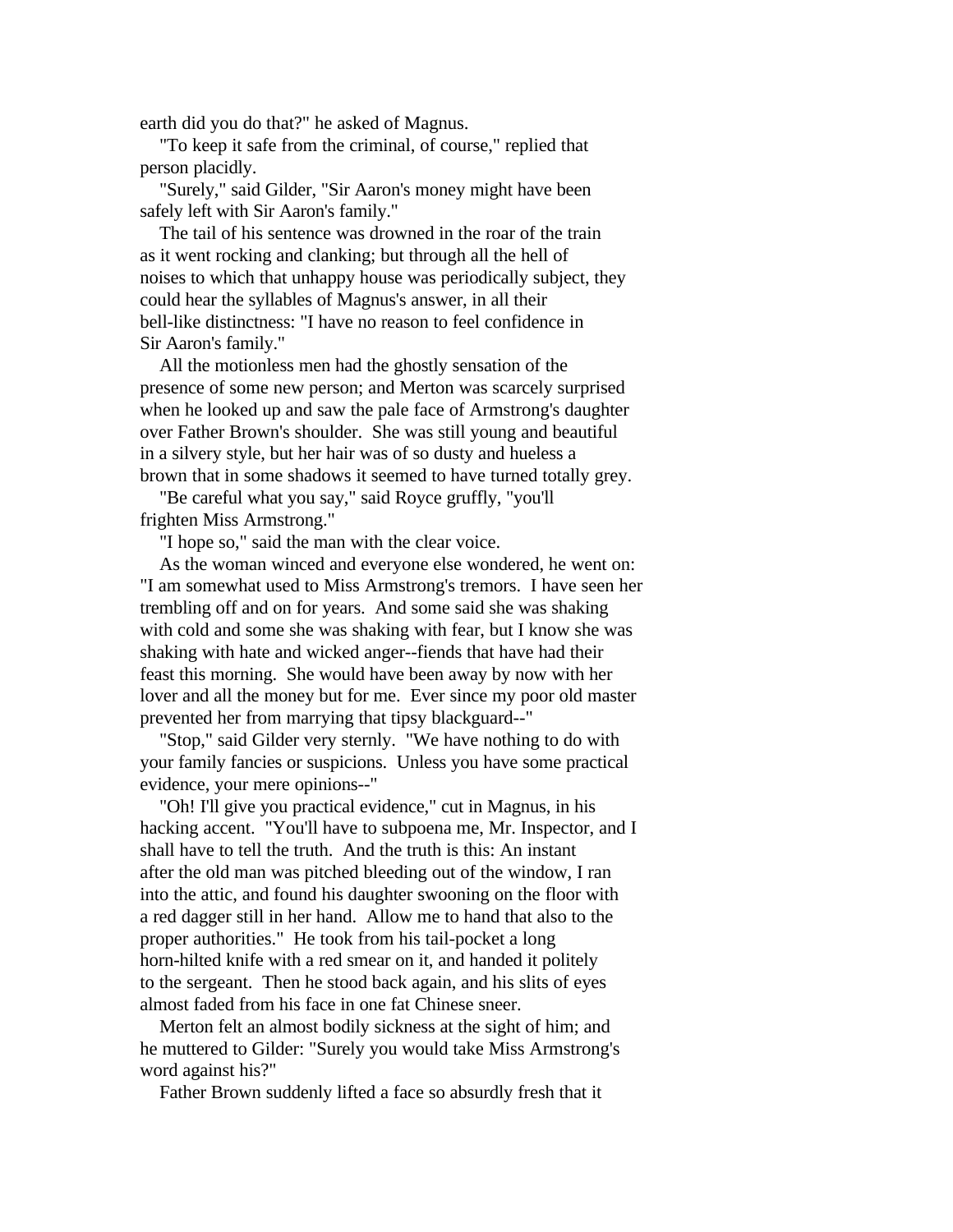earth did you do that?" he asked of Magnus.

"To keep it safe from the criminal, of course," replied that person placidly.

"Surely," said Gilder, "Sir Aaron's money might have been safely left with Sir Aaron's family."

The tail of his sentence was drowned in the roar of the train as it went rocking and clanking; but through all the hell of noises to which that unhappy house was periodically subject, they could hear the syllables of Magnus's answer, in all their bell-like distinctness: "I have no reason to feel confidence in Sir Aaron's family."

All the motionless men had the ghostly sensation of the presence of some new person; and Merton was scarcely surprised when he looked up and saw the pale face of Armstrong's daughter over Father Brown's shoulder. She was still young and beautiful in a silvery style, but her hair was of so dusty and hueless a brown that in some shadows it seemed to have turned totally grey.

"Be careful what you say," said Royce gruffly, "you'll frighten Miss Armstrong."

"I hope so," said the man with the clear voice.

As the woman winced and everyone else wondered, he went on: "I am somewhat used to Miss Armstrong's tremors. I have seen her trembling off and on for years. And some said she was shaking with cold and some she was shaking with fear, but I know she was shaking with hate and wicked anger--fiends that have had their feast this morning. She would have been away by now with her lover and all the money but for me. Ever since my poor old master prevented her from marrying that tipsy blackguard--"

"Stop," said Gilder very sternly. "We have nothing to do with your family fancies or suspicions. Unless you have some practical evidence, your mere opinions--"

"Oh! I'll give you practical evidence," cut in Magnus, in his hacking accent. "You'll have to subpoena me, Mr. Inspector, and I shall have to tell the truth. And the truth is this: An instant after the old man was pitched bleeding out of the window, I ran into the attic, and found his daughter swooning on the floor with a red dagger still in her hand. Allow me to hand that also to the proper authorities." He took from his tail-pocket a long horn-hilted knife with a red smear on it, and handed it politely to the sergeant. Then he stood back again, and his slits of eyes almost faded from his face in one fat Chinese sneer.

Merton felt an almost bodily sickness at the sight of him; and he muttered to Gilder: "Surely you would take Miss Armstrong's word against his?"

Father Brown suddenly lifted a face so absurdly fresh that it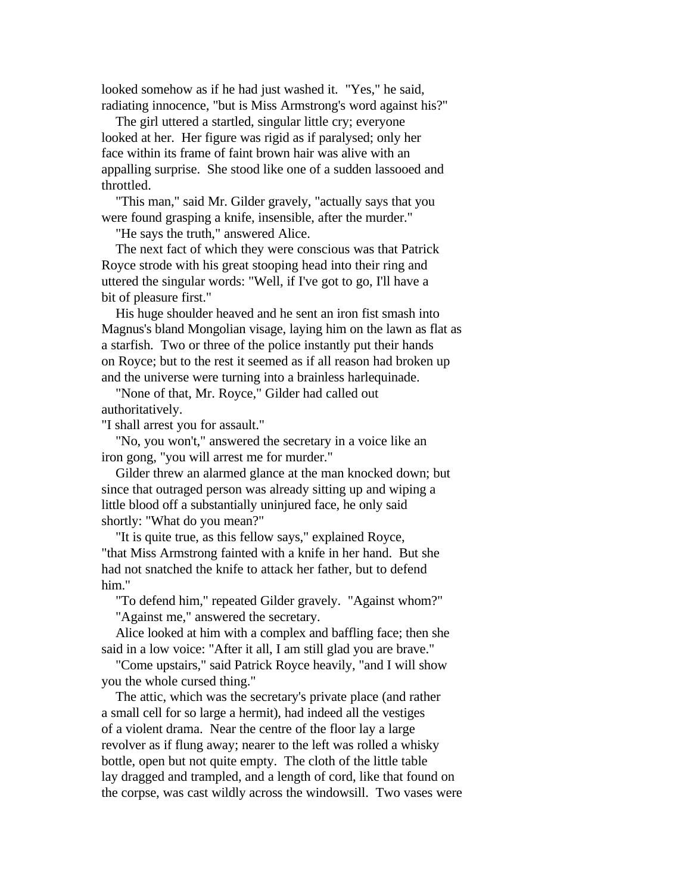looked somehow as if he had just washed it. "Yes," he said, radiating innocence, "but is Miss Armstrong's word against his?"

The girl uttered a startled, singular little cry; everyone looked at her. Her figure was rigid as if paralysed; only her face within its frame of faint brown hair was alive with an appalling surprise. She stood like one of a sudden lassooed and throttled.

"This man," said Mr. Gilder gravely, "actually says that you were found grasping a knife, insensible, after the murder."

"He says the truth," answered Alice.

The next fact of which they were conscious was that Patrick Royce strode with his great stooping head into their ring and uttered the singular words: "Well, if I've got to go, I'll have a bit of pleasure first."

His huge shoulder heaved and he sent an iron fist smash into Magnus's bland Mongolian visage, laying him on the lawn as flat as a starfish. Two or three of the police instantly put their hands on Royce; but to the rest it seemed as if all reason had broken up and the universe were turning into a brainless harlequinade.

"None of that, Mr. Royce," Gilder had called out authoritatively.
"I shall arrest you for assault."

"No, you won't," answered the secretary in a voice like an iron gong, "you will arrest me for murder."

Gilder threw an alarmed glance at the man knocked down; but since that outraged person was already sitting up and wiping a little blood off a substantially uninjured face, he only said shortly: "What do you mean?"

"It is quite true, as this fellow says," explained Royce, "that Miss Armstrong fainted with a knife in her hand. But she had not snatched the knife to attack her father, but to defend him."

"To defend him," repeated Gilder gravely. "Against whom?"

"Against me," answered the secretary.

Alice looked at him with a complex and baffling face; then she said in a low voice: "After it all, I am still glad you are brave."

"Come upstairs," said Patrick Royce heavily, "and I will show you the whole cursed thing."

The attic, which was the secretary's private place (and rather a small cell for so large a hermit), had indeed all the vestiges of a violent drama. Near the centre of the floor lay a large revolver as if flung away; nearer to the left was rolled a whisky bottle, open but not quite empty. The cloth of the little table lay dragged and trampled, and a length of cord, like that found on the corpse, was cast wildly across the windowsill. Two vases were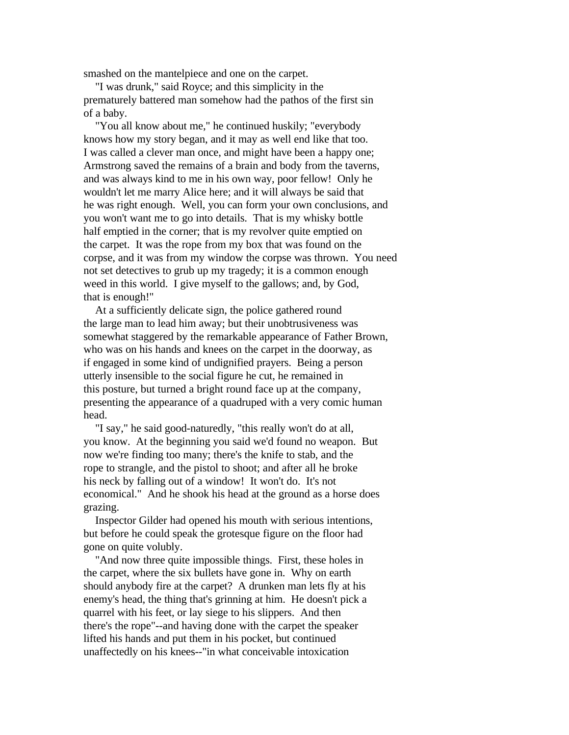smashed on the mantelpiece and one on the carpet.

"I was drunk," said Royce; and this simplicity in the prematurely battered man somehow had the pathos of the first sin of a baby.

"You all know about me," he continued huskily; "everybody knows how my story began, and it may as well end like that too. I was called a clever man once, and might have been a happy one; Armstrong saved the remains of a brain and body from the taverns, and was always kind to me in his own way, poor fellow! Only he wouldn't let me marry Alice here; and it will always be said that he was right enough. Well, you can form your own conclusions, and you won't want me to go into details. That is my whisky bottle half emptied in the corner; that is my revolver quite emptied on the carpet. It was the rope from my box that was found on the corpse, and it was from my window the corpse was thrown. You need not set detectives to grub up my tragedy; it is a common enough weed in this world. I give myself to the gallows; and, by God, that is enough!"

At a sufficiently delicate sign, the police gathered round the large man to lead him away; but their unobtrusiveness was somewhat staggered by the remarkable appearance of Father Brown, who was on his hands and knees on the carpet in the doorway, as if engaged in some kind of undignified prayers. Being a person utterly insensible to the social figure he cut, he remained in this posture, but turned a bright round face up at the company, presenting the appearance of a quadruped with a very comic human head.

"I say," he said good-naturedly, "this really won't do at all, you know. At the beginning you said we'd found no weapon. But now we're finding too many; there's the knife to stab, and the rope to strangle, and the pistol to shoot; and after all he broke his neck by falling out of a window! It won't do. It's not economical." And he shook his head at the ground as a horse does grazing.

Inspector Gilder had opened his mouth with serious intentions, but before he could speak the grotesque figure on the floor had gone on quite volubly.

"And now three quite impossible things. First, these holes in the carpet, where the six bullets have gone in. Why on earth should anybody fire at the carpet? A drunken man lets fly at his enemy's head, the thing that's grinning at him. He doesn't pick a quarrel with his feet, or lay siege to his slippers. And then there's the rope"--and having done with the carpet the speaker lifted his hands and put them in his pocket, but continued unaffectedly on his knees--"in what conceivable intoxication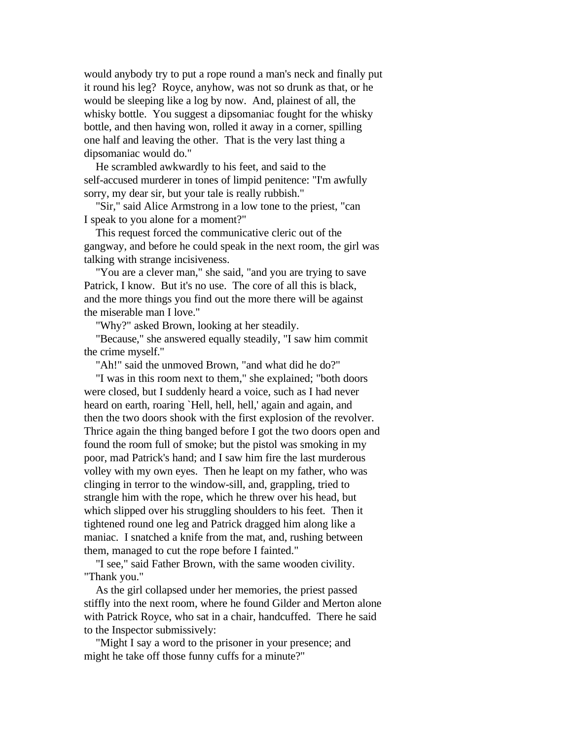would anybody try to put a rope round a man's neck and finally put it round his leg? Royce, anyhow, was not so drunk as that, or he would be sleeping like a log by now. And, plainest of all, the whisky bottle. You suggest a dipsomaniac fought for the whisky bottle, and then having won, rolled it away in a corner, spilling one half and leaving the other. That is the very last thing a dipsomaniac would do."

He scrambled awkwardly to his feet, and said to the self-accused murderer in tones of limpid penitence: "I'm awfully sorry, my dear sir, but your tale is really rubbish."

"Sir," said Alice Armstrong in a low tone to the priest, "can I speak to you alone for a moment?"

This request forced the communicative cleric out of the gangway, and before he could speak in the next room, the girl was talking with strange incisiveness.

"You are a clever man," she said, "and you are trying to save Patrick, I know. But it's no use. The core of all this is black, and the more things you find out the more there will be against the miserable man I love."

"Why?" asked Brown, looking at her steadily.

"Because," she answered equally steadily, "I saw him commit the crime myself."

"Ah!" said the unmoved Brown, "and what did he do?"

"I was in this room next to them," she explained; "both doors were closed, but I suddenly heard a voice, such as I had never heard on earth, roaring `Hell, hell, hell,' again and again, and then the two doors shook with the first explosion of the revolver. Thrice again the thing banged before I got the two doors open and found the room full of smoke; but the pistol was smoking in my poor, mad Patrick's hand; and I saw him fire the last murderous volley with my own eyes. Then he leapt on my father, who was clinging in terror to the window-sill, and, grappling, tried to strangle him with the rope, which he threw over his head, but which slipped over his struggling shoulders to his feet. Then it tightened round one leg and Patrick dragged him along like a maniac. I snatched a knife from the mat, and, rushing between them, managed to cut the rope before I fainted."

"I see," said Father Brown, with the same wooden civility. "Thank you."

As the girl collapsed under her memories, the priest passed stiffly into the next room, where he found Gilder and Merton alone with Patrick Royce, who sat in a chair, handcuffed. There he said to the Inspector submissively:

"Might I say a word to the prisoner in your presence; and might he take off those funny cuffs for a minute?"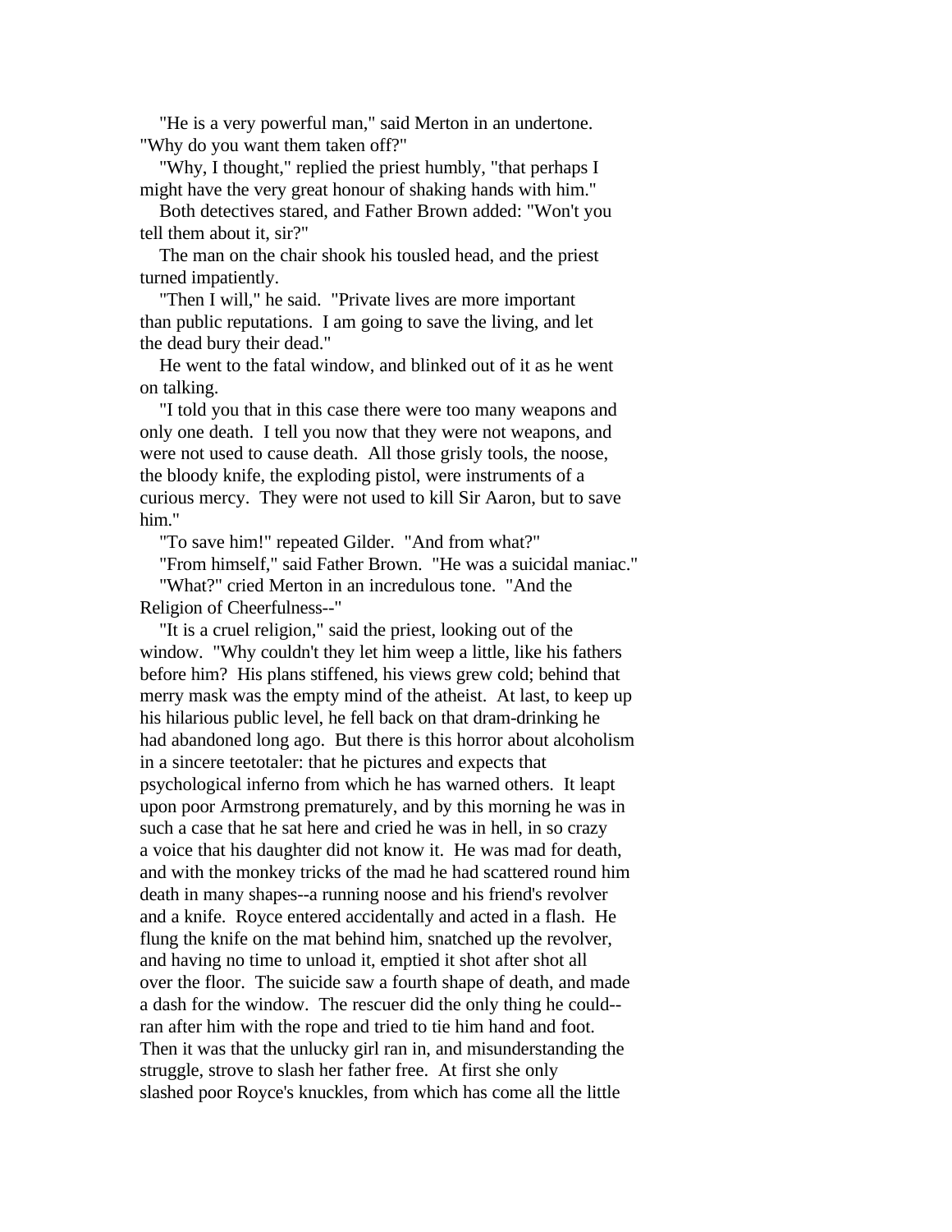"He is a very powerful man," said Merton in an undertone. "Why do you want them taken off?"

"Why, I thought," replied the priest humbly, "that perhaps I might have the very great honour of shaking hands with him."

Both detectives stared, and Father Brown added: "Won't you tell them about it, sir?"

The man on the chair shook his tousled head, and the priest turned impatiently.

"Then I will," he said. "Private lives are more important than public reputations. I am going to save the living, and let the dead bury their dead."

He went to the fatal window, and blinked out of it as he went on talking.

"I told you that in this case there were too many weapons and only one death. I tell you now that they were not weapons, and were not used to cause death. All those grisly tools, the noose, the bloody knife, the exploding pistol, were instruments of a curious mercy. They were not used to kill Sir Aaron, but to save him."

"To save him!" repeated Gilder. "And from what?"

"From himself," said Father Brown. "He was a suicidal maniac."

"What?" cried Merton in an incredulous tone. "And the Religion of Cheerfulness--"

"It is a cruel religion," said the priest, looking out of the window. "Why couldn't they let him weep a little, like his fathers before him? His plans stiffened, his views grew cold; behind that merry mask was the empty mind of the atheist. At last, to keep up his hilarious public level, he fell back on that dram-drinking he had abandoned long ago. But there is this horror about alcoholism in a sincere teetotaler: that he pictures and expects that psychological inferno from which he has warned others. It leapt upon poor Armstrong prematurely, and by this morning he was in such a case that he sat here and cried he was in hell, in so crazy a voice that his daughter did not know it. He was mad for death, and with the monkey tricks of the mad he had scattered round him death in many shapes--a running noose and his friend's revolver and a knife. Royce entered accidentally and acted in a flash. He flung the knife on the mat behind him, snatched up the revolver, and having no time to unload it, emptied it shot after shot all over the floor. The suicide saw a fourth shape of death, and made a dash for the window. The rescuer did the only thing he could--ran after him with the rope and tried to tie him hand and foot. Then it was that the unlucky girl ran in, and misunderstanding the struggle, strove to slash her father free. At first she only slashed poor Royce's knuckles, from which has come all the little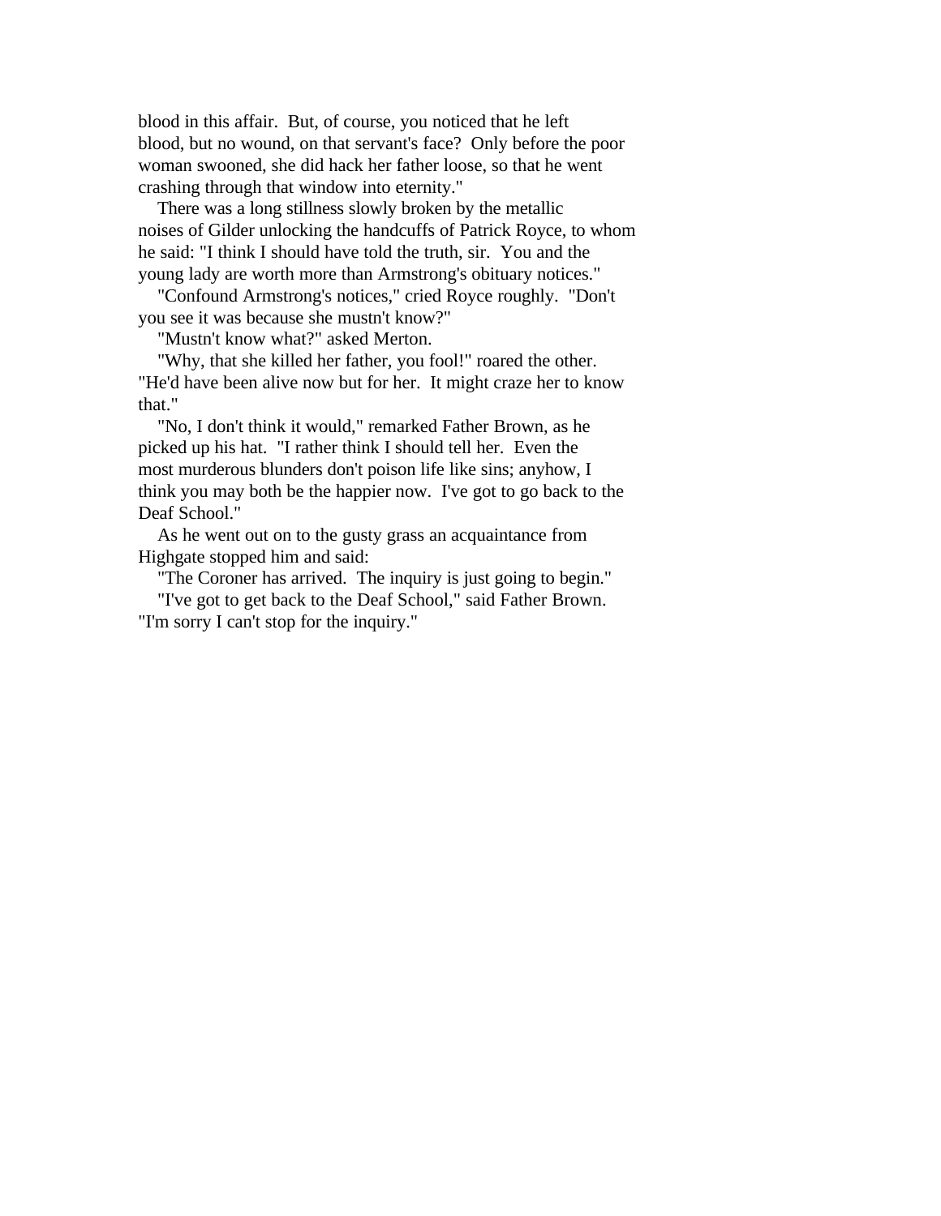blood in this affair. But, of course, you noticed that he left blood, but no wound, on that servant's face? Only before the poor woman swooned, she did hack her father loose, so that he went crashing through that window into eternity."

There was a long stillness slowly broken by the metallic noises of Gilder unlocking the handcuffs of Patrick Royce, to whom he said: "I think I should have told the truth, sir. You and the young lady are worth more than Armstrong's obituary notices."

"Confound Armstrong's notices," cried Royce roughly. "Don't you see it was because she mustn't know?"

"Mustn't know what?" asked Merton.

"Why, that she killed her father, you fool!" roared the other. "He'd have been alive now but for her. It might craze her to know that."

"No, I don't think it would," remarked Father Brown, as he picked up his hat. "I rather think I should tell her. Even the most murderous blunders don't poison life like sins; anyhow, I think you may both be the happier now. I've got to go back to the Deaf School."

As he went out on to the gusty grass an acquaintance from Highgate stopped him and said:

"The Coroner has arrived. The inquiry is just going to begin."

"I've got to get back to the Deaf School," said Father Brown. "I'm sorry I can't stop for the inquiry."